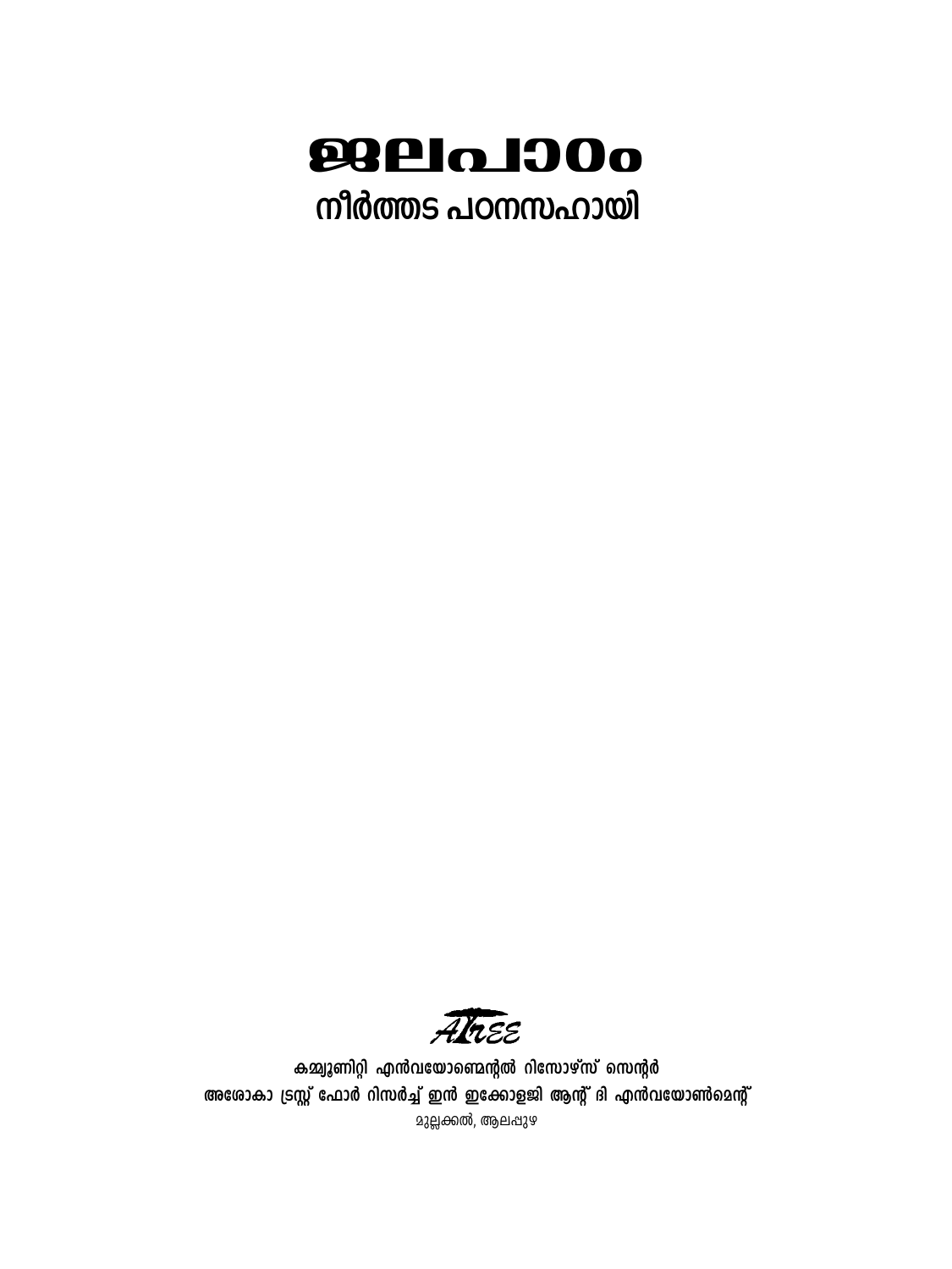# ജലപാഠം

## നീർത്തട പഠനസഹായി

ATREE

**കമ്മ്യൂണിറ്റി എൻവയോണ്മെന്റൽ റിസോഴ്സ് സെന്റർ**

**അശോകാ ട്രസ്റ്റ് ഫോർ റിസർച്ച് ഇൻ ഇക്കോളജി ആന്റ് ദി എൻവയോൺമെന്റ്**

മുല്ലക്കൽ, ആലപ്പുഴ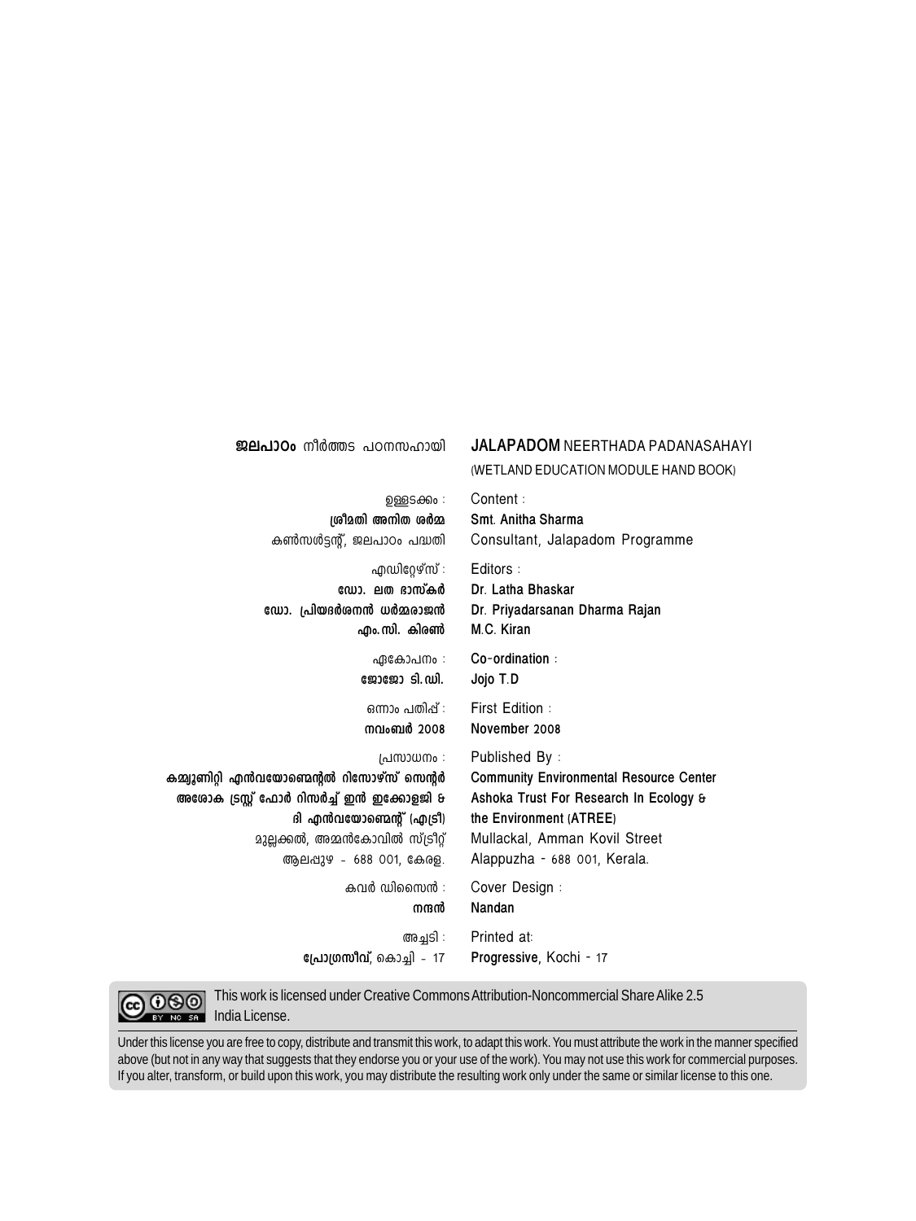**ജലപാഠം** നീർത്തട പഠനസഹായി

**JALAPADOM** NEERTHADA PADANASAHAYI
(WETLAND EDUCATION MODULE HAND BOOK)

| | |
|---|---|
| ഉള്ളടക്കം : | Content : |
| **ശ്രീമതി അനിത ശർമ്മ** | **Smt. Anitha Sharma** |
| കൺസൾട്ടന്റ്, ജലപാഠം പദ്ധതി | Consultant, Jalapadom Programme |
| എഡിറ്റേഴ്സ് : | Editors : |
| **ഡോ. ലത ഭാസ്കർ** | **Dr. Latha Bhaskar** |
| **ഡോ. പ്രിയദർശനൻ ധർമ്മരാജൻ** | **Dr. Priyadarsanan Dharma Rajan** |
| **എം.സി. കിരൺ** | **M.C. Kiran** |
| ഏകോപനം : | **Co-ordination :** |
| **ജോജോ ടി.ഡി.** | **Jojo T.D** |
| ഒന്നാം പതിപ്പ് : | First Edition : |
| **നവംബർ 2008** | **November 2008** |
| പ്രസാധനം : | Published By : |
| **കമ്മ്യൂണിറ്റി എൻവയോൺമെന്റൽ റിസോഴ്സ് സെന്റർ** | **Community Environmental Resource Center** |
| **അശോക ട്രസ്റ്റ് ഫോർ റിസർച്ച് ഇൻ ഇക്കോളജി &** | **Ashoka Trust For Research In Ecology &** |
| **ദി എൻവയോൺമെന്റ് (എട്രീ)** | **the Environment (ATREE)** |
| മുല്ലക്കൽ, അമ്മൻകോവിൽ സ്ട്രീറ്റ് | Mullackal, Amman Kovil Street |
| ആലപ്പുഴ - 688 001, കേരള. | Alappuzha - 688 001, Kerala. |
| കവർ ഡിസൈൻ : | Cover Design : |
| **നന്ദൻ** | **Nandan** |
| അച്ചടി : | Printed at: |
| **പ്രോഗ്രസീവ്**, കൊച്ചി - 17 | **Progressive**, Kochi - 17 |

This work is licensed under Creative Commons Attribution-Noncommercial Share Alike 2.5 India License.

Under this license you are free to copy, distribute and transmit this work, to adapt this work. You must attribute the work in the manner specified above (but not in any way that suggests that they endorse you or your use of the work). You may not use this work for commercial purposes. If you alter, transform, or build upon this work, you may distribute the resulting work only under the same or similar license to this one.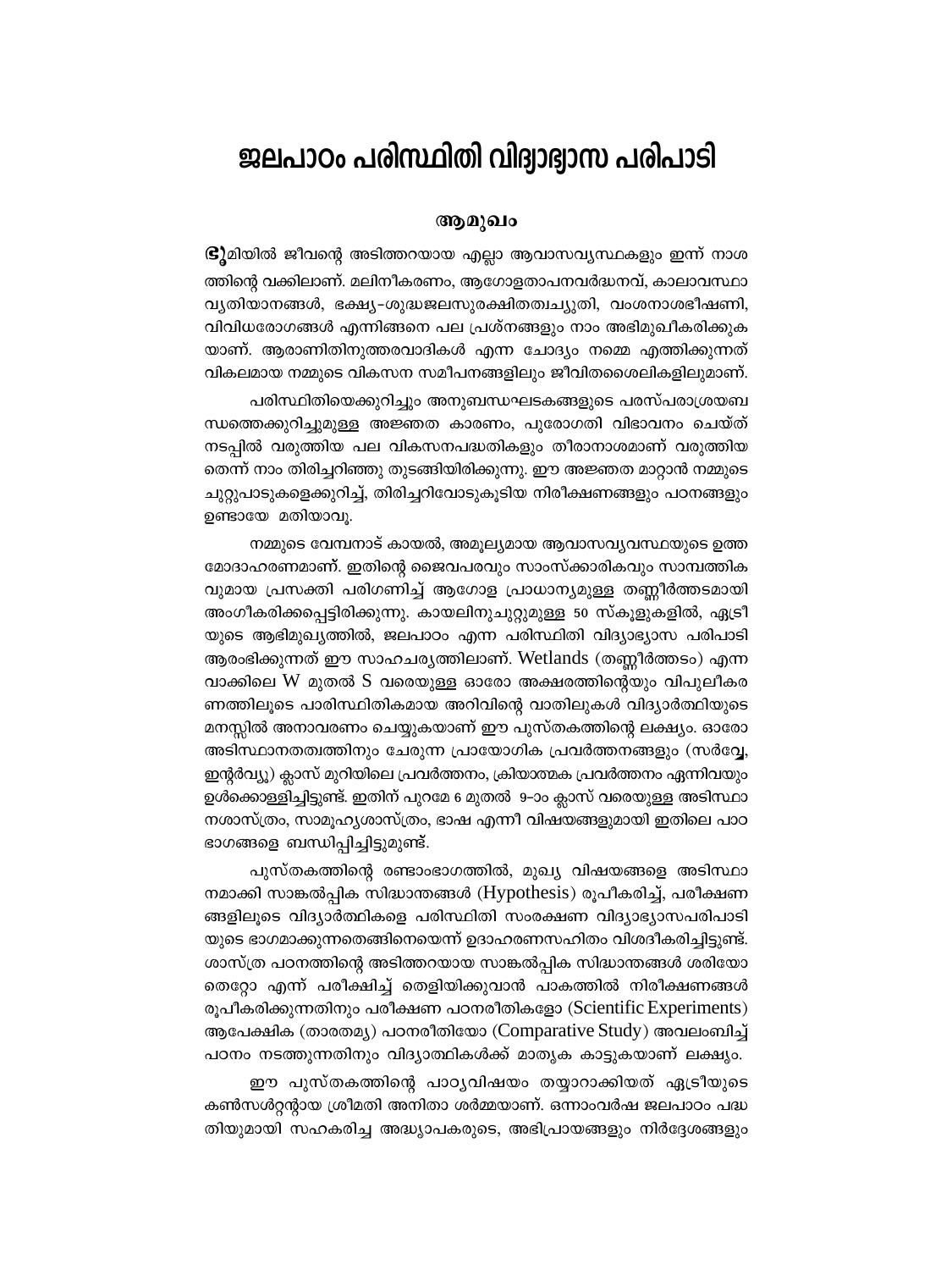# ജലപാഠം പരിസ്ഥിതി വിദ്യാഭ്യാസ പരിപാടി

## ആമുഖം

**ഭൂ**മിയിൽ ജീവന്റെ അടിത്തറയായ എല്ലാ ആവാസവ്യസ്ഥകളും ഇന്ന് നാശത്തിന്റെ വക്കിലാണ്. മലിനീകരണം, ആഗോളതാപനവർദ്ധനവ്, കാലാവസ്ഥാ വ്യതിയാനങ്ങൾ, ഭക്ഷ്യ-ശുദ്ധജലസുരക്ഷിതത്വച്യുതി, വംശനാശഭീഷണി, വിവിധരോഗങ്ങൾ എന്നിങ്ങനെ പല പ്രശ്നങ്ങളും നാം അഭിമുഖീകരിക്കുകയാണ്. ആരാണിതിനുത്തരവാദികൾ എന്ന ചോദ്യം നമ്മെ എത്തിക്കുന്നത് വികലമായ നമ്മുടെ വികസന സമീപനങ്ങളിലും ജീവിതശൈലികളിലുമാണ്.

പരിസ്ഥിതിയെക്കുറിച്ചും അനുബന്ധഘടകങ്ങളുടെ പരസ്പരാശ്രയബന്ധത്തെക്കുറിച്ചുമുള്ള അജ്ഞത കാരണം, പുരോഗതി വിഭാവനം ചെയ്ത് നടപ്പിൽ വരുത്തിയ പല വികസനപദ്ധതികളും തീരാനാശമാണ് വരുത്തിയതെന്ന് നാം തിരിച്ചറിഞ്ഞു തുടങ്ങിയിരിക്കുന്നു. ഈ അജ്ഞത മാറ്റാൻ നമ്മുടെ ചുറ്റുപാടുകളെക്കുറിച്ച്, തിരിച്ചറിവോടുകൂടിയ നിരീക്ഷണങ്ങളും പഠനങ്ങളും ഉണ്ടായേ മതിയാവൂ.

നമ്മുടെ വേമ്പനാട് കായൽ, അമൂല്യമായ ആവാസവ്യവസ്ഥയുടെ ഉത്തമോദാഹരണമാണ്. ഇതിന്റെ ജൈവപരവും സാംസ്ക്കാരികവും സാമ്പത്തികവുമായ പ്രസക്തി പരിഗണിച്ച് ആഗോള പ്രാധാന്യമുള്ള തണ്ണീർത്തടമായി അംഗീകരിക്കപ്പെട്ടിരിക്കുന്നു. കായലിനുചുറ്റുമുള്ള 50 സ്കൂളുകളിൽ, ഏട്രീയുടെ ആഭിമുഖ്യത്തിൽ, ജലപാഠം എന്ന പരിസ്ഥിതി വിദ്യാഭ്യാസ പരിപാടി ആരംഭിക്കുന്നത് ഈ സാഹചര്യത്തിലാണ്. Wetlands (തണ്ണീർത്തടം) എന്ന വാക്കിലെ W മുതൽ S വരെയുള്ള ഓരോ അക്ഷരത്തിന്റെയും വിപുലീകരണത്തിലൂടെ പാരിസ്ഥിതികമായ അറിവിന്റെ വാതിലുകൾ വിദ്യാർത്ഥിയുടെ മനസ്സിൽ അനാവരണം ചെയ്യുകയാണ് ഈ പുസ്തകത്തിന്റെ ലക്ഷ്യം. ഓരോ അടിസ്ഥാനതത്വത്തിനും ചേരുന്ന പ്രായോഗിക പ്രവർത്തനങ്ങളും (സർവ്വേ, ഇന്റർവ്യൂ) ക്ലാസ് മുറിയിലെ പ്രവർത്തനം, ക്രിയാത്മക പ്രവർത്തനം ഏന്നിവയും ഉൾക്കൊള്ളിച്ചിട്ടുണ്ട്. ഇതിന് പുറമേ 6 മുതൽ 9-ാം ക്ലാസ് വരെയുള്ള അടിസ്ഥാനശാസ്ത്രം, സാമൂഹ്യശാസ്ത്രം, ഭാഷ എന്നീ വിഷയങ്ങളുമായി ഇതിലെ പാഠഭാഗങ്ങളെ ബന്ധിപ്പിച്ചിട്ടുമുണ്ട്.

പുസ്തകത്തിന്റെ രണ്ടാംഭാഗത്തിൽ, മുഖ്യ വിഷയങ്ങളെ അടിസ്ഥാനമാക്കി സാങ്കൽപ്പിക സിദ്ധാന്തങ്ങൾ (Hypothesis) രൂപീകരിച്ച്, പരീക്ഷണങ്ങളിലൂടെ വിദ്യാർത്ഥികളെ പരിസ്ഥിതി സംരക്ഷണ വിദ്യാഭ്യാസപരിപാടിയുടെ ഭാഗമാക്കുന്നതെങ്ങിനെയെന്ന് ഉദാഹരണസഹിതം വിശദീകരിച്ചിട്ടുണ്ട്. ശാസ്ത്ര പഠനത്തിന്റെ അടിത്തറയായ സാങ്കൽപ്പിക സിദ്ധാന്തങ്ങൾ ശരിയോ തെറ്റോ എന്ന് പരീക്ഷിച്ച് തെളിയിക്കുവാൻ പാകത്തിൽ നിരീക്ഷണങ്ങൾ രൂപീകരിക്കുന്നതിനും പരീക്ഷണ പഠനരീതികളോ (Scientific Experiments) ആപേക്ഷിക (താരതമ്യ) പഠനരീതിയോ (Comparative Study) അവലംബിച്ച് പഠനം നടത്തുന്നതിനും വിദ്യാത്ഥികൾക്ക് മാതൃക കാട്ടുകയാണ് ലക്ഷ്യം.

ഈ പുസ്തകത്തിന്റെ പാഠ്യവിഷയം തയ്യാറാക്കിയത് ഏട്രീയുടെ കൺസൾട്ടന്റായ ശ്രീമതി അനിതാ ശർമ്മയാണ്. ഒന്നാംവർഷ ജലപാഠം പദ്ധതിയുമായി സഹകരിച്ച അദ്ധ്യാപകരുടെ, അഭിപ്രായങ്ങളും നിർദ്ദേശങ്ങളും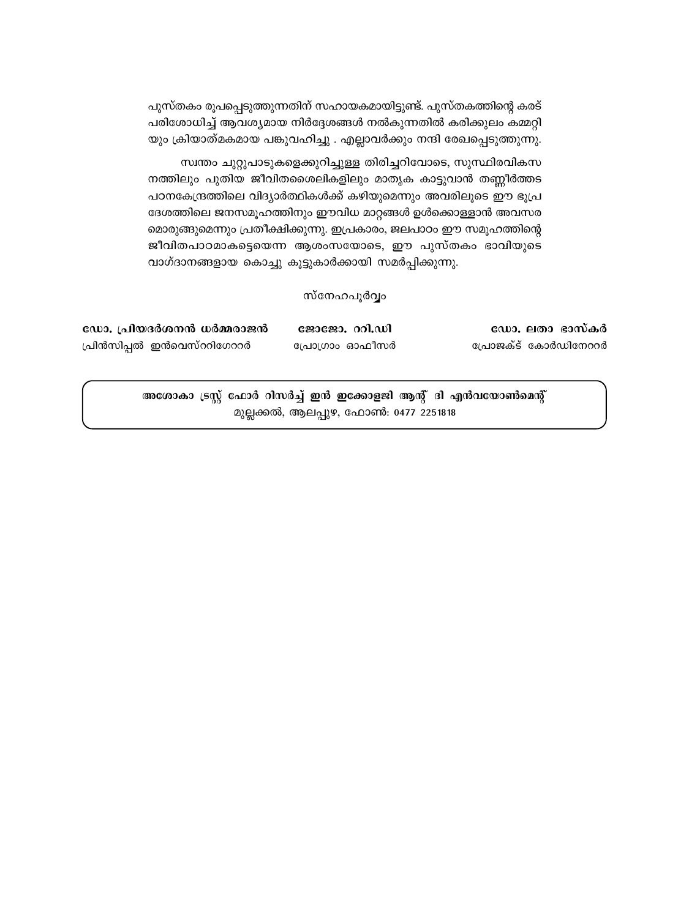പുസ്തകം രൂപപ്പെടുത്തുന്നതിന് സഹായകമായിട്ടുണ്ട്. പുസ്തകത്തിന്റെ കരട് പരിശോധിച്ച് ആവശ്യമായ നിർദ്ദേശങ്ങൾ നൽകുന്നതിൽ കരിക്കുലം കമ്മറ്റിയും ക്രിയാത്മകമായ പങ്കുവഹിച്ചു . എല്ലാവർക്കും നന്ദി രേഖപ്പെടുത്തുന്നു.

സ്വന്തം ചുറ്റുപാടുകളെക്കുറിച്ചുള്ള തിരിച്ചറിവോടെ, സുസ്ഥിരവികസനത്തിലും പുതിയ ജീവിതശൈലികളിലും മാതൃക കാട്ടുവാൻ തണ്ണീർത്തട പഠനകേന്ദ്രത്തിലെ വിദ്യാർത്ഥികൾക്ക് കഴിയുമെന്നും അവരിലൂടെ ഈ ഭൂപ്രദേശത്തിലെ ജനസമൂഹത്തിനും ഈവിധ മാറ്റങ്ങൾ ഉൾക്കൊള്ളാൻ അവസരമൊരുങ്ങുമെന്നും പ്രതീക്ഷിക്കുന്നു. ഇപ്രകാരം, ജലപാഠം ഈ സമൂഹത്തിന്റെ ജീവിതപാഠമാകട്ടെയെന്ന ആശംസയോടെ, ഈ പുസ്തകം ഭാവിയുടെ വാഗ്ദാനങ്ങളായ കൊച്ചു കൂട്ടുകാർക്കായി സമർപ്പിക്കുന്നു.

സ്നേഹപൂർവ്വം

| **ഡോ. പ്രിയദർശനൻ ധർമ്മരാജൻ** | **ജോജോ. റ്റി.ഡി** | **ഡോ. ലതാ ഭാസ്കർ** |
|---|---|---|
| പ്രിൻസിപ്പൽ ഇൻവെസ്റ്റിഗേറ്റർ | പ്രോഗ്രാം ഓഫീസർ | പ്രോജക്ട് കോർഡിനേറ്റർ |

**അശോകാ ട്രസ്റ്റ് ഫോർ റിസർച്ച് ഇൻ ഇക്കോളജി ആന്റ് ദി എൻവയോൺമെന്റ്**
മുല്ലക്കൽ, ആലപ്പുഴ, ഫോൺ: 0477 2251818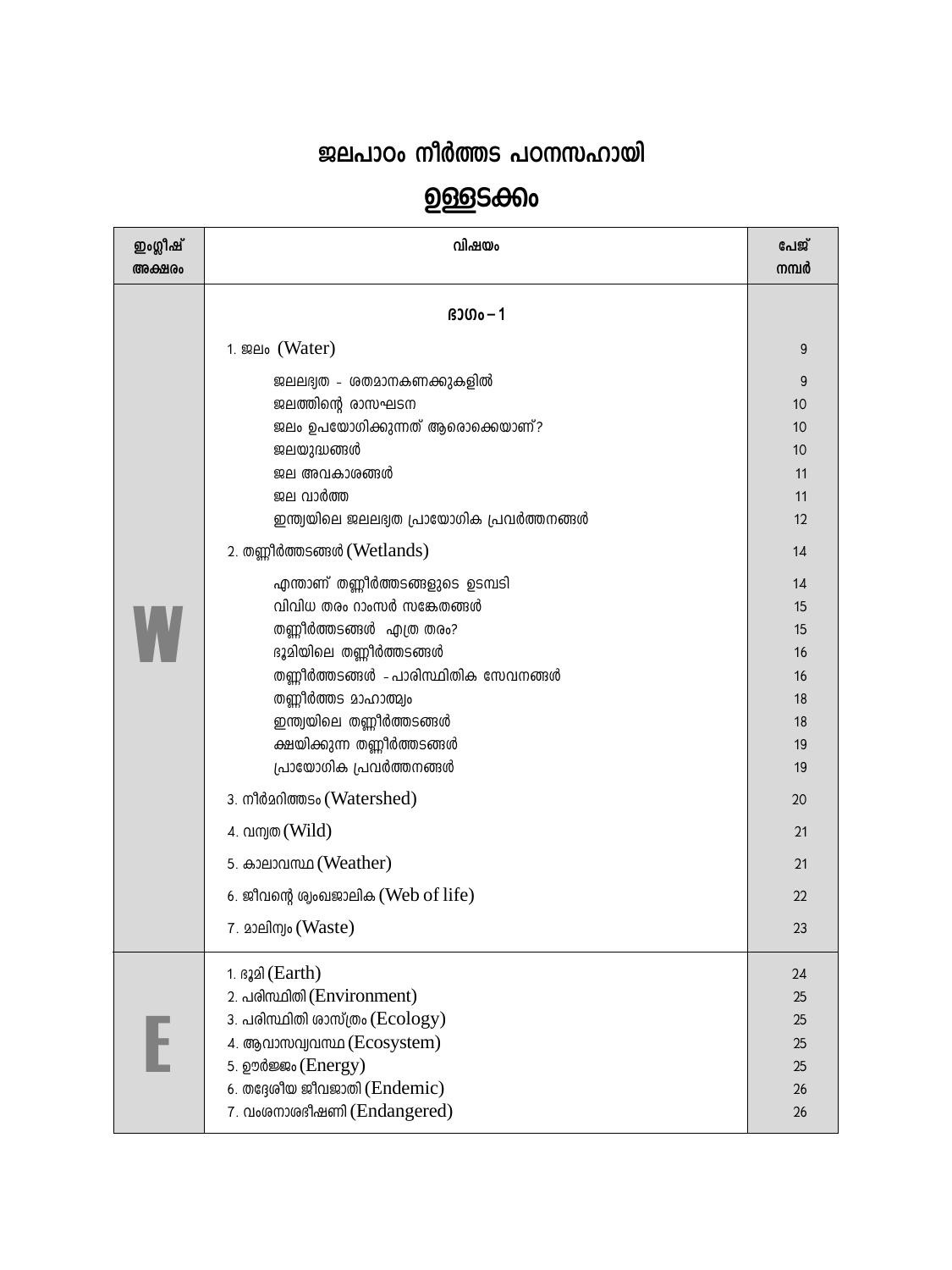# ജലപാഠം നീർത്തട പഠനസഹായി

## ഉള്ളടക്കം

| ഇംഗ്ലീഷ് അക്ഷരം | വിഷയം | പേജ് നമ്പർ |
|---|---|---|
| W | **ഭാഗം – 1** | |
| | 1. ജലം (Water) | 9 |
| | ജലലഭ്യത - ശതമാനകണക്കുകളിൽ | 9 |
| | ജലത്തിന്റെ രാസഘടന | 10 |
| | ജലം ഉപയോഗിക്കുന്നത് ആരൊക്കെയാണ്? | 10 |
| | ജലയുദ്ധങ്ങൾ | 10 |
| | ജല അവകാശങ്ങൾ | 11 |
| | ജല വാർത്ത | 11 |
| | ഇന്ത്യയിലെ ജലലഭ്യത പ്രായോഗിക പ്രവർത്തനങ്ങൾ | 12 |
| | 2. തണ്ണീർത്തടങ്ങൾ (Wetlands) | 14 |
| | എന്താണ് തണ്ണീർത്തടങ്ങളുടെ ഉടമ്പടി | 14 |
| | വിവിധ തരം റാംസർ സങ്കേതങ്ങൾ | 15 |
| | തണ്ണീർത്തടങ്ങൾ എത്ര തരം? | 15 |
| | ഭൂമിയിലെ തണ്ണീർത്തടങ്ങൾ | 16 |
| | തണ്ണീർത്തടങ്ങൾ - പാരിസ്ഥിതിക സേവനങ്ങൾ | 16 |
| | തണ്ണീർത്തട മാഹാത്മ്യം | 18 |
| | ഇന്ത്യയിലെ തണ്ണീർത്തടങ്ങൾ | 18 |
| | ക്ഷയിക്കുന്ന തണ്ണീർത്തടങ്ങൾ | 19 |
| | പ്രായോഗിക പ്രവർത്തനങ്ങൾ | 19 |
| | 3. നീർമറിത്തടം (Watershed) | 20 |
| | 4. വന്യത (Wild) | 21 |
| | 5. കാലാവസ്ഥ (Weather) | 21 |
| | 6. ജീവന്റെ ശൃംഖജാലിക (Web of life) | 22 |
| | 7. മാലിന്യം (Waste) | 23 |
| E | 1. ഭൂമി (Earth) | 24 |
| | 2. പരിസ്ഥിതി (Environment) | 25 |
| | 3. പരിസ്ഥിതി ശാസ്ത്രം (Ecology) | 25 |
| | 4. ആവാസവ്യവസ്ഥ (Ecosystem) | 25 |
| | 5. ഊർജ്ജം (Energy) | 25 |
| | 6. തദ്ദേശീയ ജീവജാതി (Endemic) | 26 |
| | 7. വംശനാശഭീഷണി (Endangered) | 26 |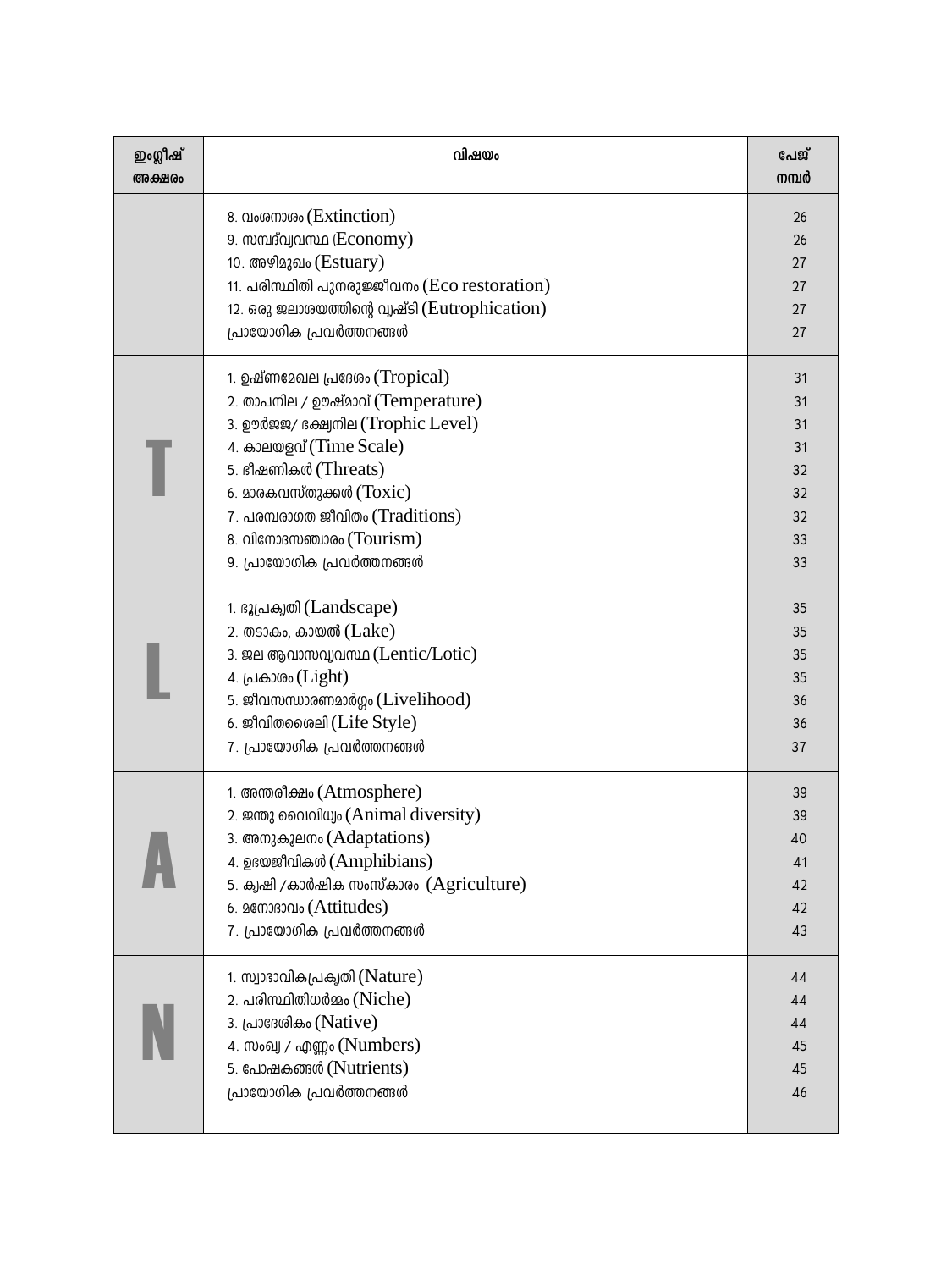| ഇംഗ്ലീഷ് അക്ഷരം | വിഷയം | പേജ് നമ്പർ |
|---|---|---|
| | 8. വംശനാശം (Extinction)<br>9. സമ്പദ്വ്യവസ്ഥ (Economy)<br>10. അഴിമുഖം (Estuary)<br>11. പരിസ്ഥിതി പുനരുജ്ജീവനം (Eco restoration)<br>12. ഒരു ജലാശയത്തിന്റെ വൃഷ്ടി (Eutrophication)<br>പ്രായോഗിക പ്രവർത്തനങ്ങൾ | 26<br>26<br>27<br>27<br>27<br>27 |
| T | 1. ഉഷ്ണമേഖല പ്രദേശം (Tropical)<br>2. താപനില / ഊഷ്മാവ് (Temperature)<br>3. ഊർജ്ജ/ ഭക്ഷ്യനില (Trophic Level)<br>4. കാലയളവ് (Time Scale)<br>5. ഭീഷണികൾ (Threats)<br>6. മാരകവസ്തുക്കൾ (Toxic)<br>7. പരമ്പരാഗത ജീവിതം (Traditions)<br>8. വിനോദസഞ്ചാരം (Tourism)<br>9. പ്രായോഗിക പ്രവർത്തനങ്ങൾ | 31<br>31<br>31<br>31<br>32<br>32<br>32<br>33<br>33 |
| L | 1. ഭൂപ്രകൃതി (Landscape)<br>2. തടാകം, കായൽ (Lake)<br>3. ജല ആവാസവ്യവസ്ഥ (Lentic/Lotic)<br>4. പ്രകാശം (Light)<br>5. ജീവസന്ധാരണമാർഗ്ഗം (Livelihood)<br>6. ജീവിതശൈലി (Life Style)<br>7. പ്രായോഗിക പ്രവർത്തനങ്ങൾ | 35<br>35<br>35<br>35<br>36<br>36<br>37 |
| A | 1. അന്തരീക്ഷം (Atmosphere)<br>2. ജന്തു വൈവിധ്യം (Animal diversity)<br>3. അനുകൂലനം (Adaptations)<br>4. ഉഭയജീവികൾ (Amphibians)<br>5. കൃഷി /കാർഷിക സംസ്കാരം (Agriculture)<br>6. മനോഭാവം (Attitudes)<br>7. പ്രായോഗിക പ്രവർത്തനങ്ങൾ | 39<br>39<br>40<br>41<br>42<br>42<br>43 |
| N | 1. സ്വാഭാവികപ്രകൃതി (Nature)<br>2. പരിസ്ഥിതിധർമ്മം (Niche)<br>3. പ്രാദേശികം (Native)<br>4. സംഖ്യ / എണ്ണം (Numbers)<br>5. പോഷകങ്ങൾ (Nutrients)<br>പ്രായോഗിക പ്രവർത്തനങ്ങൾ | 44<br>44<br>44<br>45<br>45<br>46 |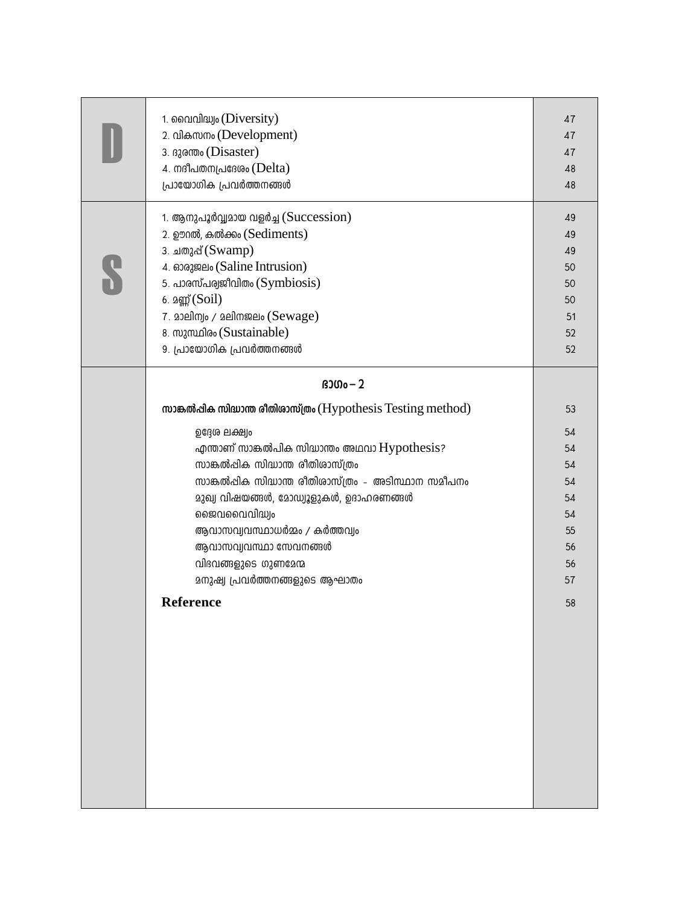| | | |
|---|---|---|
| **D** | 1. വൈവിദ്ധ്യം (Diversity) | 47 |
| | 2. വികസനം (Development) | 47 |
| | 3. ദുരന്തം (Disaster) | 47 |
| | 4. നദീപതനപ്രദേശം (Delta) | 48 |
| | പ്രായോഗിക പ്രവർത്തനങ്ങൾ | 48 |
| **S** | 1. ആനുപൂർവ്വമായ വളർച്ച (Succession) | 49 |
| | 2. ഊറൽ, കൽക്കം (Sediments) | 49 |
| | 3. ചതുപ്പ് (Swamp) | 49 |
| | 4. ഓരുജലം (Saline Intrusion) | 50 |
| | 5. പാരസ്പര്യജീവിതം (Symbiosis) | 50 |
| | 6. മണ്ണ് (Soil) | 50 |
| | 7. മാലിന്യം / മലിനജലം (Sewage) | 51 |
| | 8. സുസ്ഥിരം (Sustainable) | 52 |
| | 9. പ്രായോഗിക പ്രവർത്തനങ്ങൾ | 52 |
| | **ഭാഗം – 2** | |
| | **സാങ്കൽപ്പിക സിദ്ധാന്ത രീതിശാസ്ത്രം** (Hypothesis Testing method) | 53 |
| | ഉദ്ദേശ ലക്ഷ്യം | 54 |
| | എന്താണ് സാങ്കൽപ്പിക സിദ്ധാന്തം അഥവാ Hypothesis? | 54 |
| | സാങ്കൽപ്പിക സിദ്ധാന്ത രീതിശാസ്ത്രം | 54 |
| | സാങ്കൽപ്പിക സിദ്ധാന്ത രീതിശാസ്ത്രം - അടിസ്ഥാന സമീപനം | 54 |
| | മുഖ്യ വിഷയങ്ങൾ, മോഡ്യൂളുകൾ, ഉദാഹരണങ്ങൾ | 54 |
| | ജൈവവൈവിദ്ധ്യം | 54 |
| | ആവാസവ്യവസ്ഥാധർമ്മം / കർത്തവ്യം | 55 |
| | ആവാസവ്യവസ്ഥാ സേവനങ്ങൾ | 56 |
| | വിഭവങ്ങളുടെ ഗുണമേന്മ | 56 |
| | മനുഷ്യ പ്രവർത്തനങ്ങളുടെ ആഘാതം | 57 |
| | **Reference** | 58 |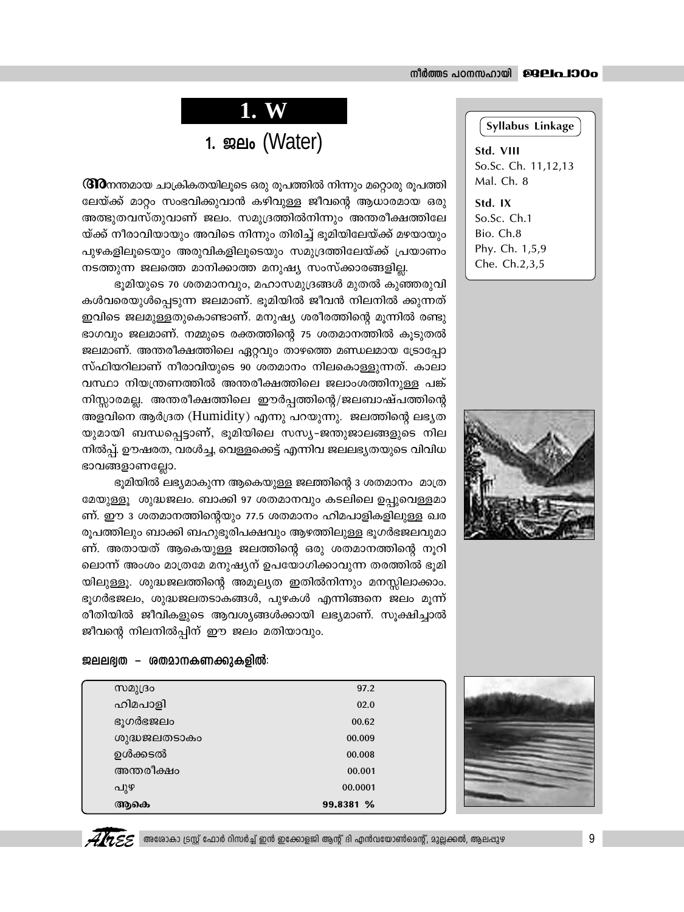# 1. W

## 1. ജലം (Water)

> **Syllabus Linkage**
>
> **Std. VIII**
> So.Sc. Ch. 11,12,13
> Mal. Ch. 8
>
> **Std. IX**
> So.Sc. Ch.1
> Bio. Ch.8
> Phy. Ch. 1,5,9
> Che. Ch.2,3,5

**അ**നന്തമായ ചാക്രികതയിലൂടെ ഒരു രൂപത്തിൽ നിന്നും മറ്റൊരു രൂപത്തിലേയ്ക്ക് മാറ്റം സംഭവിക്കുവാൻ കഴിവുള്ള ജീവന്റെ ആധാരമായ ഒരു അത്ഭുതവസ്തുവാണ് ജലം. സമുദ്രത്തിൽനിന്നും അന്തരീക്ഷത്തിലേയ്ക്ക് നീരാവിയായും അവിടെ നിന്നും തിരിച്ച് ഭൂമിയിലേയ്ക്ക് മഴയായും പുഴകളിലൂടെയും അരുവികളിലൂടെയും സമുദ്രത്തിലേയ്ക്ക് പ്രയാണം നടത്തുന്ന ജലത്തെ മാനിക്കാത്ത മനുഷ്യ സംസ്ക്കാരങ്ങളില്ല.

ഭൂമിയുടെ 70 ശതമാനവും, മഹാസമുദ്രങ്ങൾ മുതൽ കുഞ്ഞരുവികൾവരെയുൾപ്പെടുന്ന ജലമാണ്. ഭൂമിയിൽ ജീവൻ നിലനിൽ ക്കുന്നത് ഇവിടെ ജലമുള്ളതുകൊണ്ടാണ്. മനുഷ്യ ശരീരത്തിന്റെ മൂന്നിൽ രണ്ടു ഭാഗവും ജലമാണ്. നമ്മുടെ രക്തത്തിന്റെ 75 ശതമാനത്തിൽ കൂടുതൽ ജലമാണ്. അന്തരീക്ഷത്തിലെ ഏറ്റവും താഴത്തെ മണ്ഡലമായ ട്രോപ്പോസ്ഫിയറിലാണ് നീരാവിയുടെ 90 ശതമാനം നിലകൊള്ളുന്നത്. കാലാവസ്ഥാ നിയന്ത്രണത്തിൽ അന്തരീക്ഷത്തിലെ ജലാംശത്തിനുള്ള പങ്ക് നിസ്സാരമല്ല. അന്തരീക്ഷത്തിലെ ഈർപ്പത്തിന്റെ/ജലബാഷ്പത്തിന്റെ അളവിനെ ആർദ്രത (Humidity) എന്നു പറയുന്നു. ജലത്തിന്റെ ലഭ്യതയുമായി ബന്ധപ്പെട്ടാണ്, ഭൂമിയിലെ സസ്യ-ജന്തുജാലങ്ങളുടെ നിലനിൽപ്പ്. ഊഷരത, വരൾച്ച, വെള്ളക്കെട്ട് എന്നിവ ജലലഭ്യതയുടെ വിവിധ ഭാവങ്ങളാണല്ലോ.

ഭൂമിയിൽ ലഭ്യമാകുന്ന ആകെയുള്ള ജലത്തിന്റെ 3 ശതമാനം മാത്രമേയുള്ളൂ ശുദ്ധജലം. ബാക്കി 97 ശതമാനവും കടലിലെ ഉപ്പുവെള്ളമാണ്. ഈ 3 ശതമാനത്തിന്റെയും 77.5 ശതമാനം ഹിമപാളികളിലുള്ള ഖരരൂപത്തിലും ബാക്കി ബഹുഭൂരിപക്ഷവും ആഴത്തിലുള്ള ഭൂഗർഭജലവുമാണ്. അതായത് ആകെയുള്ള ജലത്തിന്റെ ഒരു ശതമാനത്തിന്റെ നൂറിലൊന്ന് അംശം മാത്രമേ മനുഷ്യന് ഉപയോഗിക്കാവുന്ന തരത്തിൽ ഭൂമിയിലുള്ളൂ. ശുദ്ധജലത്തിന്റെ അമൂല്യത ഇതിൽനിന്നും മനസ്സിലാക്കാം. ഭൂഗർഭജലം, ശുദ്ധജലതടാകങ്ങൾ, പുഴകൾ എന്നിങ്ങനെ ജലം മൂന്ന് രീതിയിൽ ജീവികളുടെ ആവശ്യങ്ങൾക്കായി ലഭ്യമാണ്. സൂക്ഷിച്ചാൽ ജീവന്റെ നിലനിൽപ്പിന് ഈ ജലം മതിയാവും.

**ജലലഭ്യത – ശതമാനകണക്കുകളിൽ:**

| | |
|---|---|
| സമുദ്രം | 97.2 |
| ഹിമപാളി | 02.0 |
| ഭൂഗർഭജലം | 00.62 |
| ശുദ്ധജലതടാകം | 00.009 |
| ഉൾക്കടൽ | 00.008 |
| അന്തരീക്ഷം | 00.001 |
| പുഴ | 00.0001 |
| **ആകെ** | **99.8381 %** |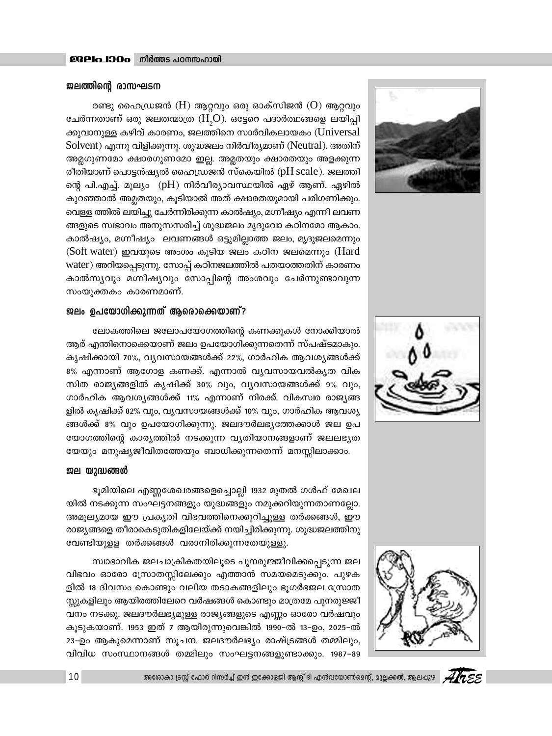### ജലത്തിന്റെ രാസഘടന

രണ്ടു ഹൈഡ്രജൻ (H) ആറ്റവും ഒരു ഓക്സിജൻ (O) ആറ്റവും ചേർന്നതാണ് ഒരു ജലതന്മാത്ര ($H_2O$). ഒട്ടേറെ പദാർത്ഥങ്ങളെ ലയിപ്പിക്കുവാനുള്ള കഴിവ് കാരണം, ജലത്തിനെ സാർവികലായകം (Universal Solvent) എന്നു വിളിക്കുന്നു. ശുദ്ധജലം നിർവീര്യമാണ് (Neutral). അതിന് അമ്ലഗുണമോ ക്ഷാരഗുണമോ ഇല്ല. അമ്ലതയും ക്ഷാരതയും അളക്കുന്ന രീതിയാണ് പൊട്ടൻഷ്യൽ ഹൈഡ്രജൻ സ്കെയിൽ (pH scale). ജലത്തിന്റെ പി.എച്ച്. മൂല്യം (pH) നിർവീര്യാവസ്ഥയിൽ ഏഴ് ആണ്. ഏഴിൽ കുറഞ്ഞാൽ അമ്ലതയും, കൂടിയാൽ അത് ക്ഷാരതയുമായി പരിഗണിക്കും. വെള്ള ത്തിൽ ലയിച്ചു ചേർന്നിരിക്കുന്ന കാൽഷ്യം, മഗ്നീഷ്യം എന്നീ ലവണങ്ങളുടെ സ്വഭാവം അനുസരിച്ച് ശുദ്ധജലം മൃദുവോ കഠിനമോ ആകാം. കാൽഷ്യം, മഗ്നീഷ്യം ലവണങ്ങൾ ഒട്ടുമില്ലാത്ത ജലം, മൃദുജലമെന്നും (Soft water) ഇവയുടെ അംശം കൂടിയ ജലം കഠിന ജലമെന്നും (Hard water) അറിയപ്പെടുന്നു. സോപ്പ് കഠിനജലത്തിൽ പതയാത്തതിന് കാരണം കാൽസ്യവും മഗ്നീഷ്യവും സോപ്പിന്റെ അംശവും ചേർന്നുണ്ടാവുന്ന സംയുക്തകം കാരണമാണ്.

### ജലം ഉപയോഗിക്കുന്നത് ആരൊക്കെയാണ്?

ലോകത്തിലെ ജലോപയോഗത്തിന്റെ കണക്കുകൾ നോക്കിയാൽ ആര് എന്തിനൊക്കെയാണ് ജലം ഉപയോഗിക്കുന്നതെന്ന് സ്പഷ്ടമാകും. കൃഷിക്കായി 70%, വ്യവസായങ്ങൾക്ക് 22%, ഗാർഹിക ആവശ്യങ്ങൾക്ക് 8% എന്നാണ് ആഗോള കണക്ക്. എന്നാൽ വ്യവസായവൽകൃത വികസിത രാജ്യങ്ങളിൽ കൃഷിക്ക് 30% വും, വ്യവസായങ്ങൾക്ക് 9% വും, ഗാർഹിക ആവശ്യങ്ങൾക്ക് 11% എന്നാണ് നിരക്ക്. വികസ്വര രാജ്യങ്ങളിൽ കൃഷിക്ക് 82% വും, വ്യവസായങ്ങൾക്ക് 10% വും, ഗാർഹിക ആവശ്യങ്ങൾക്ക് 8% വും ഉപയോഗിക്കുന്നു. ജലദൗർലഭ്യത്തേക്കാൾ ജല ഉപയോഗത്തിന്റെ കാര്യത്തിൽ നടക്കുന്ന വ്യതിയാനങ്ങളാണ് ജലലഭ്യതയേയും മനുഷ്യജീവിതത്തേയും ബാധിക്കുന്നതെന്ന് മനസ്സിലാക്കാം.

### ജല യുദ്ധങ്ങൾ

ഭൂമിയിലെ എണ്ണശേഖരങ്ങളെച്ചൊല്ലി 1932 മുതൽ ഗൾഫ് മേഖലയിൽ നടക്കുന്ന സംഘട്ടനങ്ങളും യുദ്ധങ്ങളും നമുക്കറിയുന്നതാണല്ലോ. അമൂല്യമായ ഈ പ്രകൃതി വിഭവത്തിനെക്കുറിച്ചുള്ള തർക്കങ്ങൾ, ഈ രാജ്യങ്ങളെ തീരാകെടുതികളിലേയ്ക്ക് നയിച്ചിരിക്കുന്നു. ശുദ്ധജലത്തിനു വേണ്ടിയുള്ള തർക്കങ്ങൾ വരാനിരിക്കുന്നതേയുള്ളു.

സ്വാഭാവിക ജലചാക്രികതയിലൂടെ പുനരുജ്ജീവിക്കപ്പെടുന്ന ജലവിഭവം ഓരോ സ്രോതസ്സിലേക്കും എത്താൻ സമയമെടുക്കും. പുഴകളിൽ 18 ദിവസം കൊണ്ടും വലിയ തടാകങ്ങളിലും ഭൂഗർഭജല സ്രോതസ്സുകളിലും ആയിരത്തിലേറെ വർഷങ്ങൾ കൊണ്ടും മാത്രമേ പുനരുജ്ജീവനം നടക്കൂ. ജലദൗർലഭ്യമുള്ള രാജ്യങ്ങളുടെ എണ്ണം ഓരോ വർഷവും കൂടുകയാണ്. 1953 ഇത് 7 ആയിരുന്നുവെങ്കിൽ 1990-ൽ 13-ഉം, 2025-ൽ 23-ഉം ആകുമെന്നാണ് സൂചന. ജലദൗർലഭ്യം രാഷ്ട്രങ്ങൾ തമ്മിലും, വിവിധ സംസ്ഥാനങ്ങൾ തമ്മിലും സംഘട്ടനങ്ങളുണ്ടാക്കും. 1987-89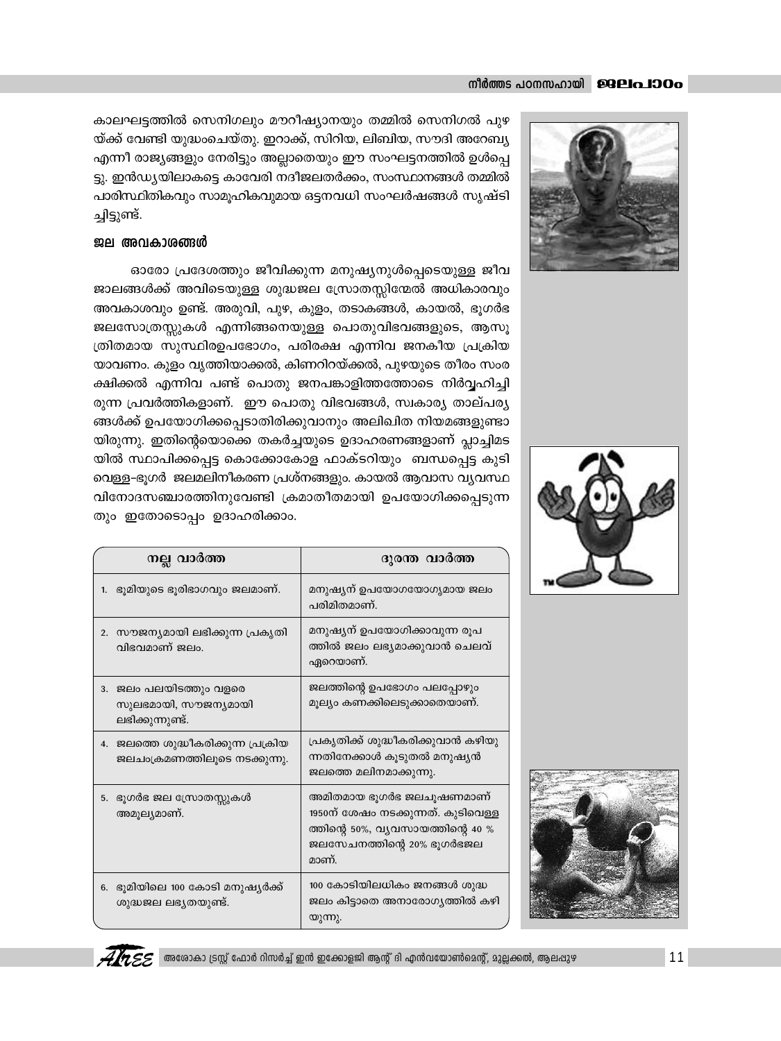കാലഘട്ടത്തിൽ സെനിഗലും മൗറീഷ്യാനയും തമ്മിൽ സെനിഗൽ പുഴയ്ക്ക് വേണ്ടി യുദ്ധംചെയ്തു. ഇറാക്ക്, സിറിയ, ലിബിയ, സൗദി അറേബ്യ എന്നീ രാജ്യങ്ങളും നേരിട്ടും അല്ലാതെയും ഈ സംഘട്ടനത്തിൽ ഉൾപ്പെട്ടു. ഇൻഡ്യയിലാകട്ടെ കാവേരി നദീജലതർക്കം, സംസ്ഥാനങ്ങൾ തമ്മിൽ പാരിസ്ഥിതികവും സാമൂഹികവുമായ ഒട്ടനവധി സംഘർഷങ്ങൾ സൃഷ്ടിച്ചിട്ടുണ്ട്.

### ജല അവകാശങ്ങൾ

ഓരോ പ്രദേശത്തും ജീവിക്കുന്ന മനുഷ്യനുൾപ്പെടെയുള്ള ജീവജാലങ്ങൾക്ക് അവിടെയുള്ള ശുദ്ധജല സ്രോതസ്സിന്മേൽ അധികാരവും അവകാശവും ഉണ്ട്. അരുവി, പുഴ, കുളം, തടാകങ്ങൾ, കായൽ, ഭൂഗർഭ ജലസോത്രസ്സുകൾ എന്നിങ്ങനെയുള്ള പൊതുവിഭവങ്ങളുടെ, ആസൂത്രിതമായ സുസ്ഥിരഉപഭോഗം, പരിരക്ഷ എന്നിവ ജനകീയ പ്രക്രിയയാവണം. കുളം വൃത്തിയാക്കൽ, കിണറിറയ്ക്കൽ, പുഴയുടെ തീരം സംരക്ഷിക്കൽ എന്നിവ പണ്ട് പൊതു ജനപങ്കാളിത്തത്തോടെ നിർവ്വഹിച്ചിരുന്ന പ്രവർത്തികളാണ്. ഈ പൊതു വിഭവങ്ങൾ, സ്വകാര്യ താല്പര്യങ്ങൾക്ക് ഉപയോഗിക്കപ്പെടാതിരിക്കുവാനും അലിഖിത നിയമങ്ങളുണ്ടായിരുന്നു. ഇതിന്റെയൊക്കെ തകർച്ചയുടെ ഉദാഹരണങ്ങളാണ് പ്ലാച്ചിമടയിൽ സ്ഥാപിക്കപ്പെട്ട കൊക്കോകോള ഫാക്ടറിയും ബന്ധപ്പെട്ട കുടിവെള്ള-ഭൂഗർ ജലമലിനീകരണ പ്രശ്നങ്ങളും. കായൽ ആവാസ വ്യവസ്ഥ വിനോദസഞ്ചാരത്തിനുവേണ്ടി ക്രമാതീതമായി ഉപയോഗിക്കപ്പെടുന്നതും ഇതോടൊപ്പം ഉദാഹരിക്കാം.

| നല്ല വാർത്ത | ദുരന്ത വാർത്ത |
|---|---|
| 1. ഭൂമിയുടെ ഭൂരിഭാഗവും ജലമാണ്. | മനുഷ്യന് ഉപയോഗയോഗ്യമായ ജലം പരിമിതമാണ്. |
| 2. സൗജന്യമായി ലഭിക്കുന്ന പ്രകൃതി വിഭവമാണ് ജലം. | മനുഷ്യന് ഉപയോഗിക്കാവുന്ന രൂപത്തിൽ ജലം ലഭ്യമാക്കുവാൻ ചെലവ് ഏറെയാണ്. |
| 3. ജലം പലയിടത്തും വളരെ സുലഭമായി, സൗജന്യമായി ലഭിക്കുന്നുണ്ട്. | ജലത്തിന്റെ ഉപഭോഗം പലപ്പോഴും മൂല്യം കണക്കിലെടുക്കാതെയാണ്. |
| 4. ജലത്തെ ശുദ്ധീകരിക്കുന്ന പ്രക്രിയ ജലചംക്രമണത്തിലൂടെ നടക്കുന്നു. | പ്രകൃതിക്ക് ശുദ്ധീകരിക്കുവാൻ കഴിയുന്നതിനേക്കാൾ കൂടുതൽ മനുഷ്യൻ ജലത്തെ മലിനമാക്കുന്നു. |
| 5. ഭൂഗർഭ ജല സ്രോതസ്സുകൾ അമൂല്യമാണ്. | അമിതമായ ഭൂഗർഭ ജലചൂഷണമാണ് 1950ന് ശേഷം നടക്കുന്നത്. കുടിവെള്ളത്തിന്റെ 50%, വ്യവസായത്തിന്റെ 40 % ജലസേചനത്തിന്റെ 20% ഭൂഗർഭജലമാണ്. |
| 6. ഭൂമിയിലെ 100 കോടി മനുഷ്യർക്ക് ശുദ്ധജല ലഭ്യതയുണ്ട്. | 100 കോടിയിലധികം ജനങ്ങൾ ശുദ്ധജലം കിട്ടാതെ അനാരോഗ്യത്തിൽ കഴിയുന്നു. |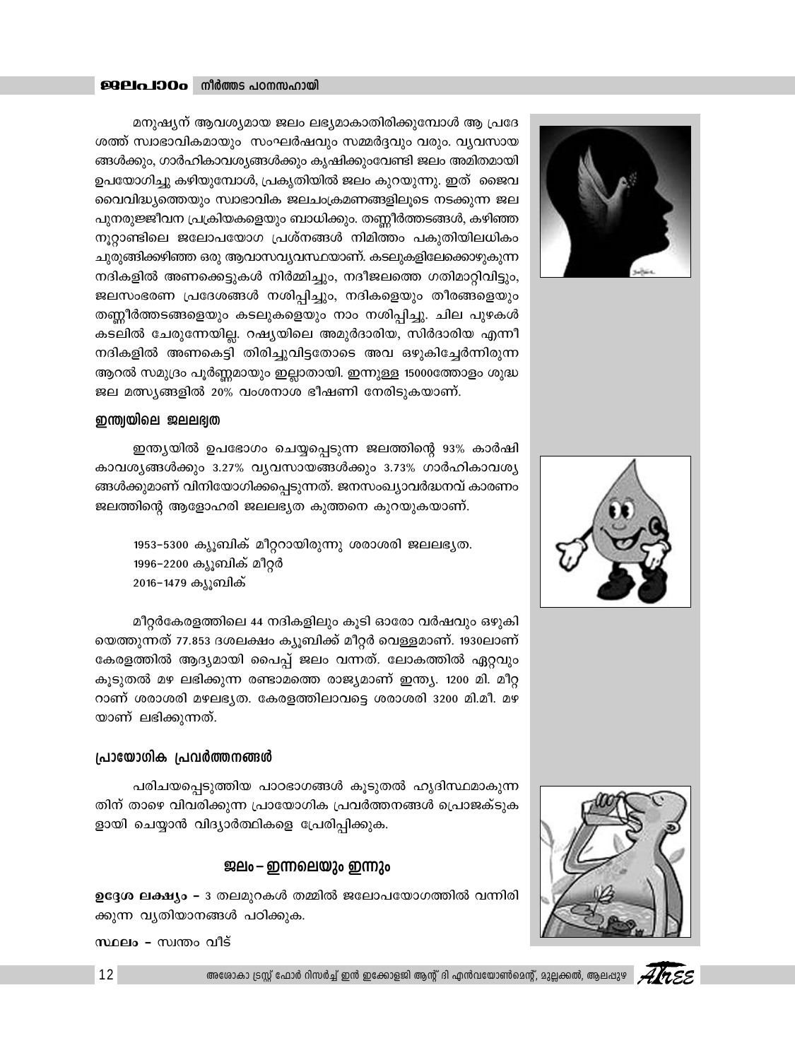മനുഷ്യന് ആവശ്യമായ ജലം ലഭ്യമാകാതിരിക്കുമ്പോൾ ആ പ്രദേശത്ത് സ്വാഭാവികമായും സംഘർഷവും സമ്മർദ്ദവും വരും. വ്യവസായങ്ങൾക്കും, ഗാർഹികാവശ്യങ്ങൾക്കും കൃഷിക്കുംവേണ്ടി ജലം അമിതമായി ഉപയോഗിച്ചു കഴിയുമ്പോൾ, പ്രകൃതിയിൽ ജലം കുറയുന്നു. ഇത് ജൈവവൈവിദ്ധ്യത്തെയും സ്വാഭാവിക ജലചംക്രമണങ്ങളിലൂടെ നടക്കുന്ന ജല പുനരുജ്ജീവന പ്രക്രിയകളെയും ബാധിക്കും. തണ്ണീർത്തടങ്ങൾ, കഴിഞ്ഞ നൂറ്റാണ്ടിലെ ജലോപയോഗ പ്രശ്നങ്ങൾ നിമിത്തം പകുതിയിലധികം ചുരുങ്ങിക്കഴിഞ്ഞ ഒരു ആവാസവ്യവസ്ഥയാണ്. കടലുകളിലേക്കൊഴുകുന്ന നദികളിൽ അണക്കെട്ടുകൾ നിർമ്മിച്ചും, നദീജലത്തെ ഗതിമാറ്റിവിട്ടും, ജലസംഭരണ പ്രദേശങ്ങൾ നശിപ്പിച്ചും, നദികളെയും തീരങ്ങളെയും തണ്ണീർത്തടങ്ങളെയും കടലുകളെയും നാം നശിപ്പിച്ചു. ചില പുഴകൾ കടലിൽ ചേരുന്നേയില്ല. റഷ്യയിലെ അമുർദാരിയ, സിർദാരിയ എന്നീ നദികളിൽ അണകെട്ടി തിരിച്ചുവിട്ടതോടെ അവ ഒഴുകിച്ചേർന്നിരുന്ന ആറൽ സമുദ്രം പൂർണ്ണമായും ഇല്ലാതായി. ഇന്നുള്ള 15000ത്തോളം ശുദ്ധ ജല മത്സ്യങ്ങളിൽ 20% വംശനാശ ഭീഷണി നേരിടുകയാണ്.

### ഇന്ത്യയിലെ ജലലഭ്യത

ഇന്ത്യയിൽ ഉപഭോഗം ചെയ്യപ്പെടുന്ന ജലത്തിന്റെ 93% കാർഷികാവശ്യങ്ങൾക്കും 3.27% വ്യവസായങ്ങൾക്കും 3.73% ഗാർഹികാവശ്യങ്ങൾക്കുമാണ് വിനിയോഗിക്കപ്പെടുന്നത്. ജനസംഖ്യാവർദ്ധനവ് കാരണം ജലത്തിന്റെ ആളോഹരി ജലലഭ്യത കുത്തനെ കുറയുകയാണ്.

1953–5300 ക്യൂബിക് മീറ്ററായിരുന്നു ശരാശരി ജലലഭ്യത.
1996–2200 ക്യൂബിക് മീറ്റർ
2016–1479 ക്യൂബിക്

മീറ്റർകേരളത്തിലെ 44 നദികളിലും കൂടി ഓരോ വർഷവും ഒഴുകിയെത്തുന്നത് 77.853 ദശലക്ഷം ക്യൂബിക്ക് മീറ്റർ വെള്ളമാണ്. 1930ലാണ് കേരളത്തിൽ ആദ്യമായി പൈപ്പ് ജലം വന്നത്. ലോകത്തിൽ ഏറ്റവും കൂടുതൽ മഴ ലഭിക്കുന്ന രണ്ടാമത്തെ രാജ്യമാണ് ഇന്ത്യ. 1200 മി. മീറ്ററാണ് ശരാശരി മഴലഭ്യത. കേരളത്തിലാവട്ടെ ശരാശരി 3200 മി.മീ. മഴയാണ് ലഭിക്കുന്നത്.

### പ്രായോഗിക പ്രവർത്തനങ്ങൾ

പരിചയപ്പെടുത്തിയ പാഠഭാഗങ്ങൾ കൂടുതൽ ഹൃദിസ്ഥമാകുന്നതിന് താഴെ വിവരിക്കുന്ന പ്രായോഗിക പ്രവർത്തനങ്ങൾ പ്രൊജക്ടുകളായി ചെയ്യാൻ വിദ്യാർത്ഥികളെ പ്രേരിപ്പിക്കുക.

## ജലം – ഇന്നലെയും ഇന്നും

**ഉദ്ദേശ ലക്ഷ്യം** – 3 തലമുറകൾ തമ്മിൽ ജലോപയോഗത്തിൽ വന്നിരിക്കുന്ന വ്യതിയാനങ്ങൾ പഠിക്കുക.

**സ്ഥലം** – സ്വന്തം വീട്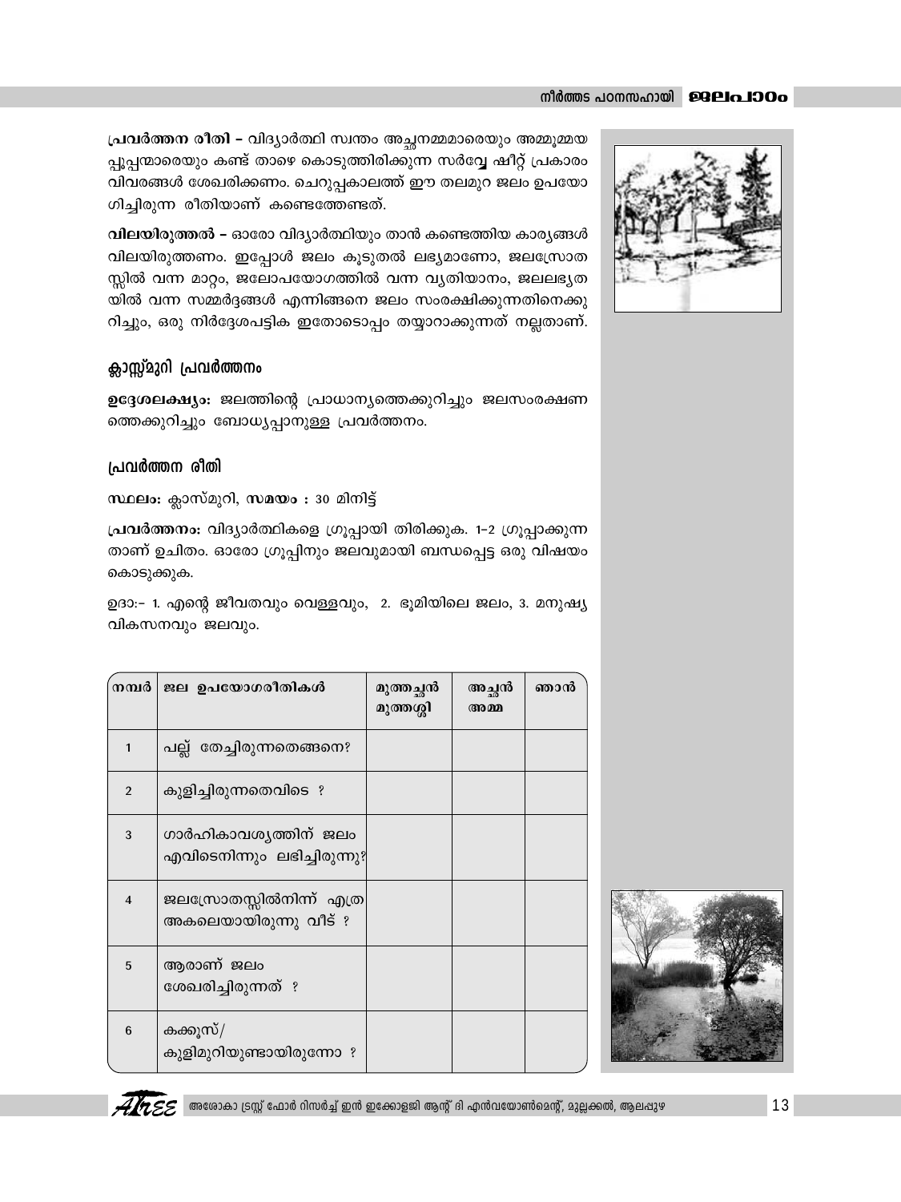**പ്രവർത്തന രീതി –** വിദ്യാർത്ഥി സ്വന്തം അച്ഛനമ്മമാരെയും അമ്മൂമ്മയപ്പൂപ്പന്മാരെയും കണ്ട് താഴെ കൊടുത്തിരിക്കുന്ന സർവ്വേ ഷീറ്റ് പ്രകാരം വിവരങ്ങൾ ശേഖരിക്കണം. ചെറുപ്പകാലത്ത് ഈ തലമുറ ജലം ഉപയോഗിച്ചിരുന്ന രീതിയാണ് കണ്ടെത്തേണ്ടത്.

**വിലയിരുത്തൽ –** ഓരോ വിദ്യാർത്ഥിയും താൻ കണ്ടെത്തിയ കാര്യങ്ങൾ വിലയിരുത്തണം. ഇപ്പോൾ ജലം കൂടുതൽ ലഭ്യമാണോ, ജലസ്രോതസ്സിൽ വന്ന മാറ്റം, ജലോപയോഗത്തിൽ വന്ന വ്യതിയാനം, ജലലഭ്യതയിൽ വന്ന സമ്മർദ്ദങ്ങൾ എന്നിങ്ങനെ ജലം സംരക്ഷിക്കുന്നതിനെക്കുറിച്ചും, ഒരു നിർദ്ദേശപട്ടിക ഇതോടൊപ്പം തയ്യാറാക്കുന്നത് നല്ലതാണ്.

## ക്ലാസ്സ്മുറി പ്രവർത്തനം

**ഉദ്ദേശലക്ഷ്യം:** ജലത്തിന്റെ പ്രാധാന്യത്തെക്കുറിച്ചും ജലസംരക്ഷണത്തെക്കുറിച്ചും ബോധ്യപ്പാനുള്ള പ്രവർത്തനം.

### പ്രവർത്തന രീതി

**സ്ഥലം:** ക്ലാസ്മുറി, **സമയം :** 30 മിനിട്ട്

**പ്രവർത്തനം:** വിദ്യാർത്ഥികളെ ഗ്രൂപ്പായി തിരിക്കുക. 1–2 ഗ്രൂപ്പാക്കുന്നതാണ് ഉചിതം. ഓരോ ഗ്രൂപ്പിനും ജലവുമായി ബന്ധപ്പെട്ട ഒരു വിഷയം കൊടുക്കുക.

ഉദാ:– 1. എന്റെ ജീവതവും വെള്ളവും, 2. ഭൂമിയിലെ ജലം, 3. മനുഷ്യ വികസനവും ജലവും.

| നമ്പർ | ജല ഉപയോഗരീതികൾ | മുത്തച്ഛൻ മുത്തശ്ശി | അച്ഛൻ അമ്മ | ഞാൻ |
|---|---|---|---|---|
| 1 | പല്ല് തേച്ചിരുന്നതെങ്ങനെ? | | | |
| 2 | കുളിച്ചിരുന്നതെവിടെ ? | | | |
| 3 | ഗാർഹികാവശ്യത്തിന് ജലം എവിടെനിന്നും ലഭിച്ചിരുന്നു? | | | |
| 4 | ജലസ്രോതസ്സിൽനിന്ന് എത്ര അകലെയായിരുന്നു വീട് ? | | | |
| 5 | ആരാണ് ജലം ശേഖരിച്ചിരുന്നത് ? | | | |
| 6 | കക്കൂസ്/ കുളിമുറിയുണ്ടായിരുന്നോ ? | | | |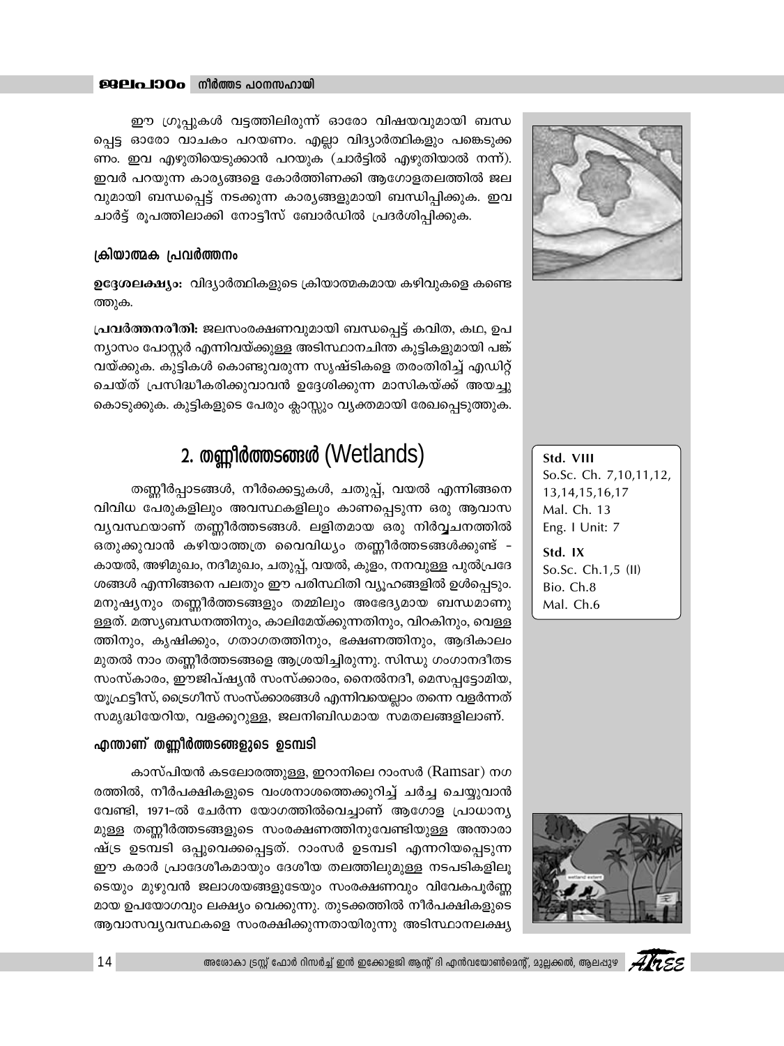ഈ ഗ്രൂപ്പുകൾ വട്ടത്തിലിരുന്ന് ഓരോ വിഷയവുമായി ബന്ധപ്പെട്ട ഓരോ വാചകം പറയണം. എല്ലാ വിദ്യാർത്ഥികളും പങ്കെടുക്കണം. ഇവ എഴുതിയെടുക്കാൻ പറയുക (ചാർട്ടിൽ എഴുതിയാൽ നന്ന്). ഇവർ പറയുന്ന കാര്യങ്ങളെ കോർത്തിണക്കി ആഗോളതലത്തിൽ ജലവുമായി ബന്ധപ്പെട്ട് നടക്കുന്ന കാര്യങ്ങളുമായി ബന്ധിപ്പിക്കുക. ഇവ ചാർട്ട് രൂപത്തിലാക്കി നോട്ടീസ് ബോർഡിൽ പ്രദർശിപ്പിക്കുക.

### ക്രിയാത്മക പ്രവർത്തനം

**ഉദ്ദേശലക്ഷ്യം:** വിദ്യാർത്ഥികളുടെ ക്രിയാത്മകമായ കഴിവുകളെ കണ്ടെത്തുക.

**പ്രവർത്തനരീതി:** ജലസംരക്ഷണവുമായി ബന്ധപ്പെട്ട് കവിത, കഥ, ഉപന്യാസം പോസ്റ്റർ എന്നിവയ്ക്കുള്ള അടിസ്ഥാനചിന്ത കുട്ടികളുമായി പങ്ക് വയ്ക്കുക. കുട്ടികൾ കൊണ്ടുവരുന്ന സൃഷ്ടികളെ തരംതിരിച്ച് എഡിറ്റ് ചെയ്ത് പ്രസിദ്ധീകരിക്കുവാവൻ ഉദ്ദേശിക്കുന്ന മാസികയ്ക്ക് അയച്ചു കൊടുക്കുക. കുട്ടികളുടെ പേരും ക്ലാസ്സും വ്യക്തമായി രേഖപ്പെടുത്തുക.

## 2. തണ്ണീർത്തടങ്ങൾ (Wetlands)

**Std. VIII**
So.Sc. Ch. 7,10,11,12,13,14,15,16,17
Mal. Ch. 13
Eng. I Unit: 7

**Std. IX**
So.Sc. Ch.1,5 (II)
Bio. Ch.8
Mal. Ch.6

തണ്ണീർപ്പാടങ്ങൾ, നീർക്കെട്ടുകൾ, ചതുപ്പ്, വയൽ എന്നിങ്ങനെ വിവിധ പേരുകളിലും അവസ്ഥകളിലും കാണപ്പെടുന്ന ഒരു ആവാസ വ്യവസ്ഥയാണ് തണ്ണീർത്തടങ്ങൾ. ലളിതമായ ഒരു നിർവ്വചനത്തിൽ ഒതുക്കുവാൻ കഴിയാത്തത്ര വൈവിധ്യം തണ്ണീർത്തടങ്ങൾക്കുണ്ട് - കായൽ, അഴിമുഖം, നദീമുഖം, ചതുപ്പ്, വയൽ, കുളം, നനവുള്ള പുൽപ്രദേശങ്ങൾ എന്നിങ്ങനെ പലതും ഈ പരിസ്ഥിതി വ്യൂഹങ്ങളിൽ ഉൾപ്പെടും. മനുഷ്യനും തണ്ണീർത്തടങ്ങളും തമ്മിലും അഭേദ്യമായ ബന്ധമാണുള്ളത്. മത്സ്യബന്ധനത്തിനും, കാലിമേയ്ക്കുന്നതിനും, വിറകിനും, വെള്ളത്തിനും, കൃഷിക്കും, ഗതാഗതത്തിനും, ഭക്ഷണത്തിനും, ആദികാലം മുതൽ നാം തണ്ണീർത്തടങ്ങളെ ആശ്രയിച്ചിരുന്നു. സിന്ധു ഗംഗാനദീതട സംസ്കാരം, ഈജിപ്ഷ്യൻ സംസ്ക്കാരം, നൈൽനദീ, മെസപ്പട്ടോമിയ, യൂഫ്രട്ടീസ്, ട്രൈഗ്രീസ് സംസ്ക്കാരങ്ങൾ എന്നിവയെല്ലാം തന്നെ വളർന്നത് സമൃദ്ധിയേറിയ, വളക്കൂറുള്ള, ജലനിബിഡമായ സമതലങ്ങളിലാണ്.

### എന്താണ് തണ്ണീർത്തടങ്ങളുടെ ഉടമ്പടി

കാസ്പിയൻ കടലോരത്തുള്ള, ഇറാനിലെ റാംസർ (Ramsar) നഗരത്തിൽ, നീർപക്ഷികളുടെ വംശനാശത്തെക്കുറിച്ച് ചർച്ച ചെയ്യുവാൻ വേണ്ടി, 1971-ൽ ചേർന്ന യോഗത്തിൽവെച്ചാണ് ആഗോള പ്രാധാന്യമുള്ള തണ്ണീർത്തടങ്ങളുടെ സംരക്ഷണത്തിനുവേണ്ടിയുള്ള അന്താരാഷ്ട്ര ഉടമ്പടി ഒപ്പുവെക്കപ്പെട്ടത്. റാംസർ ഉടമ്പടി എന്നറിയപ്പെടുന്ന ഈ കരാർ പ്രാദേശികമായും ദേശീയ തലത്തിലുമുള്ള നടപടികളിലൂടെയും മുഴുവൻ ജലാശയങ്ങളുടേയും സംരക്ഷണവും വിവേകപൂർണ്ണമായ ഉപയോഗവും ലക്ഷ്യം വെക്കുന്നു. തുടക്കത്തിൽ നീർപക്ഷികളുടെ ആവാസവ്യവസ്ഥകളെ സംരക്ഷിക്കുന്നതായിരുന്നു അടിസ്ഥാനലക്ഷ്യ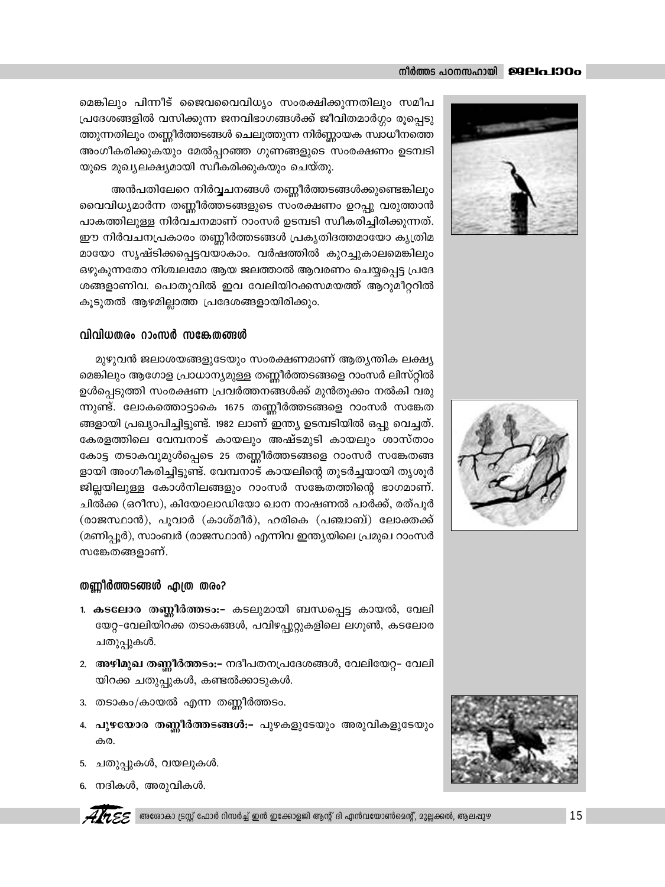മെങ്കിലും പിന്നീട് ജൈവവൈവിധ്യം സംരക്ഷിക്കുന്നതിലും സമീപ പ്രദേശങ്ങളിൽ വസിക്കുന്ന ജനവിഭാഗങ്ങൾക്ക് ജീവിതമാർഗ്ഗം രൂപ്പെടുത്തുന്നതിലും തണ്ണീർത്തടങ്ങൾ ചെലുത്തുന്ന നിർണ്ണായക സ്വാധീനത്തെ അംഗീകരിക്കുകയും മേൽപ്പറഞ്ഞ ഗുണങ്ങളുടെ സംരക്ഷണം ഉടമ്പടിയുടെ മുഖ്യലക്ഷ്യമായി സ്വീകരിക്കുകയും ചെയ്തു.

അൻപതിലേറെ നിർവ്വചനങ്ങൾ തണ്ണീർത്തടങ്ങൾക്കുണ്ടെങ്കിലും വൈവിധ്യമാർന്ന തണ്ണീർത്തടങ്ങളുടെ സംരക്ഷണം ഉറപ്പു വരുത്താൻ പാകത്തിലുള്ള നിർവചനമാണ് റാംസർ ഉടമ്പടി സ്വീകരിച്ചിരിക്കുന്നത്. ഈ നിർവചനപ്രകാരം തണ്ണീർത്തടങ്ങൾ പ്രകൃതിദത്തമായോ കൃത്രിമമായോ സൃഷ്ടിക്കപ്പെട്ടവയാകാം. വർഷത്തിൽ കുറച്ചുകാലമെങ്കിലും ഒഴുകുന്നതോ നിശ്ചലമോ ആയ ജലത്താൽ ആവരണം ചെയ്യപ്പെട്ട പ്രദേശങ്ങളാണിവ. പൊതുവിൽ ഇവ വേലിയിറക്കസമയത്ത് ആറുമീറ്ററിൽ കൂടുതൽ ആഴമില്ലാത്ത പ്രദേശങ്ങളായിരിക്കും.

### വിവിധതരം റാംസർ സങ്കേതങ്ങൾ

മുഴുവൻ ജലാശയങ്ങളുടേയും സംരക്ഷണമാണ് ആത്യന്തിക ലക്ഷ്യമെങ്കിലും ആഗോള പ്രാധാന്യമുള്ള തണ്ണീർത്തടങ്ങളെ റാംസർ ലിസ്റ്റിൽ ഉൾപ്പെടുത്തി സരംക്ഷണ പ്രവർത്തനങ്ങൾക്ക് മുൻതൂക്കം നൽകി വരുന്നുണ്ട്. ലോകത്തൊട്ടാകെ 1675 തണ്ണീർത്തടങ്ങളെ റാംസർ സങ്കേതങ്ങളായി പ്രഖ്യാപിച്ചിട്ടുണ്ട്. 1982 ലാണ് ഇന്ത്യ ഉടമ്പടിയിൽ ഒപ്പു വെച്ചത്. കേരളത്തിലെ വേമ്പനാട് കായലും അഷ്ടമുടി കായലും ശാസ്താംകോട്ട തടാകവുമുൾപ്പെടെ 25 തണ്ണീർത്തടങ്ങളെ റാംസർ സങ്കേതങ്ങളായി അംഗീകരിച്ചിട്ടുണ്ട്. വേമ്പനാട് കായലിന്റെ തുടർച്ചയായി തൃശൂർ ജില്ലയിലുള്ള കോൾനിലങ്ങളും റാംസർ സങ്കേതത്തിന്റെ ഭാഗമാണ്. ചിൽക്ക (ഒറീസ), കിയോലാഡിയോ ഖാന നാഷണൽ പാർക്ക്, രത്പൂർ (രാജസ്ഥാൻ), പൂവാർ (കാശ്മീർ), ഹരികെ (പഞ്ചാബ്) ലോക്തക്ക് (മണിപ്പൂർ), സാംബർ (രാജസ്ഥാൻ) എന്നിവ ഇന്ത്യയിലെ പ്രമുഖ റാംസർ സങ്കേതങ്ങളാണ്.

### തണ്ണീർത്തടങ്ങൾ എത്ര തരം?

1. **കടലോര തണ്ണീർത്തടം:-** കടലുമായി ബന്ധപ്പെട്ട കായൽ, വേലിയേറ്റ-വേലിയിറക്ക തടാകങ്ങൾ, പവിഴപ്പുറ്റുകളിലെ ലഗൂൺ, കടലോര ചതുപ്പുകൾ.
2. **അഴിമുഖ തണ്ണീർത്തടം:-** നദീപതനപ്രദേശങ്ങൾ, വേലിയേറ്റ- വേലിയിറക്ക ചതുപ്പുകൾ, കണ്ടൽക്കാടുകൾ.
3. തടാകം/കായൽ എന്ന തണ്ണീർത്തടം.
4. **പുഴയോര തണ്ണീർത്തടങ്ങൾ:-** പുഴകളുടേയും അരുവികളുടേയും കര.
5. ചതുപ്പുകൾ, വയലുകൾ.
6. നദികൾ, അരുവികൾ.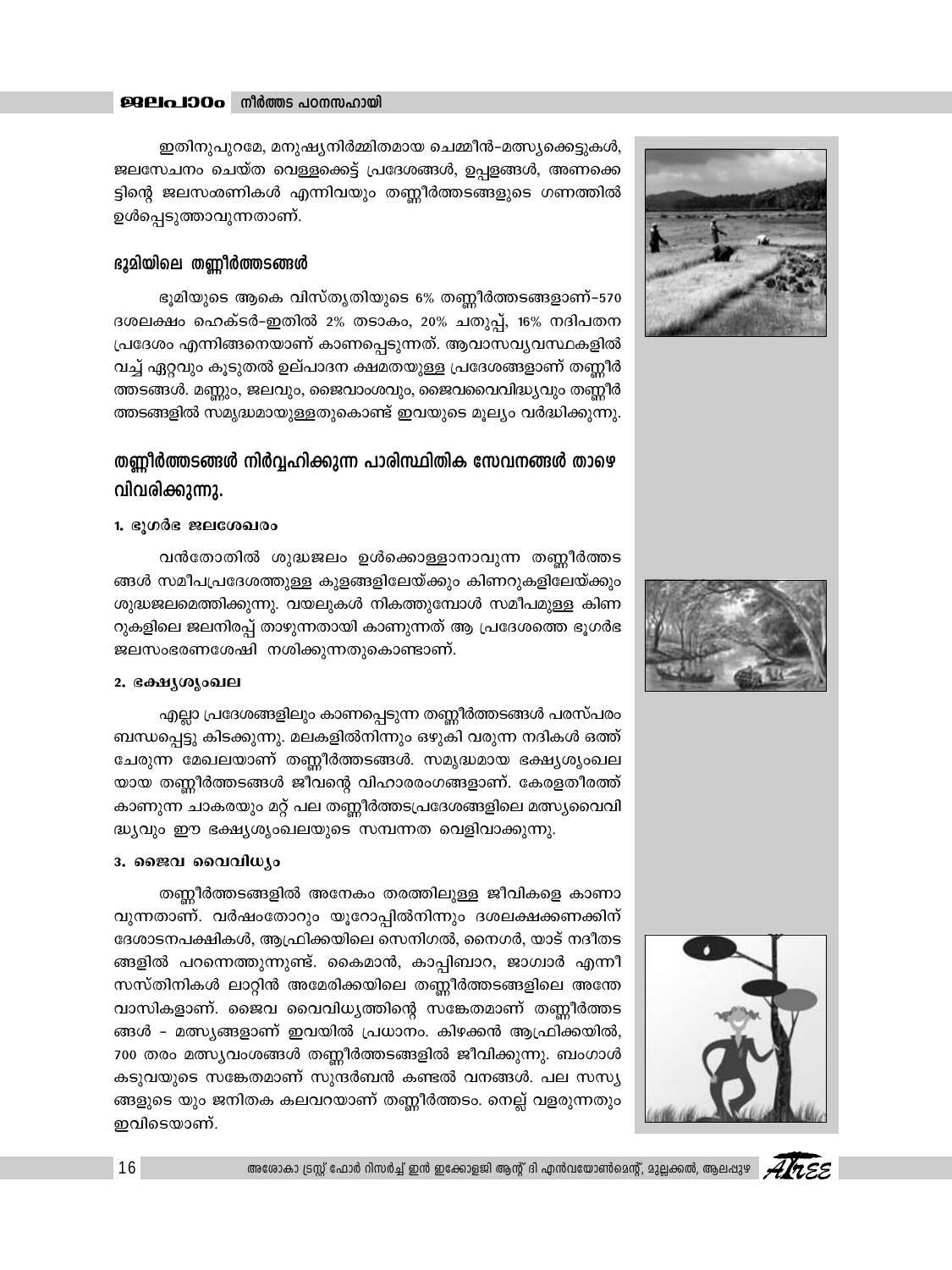ഇതിനുപുറമേ, മനുഷ്യനിർമ്മിതമായ ചെമ്മീൻ-മത്സ്യക്കെട്ടുകൾ, ജലസേചനം ചെയ്ത വെള്ളക്കെട്ട് പ്രദേശങ്ങൾ, ഉപ്പളങ്ങൾ, അണക്കെട്ടിന്റെ ജലസംഭരണികൾ എന്നിവയും തണ്ണീർത്തടങ്ങളുടെ ഗണത്തിൽ ഉൾപ്പെടുത്താവുന്നതാണ്.

### ഭൂമിയിലെ തണ്ണീർത്തടങ്ങൾ

ഭൂമിയുടെ ആകെ വിസ്തൃതിയുടെ 6% തണ്ണീർത്തടങ്ങളാണ്-570 ദശലക്ഷം ഹെക്ടർ-ഇതിൽ 2% തടാകം, 20% ചതുപ്പ്, 16% നദീപതന പ്രദേശം എന്നിങ്ങനെയാണ് കാണപ്പെടുന്നത്. ആവാസവ്യവസ്ഥകളിൽ വച്ച് ഏറ്റവും കൂടുതൽ ഉല്പാദന ക്ഷമതയുള്ള പ്രദേശങ്ങളാണ് തണ്ണീർത്തടങ്ങൾ. മണ്ണും, ജലവും, ജൈവാംശവും, ജൈവവൈവിദ്ധ്യവും തണ്ണീർത്തടങ്ങളിൽ സമൃദ്ധമായുള്ളതുകൊണ്ട് ഇവയുടെ മൂല്യം വർദ്ധിക്കുന്നു.

## തണ്ണീർത്തടങ്ങൾ നിർവ്വഹിക്കുന്ന പാരിസ്ഥിതിക സേവനങ്ങൾ താഴെ വിവരിക്കുന്നു.

#### 1. ഭൂഗർഭ ജലശേഖരം

വൻതോതിൽ ശുദ്ധജലം ഉൾക്കൊള്ളാനാവുന്ന തണ്ണീർത്തടങ്ങൾ സമീപപ്രദേശത്തുള്ള കുളങ്ങളിലേയ്ക്കും കിണറുകളിലേയ്ക്കും ശുദ്ധജലമെത്തിക്കുന്നു. വയലുകൾ നികത്തുമ്പോൾ സമീപമുള്ള കിണറുകളിലെ ജലനിരപ്പ് താഴുന്നതായി കാണുന്നത് ആ പ്രദേശത്തെ ഭൂഗർഭ ജലസംഭരണശേഷി നശിക്കുന്നതുകൊണ്ടാണ്.

#### 2. ഭക്ഷ്യശൃംഖല

എല്ലാ പ്രദേശങ്ങളിലും കാണപ്പെടുന്ന തണ്ണീർത്തടങ്ങൾ പരസ്പരം ബന്ധപ്പെട്ടു കിടക്കുന്നു. മലകളിൽനിന്നും ഒഴുകി വരുന്ന നദികൾ ഒത്ത് ചേരുന്ന മേഖലയാണ് തണ്ണീർത്തടങ്ങൾ. സമൃദ്ധമായ ഭക്ഷ്യശൃംഖലയായ തണ്ണീർത്തടങ്ങൾ ജീവന്റെ വിഹാരരംഗങ്ങളാണ്. കേരളതീരത്ത് കാണുന്ന ചാകരയും മറ്റ് പല തണ്ണീർത്തടപ്രദേശങ്ങളിലെ മത്സ്യവൈവിദ്ധ്യവും ഈ ഭക്ഷ്യശൃംഖലയുടെ സമ്പന്നത വെളിവാക്കുന്നു.

#### 3. ജൈവ വൈവിധ്യം

തണ്ണീർത്തടങ്ങളിൽ അനേകം തരത്തിലുള്ള ജീവികളെ കാണാവുന്നതാണ്. വർഷംതോറും യൂറോപ്പിൽനിന്നും ദശലക്ഷക്കണക്കിന് ദേശാടനപക്ഷികൾ, ആഫ്രിക്കയിലെ സെനിഗൽ, നൈഗർ, യാട് നദീതടങ്ങളിൽ പറന്നെത്തുന്നുണ്ട്. കൈമാൻ, കാപ്പിബാറ, ജാഗ്വാർ എന്നീ സസ്തിനികൾ ലാറ്റിൻ അമേരിക്കയിലെ തണ്ണീർത്തടങ്ങളിലെ അന്തേവാസികളാണ്. ജൈവ വൈവിധ്യത്തിന്റെ സങ്കേതമാണ് തണ്ണീർത്തടങ്ങൾ - മത്സ്യങ്ങളാണ് ഇവയിൽ പ്രധാനം. കിഴക്കൻ ആഫ്രിക്കയിൽ, 700 തരം മത്സ്യവംശങ്ങൾ തണ്ണീർത്തടങ്ങളിൽ ജീവിക്കുന്നു. ബംഗാൾ കടുവയുടെ സങ്കേതമാണ് സുന്ദർബൻ കണ്ടൽ വനങ്ങൾ. പല സസ്യങ്ങളുടെ യും ജനിതക കലവറയാണ് തണ്ണീർത്തടം. നെല്ല് വളരുന്നതും ഇവിടെയാണ്.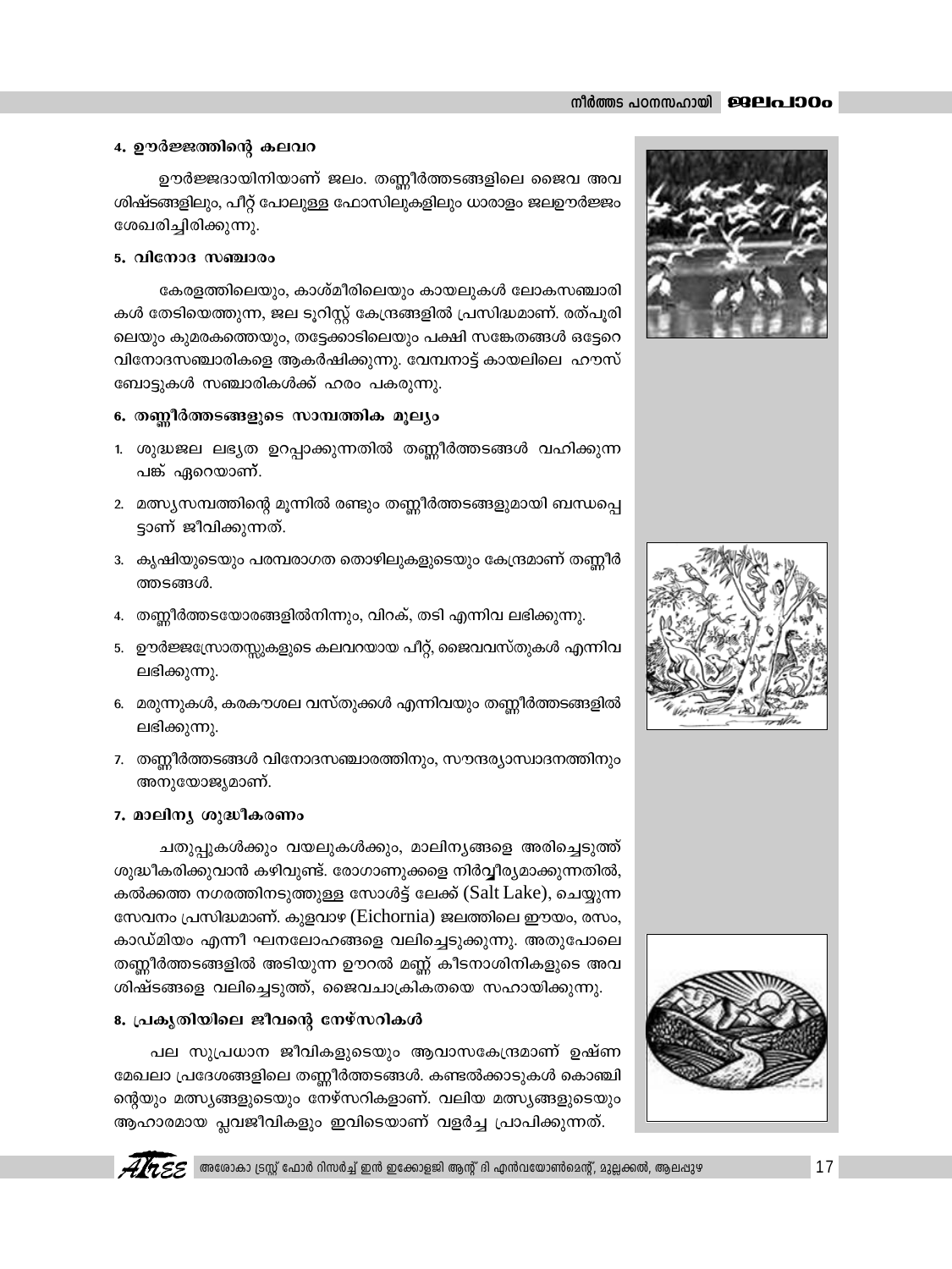#### 4. ഊർജ്ജത്തിന്റെ കലവറ

ഊർജ്ജദായിനിയാണ് ജലം. തണ്ണീർത്തടങ്ങളിലെ ജൈവ അവശിഷ്ടങ്ങളിലും, പീറ്റ് പോലുള്ള ഫോസിലുകളിലും ധാരാളം ജലഊർജ്ജം ശേഖരിച്ചിരിക്കുന്നു.

#### 5. വിനോദ സഞ്ചാരം

കേരളത്തിലെയും, കാശ്മീരിലെയും കായലുകൾ ലോകസഞ്ചാരികൾ തേടിയെത്തുന്ന, ജല ടൂറിസ്റ്റ് കേന്ദ്രങ്ങളിൽ പ്രസിദ്ധമാണ്. രത്പൂരിലെയും കുമരകത്തെയും, തട്ടേക്കാടിലെയും പക്ഷി സങ്കേതങ്ങൾ ഒട്ടേറെ വിനോദസഞ്ചാരികളെ ആകർഷിക്കുന്നു. വേമ്പനാട്ട് കായലിലെ ഹൗസ് ബോട്ടുകൾ സഞ്ചാരികൾക്ക് ഹരം പകരുന്നു.

#### 6. തണ്ണീർത്തടങ്ങളുടെ സാമ്പത്തിക മൂല്യം

1. ശുദ്ധജല ലഭ്യത ഉറപ്പാക്കുന്നതിൽ തണ്ണീർത്തടങ്ങൾ വഹിക്കുന്ന പങ്ക് ഏറെയാണ്.
2. മത്സ്യസമ്പത്തിന്റെ മൂന്നിൽ രണ്ടും തണ്ണീർത്തടങ്ങളുമായി ബന്ധപ്പെട്ടാണ് ജീവിക്കുന്നത്.
3. കൃഷിയുടെയും പരമ്പരാഗത തൊഴിലുകളുടെയും കേന്ദ്രമാണ് തണ്ണീർത്തടങ്ങൾ.
4. തണ്ണീർത്തടയോരങ്ങളിൽനിന്നും, വിറക്, തടി എന്നിവ ലഭിക്കുന്നു.
5. ഊർജ്ജസ്രോതസ്സുകളുടെ കലവറയായ പീറ്റ്, ജൈവവസ്തുകൾ എന്നിവ ലഭിക്കുന്നു.
6. മരുന്നുകൾ, കരകൗശല വസ്തുക്കൾ എന്നിവയും തണ്ണീർത്തടങ്ങളിൽ ലഭിക്കുന്നു.
7. തണ്ണീർത്തടങ്ങൾ വിനോദസഞ്ചാരത്തിനും, സൗന്ദര്യാസ്വാദനത്തിനും അനുയോജ്യമാണ്.

#### 7. മാലിന്യ ശുദ്ധീകരണം

ചതുപ്പുകൾക്കും വയലുകൾക്കും, മാലിന്യങ്ങളെ അരിച്ചെടുത്ത് ശുദ്ധീകരിക്കുവാൻ കഴിവുണ്ട്. രോഗാണുക്കളെ നിർവ്വീര്യമാക്കുന്നതിൽ, കൽക്കത്ത നഗരത്തിനടുത്തുള്ള സോൾട്ട് ലേക്ക് (Salt Lake), ചെയ്യുന്ന സേവനം പ്രസിദ്ധമാണ്. കുളവാഴ (Eichornia) ജലത്തിലെ ഈയം, രസം, കാഡ്മിയം എന്നീ ഘനലോഹങ്ങളെ വലിച്ചെടുക്കുന്നു. അതുപോലെ തണ്ണീർത്തടങ്ങളിൽ അടിയുന്ന ഊറൽ മണ്ണ് കീടനാശിനികളുടെ അവശിഷ്ടങ്ങളെ വലിച്ചെടുത്ത്, ജൈവചാക്രികതയെ സഹായിക്കുന്നു.

#### 8. പ്രകൃതിയിലെ ജീവന്റെ നേഴ്സറികൾ

പല സുപ്രധാന ജീവികളുടെയും ആവാസകേന്ദ്രമാണ് ഉഷ്ണ മേഖലാ പ്രദേശങ്ങളിലെ തണ്ണീർത്തടങ്ങൾ. കണ്ടൽക്കാടുകൾ കൊഞ്ചിന്റെയും മത്സ്യങ്ങളുടെയും നേഴ്സറികളാണ്. വലിയ മത്സ്യങ്ങളുടെയും ആഹാരമായ പ്ലവജീവികളും ഇവിടെയാണ് വളർച്ച പ്രാപിക്കുന്നത്.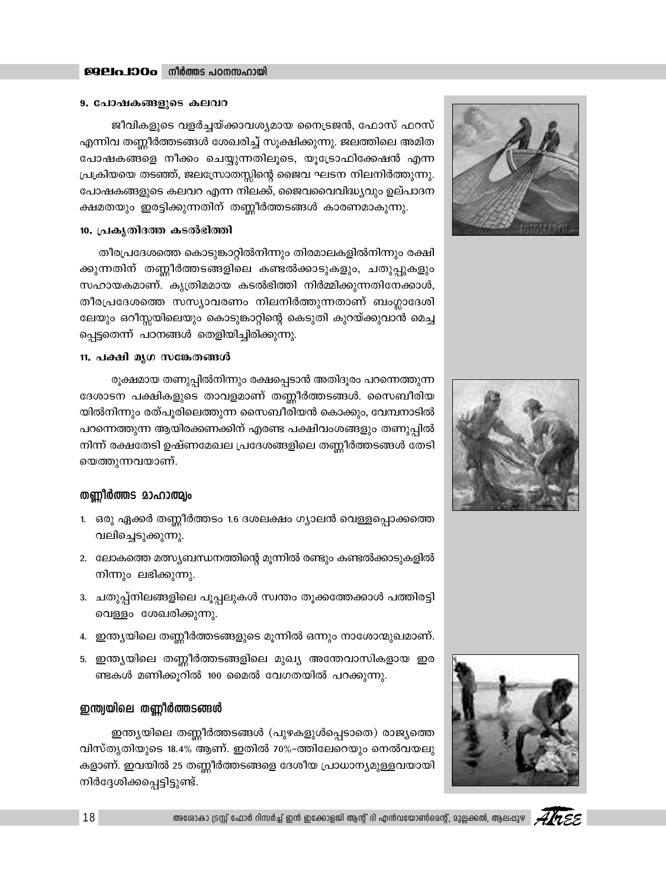### 9. പോഷകങ്ങളുടെ കലവറ

ജീവികളുടെ വളർച്ചയ്ക്കാവശ്യമായ നൈട്രജൻ, ഫോസ് ഫറസ് എന്നിവ തണ്ണീർത്തടങ്ങൾ ശേഖരിച്ച് സൂക്ഷിക്കുന്നു. ജലത്തിലെ അമിത പോഷകങ്ങളെ നീക്കം ചെയ്യുന്നതിലൂടെ, യൂട്രോഫിക്കേഷൻ എന്ന പ്രക്രിയയെ തടഞ്ഞ്, ജലസ്രോതസ്സിന്റെ ജൈവ ഘടന നിലനിർത്തുന്നു. പോഷകങ്ങളുടെ കലവറ എന്ന നിലക്ക്, ജൈവവൈവിദ്ധ്യവും ഉല്പാദന ക്ഷമതയും ഇരട്ടിക്കുന്നതിന് തണ്ണീർത്തടങ്ങൾ കാരണമാകുന്നു.

### 10. പ്രകൃതിദത്ത കടൽഭിത്തി

തീരപ്രദേശത്തെ കൊടുങ്കാറ്റിൽനിന്നും തിരമാലകളിൽനിന്നും രക്ഷിക്കുന്നതിന് തണ്ണീർത്തടങ്ങളിലെ കണ്ടൽക്കാടുകളും, ചതുപ്പുകളും സഹായകമാണ്. കൃത്രിമമായ കടൽഭിത്തി നിർമ്മിക്കുന്നതിനേക്കാൾ, തീരപ്രദേശത്തെ സസ്യാവരണം നിലനിർത്തുന്നതാണ് ബംഗ്ലാദേശിലേയും ഒറീസ്സയിലെയും കൊടുങ്കാറ്റിന്റെ കെടുതി കുറയ്ക്കുവാൻ മെച്ചപ്പെട്ടതെന്ന് പഠനങ്ങൾ തെളിയിച്ചിരിക്കുന്നു.

### 11. പക്ഷി മൃഗ സങ്കേതങ്ങൾ

രൂക്ഷമായ തണുപ്പിൽനിന്നും രക്ഷപ്പെടാൻ അതിദൂരം പറന്നെത്തുന്ന ദേശാടന പക്ഷികളുടെ താവളമാണ് തണ്ണീർത്തടങ്ങൾ. സൈബീരിയയിൽനിന്നും രത്പൂരിലെത്തുന്ന സൈബീരിയൻ കൊക്കും, വേമ്പനാടിൽ പറന്നെത്തുന്ന ആയിരക്കണക്കിന് എരണ്ട പക്ഷിവംശങ്ങളും തണുപ്പിൽ നിന്ന് രക്ഷതേടി ഉഷ്ണമേഖല പ്രദേശങ്ങളിലെ തണ്ണീർത്തടങ്ങൾ തേടിയെത്തുന്നവയാണ്.

## തണ്ണീർത്തട മാഹാത്മ്യം

1. ഒരു ഏക്കർ തണ്ണീർത്തടം 1.6 ദശലക്ഷം ഗ്യാലൻ വെള്ളപ്പൊക്കത്തെ വലിച്ചെടുക്കുന്നു.
2. ലോകത്തെ മത്സ്യബന്ധനത്തിന്റെ മൂന്നിൽ രണ്ടും കണ്ടൽക്കാടുകളിൽ നിന്നും ലഭിക്കുന്നു.
3. ചതുപ്പ്നിലങ്ങളിലെ പൂപ്പലുകൾ സ്വന്തം തൂക്കത്തേക്കാൾ പത്തിരട്ടി വെള്ളം ശേഖരിക്കുന്നു.
4. ഇന്ത്യയിലെ തണ്ണീർത്തടങ്ങളുടെ മൂന്നിൽ ഒന്നും നാശോന്മുഖമാണ്.
5. ഇന്ത്യയിലെ തണ്ണീർത്തടങ്ങളിലെ മുഖ്യ അന്തേവാസികളായ ഇരണ്ടകൾ മണിക്കൂറിൽ 100 മൈൽ വേഗതയിൽ പറക്കുന്നു.

## ഇന്ത്യയിലെ തണ്ണീർത്തടങ്ങൾ

ഇന്ത്യയിലെ തണ്ണീർത്തടങ്ങൾ (പുഴകളുൾപ്പെടാതെ) രാജ്യത്തെ വിസ്തൃതിയുടെ 18.4% ആണ്. ഇതിൽ 70%-ത്തിലേറെയും നെൽവയലുകളാണ്. ഇവയിൽ 25 തണ്ണീർത്തടങ്ങളെ ദേശീയ പ്രാധാന്യമുള്ളവയായി നിർദ്ദേശിക്കപ്പെട്ടിട്ടുണ്ട്.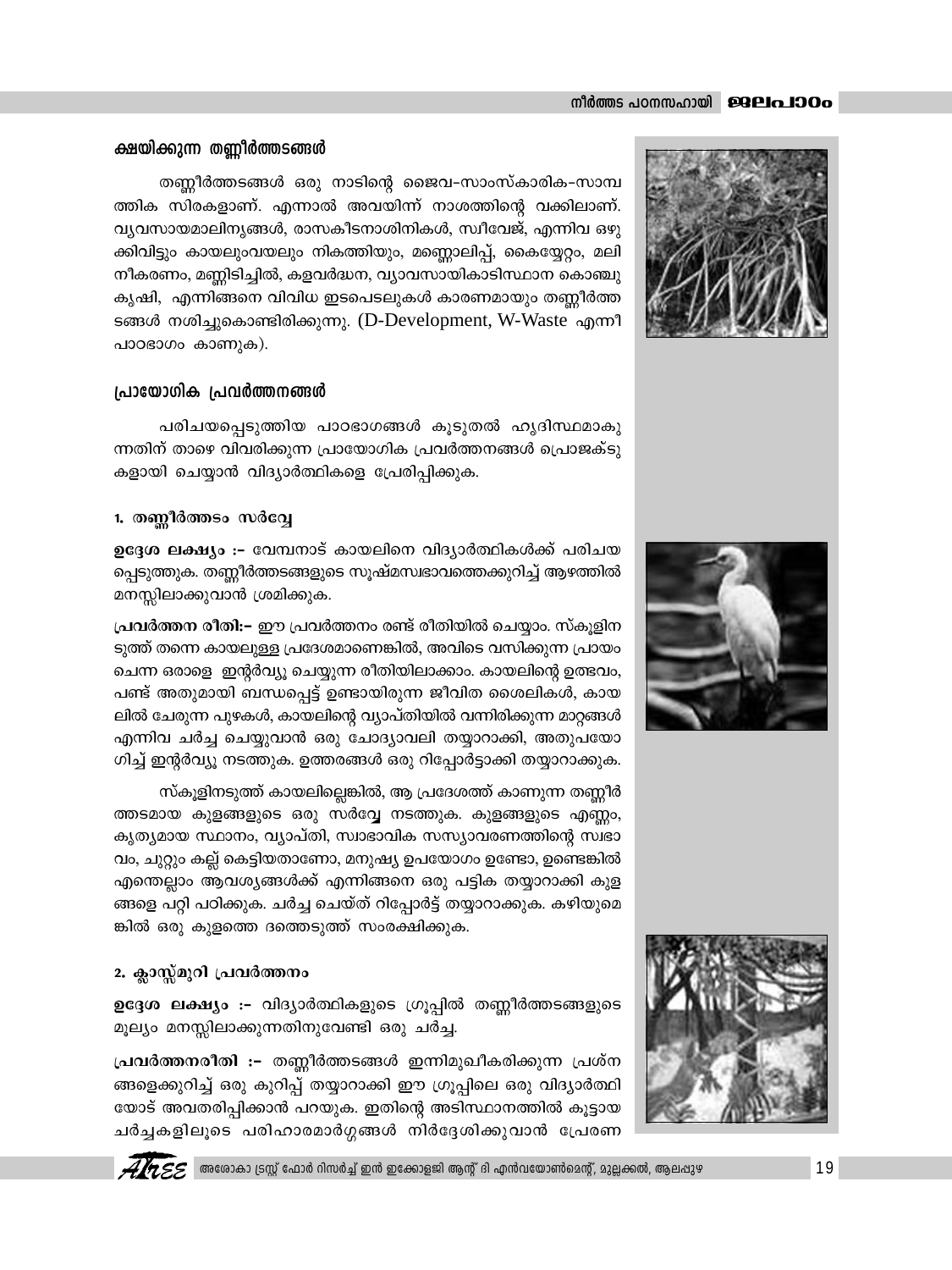## ക്ഷയിക്കുന്ന തണ്ണീർത്തടങ്ങൾ

തണ്ണീർത്തടങ്ങൾ ഒരു നാടിന്റെ ജൈവ-സാംസ്കാരിക-സാമ്പത്തിക സിരകളാണ്. എന്നാൽ അവയിന്ന് നാശത്തിന്റെ വക്കിലാണ്. വ്യവസായമാലിന്യങ്ങൾ, രാസകീടനാശിനികൾ, സ്വീവേജ്, എന്നിവ ഒഴുക്കിവിട്ടും കായലുംവയലും നികത്തിയും, മണ്ണൊലിപ്പ്, കൈയ്യേറ്റം, മലിനീകരണം, മണ്ണിടിച്ചിൽ, കളവർദ്ധന, വ്യാവസായികാടിസ്ഥാന കൊഞ്ചുകൃഷി, എന്നിങ്ങനെ വിവിധ ഇടപെടലുകൾ കാരണമായും തണ്ണീർത്തടങ്ങൾ നശിച്ചുകൊണ്ടിരിക്കുന്നു. (D-Development, W-Waste എന്നീ പാഠഭാഗം കാണുക).

## പ്രായോഗിക പ്രവർത്തനങ്ങൾ

പരിചയപ്പെടുത്തിയ പാഠഭാഗങ്ങൾ കൂടുതൽ ഹൃദിസ്ഥമാകുന്നതിന് താഴെ വിവരിക്കുന്ന പ്രായോഗിക പ്രവർത്തനങ്ങൾ പ്രൊജക്ടുകളായി ചെയ്യാൻ വിദ്യാർത്ഥികളെ പ്രേരിപ്പിക്കുക.

### 1. തണ്ണീർത്തടം സർവ്വേ

**ഉദ്ദേശ ലക്ഷ്യം :-** വേമ്പനാട് കായലിനെ വിദ്യാർത്ഥികൾക്ക് പരിചയപ്പെടുത്തുക. തണ്ണീർത്തടങ്ങളുടെ സൂഷ്മസ്വഭാവത്തെക്കുറിച്ച് ആഴത്തിൽ മനസ്സിലാക്കുവാൻ ശ്രമിക്കുക.

**പ്രവർത്തന രീതി:-** ഈ പ്രവർത്തനം രണ്ട് രീതിയിൽ ചെയ്യാം. സ്കൂളിനടുത്ത് തന്നെ കായലുള്ള പ്രദേശമാണെങ്കിൽ, അവിടെ വസിക്കുന്ന പ്രായം ചെന്ന ഒരാളെ ഇന്റർവ്യൂ ചെയ്യുന്ന രീതിയിലാക്കാം. കായലിന്റെ ഉത്ഭവം, പണ്ട് അതുമായി ബന്ധപ്പെട്ട് ഉണ്ടായിരുന്ന ജീവിത ശൈലികൾ, കായലിൽ ചേരുന്ന പുഴകൾ, കായലിന്റെ വ്യാപ്തിയിൽ വന്നിരിക്കുന്ന മാറ്റങ്ങൾ എന്നിവ ചർച്ച ചെയ്യുവാൻ ഒരു ചോദ്യാവലി തയ്യാറാക്കി, അതുപയോഗിച്ച് ഇന്റർവ്യൂ നടത്തുക. ഉത്തരങ്ങൾ ഒരു റിപ്പോർട്ടാക്കി തയ്യാറാക്കുക.

സ്കൂളിനടുത്ത് കായലില്ലെങ്കിൽ, ആ പ്രദേശത്ത് കാണുന്ന തണ്ണീർത്തടമായ കുളങ്ങളുടെ ഒരു സർവ്വേ നടത്തുക. കുളങ്ങളുടെ എണ്ണം, കൃത്യമായ സ്ഥാനം, വ്യാപ്തി, സ്വാഭാവിക സസ്യാവരണത്തിന്റെ സ്വഭാവം, ചുറ്റും കല്ല് കെട്ടിയതാണോ, മനുഷ്യ ഉപയോഗം ഉണ്ടോ, ഉണ്ടെങ്കിൽ എന്തെല്ലാം ആവശ്യങ്ങൾക്ക് എന്നിങ്ങനെ ഒരു പട്ടിക തയ്യാറാക്കി കുളങ്ങളെ പറ്റി പഠിക്കുക. ചർച്ച ചെയ്ത് റിപ്പോർട്ട് തയ്യാറാക്കുക. കഴിയുമെങ്കിൽ ഒരു കുളത്തെ ദത്തെടുത്ത് സംരക്ഷിക്കുക.

### 2. ക്ലാസ്സ്മുറി പ്രവർത്തനം

**ഉദ്ദേശ ലക്ഷ്യം :-** വിദ്യാർത്ഥികളുടെ ഗ്രൂപ്പിൽ തണ്ണീർത്തടങ്ങളുടെ മൂല്യം മനസ്സിലാക്കുന്നതിനുവേണ്ടി ഒരു ചർച്ച.

**പ്രവർത്തനരീതി :-** തണ്ണീർത്തടങ്ങൾ ഇന്നിമുഖീകരിക്കുന്ന പ്രശ്നങ്ങളെക്കുറിച്ച് ഒരു കുറിപ്പ് തയ്യാറാക്കി ഈ ഗ്രൂപ്പിലെ ഒരു വിദ്യാർത്ഥിയോട് അവതരിപ്പിക്കാൻ പറയുക. ഇതിന്റെ അടിസ്ഥാനത്തിൽ കൂട്ടായ ചർച്ചകളിലൂടെ പരിഹാരമാർഗ്ഗങ്ങൾ നിർദ്ദേശിക്കുവാൻ പ്രേരണ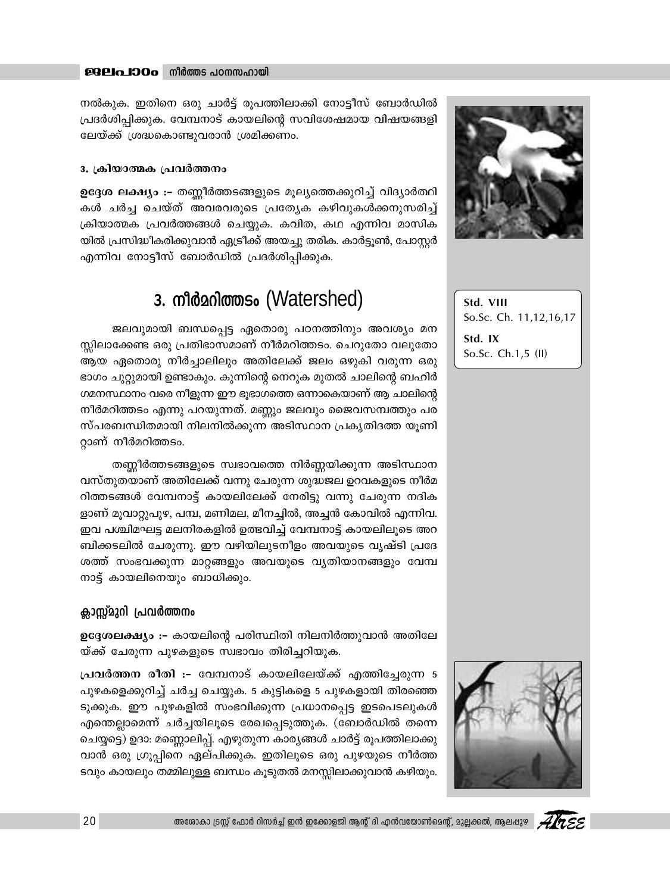നൽകുക. ഇതിനെ ഒരു ചാർട്ട് രൂപത്തിലാക്കി നോട്ടീസ് ബോർഡിൽ പ്രദർശിപ്പിക്കുക. വേമ്പനാട് കായലിന്റെ സവിശേഷമായ വിഷയങ്ങളിലേയ്ക്ക് ശ്രദ്ധകൊണ്ടുവരാൻ ശ്രമിക്കണം.

#### 3. ക്രിയാത്മക പ്രവർത്തനം

**ഉദ്ദേശ ലക്ഷ്യം :–** തണ്ണീർത്തടങ്ങളുടെ മൂല്യത്തെക്കുറിച്ച് വിദ്യാർത്ഥികൾ ചർച്ച ചെയ്ത് അവരവരുടെ പ്രത്യേക കഴിവുകൾക്കനുസരിച്ച് ക്രിയാത്മക പ്രവർത്തങ്ങൾ ചെയ്യുക. കവിത, കഥ എന്നിവ മാസികയിൽ പ്രസിദ്ധീകരിക്കുവാൻ ഏട്രീക്ക് അയച്ചു തരിക. കാർട്ടൂൺ, പോസ്റ്റർ എന്നിവ നോട്ടീസ് ബോർഡിൽ പ്രദർശിപ്പിക്കുക.

## 3. നീർമറിത്തടം (Watershed)

**Std. VIII**
So.Sc. Ch. 11,12,16,17

**Std. IX**
So.Sc. Ch.1,5 (II)

ജലവുമായി ബന്ധപ്പെട്ട ഏതൊരു പഠനത്തിനും അവശ്യം മനസ്സിലാക്കേണ്ട ഒരു പ്രതിഭാസമാണ് നീർമറിത്തടം. ചെറുതോ വലുതോ ആയ ഏതൊരു നീർച്ചാലിലും അതിലേക്ക് ജലം ഒഴുകി വരുന്ന ഒരു ഭാഗം ചുറ്റുമായി ഉണ്ടാകും. കുന്നിന്റെ നെറുക മുതൽ ചാലിന്റെ ബഹിർഗമനസ്ഥാനം വരെ നീളുന്ന ഈ ഭൂഭാഗത്തെ ഒന്നാകെയാണ് ആ ചാലിന്റെ നീർമറിത്തടം എന്നു പറയുന്നത്. മണ്ണും ജലവും ജൈവസമ്പത്തും പരസ്പരബന്ധിതമായി നിലനിൽക്കുന്ന അടിസ്ഥാന പ്രകൃതിദത്ത യൂണിറ്റാണ് നീർമറിത്തടം.

തണ്ണീർത്തടങ്ങളുടെ സ്വഭാവത്തെ നിർണ്ണയിക്കുന്ന അടിസ്ഥാന വസ്തുതയാണ് അതിലേക്ക് വന്നു ചേരുന്ന ശുദ്ധജല ഉറവകളുടെ നീർമറിത്തടങ്ങൾ വേമ്പനാട്ട് കായലിലേക്ക് നേരിട്ടു വന്നു ചേരുന്ന നദികളാണ് മൂവാറ്റുപുഴ, പമ്പ, മണിമല, മീനച്ചിൽ, അച്ചൻ കോവിൽ എന്നിവ. ഇവ പശ്ചിമഘട്ട മലനിരകളിൽ ഉത്ഭവിച്ച് വേമ്പനാട്ട് കായലിലൂടെ അറബിക്കടലിൽ ചേരുന്നു. ഈ വഴിയിലുടനീളം അവയുടെ വൃഷ്ടി പ്രദേശത്ത് സംഭവക്കുന്ന മാറ്റങ്ങളും അവയുടെ വ്യതിയാനങ്ങളും വേമ്പനാട്ട് കായലിനെയും ബാധിക്കും.

### ക്ലാസ്സ്മുറി പ്രവർത്തനം

**ഉദ്ദേശലക്ഷ്യം :–** കായലിന്റെ പരിസ്ഥിതി നിലനിർത്തുവാൻ അതിലേയ്ക്ക് ചേരുന്ന പുഴകളുടെ സ്വഭാവം തിരിച്ചറിയുക.

**പ്രവർത്തന രീതി :–** വേമ്പനാട് കായലിലേയ്ക്ക് എത്തിച്ചേരുന്ന 5 പുഴകളെക്കുറിച്ച് ചർച്ച ചെയ്യുക. 5 കുട്ടികളെ 5 പുഴകളായി തിരഞ്ഞെടുക്കുക. ഈ പുഴകളിൽ സംഭവിക്കുന്ന പ്രധാനപ്പെട്ട ഇടപെടലുകൾ എന്തെല്ലാമെന്ന് ചർച്ചയിലൂടെ രേഖപ്പെടുത്തുക. (ബോർഡിൽ തന്നെ ചെയ്യട്ടെ) ഉദാ: മണ്ണൊലിപ്പ്. എഴുതുന്ന കാര്യങ്ങൾ ചാർട്ട് രൂപത്തിലാക്കുവാൻ ഒരു ഗ്രൂപ്പിനെ ഏല്പിക്കുക. ഇതിലൂടെ ഒരു പുഴയുടെ നീർത്തടവും കായലും തമ്മിലുള്ള ബന്ധം കൂടുതൽ മനസ്സിലാക്കുവാൻ കഴിയും.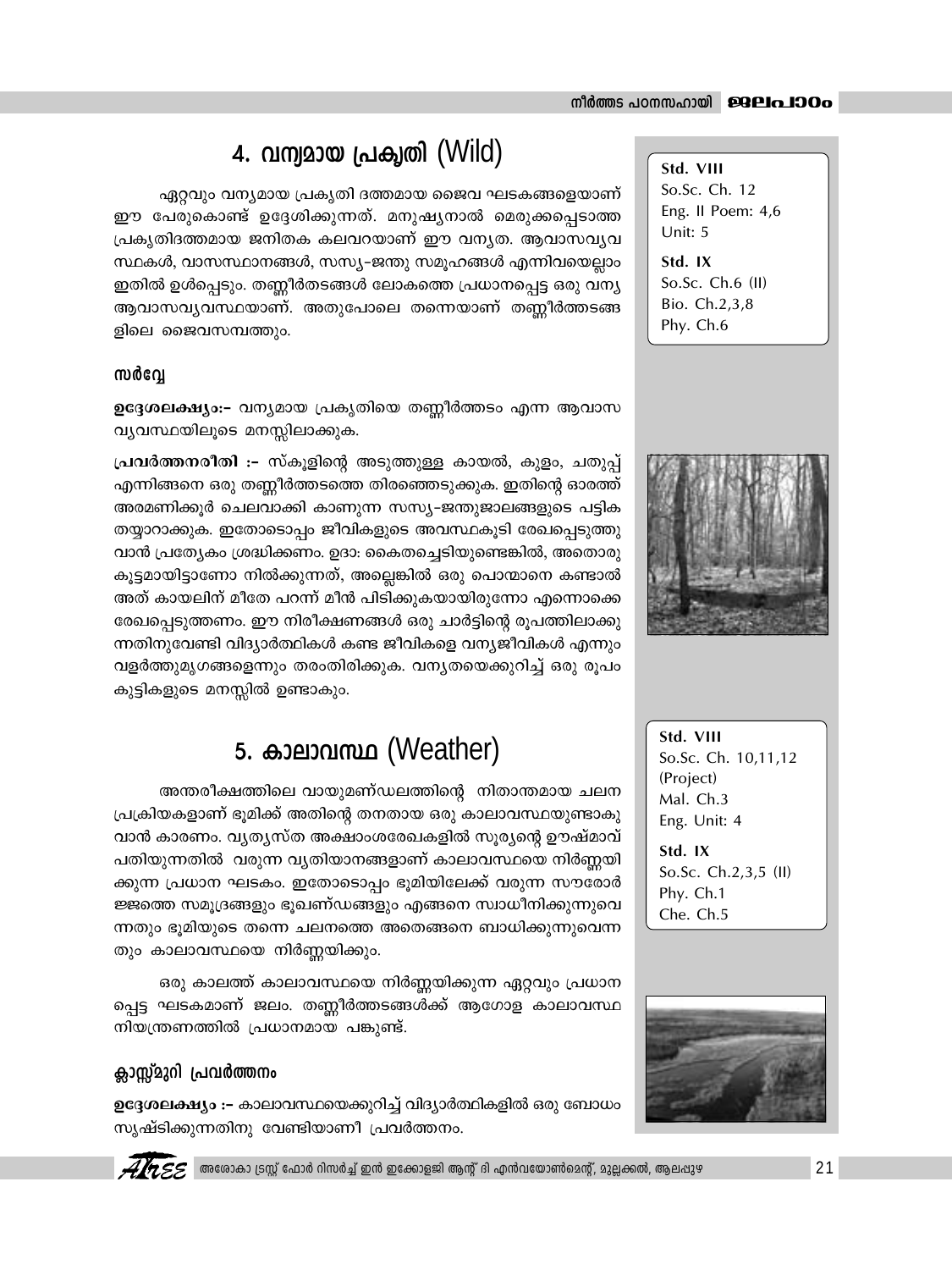# 4. വന്യമായ പ്രകൃതി (Wild)

Std. VIII
So.Sc. Ch. 12
Eng. II Poem: 4,6
Unit: 5

Std. IX
So.Sc. Ch.6 (II)
Bio. Ch.2,3,8
Phy. Ch.6

ഏറ്റവും വന്യമായ പ്രകൃതി ദത്തമായ ജൈവ ഘടകങ്ങളെയാണ് ഈ പേരുകൊണ്ട് ഉദ്ദേശിക്കുന്നത്. മനുഷ്യനാൽ മെരുക്കപ്പെടാത്ത പ്രകൃതിദത്തമായ ജനിതക കലവറയാണ് ഈ വന്യത. ആവാസവ്യവസ്ഥകൾ, വാസസ്ഥാനങ്ങൾ, സസ്യ-ജന്തു സമൂഹങ്ങൾ എന്നിവയെല്ലാം ഇതിൽ ഉൾപ്പെടും. തണ്ണീർതടങ്ങൾ ലോകത്തെ പ്രധാനപ്പെട്ട ഒരു വന്യ ആവാസവ്യവസ്ഥയാണ്. അതുപോലെ തന്നെയാണ് തണ്ണീർത്തടങ്ങളിലെ ജൈവസമ്പത്തും.

### സർവ്വേ

**ഉദ്ദേശലക്ഷ്യം:–** വന്യമായ പ്രകൃതിയെ തണ്ണീർത്തടം എന്ന ആവാസ വ്യവസ്ഥയിലൂടെ മനസ്സിലാക്കുക.

**പ്രവർത്തനരീതി :–** സ്കൂളിന്റെ അടുത്തുള്ള കായൽ, കുളം, ചതുപ്പ് എന്നിങ്ങനെ ഒരു തണ്ണീർത്തടത്തെ തിരഞ്ഞെടുക്കുക. ഇതിന്റെ ഓരത്ത് അരമണിക്കൂർ ചെലവാക്കി കാണുന്ന സസ്യ-ജന്തുജാലങ്ങളുടെ പട്ടിക തയ്യാറാക്കുക. ഇതോടൊപ്പം ജീവികളുടെ അവസ്ഥകൂടി രേഖപ്പെടുത്തുവാൻ പ്രത്യേകം ശ്രദ്ധിക്കണം. ഉദാ: കൈതച്ചെടിയുണ്ടെങ്കിൽ, അതൊരു കൂട്ടമായിട്ടാണോ നിൽക്കുന്നത്, അല്ലെങ്കിൽ ഒരു പൊന്മാനെ കണ്ടാൽ അത് കായലിന് മീതേ പറന്ന് മീൻ പിടിക്കുകയായിരുന്നോ എന്നൊക്കെ രേഖപ്പെടുത്തണം. ഈ നിരീക്ഷണങ്ങൾ ഒരു ചാർട്ടിന്റെ രൂപത്തിലാക്കുന്നതിനുവേണ്ടി വിദ്യാർത്ഥികൾ കണ്ട ജീവികളെ വന്യജീവികൾ എന്നും വളർത്തുമൃഗങ്ങളെന്നും തരംതിരിക്കുക. വന്യതയെക്കുറിച്ച് ഒരു രൂപം കുട്ടികളുടെ മനസ്സിൽ ഉണ്ടാകും.

# 5. കാലാവസ്ഥ (Weather)

Std. VIII
So.Sc. Ch. 10,11,12 (Project)
Mal. Ch.3
Eng. Unit: 4

Std. IX
So.Sc. Ch.2,3,5 (II)
Phy. Ch.1
Che. Ch.5

അന്തരീക്ഷത്തിലെ വായുമണ്ഡലത്തിന്റെ നിതാന്തമായ ചലന പ്രക്രിയകളാണ് ഭൂമിക്ക് അതിന്റെ തനതായ ഒരു കാലാവസ്ഥയുണ്ടാകുവാൻ കാരണം. വ്യത്യസ്ത അക്ഷാംശരേഖകളിൽ സൂര്യന്റെ ഊഷ്മാവ് പതിയുന്നതിൽ വരുന്ന വ്യതിയാനങ്ങളാണ് കാലാവസ്ഥയെ നിർണ്ണയിക്കുന്ന പ്രധാന ഘടകം. ഇതോടൊപ്പം ഭൂമിയിലേക്ക് വരുന്ന സൗരോർജ്ജത്തെ സമുദ്രങ്ങളും ഭൂഖണ്ഡങ്ങളും എങ്ങനെ സ്വാധീനിക്കുന്നുവെന്നതും ഭൂമിയുടെ തന്നെ ചലനത്തെ അതെങ്ങനെ ബാധിക്കുന്നുവെന്നതും കാലാവസ്ഥയെ നിർണ്ണയിക്കും.

ഒരു കാലത്ത് കാലാവസ്ഥയെ നിർണ്ണയിക്കുന്ന ഏറ്റവും പ്രധാനപ്പെട്ട ഘടകമാണ് ജലം. തണ്ണീർത്തടങ്ങൾക്ക് ആഗോള കാലാവസ്ഥ നിയന്ത്രണത്തിൽ പ്രധാനമായ പങ്കുണ്ട്.

### ക്ലാസ്സ്മുറി പ്രവർത്തനം

**ഉദ്ദേശലക്ഷ്യം :–** കാലാവസ്ഥയെക്കുറിച്ച് വിദ്യാർത്ഥികളിൽ ഒരു ബോധം സൃഷ്ടിക്കുന്നതിനു വേണ്ടിയാണീ പ്രവർത്തനം.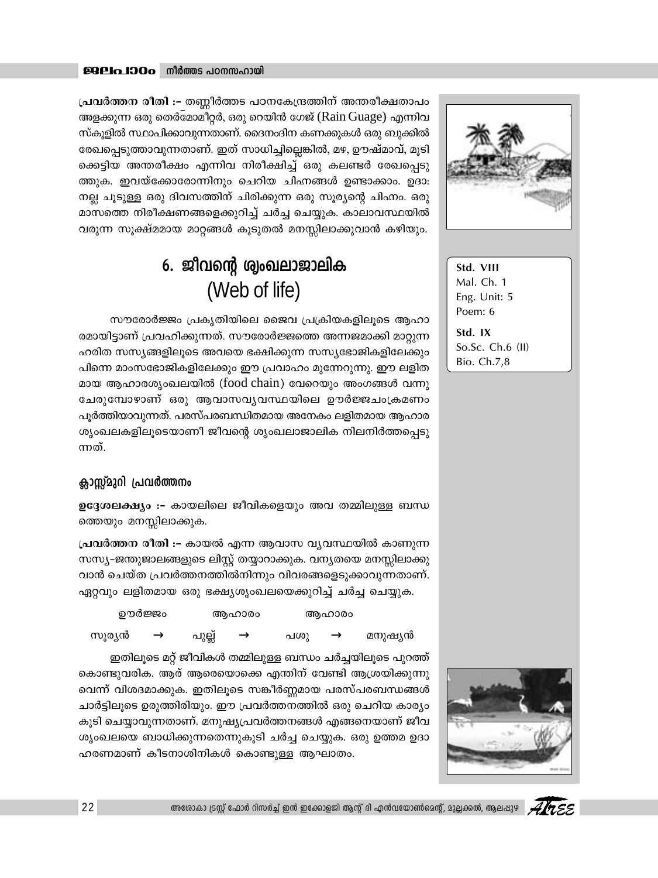**പ്രവർത്തന രീതി :-** തണ്ണീർത്തട പഠനകേന്ദ്രത്തിന് അന്തരീക്ഷതാപം അളക്കുന്ന ഒരു തെർമോമീറ്റർ, ഒരു റെയിൻ ഗേജ് (Rain Guage) എന്നിവ സ്കൂളിൽ സ്ഥാപിക്കാവുന്നതാണ്. ദൈനംദിന കണക്കുകൾ ഒരു ബുക്കിൽ രേഖപ്പെടുത്താവുന്നതാണ്. ഇത് സാധിച്ചില്ലെങ്കിൽ, മഴ, ഊഷ്മാവ്, മൂടിക്കെട്ടിയ അന്തരീക്ഷം എന്നിവ നിരീക്ഷിച്ച് ഒരു കലണ്ടർ രേഖപ്പെടുത്തുക. ഇവയ്ക്കോരോന്നിനും ചെറിയ ചിഹ്നങ്ങൾ ഉണ്ടാക്കാം. ഉദാ: നല്ല ചൂടുള്ള ഒരു ദിവസത്തിന് ചിരിക്കുന്ന ഒരു സൂര്യന്റെ ചിഹ്നം. ഒരു മാസത്തെ നിരീക്ഷണങ്ങളെക്കുറിച്ച് ചർച്ച ചെയ്യുക. കാലാവസ്ഥയിൽ വരുന്ന സൂക്ഷ്മമായ മാറ്റങ്ങൾ കൂടുതൽ മനസ്സിലാക്കുവാൻ കഴിയും.

## 6. ജീവന്റെ ശൃംഖലാജാലിക (Web of life)

Std. VIII
Mal. Ch. 1
Eng. Unit: 5
Poem: 6

Std. IX
So.Sc. Ch.6 (II)
Bio. Ch.7,8

സൗരോർജ്ജം പ്രകൃതിയിലെ ജൈവ പ്രക്രിയകളിലൂടെ ആഹാരമായിട്ടാണ് പ്രവഹിക്കുന്നത്. സൗരോർജ്ജത്തെ അന്നജമാക്കി മാറ്റുന്ന ഹരിത സസ്യങ്ങളിലൂടെ അവയെ ഭക്ഷിക്കുന്ന സസ്യഭോജികളിലേക്കും പിന്നെ മാംസഭോജികളിലേക്കും ഈ പ്രവാഹം മുന്നേറുന്നു. ഈ ലളിതമായ ആഹാരശൃംഖലയിൽ (food chain) വേറെയും അംഗങ്ങൾ വന്നു ചേരുമ്പോഴാണ് ഒരു ആവാസവ്യവസ്ഥയിലെ ഊർജ്ജചംക്രമണം പൂർത്തിയാവുന്നത്. പരസ്പരബന്ധിതമായ അനേകം ലളിതമായ ആഹാര ശൃംഖലകളിലൂടെയാണീ ജീവന്റെ ശൃംഖലാജാലിക നിലനിർത്തപ്പെടുന്നത്.

### ക്ലാസ്സ്മുറി പ്രവർത്തനം

**ഉദ്ദേശലക്ഷ്യം :-** കായലിലെ ജീവികളെയും അവ തമ്മിലുള്ള ബന്ധത്തെയും മനസ്സിലാക്കുക.

**പ്രവർത്തന രീതി :-** കായൽ എന്ന ആവാസ വ്യവസ്ഥയിൽ കാണുന്ന സസ്യ-ജന്തുജാലങ്ങളുടെ ലിസ്റ്റ് തയ്യാറാക്കുക. വന്യതയെ മനസ്സിലാക്കുവാൻ ചെയ്ത പ്രവർത്തനത്തിൽനിന്നും വിവരങ്ങളെടുക്കാവുന്നതാണ്. ഏറ്റവും ലളിതമായ ഒരു ഭക്ഷ്യശൃംഖലയെക്കുറിച്ച് ചർച്ച ചെയ്യുക.

| | ഊർജ്ജം | | ആഹാരം | | ആഹാരം | |
|---|---|---|---|---|---|---|
| സൂര്യൻ | → | പുല്ല് | → | പശു | → | മനുഷ്യൻ |

ഇതിലൂടെ മറ്റ് ജീവികൾ തമ്മിലുള്ള ബന്ധം ചർച്ചയിലൂടെ പുറത്ത് കൊണ്ടുവരിക. ആര് ആരെയൊക്കെ എന്തിന് വേണ്ടി ആശ്രയിക്കുന്നുവെന്ന് വിശദമാക്കുക. ഇതിലൂടെ സങ്കീർണ്ണമായ പരസ്പരബന്ധങ്ങൾ ചാർട്ടിലൂടെ ഉരുത്തിരിയും. ഈ പ്രവർത്തനത്തിൽ ഒരു ചെറിയ കാര്യം കൂടി ചെയ്യാവുന്നതാണ്. മനുഷ്യപ്രവർത്തനങ്ങൾ എങ്ങനെയാണ് ജീവശൃംഖലയെ ബാധിക്കുന്നതെന്നുകൂടി ചർച്ച ചെയ്യുക. ഒരു ഉത്തമ ഉദാഹരണമാണ് കീടനാശിനികൾ കൊണ്ടുള്ള ആഘാതം.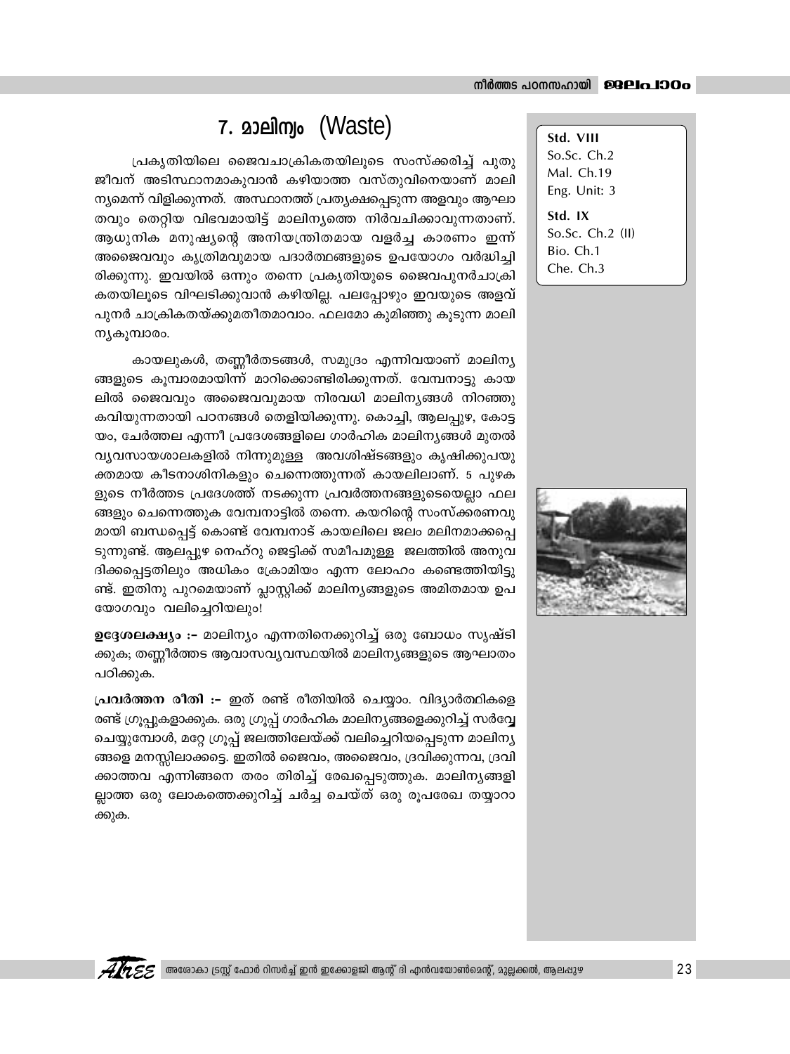# 7. മാലിന്യം (Waste)

Std. VIII
So.Sc. Ch.2
Mal. Ch.19
Eng. Unit: 3

Std. IX
So.Sc. Ch.2 (II)
Bio. Ch.1
Che. Ch.3

പ്രകൃതിയിലെ ജൈവചാക്രികതയിലൂടെ സംസ്ക്കരിച്ച് പുതു ജീവന് അടിസ്ഥാനമാകുവാൻ കഴിയാത്ത വസ്തുവിനെയാണ് മാലിന്യമെന്ന് വിളിക്കുന്നത്. അസ്ഥാനത്ത് പ്രത്യക്ഷപ്പെടുന്ന അളവും ആഘാതവും തെറ്റിയ വിഭവമായിട്ട് മാലിന്യത്തെ നിർവചിക്കാവുന്നതാണ്. ആധുനിക മനുഷ്യന്റെ അനിയന്ത്രിതമായ വളർച്ച കാരണം ഇന്ന് അജൈവവും കൃത്രിമവുമായ പദാർത്ഥങ്ങളുടെ ഉപയോഗം വർദ്ധിച്ചിരിക്കുന്നു. ഇവയിൽ ഒന്നും തന്നെ പ്രകൃതിയുടെ ജൈവപുനർചാക്രികതയിലൂടെ വിഘടിക്കുവാൻ കഴിയില്ല. പലപ്പോഴും ഇവയുടെ അളവ് പുനർ ചാക്രികതയ്ക്കുമതീതമാവാം. ഫലമോ കുമിഞ്ഞു കൂടുന്ന മാലിന്യകൂമ്പാരം.

കായലുകൾ, തണ്ണീർതടങ്ങൾ, സമുദ്രം എന്നിവയാണ് മാലിന്യങ്ങളുടെ കൂമ്പാരമായിന്ന് മാറിക്കൊണ്ടിരിക്കുന്നത്. വേമ്പനാട്ടു കായലിൽ ജൈവവും അജൈവവുമായ നിരവധി മാലിന്യങ്ങൾ നിറഞ്ഞു കവിയുന്നതായി പഠനങ്ങൾ തെളിയിക്കുന്നു. കൊച്ചി, ആലപ്പുഴ, കോട്ടയം, ചേർത്തല എന്നീ പ്രദേശങ്ങളിലെ ഗാർഹിക മാലിന്യങ്ങൾ മുതൽ വ്യവസായശാലകളിൽ നിന്നുമുള്ള അവശിഷ്ടങ്ങളും കൃഷിക്കുപയുക്തമായ കീടനാശിനികളും ചെന്നെത്തുന്നത് കായലിലാണ്. 5 പുഴകളുടെ നീർത്തട പ്രദേശത്ത് നടക്കുന്ന പ്രവർത്തനങ്ങളുടെയെല്ലാ ഫലങ്ങളും ചെന്നെത്തുക വേമ്പനാട്ടിൽ തന്നെ. കയറിന്റെ സംസ്ക്കരണവുമായി ബന്ധപ്പെട്ട് കൊണ്ട് വേമ്പനാട് കായലിലെ ജലം മലിനമാക്കപ്പെടുന്നുണ്ട്. ആലപ്പുഴ നെഹ്റു ജെട്ടിക്ക് സമീപമുള്ള ജലത്തിൽ അനുവദിക്കപ്പെട്ടതിലും അധികം ക്രോമിയം എന്ന ലോഹം കണ്ടെത്തിയിട്ടുണ്ട്. ഇതിനു പുറമെയാണ് പ്ലാസ്റ്റിക്ക് മാലിന്യങ്ങളുടെ അമിതമായ ഉപയോഗവും വലിച്ചെറിയലും!

**ഉദ്ദേശലക്ഷ്യം :-** മാലിന്യം എന്നതിനെക്കുറിച്ച് ഒരു ബോധം സൃഷ്ടിക്കുക; തണ്ണീർത്തട ആവാസവ്യവസ്ഥയിൽ മാലിന്യങ്ങളുടെ ആഘാതം പഠിക്കുക.

**പ്രവർത്തന രീതി :-** ഇത് രണ്ട് രീതിയിൽ ചെയ്യാം. വിദ്യാർത്ഥികളെ രണ്ട് ഗ്രൂപ്പുകളാക്കുക. ഒരു ഗ്രൂപ്പ് ഗാർഹിക മാലിന്യങ്ങളെക്കുറിച്ച് സർവ്വേ ചെയ്യുമ്പോൾ, മറ്റേ ഗ്രൂപ്പ് ജലത്തിലേയ്ക്ക് വലിച്ചെറിയപ്പെടുന്ന മാലിന്യങ്ങളെ മനസ്സിലാക്കട്ടെ. ഇതിൽ ജൈവം, അജൈവം, ദ്രവിക്കുന്നവ, ദ്രവിക്കാത്തവ എന്നിങ്ങനെ തരം തിരിച്ച് രേഖപ്പെടുത്തുക. മാലിന്യങ്ങളില്ലാത്ത ഒരു ലോകത്തെക്കുറിച്ച് ചർച്ച ചെയ്ത് ഒരു രൂപരേഖ തയ്യാറാക്കുക.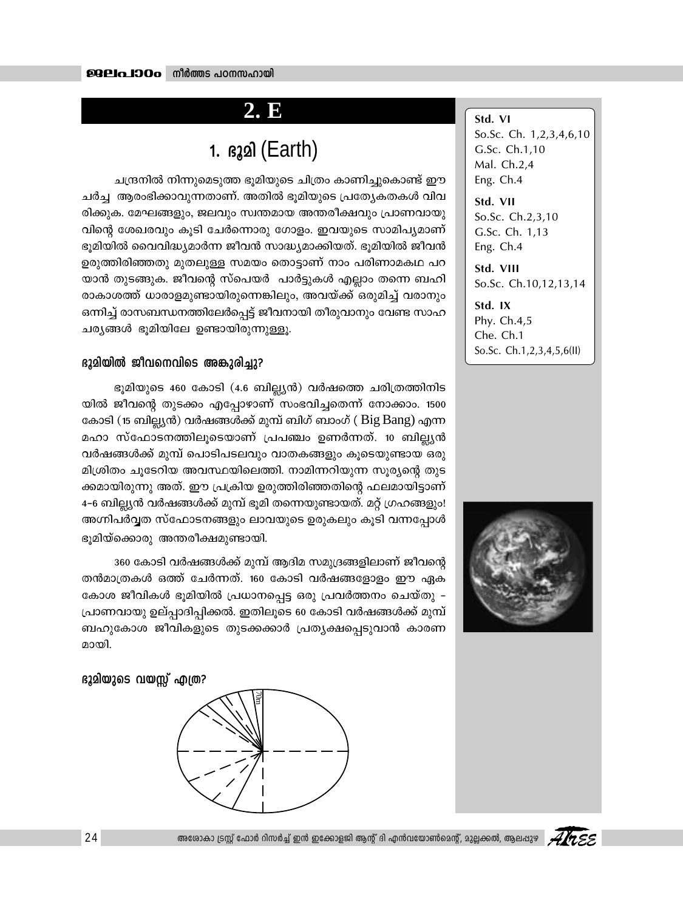# 2. E

## 1. ഭൂമി (Earth)

ചന്ദ്രനിൽ നിന്നുമെടുത്ത ഭൂമിയുടെ ചിത്രം കാണിച്ചുകൊണ്ട് ഈ ചർച്ച ആരംഭിക്കാവുന്നതാണ്. അതിൽ ഭൂമിയുടെ പ്രത്യേകതകൾ വിവരിക്കുക. മേഘങ്ങളും, ജലവും സ്വന്തമായ അന്തരീക്ഷവും പ്രാണവായുവിന്റെ ശേഖരവും കൂടി ചേർന്നൊരു ഗോളം. ഇവയുടെ സാമിപ്യമാണ് ഭൂമിയിൽ വൈവിദ്ധ്യമാർന്ന ജീവൻ സാദ്ധ്യമാക്കിയത്. ഭൂമിയിൽ ജീവൻ ഉരുത്തിരിഞ്ഞതു മുതലുള്ള സമയം തൊട്ടാണ് നാം പരിണാമകഥ പറയാൻ തുടങ്ങുക. ജീവന്റെ സ്പെയർ പാർട്ടുകൾ എല്ലാം തന്നെ ബഹിരാകാശത്ത് ധാരാളമുണ്ടായിരുന്നെങ്കിലും, അവയ്ക്ക് ഒരുമിച്ച് വരാനും ഒന്നിച്ച് രാസബന്ധനത്തിലേർപ്പെട്ട് ജീവനായി തീരുവാനും വേണ്ട സാഹചര്യങ്ങൾ ഭൂമിയിലേ ഉണ്ടായിരുന്നുള്ളൂ.

Std. VI
So.Sc. Ch. 1,2,3,4,6,10
G.Sc. Ch.1,10
Mal. Ch.2,4
Eng. Ch.4

Std. VII
So.Sc. Ch.2,3,10
G.Sc. Ch. 1,13
Eng. Ch.4

Std. VIII
So.Sc. Ch.10,12,13,14

Std. IX
Phy. Ch.4,5
Che. Ch.1
So.Sc. Ch.1,2,3,4,5,6(II)

### ഭൂമിയിൽ ജീവനെവിടെ അങ്കുരിച്ചു?

ഭൂമിയുടെ 460 കോടി (4.6 ബില്ല്യൻ) വർഷത്തെ ചരിത്രത്തിനിടയിൽ ജീവന്റെ തുടക്കം എപ്പോഴാണ് സംഭവിച്ചതെന്ന് നോക്കാം. 1500 കോടി (15 ബില്ല്യൻ) വർഷങ്ങൾക്ക് മുമ്പ് ബിഗ് ബാംഗ് ( Big Bang) എന്ന മഹാ സ്ഫോടനത്തിലൂടെയാണ് പ്രപഞ്ചം ഉണർന്നത്. 10 ബില്ല്യൻ വർഷങ്ങൾക്ക് മുമ്പ് പൊടിപടലവും വാതകങ്ങളും കൂടെയുണ്ടായ ഒരു മിശ്രിതം ചൂടേറിയ അവസ്ഥയിലെത്തി. നാമിന്നറിയുന്ന സൂര്യന്റെ തുടക്കമായിരുന്നു അത്. ഈ പ്രക്രിയ ഉരുത്തിരിഞ്ഞതിന്റെ ഫലമായിട്ടാണ് 4-6 ബില്ല്യൻ വർഷങ്ങൾക്ക് മുമ്പ് ഭൂമി തന്നെയുണ്ടായത്. മറ്റ് ഗ്രഹങ്ങളും! അഗ്നിപർവ്വത സ്ഫോടനങ്ങളും ലാവയുടെ ഉരുകലും കൂടി വന്നപ്പോൾ ഭൂമിയ്ക്കൊരു അന്തരീക്ഷമുണ്ടായി.

360 കോടി വർഷങ്ങൾക്ക് മുമ്പ് ആദിമ സമുദ്രങ്ങളിലാണ് ജീവന്റെ തൻമാത്രകൾ ഒത്ത് ചേർന്നത്. 160 കോടി വർഷങ്ങളോളം ഈ ഏക കോശ ജീവികൾ ഭൂമിയിൽ പ്രധാനപ്പെട്ട ഒരു പ്രവർത്തനം ചെയ്തു - പ്രാണവായു ഉല്പ്പാദിപ്പിക്കൽ. ഇതിലൂടെ 60 കോടി വർഷങ്ങൾക്ക് മുമ്പ് ബഹുകോശ ജീവികളുടെ തുടക്കക്കാർ പ്രത്യക്ഷപ്പെടുവാൻ കാരണമായി.

### ഭൂമിയുടെ വയസ്സ് എത്ര?

70m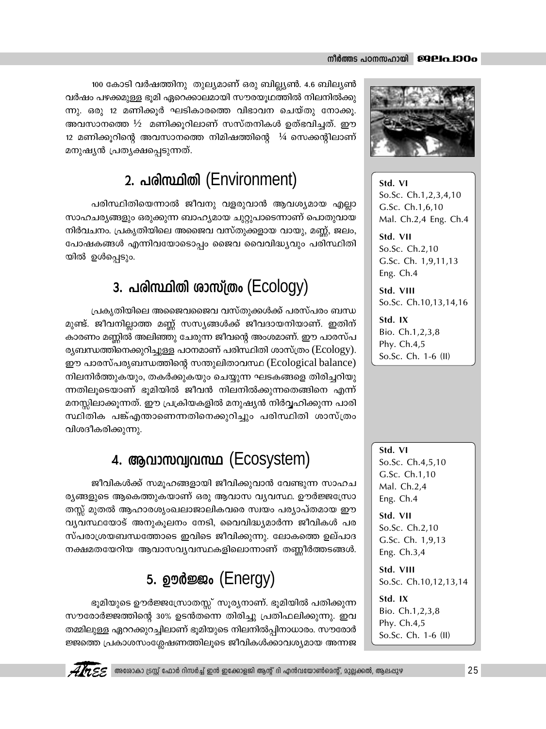100 കോടി വർഷത്തിനു തുല്യമാണ് ഒരു ബില്ല്യൺ. 4.6 ബില്യൺ വർഷം പഴക്കമുള്ള ഭൂമി ഏറെക്കാലമായി സൗരയൂഥത്തിൽ നിലനിൽക്കുന്നു. ഒരു 12 മണിക്കൂർ ഘടികാരത്തെ വിഭാവന ചെയ്തു നോക്കൂ. അവസാനത്തെ ½ മണിക്കൂറിലാണ് സസ്തനികൾ ഉത്ഭവിച്ചത്. ഈ 12 മണിക്കൂറിന്റെ അവസാനത്തെ നിമിഷത്തിന്റെ ¼ സെക്കന്റിലാണ് മനുഷ്യൻ പ്രത്യക്ഷപ്പെടുന്നത്.

## 2. പരിസ്ഥിതി (Environment)

പരിസ്ഥിതിയെന്നാൽ ജീവനു വളരുവാൻ ആവശ്യമായ എല്ലാ സാഹചര്യങ്ങളും ഒരുക്കുന്ന ബാഹ്യമായ ചുറ്റുപാടെന്നാണ് പൊതുവായ നിർവചനം. പ്രകൃതിയിലെ അജൈവ വസ്തുക്കളായ വായു, മണ്ണ്, ജലം, പോഷകങ്ങൾ എന്നിവയോടൊപ്പം ജൈവ വൈവിദ്ധ്യവും പരിസ്ഥിതിയിൽ ഉൾപ്പെടും.

Std. VI
So.Sc. Ch.1,2,3,4,10
G.Sc. Ch.1,6,10
Mal. Ch.2,4 Eng. Ch.4

Std. VII
So.Sc. Ch.2,10
G.Sc. Ch. 1,9,11,13
Eng. Ch.4

Std. VIII
So.Sc. Ch.10,13,14,16

Std. IX
Bio. Ch.1,2,3,8
Phy. Ch.4,5
So.Sc. Ch. 1-6 (II)

## 3. പരിസ്ഥിതി ശാസ്ത്രം (Ecology)

പ്രകൃതിയിലെ അജൈവജൈവ വസ്തുക്കൾക്ക് പരസ്പരം ബന്ധമുണ്ട്. ജീവനില്ലാത്ത മണ്ണ് സസ്യങ്ങൾക്ക് ജീവദായനിയാണ്. ഇതിന് കാരണം മണ്ണിൽ അലിഞ്ഞു ചേരുന്ന ജീവന്റെ അംശമാണ്. ഈ പാരസ്പര്യബന്ധത്തിനെക്കുറിച്ചുള്ള പഠനമാണ് പരിസ്ഥിതി ശാസ്ത്രം (Ecology). ഈ പാരസ്പര്യബന്ധത്തിന്റെ സന്തുലിതാവസ്ഥ (Ecological balance) നിലനിർത്തുകയും, തകർക്കുകയും ചെയ്യുന്ന ഘടകങ്ങളെ തിരിച്ചറിയുന്നതിലൂടെയാണ് ഭൂമിയിൽ ജീവൻ നിലനിൽക്കുന്നതെങ്ങിനെ എന്ന് മനസ്സിലാക്കുന്നത്. ഈ പ്രക്രിയകളിൽ മനുഷ്യൻ നിർവ്വഹിക്കുന്ന പാരിസ്ഥിതിക പങ്ക് എന്താണെന്നതിനെക്കുറിച്ചും പരിസ്ഥിതി ശാസ്ത്രം വിശദീകരിക്കുന്നു.

## 4. ആവാസവ്യവസ്ഥ (Ecosystem)

ജീവികൾക്ക് സമൂഹങ്ങളായി ജീവിക്കുവാൻ വേണ്ടുന്ന സാഹചര്യങ്ങളുടെ ആകെത്തുകയാണ് ഒരു ആവാസ വ്യവസ്ഥ. ഊർജ്ജസ്രോതസ്സ് മുതൽ ആഹാരശൃംഖലാജാലികവരെ സ്വയം പര്യാപ്തമായ ഈ വ്യവസ്ഥയോട് അനുകൂലനം നേടി, വൈവിദ്ധ്യമാർന്ന ജീവികൾ പരസ്പരാശ്രയബന്ധത്തോടെ ഇവിടെ ജീവിക്കുന്നു. ലോകത്തെ ഉല്പാദനക്ഷമതയേറിയ ആവാസവ്യവസ്ഥകളിലൊന്നാണ് തണ്ണീർത്തടങ്ങൾ.

Std. VI
So.Sc. Ch.4,5,10
G.Sc. Ch.1,10
Mal. Ch.2,4
Eng. Ch.4

Std. VII
So.Sc. Ch.2,10
G.Sc. Ch. 1,9,13
Eng. Ch.3,4

Std. VIII
So.Sc. Ch.10,12,13,14

Std. IX
Bio. Ch.1,2,3,8
Phy. Ch.4,5
So.Sc. Ch. 1-6 (II)

## 5. ഊർജ്ജം (Energy)

ഭൂമിയുടെ ഊർജ്ജസ്രോതസ്സ് സൂര്യനാണ്. ഭൂമിയിൽ പതിക്കുന്ന സൗരോർജ്ജത്തിന്റെ 30% ഉടൻതന്നെ തിരിച്ചു പ്രതിഫലിക്കുന്നു. ഇവ തമ്മിലുള്ള ഏററക്കുറച്ചിലാണ് ഭൂമിയുടെ നിലനിൽപ്പിനാധാരം. സൗരോർജ്ജത്തെ പ്രകാശസംശ്ലേഷണത്തിലൂടെ ജീവികൾക്കാവശ്യമായ അന്നജ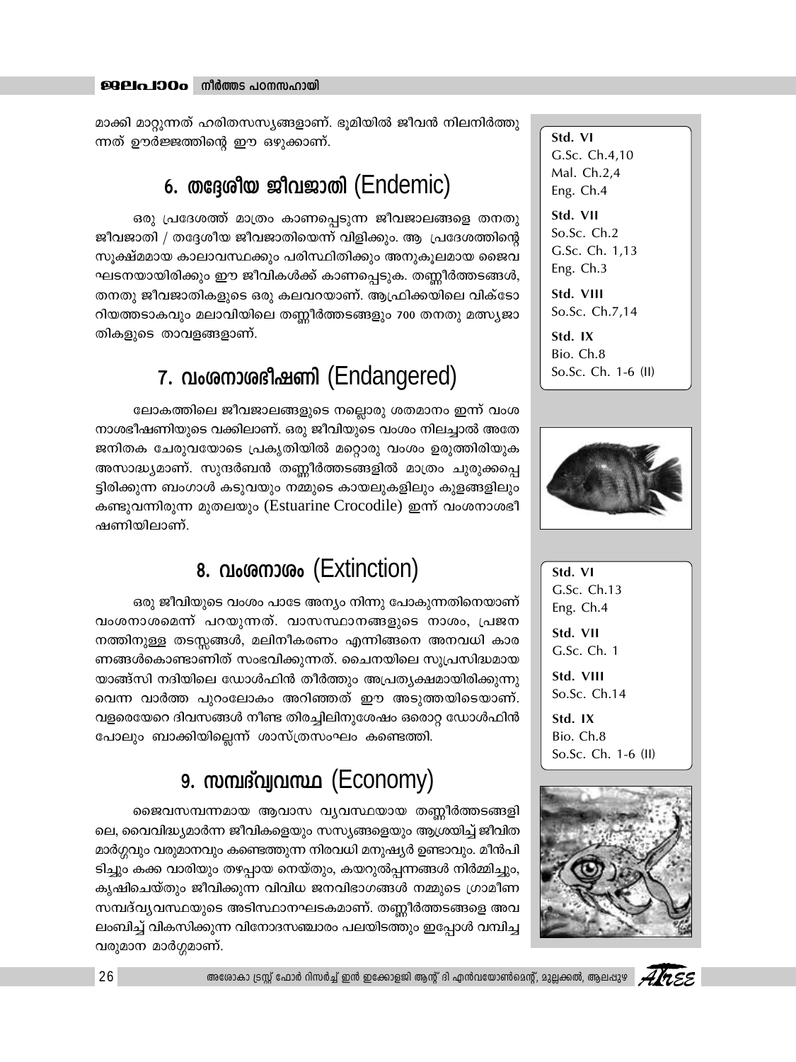മാക്കി മാറ്റുന്നത് ഹരിതസസ്യങ്ങളാണ്. ഭൂമിയിൽ ജീവൻ നിലനിർത്തുന്നത് ഊർജ്ജത്തിന്റെ ഈ ഒഴുക്കാണ്.

## 6. തദ്ദേശീയ ജീവജാതി (Endemic)

ഒരു പ്രദേശത്ത് മാത്രം കാണപ്പെടുന്ന ജീവജാലങ്ങളെ തനതു ജീവജാതി / തദ്ദേശീയ ജീവജാതിയെന്ന് വിളിക്കും. ആ പ്രദേശത്തിന്റെ സൂക്ഷ്മമായ കാലാവസ്ഥക്കും പരിസ്ഥിതിക്കും അനുകൂലമായ ജൈവഘടനയായിരിക്കും ഈ ജീവികൾക്ക് കാണപ്പെടുക. തണ്ണീർത്തടങ്ങൾ, തനതു ജീവജാതികളുടെ ഒരു കലവറയാണ്. ആഫ്രിക്കയിലെ വിക്ടോറിയത്തടാകവും മലാവിയിലെ തണ്ണീർത്തടങ്ങളും 700 തനതു മത്സ്യജാതികളുടെ താവളങ്ങളാണ്.

## 7. വംശനാശഭീഷണി (Endangered)

ലോകത്തിലെ ജീവജാലങ്ങളുടെ നല്ലൊരു ശതമാനം ഇന്ന് വംശനാശഭീഷണിയുടെ വക്കിലാണ്. ഒരു ജീവിയുടെ വംശം നിലച്ചാൽ അതേ ജനിതക ചേരുവയോടെ പ്രകൃതിയിൽ മറ്റൊരു വംശം ഉരുത്തിരിയുക അസാദ്ധ്യമാണ്. സുന്ദർബൻ തണ്ണീർത്തടങ്ങളിൽ മാത്രം ചുരുക്കപ്പെട്ടിരിക്കുന്ന ബംഗാൾ കടുവയും നമ്മുടെ കായലുകളിലും കുളങ്ങളിലും കണ്ടുവന്നിരുന്ന മുതലയും (Estuarine Crocodile) ഇന്ന് വംശനാശഭീഷണിയിലാണ്.

## 8. വംശനാശം (Extinction)

ഒരു ജീവിയുടെ വംശം പാടേ അന്യം നിന്നു പോകുന്നതിനെയാണ് വംശനാശമെന്ന് പറയുന്നത്. വാസസ്ഥാനങ്ങളുടെ നാശം, പ്രജനനത്തിനുള്ള തടസ്സങ്ങൾ, മലിനീകരണം എന്നിങ്ങനെ അനവധി കാരണങ്ങൾകൊണ്ടാണിത് സംഭവിക്കുന്നത്. ചൈനയിലെ സുപ്രസിദ്ധമായ യാങ്ങ്സി നദിയിലെ ഡോൾഫിൻ തീർത്തും അപ്രത്യക്ഷമായിരിക്കുന്നുവെന്ന വാർത്ത പുറംലോകം അറിഞ്ഞത് ഈ അടുത്തയിടെയാണ്. വളരെയേറെ ദിവസങ്ങൾ നീണ്ട തിരച്ചിലിനുശേഷം ഒരൊറ്റ ഡോൾഫിൻ പോലും ബാക്കിയില്ലെന്ന് ശാസ്ത്രസംഘം കണ്ടെത്തി.

## 9. സമ്പദ്‌വ്യവസ്ഥ (Economy)

ജൈവസമ്പന്നമായ ആവാസ വ്യവസ്ഥയായ തണ്ണീർത്തടങ്ങളിലെ, വൈവിദ്ധ്യമാർന്ന ജീവികളെയും സസ്യങ്ങളെയും ആശ്രയിച്ച് ജീവിതമാർഗ്ഗവും വരുമാനവും കണ്ടെത്തുന്ന നിരവധി മനുഷ്യർ ഉണ്ടാവും. മീൻപിടിച്ചും കക്ക വാരിയും തഴപ്പായ നെയ്തും, കയറുൽപ്പന്നങ്ങൾ നിർമ്മിച്ചും, കൃഷിചെയ്തും ജീവിക്കുന്ന വിവിധ ജനവിഭാഗങ്ങൾ നമ്മുടെ ഗ്രാമീണ സമ്പദ്‌വ്യവസ്ഥയുടെ അടിസ്ഥാനഘടകമാണ്. തണ്ണീർത്തടങ്ങളെ അവലംബിച്ച് വികസിക്കുന്ന വിനോദസഞ്ചാരം പലയിടത്തും ഇപ്പോൾ വമ്പിച്ച വരുമാന മാർഗ്ഗമാണ്.

**Std. VI**
G.Sc. Ch.4,10
Mal. Ch.2,4
Eng. Ch.4

**Std. VII**
So.Sc. Ch.2
G.Sc. Ch. 1,13
Eng. Ch.3

**Std. VIII**
So.Sc. Ch.7,14

**Std. IX**
Bio. Ch.8
So.Sc. Ch. 1-6 (II)

**Std. VI**
G.Sc. Ch.13
Eng. Ch.4

**Std. VII**
G.Sc. Ch. 1

**Std. VIII**
So.Sc. Ch.14

**Std. IX**
Bio. Ch.8
So.Sc. Ch. 1-6 (II)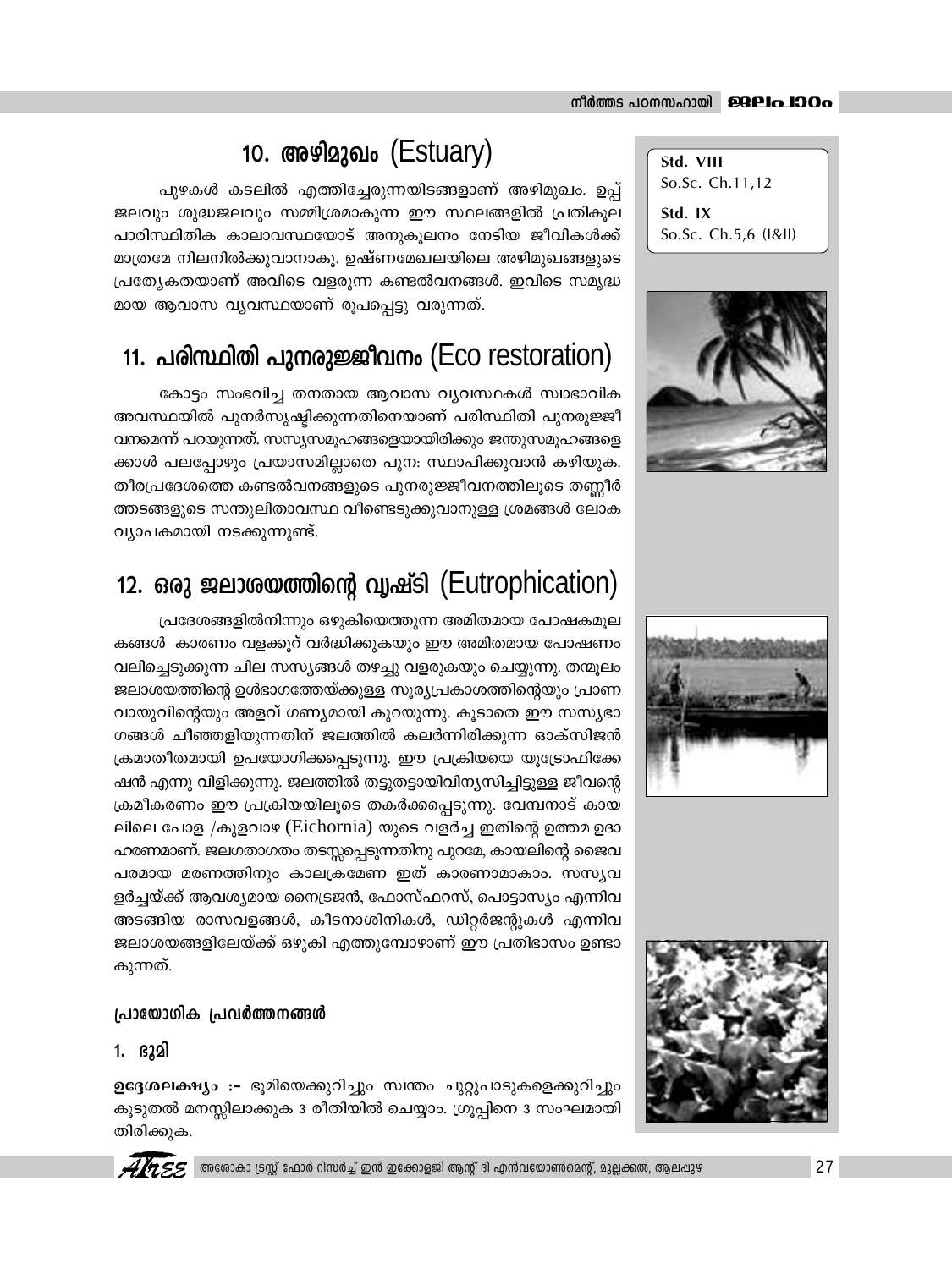## 10. അഴിമുഖം (Estuary)

Std. VIII
So.Sc. Ch.11,12

Std. IX
So.Sc. Ch.5,6 (I&II)

പുഴകൾ കടലിൽ എത്തിച്ചേരുന്നയിടങ്ങളാണ് അഴിമുഖം. ഉപ്പ് ജലവും ശുദ്ധജലവും സമ്മിശ്രമാകുന്ന ഈ സ്ഥലങ്ങളിൽ പ്രതികൂല പാരിസ്ഥിതിക കാലാവസ്ഥയോട് അനുകൂലനം നേടിയ ജീവികൾക്ക് മാത്രമേ നിലനിൽക്കുവാനാകൂ. ഉഷ്ണമേഖലയിലെ അഴിമുഖങ്ങളുടെ പ്രത്യേകതയാണ് അവിടെ വളരുന്ന കണ്ടൽവനങ്ങൾ. ഇവിടെ സമൃദ്ധ മായ ആവാസ വ്യവസ്ഥയാണ് രൂപപ്പെട്ടു വരുന്നത്.

## 11. പരിസ്ഥിതി പുനരുജ്ജീവനം (Eco restoration)

കോട്ടം സംഭവിച്ച തനതായ ആവാസ വ്യവസ്ഥകൾ സ്വാഭാവിക അവസ്ഥയിൽ പുനർസൃഷ്ടിക്കുന്നതിനെയാണ് പരിസ്ഥിതി പുനരുജ്ജീ വനമെന്ന് പറയുന്നത്. സസ്യസമൂഹങ്ങളെയായിരിക്കും ജന്തുസമൂഹങ്ങളെ ക്കാൾ പലപ്പോഴും പ്രയാസമില്ലാതെ പുന: സ്ഥാപിക്കുവാൻ കഴിയുക. തീരപ്രദേശത്തെ കണ്ടൽവനങ്ങളുടെ പുനരുജ്ജീവനത്തിലൂടെ തണ്ണീർ ത്തടങ്ങളുടെ സന്തുലിതാവസ്ഥ വീണ്ടെടുക്കുവാനുള്ള ശ്രമങ്ങൾ ലോക വ്യാപകമായി നടക്കുന്നുണ്ട്.

## 12. ഒരു ജലാശയത്തിന്റെ വൃഷ്ടി (Eutrophication)

പ്രദേശങ്ങളിൽനിന്നും ഒഴുകിയെത്തുന്ന അമിതമായ പോഷകമൂല കങ്ങൾ കാരണം വളക്കൂറ് വർദ്ധിക്കുകയും ഈ അമിതമായ പോഷണം വലിച്ചെടുക്കുന്ന ചില സസ്യങ്ങൾ തഴച്ചു വളരുകയും ചെയ്യുന്നു. തന്മൂലം ജലാശയത്തിന്റെ ഉൾഭാഗത്തേയ്ക്കുള്ള സൂര്യപ്രകാശത്തിന്റെയും പ്രാണ വായുവിന്റെയും അളവ് ഗണ്യമായി കുറയുന്നു. കൂടാതെ ഈ സസ്യഭാ ഗങ്ങൾ ചീഞ്ഞളിയുന്നതിന് ജലത്തിൽ കലർന്നിരിക്കുന്ന ഓക്സിജൻ ക്രമാതീതമായി ഉപയോഗിക്കപ്പെടുന്നു. ഈ പ്രക്രിയയെ യൂട്രോഫിക്കേ ഷൻ എന്നു വിളിക്കുന്നു. ജലത്തിൽ തട്ടുതട്ടായിവിന്യസിച്ചിട്ടുള്ള ജീവന്റെ ക്രമീകരണം ഈ പ്രക്രിയയിലൂടെ തകർക്കപ്പെടുന്നു. വേമ്പനാട് കായ ലിലെ പോള /കുളവാഴ (Eichornia) യുടെ വളർച്ച ഇതിന്റെ ഉത്തമ ഉദാ ഹരണമാണ്. ജലഗതാഗതം തടസ്സപ്പെടുന്നതിനു പുറമേ, കായലിന്റെ ജൈവ പരമായ മരണത്തിനും കാലക്രമേണ ഇത് കാരണമാകാം. സസ്യവ ളർച്ചയ്ക്ക് ആവശ്യമായ നൈട്രജൻ, ഫോസ്ഫറസ്, പൊട്ടാസ്യം എന്നിവ അടങ്ങിയ രാസവളങ്ങൾ, കീടനാശിനികൾ, ഡിറ്റർജന്റുകൾ എന്നിവ ജലാശയങ്ങളിലേയ്ക്ക് ഒഴുകി എത്തുമ്പോഴാണ് ഈ പ്രതിഭാസം ഉണ്ടാ കുന്നത്.

### പ്രായോഗിക പ്രവർത്തനങ്ങൾ

#### 1. ഭൂമി

**ഉദ്ദേശലക്ഷ്യം :-** ഭൂമിയെക്കുറിച്ചും സ്വന്തം ചുറ്റുപാടുകളെക്കുറിച്ചും കൂടുതൽ മനസ്സിലാക്കുക 3 രീതിയിൽ ചെയ്യാം. ഗ്രൂപ്പിനെ 3 സംഘമായി തിരിക്കുക.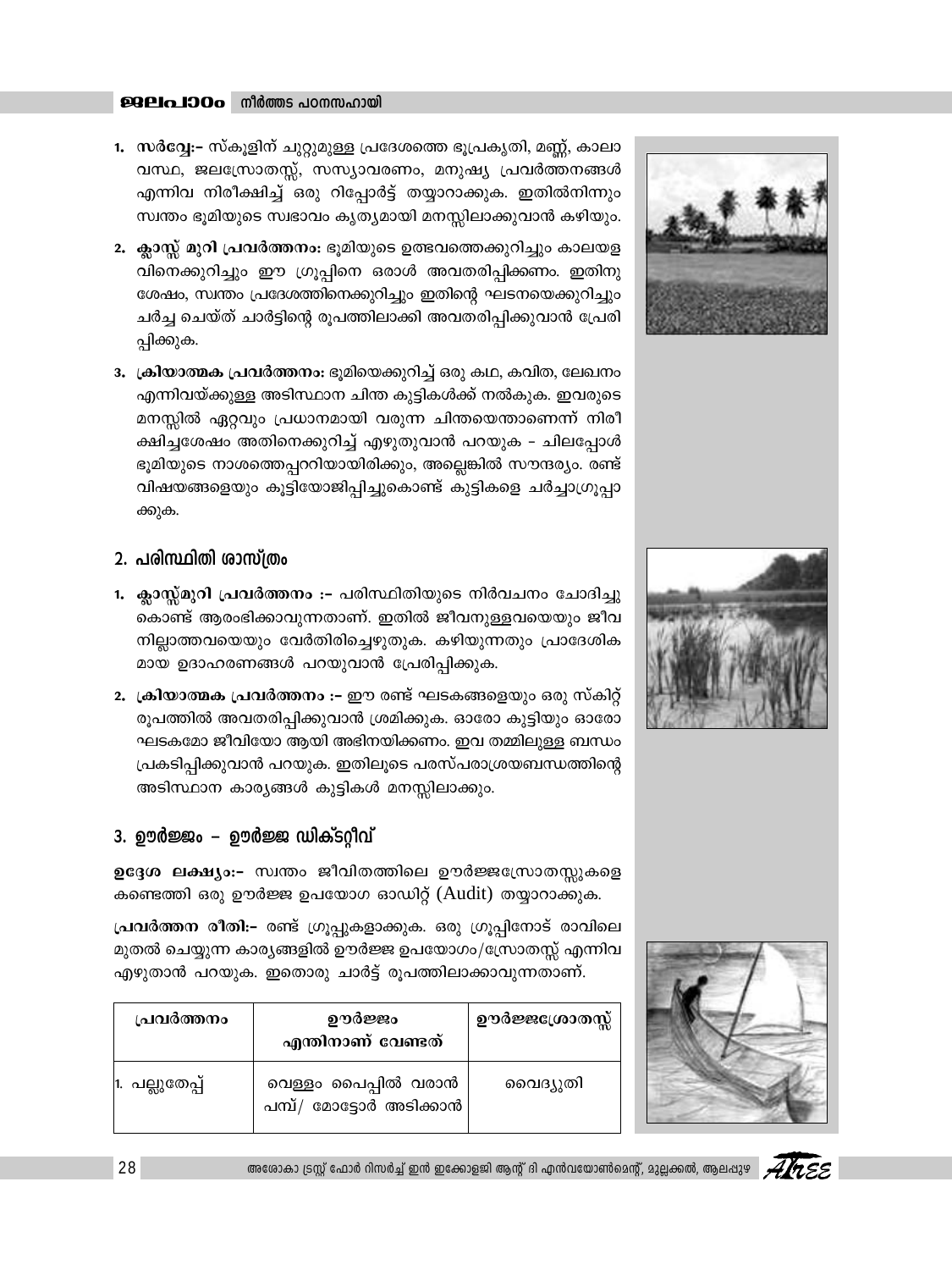1. **സർവ്വേ:-** സ്കൂളിന് ചുറ്റുമുള്ള പ്രദേശത്തെ ഭൂപ്രകൃതി, മണ്ണ്, കാലാവസ്ഥ, ജലസ്രോതസ്സ്, സസ്യാവരണം, മനുഷ്യ പ്രവർത്തനങ്ങൾ എന്നിവ നിരീക്ഷിച്ച് ഒരു റിപ്പോർട്ട് തയ്യാറാക്കുക. ഇതിൽനിന്നും സ്വന്തം ഭൂമിയുടെ സ്വഭാവം കൃത്യമായി മനസ്സിലാക്കുവാൻ കഴിയും.

2. **ക്ലാസ്സ് മുറി പ്രവർത്തനം:** ഭൂമിയുടെ ഉത്ഭവത്തെക്കുറിച്ചും കാലയളവിനെക്കുറിച്ചും ഈ ഗ്രൂപ്പിനെ ഒരാൾ അവതരിപ്പിക്കണം. ഇതിനു ശേഷം, സ്വന്തം പ്രദേശത്തിനെക്കുറിച്ചും ഇതിന്റെ ഘടനയെക്കുറിച്ചും ചർച്ച ചെയ്ത് ചാർട്ടിന്റെ രൂപത്തിലാക്കി അവതരിപ്പിക്കുവാൻ പ്രേരിപ്പിക്കുക.

3. **ക്രിയാത്മക പ്രവർത്തനം:** ഭൂമിയെക്കുറിച്ച് ഒരു കഥ, കവിത, ലേഖനം എന്നിവയ്ക്കുള്ള അടിസ്ഥാന ചിന്ത കുട്ടികൾക്ക് നൽകുക. ഇവരുടെ മനസ്സിൽ ഏറ്റവും പ്രധാനമായി വരുന്ന ചിന്തയെന്താണെന്ന് നിരീക്ഷിച്ചശേഷം അതിനെക്കുറിച്ച് എഴുതുവാൻ പറയുക - ചിലപ്പോൾ ഭൂമിയുടെ നാശത്തെപ്പററിയായിരിക്കും, അല്ലെങ്കിൽ സൗന്ദര്യം. രണ്ട് വിഷയങ്ങളെയും കൂട്ടിയോജിപ്പിച്ചുകൊണ്ട് കുട്ടികളെ ചർച്ചാഗ്രൂപ്പാക്കുക.

## 2. പരിസ്ഥിതി ശാസ്ത്രം

1. **ക്ലാസ്സ്മുറി പ്രവർത്തനം :-** പരിസ്ഥിതിയുടെ നിർവചനം ചോദിച്ചു കൊണ്ട് ആരംഭിക്കാവുന്നതാണ്. ഇതിൽ ജീവനുള്ളവയെയും ജീവനില്ലാത്തവയെയും വേർതിരിച്ചെഴുതുക. കഴിയുന്നതും പ്രാദേശികമായ ഉദാഹരണങ്ങൾ പറയുവാൻ പ്രേരിപ്പിക്കുക.

2. **ക്രിയാത്മക പ്രവർത്തനം :-** ഈ രണ്ട് ഘടകങ്ങളെയും ഒരു സ്കിറ്റ് രൂപത്തിൽ അവതരിപ്പിക്കുവാൻ ശ്രമിക്കുക. ഓരോ കുട്ടിയും ഓരോ ഘടകമോ ജീവിയോ ആയി അഭിനയിക്കണം. ഇവ തമ്മിലുള്ള ബന്ധം പ്രകടിപ്പിക്കുവാൻ പറയുക. ഇതിലൂടെ പരസ്പരാശ്രയബന്ധത്തിന്റെ അടിസ്ഥാന കാര്യങ്ങൾ കുട്ടികൾ മനസ്സിലാക്കും.

## 3. ഊർജ്ജം – ഊർജ്ജ ഡിക്ടറ്റീവ്

**ഉദ്ദേശ ലക്ഷ്യം:-** സ്വന്തം ജീവിതത്തിലെ ഊർജ്ജസ്രോതസ്സുകളെ കണ്ടെത്തി ഒരു ഊർജ്ജ ഉപയോഗ ഓഡിറ്റ് (Audit) തയ്യാറാക്കുക.

**പ്രവർത്തന രീതി:-** രണ്ട് ഗ്രൂപ്പുകളാക്കുക. ഒരു ഗ്രൂപ്പിനോട് രാവിലെ മുതൽ ചെയ്യുന്ന കാര്യങ്ങളിൽ ഊർജ്ജ ഉപയോഗം/സ്രോതസ്സ് എന്നിവ എഴുതാൻ പറയുക. ഇതൊരു ചാർട്ട് രൂപത്തിലാക്കാവുന്നതാണ്.

| പ്രവർത്തനം | ഊർജ്ജം എന്തിനാണ് വേണ്ടത് | ഊർജ്ജശ്രോതസ്സ് |
|---|---|---|
| 1. പല്ലുതേപ്പ് | വെള്ളം പൈപ്പിൽ വരാൻ പമ്പ്/ മോട്ടോർ അടിക്കാൻ | വൈദ്യുതി |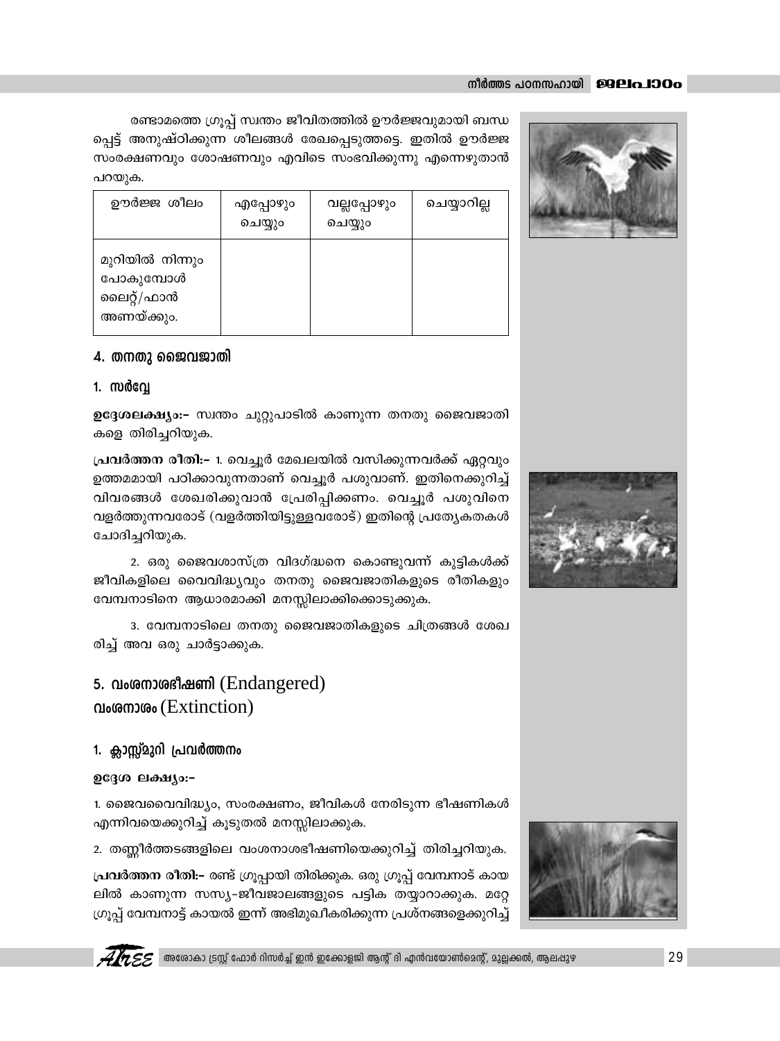രണ്ടാമത്തെ ഗ്രൂപ്പ് സ്വന്തം ജീവിതത്തിൽ ഊർജ്ജവുമായി ബന്ധപ്പെട്ട് അനുഷ്ഠിക്കുന്ന ശീലങ്ങൾ രേഖപ്പെടുത്തട്ടെ. ഇതിൽ ഊർജ്ജ സംരക്ഷണവും ശോഷണവും എവിടെ സംഭവിക്കുന്നു എന്നെഴുതാൻ പറയുക.

| ഊർജ്ജ ശീലം | എപ്പോഴും ചെയ്യും | വല്ലപ്പോഴും ചെയ്യും | ചെയ്യാറില്ല |
|---|---|---|---|
| മുറിയിൽ നിന്നും പോകുമ്പോൾ ലൈറ്റ്/ഫാൻ അണയ്ക്കും. | | | |

## 4. തനതു ജൈവജാതി

### 1. സർവ്വേ

**ഉദ്ദേശലക്ഷ്യം:-** സ്വന്തം ചുറ്റുപാടിൽ കാണുന്ന തനതു ജൈവജാതികളെ തിരിച്ചറിയുക.

**പ്രവർത്തന രീതി:-** 1. വെച്ചൂർ മേഖലയിൽ വസിക്കുന്നവർക്ക് ഏറ്റവും ഉത്തമമായി പഠിക്കാവുന്നതാണ് വെച്ചൂർ പശുവാണ്. ഇതിനെക്കുറിച്ച് വിവരങ്ങൾ ശേഖരിക്കുവാൻ പ്രേരിപ്പിക്കണം. വെച്ചൂർ പശുവിനെ വളർത്തുന്നവരോട് (വളർത്തിയിട്ടുള്ളവരോട്) ഇതിന്റെ പ്രത്യേകതകൾ ചോദിച്ചറിയുക.

2. ഒരു ജൈവശാസ്ത്ര വിദഗ്ദ്ധനെ കൊണ്ടുവന്ന് കുട്ടികൾക്ക് ജീവികളിലെ വൈവിദ്ധ്യവും തനതു ജൈവജാതികളുടെ രീതികളും വേമ്പനാടിനെ ആധാരമാക്കി മനസ്സിലാക്കിക്കൊടുക്കുക.

3. വേമ്പനാടിലെ തനതു ജൈവജാതികളുടെ ചിത്രങ്ങൾ ശേഖരിച്ച് അവ ഒരു ചാർട്ടാക്കുക.

## 5. വംശനാശഭീഷണി (Endangered) വംശനാശം (Extinction)

### 1. ക്ലാസ്സ്മുറി പ്രവർത്തനം

**ഉദ്ദേശ ലക്ഷ്യം:-**

1. ജൈവവൈവിദ്ധ്യം, സംരക്ഷണം, ജീവികൾ നേരിടുന്ന ഭീഷണികൾ എന്നിവയെക്കുറിച്ച് കൂടുതൽ മനസ്സിലാക്കുക.

2. തണ്ണീർത്തടങ്ങളിലെ വംശനാശഭീഷണിയെക്കുറിച്ച് തിരിച്ചറിയുക.

**പ്രവർത്തന രീതി:-** രണ്ട് ഗ്രൂപ്പായി തിരിക്കുക. ഒരു ഗ്രൂപ്പ് വേമ്പനാട് കായലിൽ കാണുന്ന സസ്യ-ജീവജാലങ്ങളുടെ പട്ടിക തയ്യാറാക്കുക. മറ്റേ ഗ്രൂപ്പ് വേമ്പനാട്ട് കായൽ ഇന്ന് അഭിമുഖീകരിക്കുന്ന പ്രശ്നങ്ങളെക്കുറിച്ച്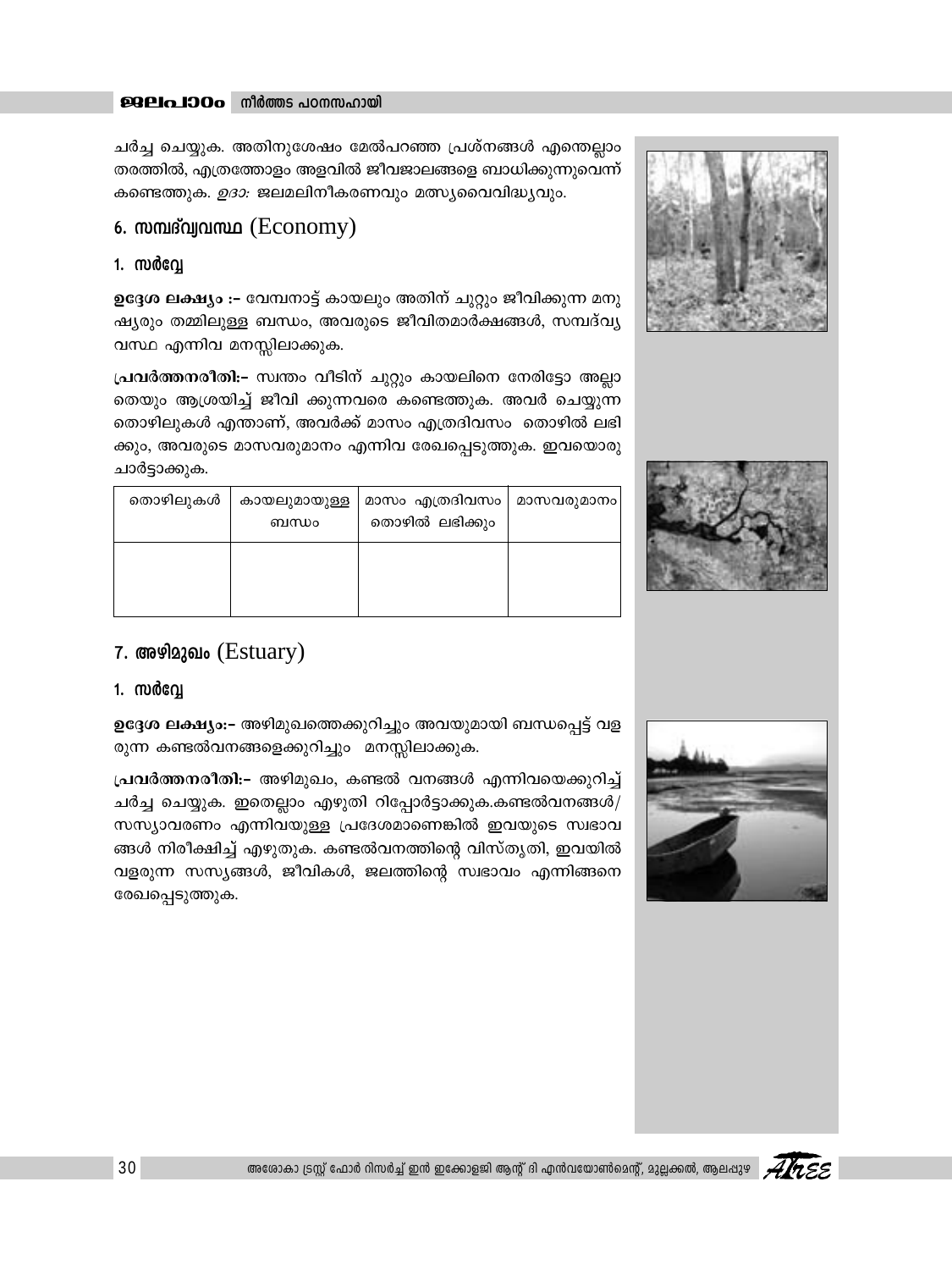ചർച്ച ചെയ്യുക. അതിനുശേഷം മേൽപറഞ്ഞ പ്രശ്നങ്ങൾ എന്തെല്ലാം തരത്തിൽ, എത്രത്തോളം അളവിൽ ജീവജാലങ്ങളെ ബാധിക്കുന്നുവെന്ന് കണ്ടെത്തുക. *ഉദാ:* ജലമലിനീകരണവും മത്സ്യവൈവിദ്ധ്യവും.

## 6. സമ്പദ്‌വ്യവസ്ഥ (Economy)

### 1. സർവ്വേ

**ഉദ്ദേശ ലക്ഷ്യം :-** വേമ്പനാട്ട് കായലും അതിന് ചുറ്റും ജീവിക്കുന്ന മനുഷ്യരും തമ്മിലുള്ള ബന്ധം, അവരുടെ ജീവിതമാർക്ഷങ്ങൾ, സമ്പദ്‌വ്യവസ്ഥ എന്നിവ മനസ്സിലാക്കുക.

**പ്രവർത്തനരീതി:-** സ്വന്തം വീടിന് ചുറ്റും കായലിനെ നേരിട്ടോ അല്ലാതെയും ആശ്രയിച്ച് ജീവി ക്കുന്നവരെ കണ്ടെത്തുക. അവർ ചെയ്യുന്ന തൊഴിലുകൾ എന്താണ്, അവർക്ക് മാസം എത്രദിവസം തൊഴിൽ ലഭിക്കും, അവരുടെ മാസവരുമാനം എന്നിവ രേഖപ്പെടുത്തുക. ഇവയൊരു ചാർട്ടാക്കുക.

| തൊഴിലുകൾ | കായലുമായുള്ള ബന്ധം | മാസം എത്രദിവസം തൊഴിൽ ലഭിക്കും | മാസവരുമാനം |
|---|---|---|---|
| | | | |

## 7. അഴിമുഖം (Estuary)

### 1. സർവ്വേ

**ഉദ്ദേശ ലക്ഷ്യം:-** അഴിമുഖത്തെക്കുറിച്ചും അവയുമായി ബന്ധപ്പെട്ട് വളരുന്ന കണ്ടൽവനങ്ങളെക്കുറിച്ചും മനസ്സിലാക്കുക.

**പ്രവർത്തനരീതി:-** അഴിമുഖം, കണ്ടൽ വനങ്ങൾ എന്നിവയെക്കുറിച്ച് ചർച്ച ചെയ്യുക. ഇതെല്ലാം എഴുതി റിപ്പോർട്ടാക്കുക.കണ്ടൽവനങ്ങൾ/ സസ്യാവരണം എന്നിവയുള്ള പ്രദേശമാണെങ്കിൽ ഇവയുടെ സ്വഭാവങ്ങൾ നിരീക്ഷിച്ച് എഴുതുക. കണ്ടൽവനത്തിന്റെ വിസ്തൃതി, ഇവയിൽ വളരുന്ന സസ്യങ്ങൾ, ജീവികൾ, ജലത്തിന്റെ സ്വഭാവം എന്നിങ്ങനെ രേഖപ്പെടുത്തുക.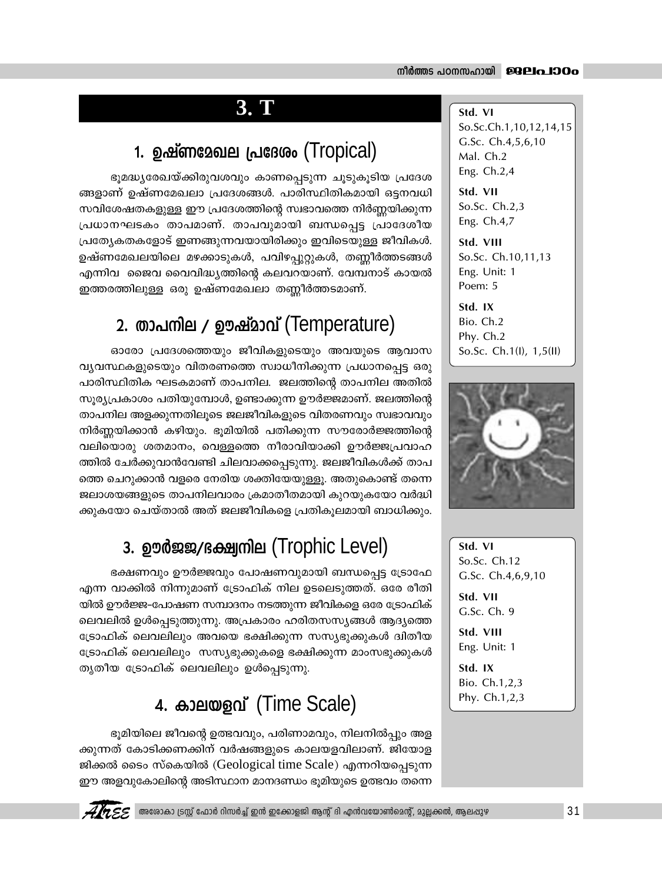# 3. T

## 1. ഉഷ്ണമേഖല പ്രദേശം (Tropical)

ഭൂമദ്ധ്യരേഖയ്ക്കിരുവശവും കാണപ്പെടുന്ന ചൂടുകൂടിയ പ്രദേശങ്ങളാണ് ഉഷ്ണമേഖലാ പ്രദേശങ്ങൾ. പാരിസ്ഥിതികമായി ഒട്ടനവധി സവിശേഷതകളുള്ള ഈ പ്രദേശത്തിന്റെ സ്വഭാവത്തെ നിർണ്ണയിക്കുന്ന പ്രധാനഘടകം താപമാണ്. താപവുമായി ബന്ധപ്പെട്ട പ്രാദേശീയ പ്രത്യേകതകളോട് ഇണങ്ങുന്നവയായിരിക്കും ഇവിടെയുള്ള ജീവികൾ. ഉഷ്ണമേഖലയിലെ മഴക്കാടുകൾ, പവിഴപ്പുറ്റുകൾ, തണ്ണീർത്തടങ്ങൾ എന്നിവ ജൈവ വൈവിദ്ധ്യത്തിന്റെ കലവറയാണ്. വേമ്പനാട് കായൽ ഇത്തരത്തിലുള്ള ഒരു ഉഷ്ണമേഖലാ തണ്ണീർത്തടമാണ്.

> **Std. VI**
> So.Sc.Ch.1,10,12,14,15
> G.Sc. Ch.4,5,6,10
> Mal. Ch.2
> Eng. Ch.2,4
>
> **Std. VII**
> So.Sc. Ch.2,3
> Eng. Ch.4,7
>
> **Std. VIII**
> So.Sc. Ch.10,11,13
> Eng. Unit: 1
> Poem: 5
>
> **Std. IX**
> Bio. Ch.2
> Phy. Ch.2
> So.Sc. Ch.1(I), 1,5(II)

## 2. താപനില / ഊഷ്മാവ് (Temperature)

ഓരോ പ്രദേശത്തെയും ജീവികളുടെയും അവയുടെ ആവാസ വ്യവസ്ഥകളുടെയും വിതരണത്തെ സ്വാധീനിക്കുന്ന പ്രധാനപ്പെട്ട ഒരു പാരിസ്ഥിതിക ഘടകമാണ് താപനില. ജലത്തിന്റെ താപനില അതിൽ സൂര്യപ്രകാശം പതിയുമ്പോൾ, ഉണ്ടാക്കുന്ന ഊർജ്ജമാണ്. ജലത്തിന്റെ താപനില അളക്കുന്നതിലൂടെ ജലജീവികളുടെ വിതരണവും സ്വഭാവവും നിർണ്ണയിക്കാൻ കഴിയും. ഭൂമിയിൽ പതിക്കുന്ന സൗരോർജ്ജത്തിന്റെ വലിയൊരു ശതമാനം, വെള്ളത്തെ നീരാവിയാക്കി ഊർജ്ജപ്രവാഹത്തിൽ ചേർക്കുവാൻവേണ്ടി ചിലവാക്കപ്പെടുന്നു. ജലജീവികൾക്ക് താപത്തെ ചെറുക്കാൻ വളരെ നേരിയ ശക്തിയേയുള്ളു. അതുകൊണ്ട് തന്നെ ജലാശയങ്ങളുടെ താപനിലവാരം ക്രമാതീതമായി കുറയുകയോ വർദ്ധിക്കുകയോ ചെയ്താൽ അത് ജലജീവികളെ പ്രതികൂലമായി ബാധിക്കും.

## 3. ഊർജ്ജ/ഭക്ഷ്യനില (Trophic Level)

ഭക്ഷണവും ഊർജ്ജവും പോഷണവുമായി ബന്ധപ്പെട്ട ട്രോഫേ എന്ന വാക്കിൽ നിന്നുമാണ് ട്രോഫിക് നില ഉടലെടുത്തത്. ഒരേ രീതിയിൽ ഊർജ്ജ-പോഷണ സമ്പാദനം നടത്തുന്ന ജീവികളെ ഒരേ ട്രോഫിക് ലെവലിൽ ഉൾപ്പെടുത്തുന്നു. അപ്രകാരം ഹരിതസസ്യങ്ങൾ ആദ്യത്തെ ട്രോഫിക് ലെവലിലും അവയെ ഭക്ഷിക്കുന്ന സസ്യഭുക്കുകൾ ദ്വിതീയ ട്രോഫിക് ലെവലിലും സസ്യഭുക്കുകളെ ഭക്ഷിക്കുന്ന മാംസഭുക്കുകൾ തൃതീയ ട്രോഫിക് ലെവലിലും ഉൾപ്പെടുന്നു.

> **Std. VI**
> So.Sc. Ch.12
> G.Sc. Ch.4,6,9,10
>
> **Std. VII**
> G.Sc. Ch. 9
>
> **Std. VIII**
> Eng. Unit: 1
>
> **Std. IX**
> Bio. Ch.1,2,3
> Phy. Ch.1,2,3

## 4. കാലയളവ് (Time Scale)

ഭൂമിയിലെ ജീവന്റെ ഉത്ഭവവും, പരിണാമവും, നിലനിൽപ്പും അളക്കുന്നത് കോടിക്കണക്കിന് വർഷങ്ങളുടെ കാലയളവിലാണ്. ജിയോളജിക്കൽ ടൈം സ്കെയിൽ (Geological time Scale) എന്നറിയപ്പെടുന്ന ഈ അളവുകോലിന്റെ അടിസ്ഥാന മാനദണ്ഡം ഭൂമിയുടെ ഉത്ഭവം തന്നെ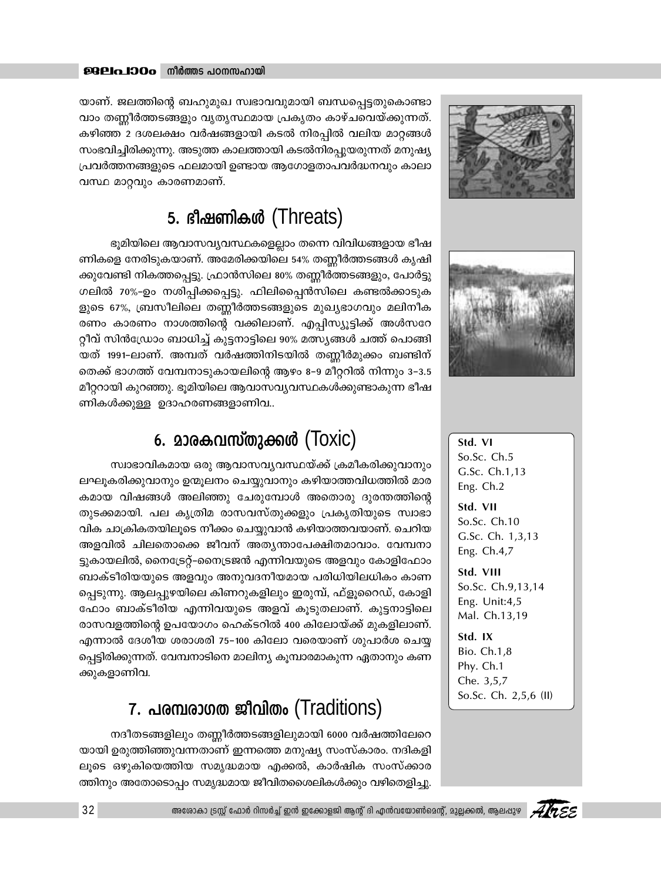യാണ്. ജലത്തിന്റെ ബഹുമുഖ സ്വഭാവവുമായി ബന്ധപ്പെട്ടതുകൊണ്ടാവാം തണ്ണീർത്തടങ്ങളും വ്യത്യസ്ഥമായ പ്രകൃതം കാഴ്ചവെയ്ക്കുന്നത്. കഴിഞ്ഞ 2 ദശലക്ഷം വർഷങ്ങളായി കടൽ നിരപ്പിൽ വലിയ മാറ്റങ്ങൾ സംഭവിച്ചിരിക്കുന്നു. അടുത്ത കാലത്തായി കടൽനിരപ്പുയരുന്നത് മനുഷ്യ പ്രവർത്തനങ്ങളുടെ ഫലമായി ഉണ്ടായ ആഗോളതാപവർദ്ധനവും കാലാവസ്ഥ മാറ്റവും കാരണമാണ്.

## 5. ഭീഷണികൾ (Threats)

ഭൂമിയിലെ ആവാസവ്യവസ്ഥകളെല്ലാം തന്നെ വിവിധങ്ങളായ ഭീഷണികളെ നേരിടുകയാണ്. അമേരിക്കയിലെ 54% തണ്ണീർത്തടങ്ങൾ കൃഷിക്കുവേണ്ടി നികത്തപ്പെട്ടു. ഫ്രാൻസിലെ 80% തണ്ണീർത്തടങ്ങളും, പോർട്ടുഗലിൽ 70%-ഉം നശിപ്പിക്കപ്പെട്ടു. ഫിലിപ്പൈൻസിലെ കണ്ടൽക്കാടുകളുടെ 67%, ബ്രസീലിലെ തണ്ണീർത്തടങ്ങളുടെ മുഖ്യഭാഗവും മലിനീകരണം കാരണം നാശത്തിന്റെ വക്കിലാണ്. എപ്പിസ്യൂട്ടിക്ക് അൾസറേറ്റീവ് സിൻഡ്രോം ബാധിച്ച് കുട്ടനാട്ടിലെ 90% മത്സ്യങ്ങൾ ചത്ത് പൊങ്ങിയത് 1991-ലാണ്. അമ്പത് വർഷത്തിനിടയിൽ തണ്ണീർമുക്കം ബണ്ടിന് തെക്ക് ഭാഗത്ത് വേമ്പനാടുകായലിന്റെ ആഴം 8-9 മീറ്ററിൽ നിന്നും 3-3.5 മീറ്ററായി കുറഞ്ഞു. ഭൂമിയിലെ ആവാസവ്യവസ്ഥകൾക്കുണ്ടാകുന്ന ഭീഷണികൾക്കുള്ള ഉദാഹരണങ്ങളാണിവ..

## 6. മാരകവസ്തുക്കൾ (Toxic)

സ്വാഭാവികമായ ഒരു ആവാസവ്യവസ്ഥയ്ക്ക് ക്രമീകരിക്കുവാനും ലഘൂകരിക്കുവാനും ഉന്മൂലനം ചെയ്യുവാനും കഴിയാത്തവിധത്തിൽ മാരകമായ വിഷങ്ങൾ അലിഞ്ഞു ചേരുമ്പോൾ അതൊരു ദുരന്തത്തിന്റെ തുടക്കമായി. പല കൃത്രിമ രാസവസ്തുക്കളും പ്രകൃതിയുടെ സ്വാഭാവിക ചാക്രികതയിലൂടെ നീക്കം ചെയ്യുവാൻ കഴിയാത്തവയാണ്. ചെറിയ അളവിൽ ചിലതൊക്കെ ജീവന് അത്യന്താപേക്ഷിതമാവാം. വേമ്പനാട്ടുകായലിൽ, നൈട്രേറ്റ്-നൈട്രജൻ എന്നിവയുടെ അളവും കോളിഫോം ബാക്ടീരിയയുടെ അളവും അനുവദനീയമായ പരിധിയിലധികം കാണപ്പെടുന്നു. ആലപ്പുഴയിലെ കിണറുകളിലും ഇരുമ്പ്, ഫ്ളൂറൈഡ്, കോളിഫോം ബാക്ടീരിയ എന്നിവയുടെ അളവ് കൂടുതലാണ്. കുട്ടനാട്ടിലെ രാസവളത്തിന്റെ ഉപയോഗം ഹെക്ടറിൽ 400 കിലോയ്ക്ക് മുകളിലാണ്. എന്നാൽ ദേശീയ ശരാശരി 75-100 കിലോ വരെയാണ് ശുപാർശ ചെയ്യപ്പെട്ടിരിക്കുന്നത്. വേമ്പനാടിനെ മാലിന്യ കൂമ്പാരമാകുന്ന ഏതാനും കണക്കുകളാണിവ.

## 7. പരമ്പരാഗത ജീവിതം (Traditions)

നദീതടങ്ങളിലും തണ്ണീർത്തടങ്ങളിലുമായി 6000 വർഷത്തിലേറെയായി ഉരുത്തിഞ്ഞുവന്നതാണ് ഇന്നത്തെ മനുഷ്യ സംസ്കാരം. നദികളിലൂടെ ഒഴുകിയെത്തിയ സമൃദ്ധമായ എക്കൽ, കാർഷിക സംസ്കാരത്തിനും അതോടൊപ്പം സമൃദ്ധമായ ജീവിതശൈലികൾക്കും വഴിതെളിച്ചു.

**Std. VI**
So.Sc. Ch.5
G.Sc. Ch.1,13
Eng. Ch.2

**Std. VII**
So.Sc. Ch.10
G.Sc. Ch. 1,3,13
Eng. Ch.4,7

**Std. VIII**
So.Sc. Ch.9,13,14
Eng. Unit:4,5
Mal. Ch.13,19

**Std. IX**
Bio. Ch.1,8
Phy. Ch.1
Che. 3,5,7
So.Sc. Ch. 2,5,6 (II)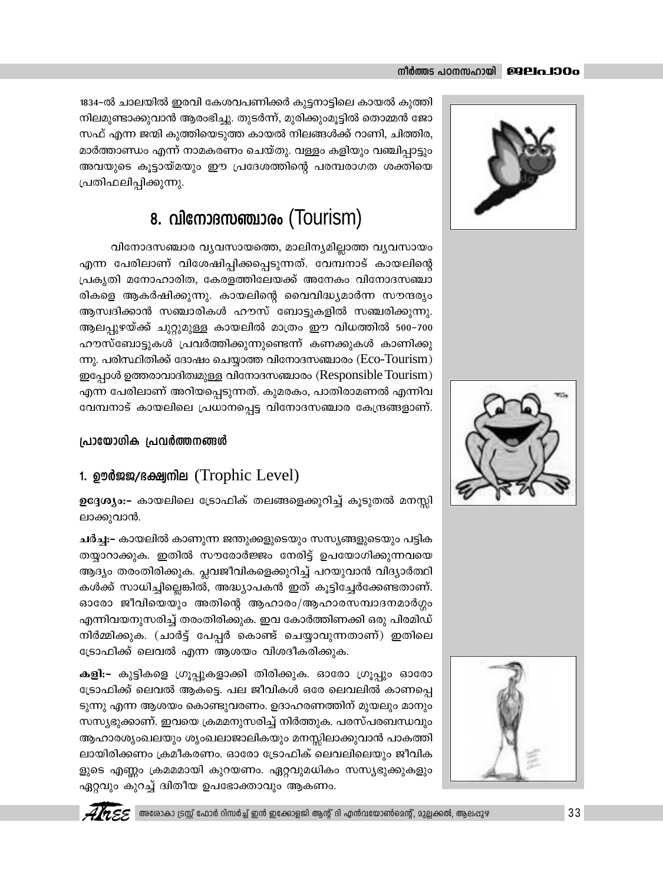1834-ൽ ചാലയിൽ ഇരവി കേശവപണിക്കർ കുട്ടനാട്ടിലെ കായൽ കുത്തി നിലമുണ്ടാക്കുവാൻ ആരംഭിച്ചു. തുടർന്ന്, മുരിക്കുംമൂട്ടിൽ തൊമ്മൻ ജോസഫ് എന്ന ജന്മി കുത്തിയെടുത്ത കായൽ നിലങ്ങൾക്ക് റാണി, ചിത്തിര, മാർത്താണ്ഡം എന്ന് നാമകരണം ചെയ്തു. വള്ളം കളിയും വഞ്ചിപ്പാട്ടും അവയുടെ കൂട്ടായ്മയും ഈ പ്രദേശത്തിന്റെ പരമ്പരാഗത ശക്തിയെ പ്രതിഫലിപ്പിക്കുന്നു.

## 8. വിനോദസഞ്ചാരം (Tourism)

വിനോദസഞ്ചാര വ്യവസായത്തെ, മാലിന്യമില്ലാത്ത വ്യവസായം എന്ന പേരിലാണ് വിശേഷിപ്പിക്കപ്പെടുന്നത്. വേമ്പനാട് കായലിന്റെ പ്രകൃതി മനോഹാരിത, കേരളത്തിലേയക്ക് അനേകം വിനോദസഞ്ചാരികളെ ആകർഷിക്കുന്നു. കായലിന്റെ വൈവിദ്ധ്യമാർന്ന സൗന്ദര്യം ആസ്വദിക്കാൻ സഞ്ചാരികൾ ഹൗസ് ബോട്ടുകളിൽ സഞ്ചരിക്കുന്നു. ആലപ്പുഴയ്ക്ക് ചുറ്റുമുള്ള കായലിൽ മാത്രം ഈ വിധത്തിൽ 500-700 ഹൗസ്ബോട്ടുകൾ പ്രവർത്തിക്കുന്നുണ്ടെന്ന് കണക്കുകൾ കാണിക്കുന്നു. പരിസ്ഥിതിക്ക് ദോഷം ചെയ്യാത്ത വിനോദസഞ്ചാരം (Eco-Tourism) ഇപ്പോൾ ഉത്തരാവാദിത്വമുള്ള വിനോദസഞ്ചാരം (Responsible Tourism) എന്ന പേരിലാണ് അറിയപ്പെടുന്നത്. കുമരകം, പാതിരാമണൽ എന്നിവ വേമ്പനാട് കായലിലെ പ്രധാനപ്പെട്ട വിനോദസഞ്ചാര കേന്ദ്രങ്ങളാണ്.

### പ്രായോഗിക പ്രവർത്തനങ്ങൾ

### 1. ഊർജജ/ഭക്ഷ്യനില (Trophic Level)

**ഉദ്ദേശ്യം:-** കായലിലെ ട്രോഫിക് തലങ്ങളെക്കുറിച്ച് കൂടുതൽ മനസ്സിലാക്കുവാൻ.

**ചർച്ച:-** കായലിൽ കാണുന്ന ജന്തുക്കളുടെയും സസ്യങ്ങളുടെയും പട്ടിക തയ്യാറാക്കുക. ഇതിൽ സൗരോർജ്ജം നേരിട്ട് ഉപയോഗിക്കുന്നവയെ ആദ്യം തരംതിരിക്കുക. പ്ലവജീവികളെക്കുറിച്ച് പറയുവാൻ വിദ്യാർത്ഥികൾക്ക് സാധിച്ചില്ലെങ്കിൽ, അദ്ധ്യാപകൻ ഇത് കൂട്ടിച്ചേർക്കേണ്ടതാണ്. ഓരോ ജീവിയെയും അതിന്റെ ആഹാരം/ആഹാരസമ്പാദനമാർഗ്ഗം എന്നിവയനുസരിച്ച് തരംതിരിക്കുക. ഇവ കോർത്തിണക്കി ഒരു പിരമിഡ് നിർമ്മിക്കുക. (ചാർട്ട് പേപ്പർ കൊണ്ട് ചെയ്യാവുന്നതാണ്) ഇതിലെ ട്രോഫിക്ക് ലെവൽ എന്ന ആശയം വിശദീകരിക്കുക.

**കളി:-** കുട്ടികളെ ഗ്രൂപ്പുകളാക്കി തിരിക്കുക. ഓരോ ഗ്രൂപ്പും ഓരോ ട്രോഫിക്ക് ലെവൽ ആകട്ടെ. പല ജീവികൾ ഒരേ ലെവലിൽ കാണപ്പെടുന്നു എന്ന ആശയം കൊണ്ടുവരണം. ഉദാഹരണത്തിന് മുയലും മാനും സസ്യഭുക്കാണ്. ഇവയെ ക്രമമനുസരിച്ച് നിർത്തുക. പരസ്പരബന്ധവും ആഹാരശൃംഖലയും ശൃംഖലാജാലികയും മനസ്സിലാക്കുവാൻ പാകത്തിലായിരിക്കണം ക്രമീകരണം. ഓരോ ട്രോഫിക് ലെവലിലെയും ജീവികളുടെ എണ്ണം ക്രമമമായി കുറയണം. ഏറ്റവുമധികം സസ്യഭുക്കുകളും ഏറ്റവും കുറച്ച് ദ്വിതീയ ഉപഭോക്താവും ആകണം.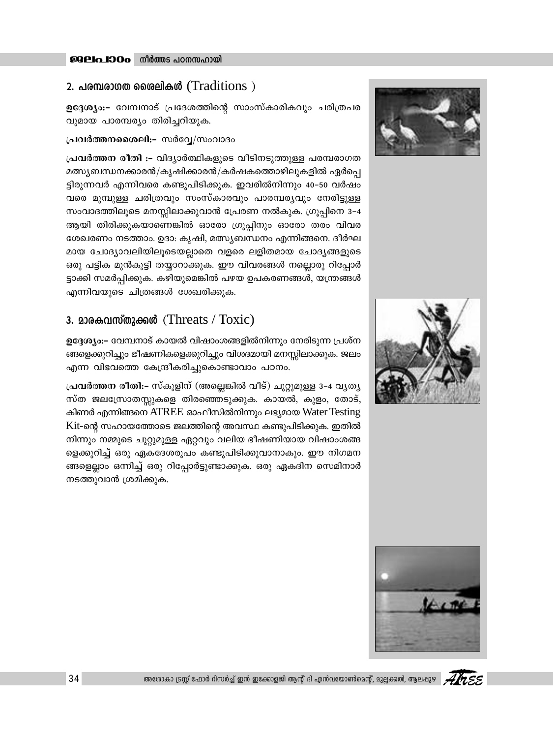## 2. പരമ്പരാഗത ശൈലികൾ (Traditions )

**ഉദ്ദേശ്യം:-** വേമ്പനാട് പ്രദേശത്തിന്റെ സാംസ്കാരികവും ചരിത്രപരവുമായ പാരമ്പര്യം തിരിച്ചറിയുക.

**പ്രവർത്തനശൈലി:-** സർവ്വേ/സംവാദം

**പ്രവർത്തന രീതി :-** വിദ്യാർത്ഥികളുടെ വീടിനടുത്തുള്ള പരമ്പരാഗത മത്സ്യബന്ധനക്കാരൻ/കൃഷിക്കാരൻ/കർഷകത്തൊഴിലുകളിൽ ഏർപ്പെട്ടിരുന്നവർ എന്നിവരെ കണ്ടുപിടിക്കുക. ഇവരിൽനിന്നും 40-50 വർഷം വരെ മുമ്പുള്ള ചരിത്രവും സംസ്കാരവും പാരമ്പര്യവും നേരിട്ടുള്ള സംവാദത്തിലൂടെ മനസ്സിലാക്കുവാൻ പ്രേരണ നൽകുക. ഗ്രൂപ്പിനെ 3-4 ആയി തിരിക്കുകയാണെങ്കിൽ ഓരോ ഗ്രൂപ്പിനും ഓരോ തരം വിവര ശേഖരണം നടത്താം. ഉദാ: കൃഷി, മത്സ്യബന്ധനം എന്നിങ്ങനെ. ദീർഘമായ ചോദ്യാവലിയിലൂടെയല്ലാതെ വളരെ ലളിതമായ ചോദ്യങ്ങളുടെ ഒരു പട്ടിക മുൻകൂട്ടി തയ്യാറാക്കുക. ഈ വിവരങ്ങൾ നല്ലൊരു റിപ്പോർട്ടാക്കി സമർപ്പിക്കുക. കഴിയുമെങ്കിൽ പഴയ ഉപകരണങ്ങൾ, യന്ത്രങ്ങൾ എന്നിവയുടെ ചിത്രങ്ങൾ ശേഖരിക്കുക.

## 3. മാരകവസ്തുക്കൾ (Threats / Toxic)

**ഉദ്ദേശ്യം:-** വേമ്പനാട് കായൽ വിഷാംശങ്ങളിൽനിന്നും നേരിടുന്ന പ്രശ്നങ്ങളെക്കുറിച്ചും ഭീഷണികളെക്കുറിച്ചും വിശദമായി മനസ്സിലാക്കുക. ജലം എന്ന വിഭവത്തെ കേന്ദ്രീകരിച്ചുകൊണ്ടാവാം പഠനം.

**പ്രവർത്തന രീതി:-** സ്കൂളിന് (അല്ലെങ്കിൽ വീട്) ചുറ്റുമുള്ള 3-4 വ്യത്യസ്ത ജലസ്രോതസ്സുകളെ തിരഞ്ഞെടുക്കുക. കായൽ, കുളം, തോട്, കിണർ എന്നിങ്ങനെ ATREE ഓഫീസിൽനിന്നും ലഭ്യമായ Water Testing Kit-ന്റെ സഹായത്തോടെ ജലത്തിന്റെ അവസ്ഥ കണ്ടുപിടിക്കുക. ഇതിൽ നിന്നും നമ്മുടെ ചുറ്റുമുള്ള ഏറ്റവും വലിയ ഭീഷണിയായ വിഷാംശങ്ങളെക്കുറിച്ച് ഒരു ഏകദേശരൂപം കണ്ടുപിടിക്കുവാനാകും. ഈ നിഗമനങ്ങളെല്ലാം ഒന്നിച്ച് ഒരു റിപ്പോർട്ടുണ്ടാക്കുക. ഒരു ഏകദിന സെമിനാർ നടത്തുവാൻ ശ്രമിക്കുക.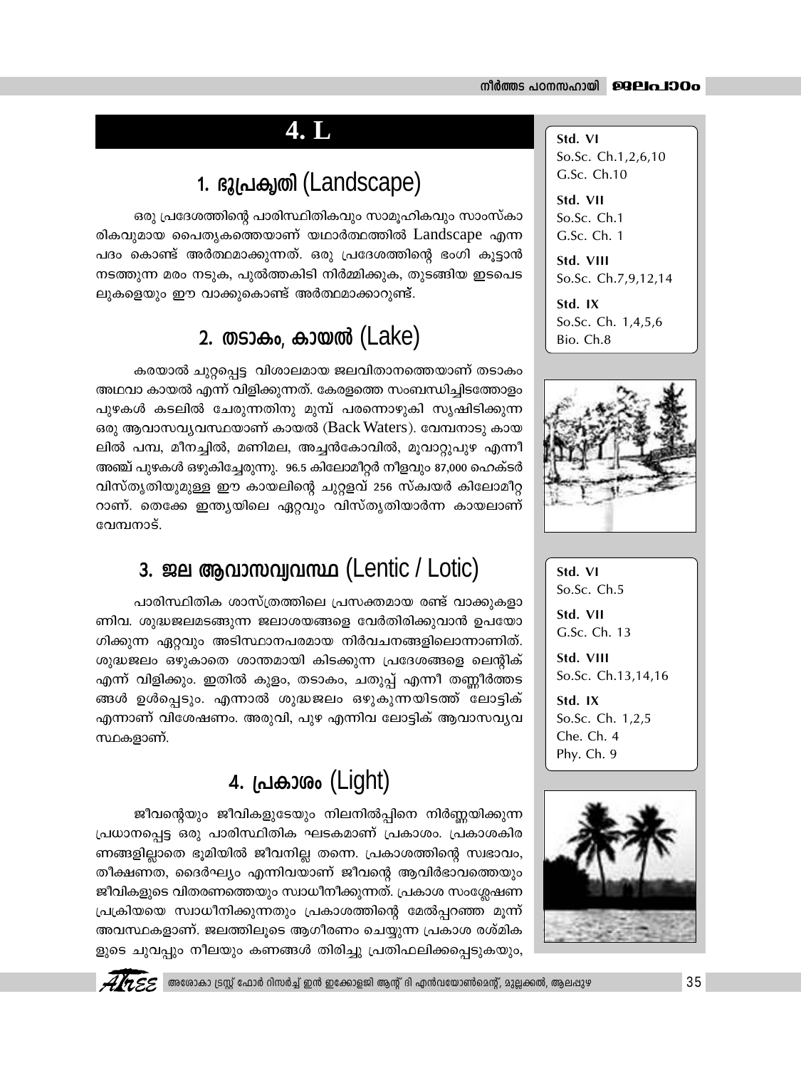# 4. L

## 1. ഭൂപ്രകൃതി (Landscape)

ഒരു പ്രദേശത്തിന്റെ പാരിസ്ഥിതികവും സാമൂഹികവും സാംസ്കാരികവുമായ പൈതൃകത്തെയാണ് യഥാർത്ഥത്തിൽ Landscape എന്ന പദം കൊണ്ട് അർത്ഥമാക്കുന്നത്. ഒരു പ്രദേശത്തിന്റെ ഭംഗി കൂട്ടാൻ നടത്തുന്ന മരം നടുക, പുൽത്തകിടി നിർമ്മിക്കുക, തുടങ്ങിയ ഇടപെടലുകളെയും ഈ വാക്കുകൊണ്ട് അർത്ഥമാക്കാറുണ്ട്.

## 2. തടാകം, കായൽ (Lake)

കരയാൽ ചുറ്റപ്പെട്ട വിശാലമായ ജലവിതാനത്തെയാണ് തടാകം അഥവാ കായൽ എന്ന് വിളിക്കുന്നത്. കേരളത്തെ സംബന്ധിച്ചിടത്തോളം പുഴകൾ കടലിൽ ചേരുന്നതിനു മുമ്പ് പരന്നൊഴുകി സൃഷ്ടിക്കുന്ന ഒരു ആവാസവ്യവസ്ഥയാണ് കായൽ (Back Waters). വേമ്പനാടു കായലിൽ പമ്പ, മീനച്ചിൽ, മണിമല, അച്ചൻകോവിൽ, മൂവാറ്റുപുഴ എന്നീ അഞ്ച് പുഴകൾ ഒഴുകിച്ചേരുന്നു. 96.5 കിലോമീറ്റർ നീളവും 87,000 ഹെക്ടർ വിസ്തൃതിയുമുള്ള ഈ കായലിന്റെ ചുറ്റളവ് 256 സ്ക്വയർ കിലോമീറ്ററാണ്. തെക്കേ ഇന്ത്യയിലെ ഏറ്റവും വിസ്തൃതിയാർന്ന കായലാണ് വേമ്പനാട്.

**Std. VI**
So.Sc. Ch.1,2,6,10
G.Sc. Ch.10

**Std. VII**
So.Sc. Ch.1
G.Sc. Ch. 1

**Std. VIII**
So.Sc. Ch.7,9,12,14

**Std. IX**
So.Sc. Ch. 1,4,5,6
Bio. Ch.8

## 3. ജല ആവാസവ്യവസ്ഥ (Lentic / Lotic)

പാരിസ്ഥിതിക ശാസ്ത്രത്തിലെ പ്രസക്തമായ രണ്ട് വാക്കുകളാണിവ. ശുദ്ധജലമടങ്ങുന്ന ജലാശയങ്ങളെ വേർതിരിക്കുവാൻ ഉപയോഗിക്കുന്ന ഏറ്റവും അടിസ്ഥാനപരമായ നിർവചനങ്ങളിലൊന്നാണിത്. ശുദ്ധജലം ഒഴുകാതെ ശാന്തമായി കിടക്കുന്ന പ്രദേശങ്ങളെ ലെന്റിക് എന്ന് വിളിക്കും. ഇതിൽ കുളം, തടാകം, ചതുപ്പ് എന്നീ തണ്ണീർത്തടങ്ങൾ ഉൾപ്പെടും. എന്നാൽ ശുദ്ധജലം ഒഴുകുന്നയിടത്ത് ലോട്ടിക് എന്നാണ് വിശേഷണം. അരുവി, പുഴ എന്നിവ ലോട്ടിക് ആവാസവ്യവസ്ഥകളാണ്.

**Std. VI**
So.Sc. Ch.5

**Std. VII**
G.Sc. Ch. 13

**Std. VIII**
So.Sc. Ch.13,14,16

**Std. IX**
So.Sc. Ch. 1,2,5
Che. Ch. 4
Phy. Ch. 9

## 4. പ്രകാശം (Light)

ജീവന്റെയും ജീവികളുടേയും നിലനിൽപ്പിനെ നിർണ്ണയിക്കുന്ന പ്രധാനപ്പെട്ട ഒരു പാരിസ്ഥിതിക ഘടകമാണ് പ്രകാശം. പ്രകാശകിരണങ്ങളില്ലാതെ ഭൂമിയിൽ ജീവനില്ല തന്നെ. പ്രകാശത്തിന്റെ സ്വഭാവം, തീക്ഷ്ണത, ദൈർഘ്യം എന്നിവയാണ് ജീവന്റെ ആവിർഭാവത്തെയും ജീവികളുടെ വിതരണത്തെയും സ്വാധീനിക്കുന്നത്. പ്രകാശ സംശ്ലേഷണ പ്രക്രിയയെ സ്വാധീനിക്കുന്നതും പ്രകാശത്തിന്റെ മേൽപ്പറഞ്ഞ മൂന്ന് അവസ്ഥകളാണ്. ജലത്തിലൂടെ ആഗീരണം ചെയ്യുന്ന പ്രകാശ രശ്മികളുടെ ചുവപ്പും നീലയും കണങ്ങൾ തിരിച്ചു പ്രതിഫലിക്കപ്പെടുകയും,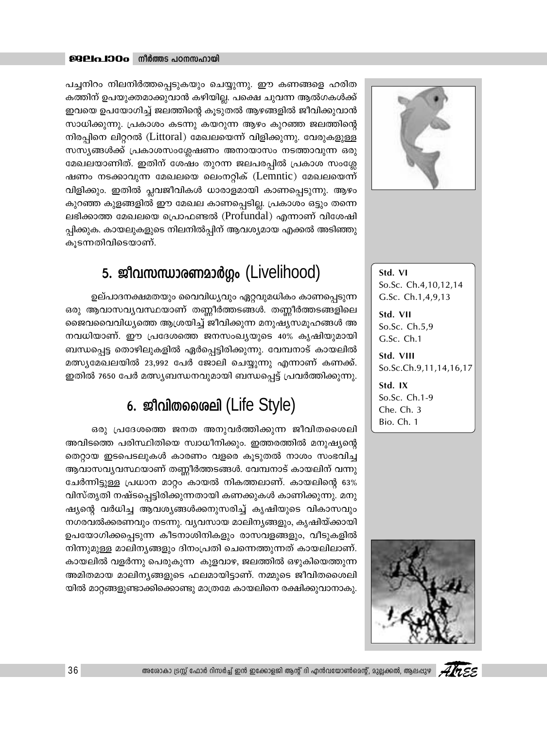പച്ചനിറം നിലനിർത്തപ്പെടുകയും ചെയ്യുന്നു. ഈ കണങ്ങളെ ഹരിത കത്തിന് ഉപയുക്തമാക്കുവാൻ കഴിയില്ല. പക്ഷെ ചുവന്ന ആൽഗകൾക്ക് ഇവയെ ഉപയോഗിച്ച് ജലത്തിന്റെ കൂടുതൽ ആഴങ്ങളിൽ ജീവിക്കുവാൻ സാധിക്കുന്നു. പ്രകാശം കടന്നു കയറുന്ന ആഴം കുറഞ്ഞ ജലത്തിന്റെ നിരപ്പിനെ ലിറ്ററൽ (Littoral) മേഖലയെന്ന് വിളിക്കുന്നു. വേരുകളുള്ള സസ്യങ്ങൾക്ക് പ്രകാശസംശ്ലേഷണം അനായാസം നടത്താവുന്ന ഒരു മേഖലയാണിത്. ഇതിന് ശേഷം തുറന്ന ജലപരപ്പിൽ പ്രകാശ സംശ്ലേഷണം നടക്കാവുന്ന മേഖലയെ ലെംനറ്റിക് (Lemntic) മേഖലയെന്ന് വിളിക്കും. ഇതിൽ പ്ലവജീവികൾ ധാരാളമായി കാണപ്പെടുന്നു. ആഴം കുറഞ്ഞ കുളങ്ങളിൽ ഈ മേഖല കാണപ്പെടില്ല. പ്രകാശം ഒട്ടും തന്നെ ലഭിക്കാത്ത മേഖലയെ പ്രൊഫണ്ടൽ (Profundal) എന്നാണ് വിശേഷിപ്പിക്കുക. കായലുകളുടെ നിലനിൽപ്പിന് ആവശ്യമായ എക്കൽ അടിഞ്ഞു കൂടുന്നതിവിടെയാണ്.

## 5. ജീവസന്ധാരണമാർഗ്ഗം (Livelihood)

ഉല്പാദനക്ഷമതയും വൈവിധ്യവും ഏറ്റവുമധികം കാണപ്പെടുന്ന ഒരു ആവാസവ്യവസ്ഥയാണ് തണ്ണീർത്തടങ്ങൾ. തണ്ണീർത്തടങ്ങളിലെ ജൈവവൈവിധ്യത്തെ ആശ്രയിച്ച് ജീവിക്കുന്ന മനുഷ്യസമൂഹങ്ങൾ അനവധിയാണ്. ഈ പ്രദേശത്തെ ജനസംഖ്യയുടെ 40% കൃഷിയുമായി ബന്ധപ്പെട്ട തൊഴിലുകളിൽ ഏർപ്പെട്ടിരിക്കുന്നു. വേമ്പനാട് കായലിൽ മത്സ്യമേഖലയിൽ 23,992 പേർ ജോലി ചെയ്യുന്നു എന്നാണ് കണക്ക്. ഇതിൽ 7650 പേർ മത്സ്യബന്ധനവുമായി ബന്ധപ്പെട്ട് പ്രവർത്തിക്കുന്നു.

## 6. ജീവിതശൈലി (Life Style)

ഒരു പ്രദേശത്തെ ജനത അനുവർത്തിക്കുന്ന ജീവിതശൈലി അവിടത്തെ പരിസ്ഥിതിയെ സ്വാധീനിക്കും. ഇത്തരത്തിൽ മനുഷ്യന്റെ തെറ്റായ ഇടപെടലുകൾ കാരണം വളരെ കൂടുതൽ നാശം സംഭവിച്ച ആവാസവ്യവസ്ഥയാണ് തണ്ണീർത്തടങ്ങൾ. വേമ്പനാട് കായലിന് വന്നു ചേർന്നിട്ടുള്ള പ്രധാന മാറ്റം കായൽ നികത്തലാണ്. കായലിന്റെ 63% വിസ്തൃതി നഷ്ടപ്പെട്ടിരിക്കുന്നതായി കണക്കുകൾ കാണിക്കുന്നു. മനുഷ്യന്റെ വർധിച്ച ആവശ്യങ്ങൾക്കനുസരിച്ച് കൃഷിയുടെ വികാസവും നഗരവൽക്കരണവും നടന്നു. വ്യവസായ മാലിന്യങ്ങളും, കൃഷിയ്ക്കായി ഉപയോഗിക്കപ്പെടുന്ന കീടനാശിനികളും രാസവളങ്ങളും, വീടുകളിൽ നിന്നുമുള്ള മാലിന്യങ്ങളും ദിനംപ്രതി ചെന്നെത്തുന്നത് കായലിലാണ്. കായലിൽ വളർന്നു പെരുകുന്ന കുളവാഴ, ജലത്തിൽ ഒഴുകിയെത്തുന്ന അമിതമായ മാലിന്യങ്ങളുടെ ഫലമായിട്ടാണ്. നമ്മുടെ ജീവിതശൈലിയിൽ മാറ്റങ്ങളുണ്ടാക്കിക്കൊണ്ടു മാത്രമേ കായലിനെ രക്ഷിക്കുവാനാകൂ.

**Std. VI**
So.Sc. Ch.4,10,12,14
G.Sc. Ch.1,4,9,13

**Std. VII**
So.Sc. Ch.5,9
G.Sc. Ch.1

**Std. VIII**
So.Sc.Ch.9,11,14,16,17

**Std. IX**
So.Sc. Ch.1-9
Che. Ch. 3
Bio. Ch. 1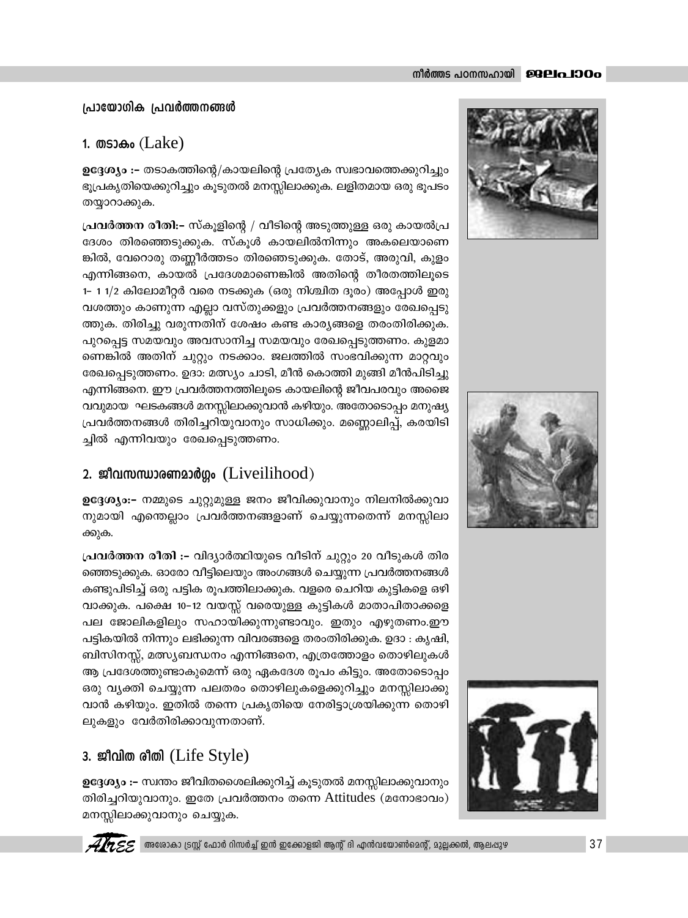## പ്രായോഗിക പ്രവർത്തനങ്ങൾ

### 1. തടാകം (Lake)

**ഉദ്ദേശ്യം :-** തടാകത്തിന്റെ/കായലിന്റെ പ്രത്യേക സ്വഭാവത്തെക്കുറിച്ചും ഭൂപ്രകൃതിയെക്കുറിച്ചും കൂടുതൽ മനസ്സിലാക്കുക. ലളിതമായ ഒരു ഭൂപടം തയ്യാറാക്കുക.

**പ്രവർത്തന രീതി:-** സ്കൂളിന്റെ / വീടിന്റെ അടുത്തുള്ള ഒരു കായൽപ്രദേശം തിരഞ്ഞെടുക്കുക. സ്കൂൾ കായലിൽനിന്നും അകലെയാണെങ്കിൽ, വേറൊരു തണ്ണീർത്തടം തിരഞ്ഞെടുക്കുക. തോട്, അരുവി, കുളം എന്നിങ്ങനെ, കായൽ പ്രദേശമാണെങ്കിൽ അതിന്റെ തീരതത്തിലൂടെ 1- 1 1/2 കിലോമീറ്റർ വരെ നടക്കുക (ഒരു നിശ്ചിത ദൂരം) അപ്പോൾ ഇരു വശത്തും കാണുന്ന എല്ലാ വസ്തുക്കളും പ്രവർത്തനങ്ങളും രേഖപ്പെടുത്തുക. തിരിച്ചു വരുന്നതിന് ശേഷം കണ്ട കാര്യങ്ങളെ തരംതിരിക്കുക. പുറപ്പെട്ട സമയവും അവസാനിച്ച സമയവും രേഖപ്പെടുത്തണം. കുളമാണെങ്കിൽ അതിന് ചുറ്റും നടക്കാം. ജലത്തിൽ സംഭവിക്കുന്ന മാറ്റവും രേഖപ്പെടുത്തണം. ഉദാ: മത്സ്യം ചാടി, മീൻ കൊത്തി മുങ്ങി മീൻപിടിച്ചു എന്നിങ്ങനെ. ഈ പ്രവർത്തനത്തിലൂടെ കായലിന്റെ ജീവപരവും അജൈവവുമായ ഘടകങ്ങൾ മനസ്സിലാക്കുവാൻ കഴിയും. അതോടൊപ്പം മനുഷ്യ പ്രവർത്തനങ്ങൾ തിരിച്ചറിയുവാനും സാധിക്കും. മണ്ണൊലിപ്പ്, കരയിടിച്ചിൽ എന്നിവയും രേഖപ്പെടുത്തണം.

### 2. ജീവസന്ധാരണമാർഗ്ഗം (Liveilihood)

**ഉദ്ദേശ്യം:-** നമ്മുടെ ചുറ്റുമുള്ള ജനം ജീവിക്കുവാനും നിലനിൽക്കുവാനുമായി എന്തെല്ലാം പ്രവർത്തനങ്ങളാണ് ചെയ്യുന്നതെന്ന് മനസ്സിലാക്കുക.

**പ്രവർത്തന രീതി :-** വിദ്യാർത്ഥിയുടെ വീടിന് ചുറ്റും 20 വീടുകൾ തിരഞ്ഞെടുക്കുക. ഓരോ വീട്ടിലെയും അംഗങ്ങൾ ചെയ്യുന്ന പ്രവർത്തനങ്ങൾ കണ്ടുപിടിച്ച് ഒരു പട്ടിക രൂപത്തിലാക്കുക. വളരെ ചെറിയ കുട്ടികളെ ഒഴിവാക്കുക. പക്ഷെ 10-12 വയസ്സ് വരെയുള്ള കുട്ടികൾ മാതാപിതാക്കളെ പല ജോലികളിലും സഹായിക്കുന്നുണ്ടാവും. ഇതും എഴുതണം.ഈ പട്ടികയിൽ നിന്നും ലഭിക്കുന്ന വിവരങ്ങളെ തരംതിരിക്കുക. ഉദാ : കൃഷി, ബിസിനസ്സ്, മത്സ്യബന്ധനം എന്നിങ്ങനെ, എത്രത്തോളം തൊഴിലുകൾ ആ പ്രദേശത്തുണ്ടാകുമെന്ന് ഒരു ഏകദേശ രൂപം കിട്ടും. അതോടൊപ്പം ഒരു വ്യക്തി ചെയ്യുന്ന പലതരം തൊഴിലുകളെക്കുറിച്ചും മനസ്സിലാക്കുവാൻ കഴിയും. ഇതിൽ തന്നെ പ്രകൃതിയെ നേരിട്ടാശ്രയിക്കുന്ന തൊഴിലുകളും വേർതിരിക്കാവുന്നതാണ്.

### 3. ജീവിത രീതി (Life Style)

**ഉദ്ദേശ്യം :-** സ്വന്തം ജീവിതശൈലിക്കുറിച്ച് കൂടുതൽ മനസ്സിലാക്കുവാനും തിരിച്ചറിയുവാനും. ഇതേ പ്രവർത്തനം തന്നെ Attitudes (മനോഭാവം) മനസ്സിലാക്കുവാനും ചെയ്യുക.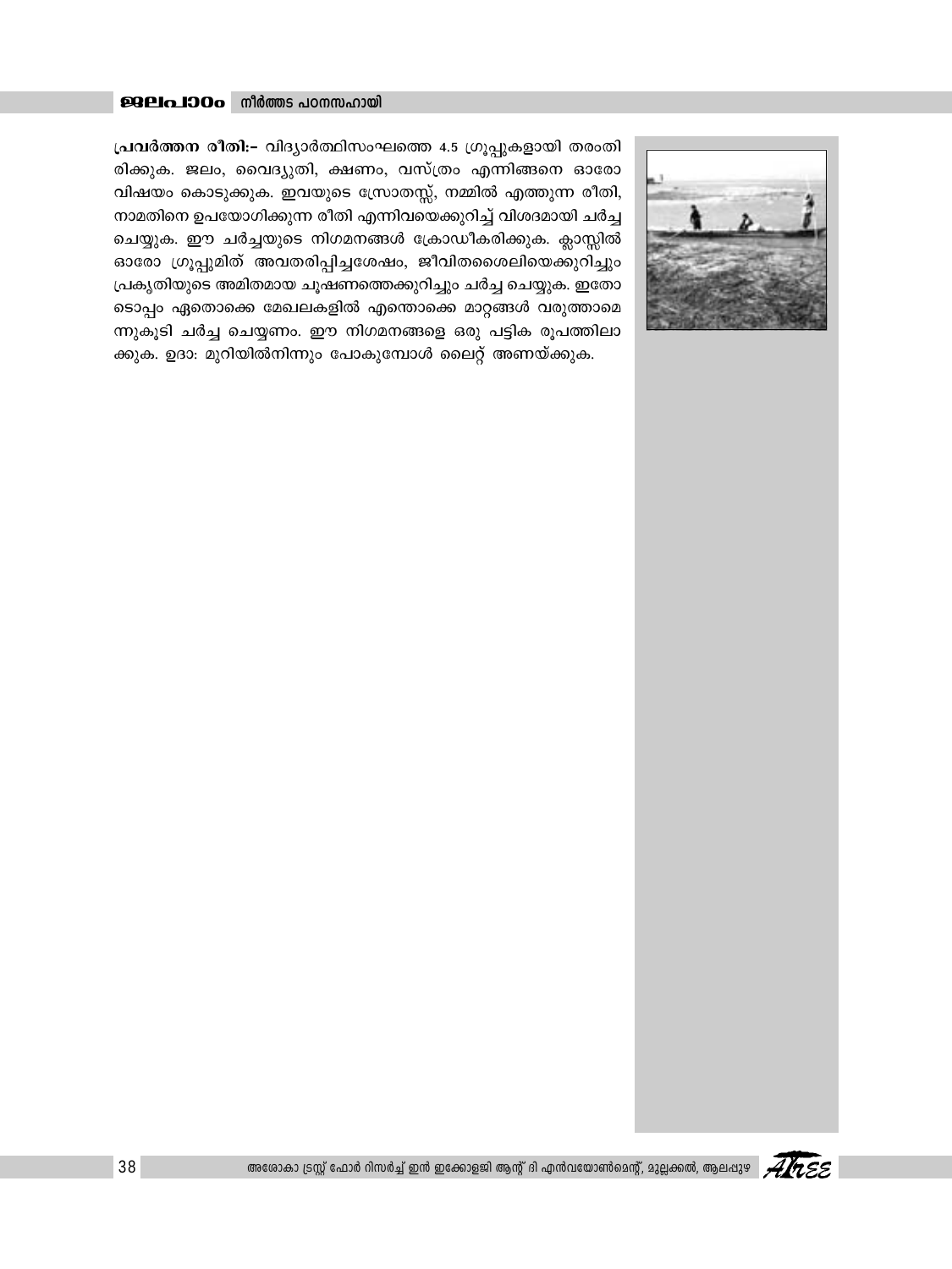**പ്രവർത്തന രീതി:-** വിദ്യാർത്ഥിസംഘത്തെ 4.5 ഗ്രൂപ്പുകളായി തരംതിരിക്കുക. ജലം, വൈദ്യുതി, ഭക്ഷണം, വസ്ത്രം എന്നിങ്ങനെ ഓരോ വിഷയം കൊടുക്കുക. ഇവയുടെ സ്രോതസ്സ്, നമ്മിൽ എത്തുന്ന രീതി, നാമതിനെ ഉപയോഗിക്കുന്ന രീതി എന്നിവയെക്കുറിച്ച് വിശദമായി ചർച്ച ചെയ്യുക. ഈ ചർച്ചയുടെ നിഗമനങ്ങൾ ക്രോഡീകരിക്കുക. ക്ലാസ്സിൽ ഓരോ ഗ്രൂപ്പുമിത് അവതരിപ്പിച്ചശേഷം, ജീവിതശൈലിയെക്കുറിച്ചും പ്രകൃതിയുടെ അമിതമായ ചൂഷണത്തെക്കുറിച്ചും ചർച്ച ചെയ്യുക. ഇതോടൊപ്പം ഏതൊക്കെ മേഖലകളിൽ എന്തൊക്കെ മാറ്റങ്ങൾ വരുത്താമെന്നുകൂടി ചർച്ച ചെയ്യണം. ഈ നിഗമനങ്ങളെ ഒരു പട്ടിക രൂപത്തിലാക്കുക. ഉദാ: മുറിയിൽനിന്നും പോകുമ്പോൾ ലൈറ്റ് അണയ്ക്കുക.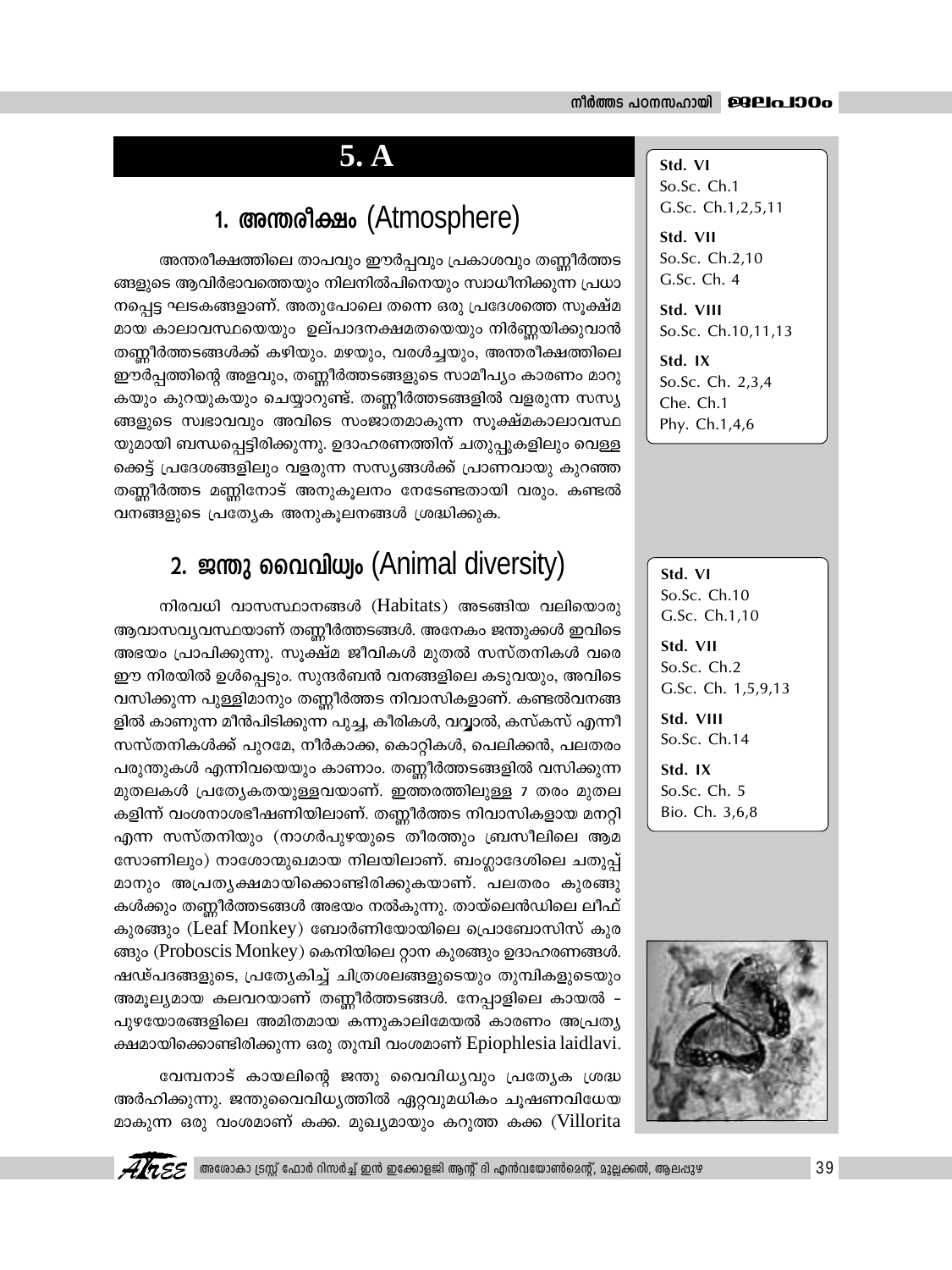# 5. A

## 1. അന്തരീക്ഷം (Atmosphere)

അന്തരീക്ഷത്തിലെ താപവും ഈർപ്പവും പ്രകാശവും തണ്ണീർത്തടങ്ങളുടെ ആവിർഭാവത്തെയും നിലനിൽപിനെയും സ്വാധീനിക്കുന്ന പ്രധാനപ്പെട്ട ഘടകങ്ങളാണ്. അതുപോലെ തന്നെ ഒരു പ്രദേശത്തെ സൂക്ഷ്മമായ കാലാവസ്ഥയെയും ഉല്പാദനക്ഷമതയെയും നിർണ്ണയിക്കുവാൻ തണ്ണീർത്തടങ്ങൾക്ക് കഴിയും. മഴയും, വരൾച്ചയും, അന്തരീക്ഷത്തിലെ ഈർപ്പത്തിന്റെ അളവും, തണ്ണീർത്തടങ്ങളുടെ സാമീപ്യം കാരണം മാറുകയും കുറയുകയും ചെയ്യാറുണ്ട്. തണ്ണീർത്തടങ്ങളിൽ വളരുന്ന സസ്യങ്ങളുടെ സ്വഭാവവും അവിടെ സംജാതമാകുന്ന സൂക്ഷ്മകാലാവസ്ഥയുമായി ബന്ധപ്പെട്ടിരിക്കുന്നു. ഉദാഹരണത്തിന് ചതുപ്പുകളിലും വെള്ളക്കെട്ട് പ്രദേശങ്ങളിലും വളരുന്ന സസ്യങ്ങൾക്ക് പ്രാണവായു കുറഞ്ഞ തണ്ണീർത്തട മണ്ണിനോട് അനുകൂലനം നേടേണ്ടതായി വരും. കണ്ടൽ വനങ്ങളുടെ പ്രത്യേക അനുകൂലനങ്ങൾ ശ്രദ്ധിക്കുക.

**Std. VI**
So.Sc. Ch.1
G.Sc. Ch.1,2,5,11

**Std. VII**
So.Sc. Ch.2,10
G.Sc. Ch. 4

**Std. VIII**
So.Sc. Ch.10,11,13

**Std. IX**
So.Sc. Ch. 2,3,4
Che. Ch.1
Phy. Ch.1,4,6

## 2. ജന്തു വൈവിധ്യം (Animal diversity)

നിരവധി വാസസ്ഥാനങ്ങൾ (Habitats) അടങ്ങിയ വലിയൊരു ആവാസവ്യവസ്ഥയാണ് തണ്ണീർത്തടങ്ങൾ. അനേകം ജന്തുക്കൾ ഇവിടെ അഭയം പ്രാപിക്കുന്നു. സൂക്ഷ്മ ജീവികൾ മുതൽ സസ്തനികൾ വരെ ഈ നിരയിൽ ഉൾപ്പെടും. സുന്ദർബൻ വനങ്ങളിലെ കടുവയും, അവിടെ വസിക്കുന്ന പുള്ളിമാനും തണ്ണീർത്തട നിവാസികളാണ്. കണ്ടൽവനങ്ങളിൽ കാണുന്ന മീൻപിടിക്കുന്ന പൂച്ച, കീരികൾ, വവ്വാൽ, കസ്കസ് എന്നീ സസ്തനികൾക്ക് പുറമേ, നീർകാക്ക, കൊറ്റികൾ, പെലിക്കൻ, പലതരം പരുന്തുകൾ എന്നിവയെയും കാണാം. തണ്ണീർത്തടങ്ങളിൽ വസിക്കുന്ന മുതലകൾ പ്രത്യേകതയുള്ളവയാണ്. ഇത്തരത്തിലുള്ള 7 തരം മുതലകളിന്ന് വംശനാശഭീഷണിയിലാണ്. തണ്ണീർത്തട നിവാസികളായ മനറ്റി എന്ന സസ്തനിയും (നാഗർപുഴയുടെ തീരത്തും ബ്രസീലിലെ ആമസോണിലും) നാശോന്മുഖമായ നിലയിലാണ്. ബംഗ്ലാദേശിലെ ചതുപ്പ് മാനും അപ്രത്യക്ഷമായിക്കൊണ്ടിരിക്കുകയാണ്. പലതരം കുരങ്ങുകൾക്കും തണ്ണീർത്തടങ്ങൾ അഭയം നൽകുന്നു. തായ്‌ലെൻഡിലെ ലീഫ് കുരങ്ങും (Leaf Monkey) ബോർണിയോയിലെ പ്രൊബോസിസ് കുരങ്ങും (Proboscis Monkey) കെനിയിലെ റ്റാന കുരങ്ങും ഉദാഹരണങ്ങൾ. ഷഡ്പദങ്ങളുടെ, പ്രത്യേകിച്ച് ചിത്രശലഭങ്ങളുടെയും തുമ്പികളുടെയും അമൂല്യമായ കലവറയാണ് തണ്ണീർത്തടങ്ങൾ. നേപ്പാളിലെ കായൽ - പുഴയോരങ്ങളിലെ അമിതമായ കന്നുകാലിമേയൽ കാരണം അപ്രത്യക്ഷമായിക്കൊണ്ടിരിക്കുന്ന ഒരു തുമ്പി വംശമാണ് Epiophlesia laidlavi.

വേമ്പനാട് കായലിന്റെ ജന്തു വൈവിധ്യവും പ്രത്യേക ശ്രദ്ധ അർഹിക്കുന്നു. ജന്തുവൈവിധ്യത്തിൽ ഏറ്റവുമധികം ചൂഷണവിധേയമാകുന്ന ഒരു വംശമാണ് കക്ക. മുഖ്യമായും കറുത്ത കക്ക (Villorita

**Std. VI**
So.Sc. Ch.10
G.Sc. Ch.1,10

**Std. VII**
So.Sc. Ch.2
G.Sc. Ch. 1,5,9,13

**Std. VIII**
So.Sc. Ch.14

**Std. IX**
So.Sc. Ch. 5
Bio. Ch. 3,6,8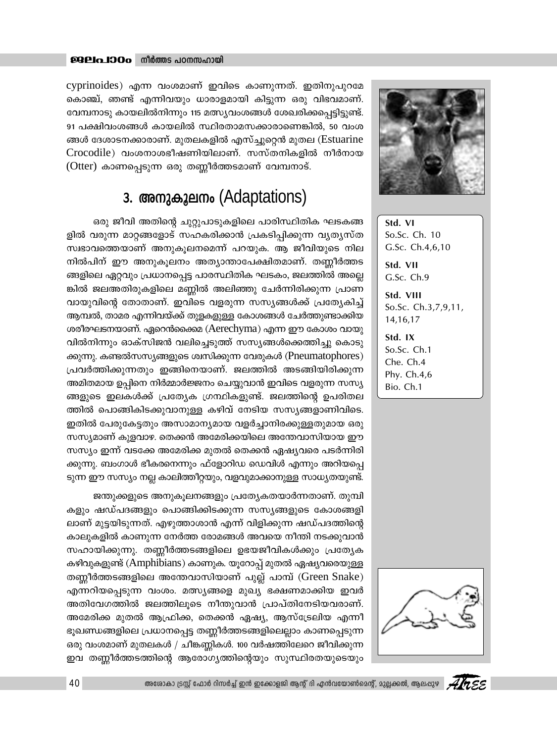cyprinoides) എന്ന വംശമാണ് ഇവിടെ കാണുന്നത്. ഇതിനുപുറമേ കൊഞ്ച്, ഞണ്ട് എന്നിവയും ധാരാളമായി കിട്ടുന്ന ഒരു വിഭവമാണ്. വേമ്പനാടു കായലിൽനിന്നും 115 മത്സ്യവംശങ്ങൾ ശേഖരിക്കപ്പെട്ടിട്ടുണ്ട്. 91 പക്ഷിവംശങ്ങൾ കായലിൽ സ്ഥിരതാമസക്കാരാണെങ്കിൽ, 50 വംശങ്ങൾ ദേശാടനക്കാരാണ്. മുതലകളിൽ എസ്ച്ചുറ്റെൻ മുതല (Estuarine Crocodile) വംശനാശഭീഷണിയിലാണ്. സസ്തനികളിൽ നീർനായ (Otter) കാണപ്പെടുന്ന ഒരു തണ്ണീർത്തടമാണ് വേമ്പനാട്.

## 3. അനുകൂലനം (Adaptations)

ഒരു ജീവി അതിന്റെ ചുറ്റുപാടുകളിലെ പാരിസ്ഥിതിക ഘടകങ്ങളിൽ വരുന്ന മാറ്റങ്ങളോട് സഹകരിക്കാൻ പ്രകടിപ്പിക്കുന്ന വ്യത്യസ്ത സ്വഭാവത്തെയാണ് അനുകൂലനമെന്ന് പറയുക. ആ ജീവിയുടെ നിലനിൽപിന് ഈ അനുകൂലനം അത്യാന്താപേക്ഷിതമാണ്. തണ്ണീർത്തടങ്ങളിലെ ഏറ്റവും പ്രധാനപ്പെട്ട പാരസ്ഥിതിക ഘടകം, ജലത്തിൽ അല്ലെങ്കിൽ ജലഅതിരുകളിലെ മണ്ണിൽ അലിഞ്ഞു ചേർന്നിരിക്കുന്ന പ്രാണവായുവിന്റെ തോതാണ്. ഇവിടെ വളരുന്ന സസ്യങ്ങൾക്ക് പ്രത്യേകിച്ച് ആമ്പൽ, താമര എന്നിവയ്ക്ക് തുളകളുള്ള കോശങ്ങൾ ചേർത്തുണ്ടാക്കിയ ശരീരഘടനയാണ്. ഏറെൻക്കൈമ (Aerechyma) എന്ന ഈ കോശം വായുവിൽനിന്നും ഓക്സിജൻ വലിച്ചെടുത്ത് സസ്യങ്ങൾക്കെത്തിച്ചു കൊടുക്കുന്നു. കണ്ടൽസസ്യങ്ങളുടെ ശ്വസിക്കുന്ന വേരുകൾ (Pneumatophores) പ്രവർത്തിക്കുന്നതും ഇങ്ങിനെയാണ്. ജലത്തിൽ അടങ്ങിയിരിക്കുന്ന അമിതമായ ഉപ്പിനെ നിർമ്മാർജ്ജനം ചെയ്യുവാൻ ഇവിടെ വളരുന്ന സസ്യങ്ങളുടെ ഇലകൾക്ക് പ്രത്യേക ഗ്രന്ഥികളുണ്ട്. ജലത്തിന്റെ ഉപരിതലത്തിൽ പൊങ്ങികിടക്കുവാനുള്ള കഴിവ് നേടിയ സസ്യങ്ങളാണിവിടെ. ഇതിൽ പേരുകേട്ടതും അസാമാന്യമായ വളർച്ചാനിരക്കുള്ളതുമായ ഒരു സസ്യമാണ് കുളവാഴ. തെക്കൻ അമേരിക്കയിലെ അന്തേവാസിയായ ഈ സസ്യം ഇന്ന് വടക്കേ അമേരിക്ക മുതൽ തെക്കൻ ഏഷ്യവരെ പടർന്നിരിക്കുന്നു. ബംഗാൾ ഭീകരനെന്നും ഫ്ളോറിഡ ഡെവിൾ എന്നും അറിയപ്പെടുന്ന ഈ സസ്യം നല്ല കാലിത്തീറ്റയും, വളവുമാക്കാനുള്ള സാധ്യതയുണ്ട്.

ജന്തുക്കളുടെ അനുകൂലനങ്ങളും പ്രത്യേകതയാർന്നതാണ്. തുമ്പികളും ഷഡ്പദങ്ങളും പൊങ്ങിക്കിടക്കുന്ന സസ്യങ്ങളുടെ കോശങ്ങളിലാണ് മുട്ടയിടുന്നത്. എഴുത്താശാൻ എന്ന് വിളിക്കുന്ന ഷഡ്പദത്തിന്റെ കാലുകളിൽ കാണുന്ന നേർത്ത രോമങ്ങൾ അവയെ നീന്തി നടക്കുവാൻ സഹായിക്കുന്നു. തണ്ണീർത്തടങ്ങളിലെ ഉഭയജീവികൾക്കും പ്രത്യേക കഴിവുകളുണ്ട് (Amphibians) കാണുക. യൂറോപ്പ് മുതൽ ഏഷ്യവരെയുള്ള തണ്ണീർത്തടങ്ങളിലെ അന്തേവാസിയാണ് പുല്ല് പാമ്പ് (Green Snake) എന്നറിയപ്പെടുന്ന വംശം. മത്സ്യങ്ങളെ മുഖ്യ ഭക്ഷണമാക്കിയ ഇവർ അതിവേഗത്തിൽ ജലത്തിലൂടെ നീന്തുവാൻ പ്രാപ്തിനേടിയവരാണ്. അമേരിക്ക മുതൽ ആഫ്രിക്ക, തെക്കൻ ഏഷ്യ, ആസ്ട്രേലിയ എന്നീ ഭൂഖണ്ഡങ്ങളിലെ പ്രധാനപ്പെട്ട തണ്ണീർത്തടങ്ങളിലെല്ലാം കാണപ്പെടുന്ന ഒരു വംശമാണ് മുതലകൾ / ചീങ്കണ്ണികൾ. 100 വർഷത്തിലേറെ ജീവിക്കുന്ന ഇവ തണ്ണീർത്തടത്തിന്റെ ആരോഗ്യത്തിന്റെയും സുസ്ഥിരതയുടെയും

**Std. VI**
So.Sc. Ch. 10
G.Sc. Ch.4,6,10

**Std. VII**
G.Sc. Ch.9

**Std. VIII**
So.Sc. Ch.3,7,9,11,14,16,17

**Std. IX**
So.Sc. Ch.1
Che. Ch.4
Phy. Ch.4,6
Bio. Ch.1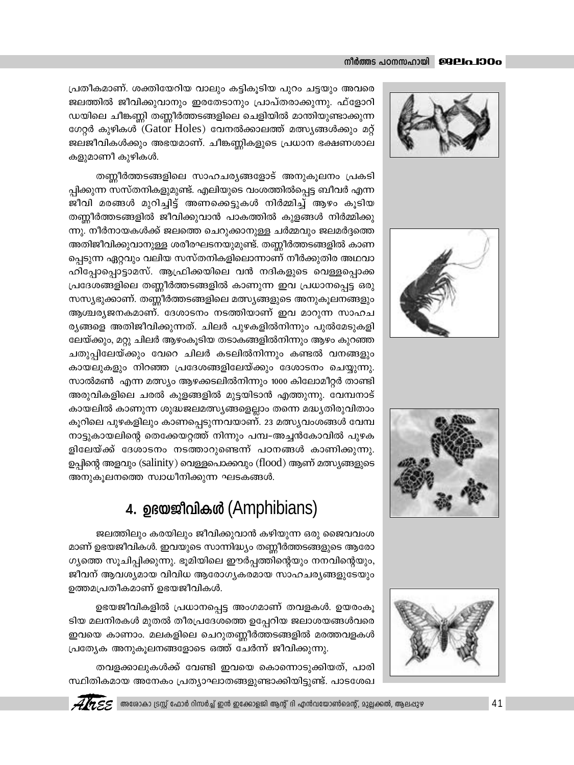പ്രതീകമാണ്. ശക്തിയേറിയ വാലും കട്ടികൂടിയ പുറം ചട്ടയും അവരെ ജലത്തിൽ ജീവിക്കുവാനും ഇരതേടാനും പ്രാപ്തരാക്കുന്നു. ഫ്ളോറിഡയിലെ ചീങ്കണ്ണി തണ്ണീർത്തടങ്ങളിലെ ചെളിയിൽ മാന്തിയുണ്ടാക്കുന്ന ഗേറ്റർ കുഴികൾ (Gator Holes) വേനൽക്കാലത്ത് മത്സ്യങ്ങൾക്കും മറ്റ് ജലജീവികൾക്കും അഭയമാണ്. ചീങ്കണ്ണികളുടെ പ്രധാന ഭക്ഷണശാലകളുമാണീ കുഴികൾ.

തണ്ണീർത്തടങ്ങളിലെ സാഹചര്യങ്ങളോട് അനുകൂലനം പ്രകടിപ്പിക്കുന്ന സസ്തനികളുമുണ്ട്. എലിയുടെ വംശത്തിൽപ്പെട്ട ബീവർ എന്ന ജീവി മരങ്ങൾ മുറിച്ചിട്ട് അണക്കെട്ടുകൾ നിർമ്മിച്ച് ആഴം കൂടിയ തണ്ണീർത്തടങ്ങളിൽ ജീവിക്കുവാൻ പാകത്തിൽ കുളങ്ങൾ നിർമ്മിക്കുന്നു. നീർനായകൾക്ക് ജലത്തെ ചെറുക്കാനുള്ള ചർമ്മവും ജലമർദ്ദത്തെ അതിജീവിക്കുവാനുള്ള ശരീരഘടനയുമുണ്ട്. തണ്ണീർത്തടങ്ങളിൽ കാണപ്പെടുന്ന ഏറ്റവും വലിയ സസ്തനികളിലൊന്നാണ് നീർക്കുതിര അഥവാ ഹിപ്പോപ്പൊട്ടാമസ്. ആഫ്രിക്കയിലെ വൻ നദികളുടെ വെള്ളപ്പൊക്ക പ്രദേശങ്ങളിലെ തണ്ണീർത്തടങ്ങളിൽ കാണുന്ന ഇവ പ്രധാനപ്പെട്ട ഒരു സസ്യഭുക്കാണ്. തണ്ണീർത്തടങ്ങളിലെ മത്സ്യങ്ങളുടെ അനുകൂലനങ്ങളും ആശ്ചര്യജനകമാണ്. ദേശാടനം നടത്തിയാണ് ഇവ മാറുന്ന സാഹചര്യങ്ങളെ അതിജീവിക്കുന്നത്. ചിലർ പുഴകളിൽനിന്നും പുൽമേടുകളിലേയ്ക്കും, മറ്റു ചിലർ ആഴംകൂടിയ തടാകങ്ങളിൽനിന്നും ആഴം കുറഞ്ഞ ചതുപ്പിലേയ്ക്കും വേറെ ചിലർ കടലിൽനിന്നും കണ്ടൽ വനങ്ങളും കായലുകളും നിറഞ്ഞ പ്രദേശങ്ങളിലേയ്ക്കും ദേശാടനം ചെയ്യുന്നു. സാൽമൺ എന്ന മത്സ്യം ആഴക്കടലിൽനിന്നും 1000 കിലോമീറ്റർ താണ്ടി അരുവികളിലെ ചരൽ കുളങ്ങളിൽ മുട്ടയിടാൻ എത്തുന്നു. വേമ്പനാട് കായലിൽ കാണുന്ന ശുദ്ധജലമത്സ്യങ്ങളെല്ലാം തന്നെ മദ്ധ്യതിരുവിതാംകൂറിലെ പുഴകളിലും കാണപ്പെടുന്നവയാണ്. 23 മത്സ്യവംശങ്ങൾ വേമ്പനാട്ടുകായലിന്റെ തെക്കേയറ്റത്ത് നിന്നും പമ്പ-അച്ചൻകോവിൽ പുഴകളിലേയ്ക്ക് ദേശാടനം നടത്താറുണ്ടെന്ന് പഠനങ്ങൾ കാണിക്കുന്നു. ഉപ്പിന്റെ അളവും (salinity) വെള്ളപൊക്കവും (flood) ആണ് മത്സ്യങ്ങളുടെ അനുകൂലനത്തെ സ്വാധീനിക്കുന്ന ഘടകങ്ങൾ.

## 4. ഉഭയജീവികൾ (Amphibians)

ജലത്തിലും കരയിലും ജീവിക്കുവാൻ കഴിയുന്ന ഒരു ജൈവവംശമാണ് ഉഭയജീവികൾ. ഇവയുടെ സാന്നിദ്ധ്യം തണ്ണീർത്തടങ്ങളുടെ ആരോഗ്യത്തെ സൂചിപ്പിക്കുന്നു. ഭൂമിയിലെ ഈർപ്പത്തിന്റെയും നനവിന്റെയും, ജീവന് ആവശ്യമായ വിവിധ ആരോഗ്യകരമായ സാഹചര്യങ്ങളുടേയും ഉത്തമപ്രതീകമാണ് ഉഭയജീവികൾ.

ഉഭയജീവികളിൽ പ്രധാനപ്പെട്ട അംഗമാണ് തവളകൾ. ഉയരംകൂടിയ മലനിരകൾ മുതൽ തീരപ്രദേശത്തെ ഉപ്പേറിയ ജലാശയങ്ങൾവരെ ഇവയെ കാണാം. മലകളിലെ ചെറുതണ്ണീർത്തടങ്ങളിൽ മരത്തവളകൾ പ്രത്യേക അനുകൂലനങ്ങളോടെ ഒത്ത് ചേർന്ന് ജീവിക്കുന്നു.

തവളക്കാലുകൾക്ക് വേണ്ടി ഇവയെ കൊന്നൊടുക്കിയത്, പാരിസ്ഥിതികമായ അനേകം പ്രത്യാഘാതങ്ങളുണ്ടാക്കിയിട്ടുണ്ട്. പാടശേഖ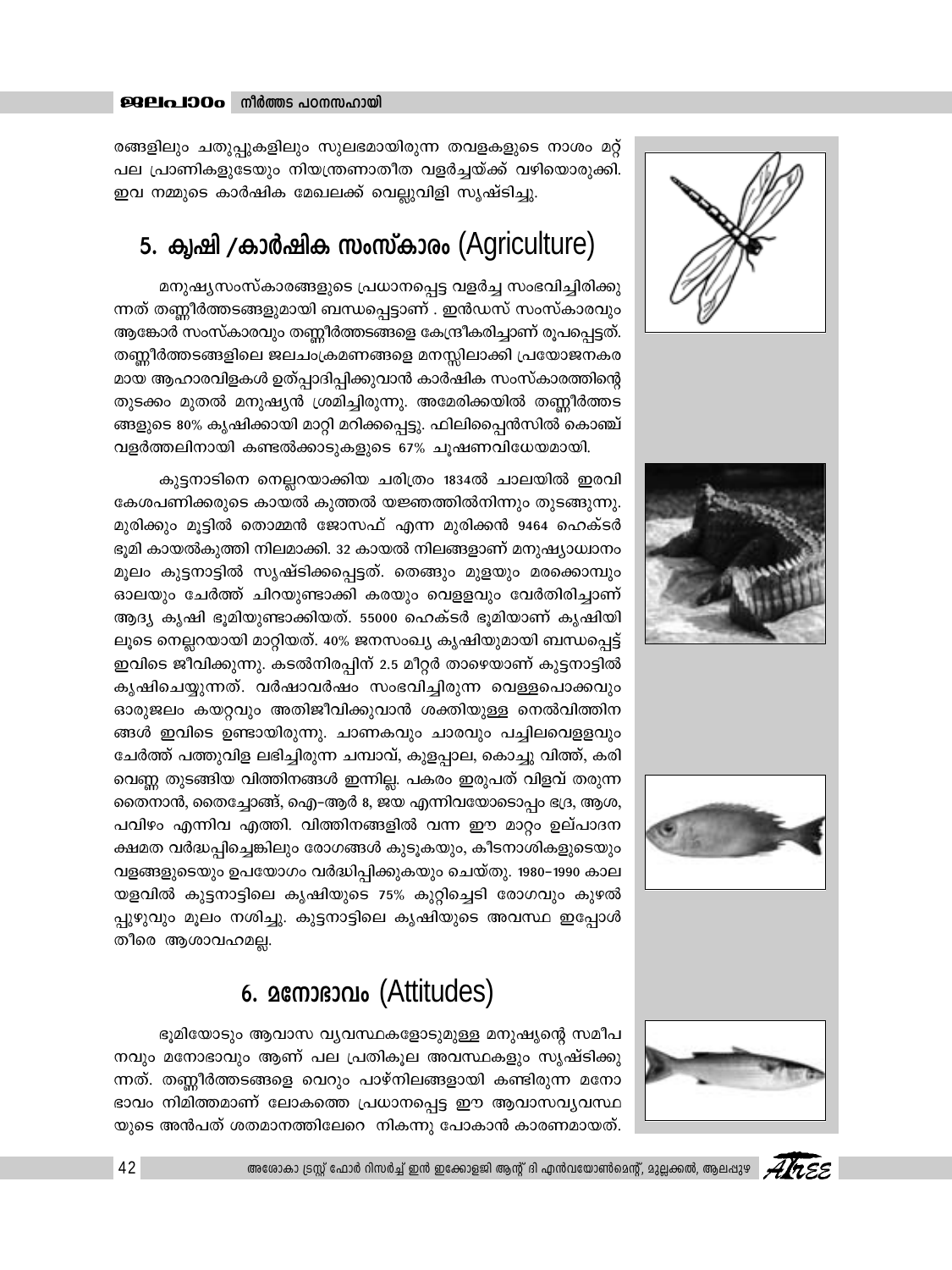രങ്ങളിലും ചതുപ്പുകളിലും സുലഭമായിരുന്ന തവളകളുടെ നാശം മറ്റ് പല പ്രാണികളുടേയും നിയന്ത്രണാതീത വളർച്ചയ്ക്ക് വഴിയൊരുക്കി. ഇവ നമ്മുടെ കാർഷിക മേഖലക്ക് വെല്ലുവിളി സൃഷ്ടിച്ചു.

## 5. കൃഷി /കാർഷിക സംസ്കാരം (Agriculture)

മനുഷ്യസംസ്കാരങ്ങളുടെ പ്രധാനപ്പെട്ട വളർച്ച സംഭവിച്ചിരിക്കുന്നത് തണ്ണീർത്തടങ്ങളുമായി ബന്ധപ്പെട്ടാണ് . ഇൻഡസ് സംസ്കാരവും ആങ്കോർ സംസ്കാരവും തണ്ണീർത്തടങ്ങളെ കേന്ദ്രീകരിച്ചാണ് രൂപപ്പെട്ടത്. തണ്ണീർത്തടങ്ങളിലെ ജലചംക്രമണങ്ങളെ മനസ്സിലാക്കി പ്രയോജനകരമായ ആഹാരവിളകൾ ഉത്പാദിപ്പിക്കുവാൻ കാർഷിക സംസ്കാരത്തിന്റെ തുടക്കം മുതൽ മനുഷ്യൻ ശ്രമിച്ചിരുന്നു. അമേരിക്കയിൽ തണ്ണീർത്തടങ്ങളുടെ 80% കൃഷിക്കായി മാറ്റി മറിക്കപ്പെട്ടു. ഫിലിപ്പൈൻസിൽ കൊഞ്ച് വളർത്തലിനായി കണ്ടൽക്കാടുകളുടെ 67% ചൂഷണവിധേയമായി.

കുട്ടനാടിനെ നെല്ലറയാക്കിയ ചരിത്രം 1834ൽ ചാലയിൽ ഇരവി കേശപണിക്കരുടെ കായൽ കുത്തൽ യജ്ഞത്തിൽനിന്നും തുടങ്ങുന്നു. മുരിക്കും മൂട്ടിൽ തൊമ്മൻ ജോസഫ് എന്ന മുരിക്കൻ 9464 ഹെക്ടർ ഭൂമി കായൽകുത്തി നിലമാക്കി. 32 കായൽ നിലങ്ങളാണ് മനുഷ്യാധ്വാനം മൂലം കുട്ടനാട്ടിൽ സൃഷ്ടിക്കപ്പെട്ടത്. തെങ്ങും മുളയും മരക്കൊമ്പും ഓലയും ചേർത്ത് ചിറയുണ്ടാക്കി കരയും വെള്ളവും വേർതിരിച്ചാണ് ആദ്യ കൃഷി ഭൂമിയുണ്ടാക്കിയത്. 55000 ഹെക്ടർ ഭൂമിയാണ് കൃഷിയിലൂടെ നെല്ലറയായി മാറ്റിയത്. 40% ജനസംഖ്യ കൃഷിയുമായി ബന്ധപ്പെട്ട് ഇവിടെ ജീവിക്കുന്നു. കടൽനിരപ്പിന് 2.5 മീറ്റർ താഴെയാണ് കുട്ടനാട്ടിൽ കൃഷിചെയ്യുന്നത്. വർഷാവർഷം സംഭവിച്ചിരുന്ന വെള്ളപൊക്കവും ഓരുജലം കയറ്റവും അതിജീവിക്കുവാൻ ശക്തിയുള്ള നെൽവിത്തിനങ്ങൾ ഇവിടെ ഉണ്ടായിരുന്നു. ചാണകവും ചാരവും പച്ചിലവെള്ളവും ചേർത്ത് പത്തുവിള ലഭിച്ചിരുന്ന ചമ്പാവ്, കുളപ്പാല, കൊച്ചു വിത്ത്, കരിവെണ്ണ തുടങ്ങിയ വിത്തിനങ്ങൾ ഇന്നില്ല. പകരം ഇരുപത് വിളവ് തരുന്ന തൈനാൻ, തൈച്ചോങ്ങ്, ഐ–ആർ 8, ജയ എന്നിവയോടൊപ്പം ഭദ്ര, ആശ, പവിഴം എന്നിവ എത്തി. വിത്തിനങ്ങളിൽ വന്ന ഈ മാറ്റം ഉല്പാദന ക്ഷമത വർദ്ധപ്പിച്ചെങ്കിലും രോഗങ്ങൾ കൂടുകയും, കീടനാശികളുടെയും വളങ്ങളുടെയും ഉപയോഗം വർദ്ധിപ്പിക്കുകയും ചെയ്തു. 1980–1990 കാലയളവിൽ കുട്ടനാട്ടിലെ കൃഷിയുടെ 75% കുറ്റിച്ചെടി രോഗവും കുഴൽപ്പുഴുവും മൂലം നശിച്ചു. കുട്ടനാട്ടിലെ കൃഷിയുടെ അവസ്ഥ ഇപ്പോൾ തീരെ ആശാവഹമല്ല.

## 6. മനോഭാവം (Attitudes)

ഭൂമിയോടും ആവാസ വ്യവസ്ഥകളോടുമുള്ള മനുഷ്യന്റെ സമീപനവും മനോഭാവും ആണ് പല പ്രതികൂല അവസ്ഥകളും സൃഷ്ടിക്കുന്നത്. തണ്ണീർത്തടങ്ങളെ വെറും പാഴ്നിലങ്ങളായി കണ്ടിരുന്ന മനോഭാവം നിമിത്തമാണ് ലോകത്തെ പ്രധാനപ്പെട്ട ഈ ആവാസവ്യവസ്ഥയുടെ അൻപത് ശതമാനത്തിലേറെ നികന്നു പോകാൻ കാരണമായത്.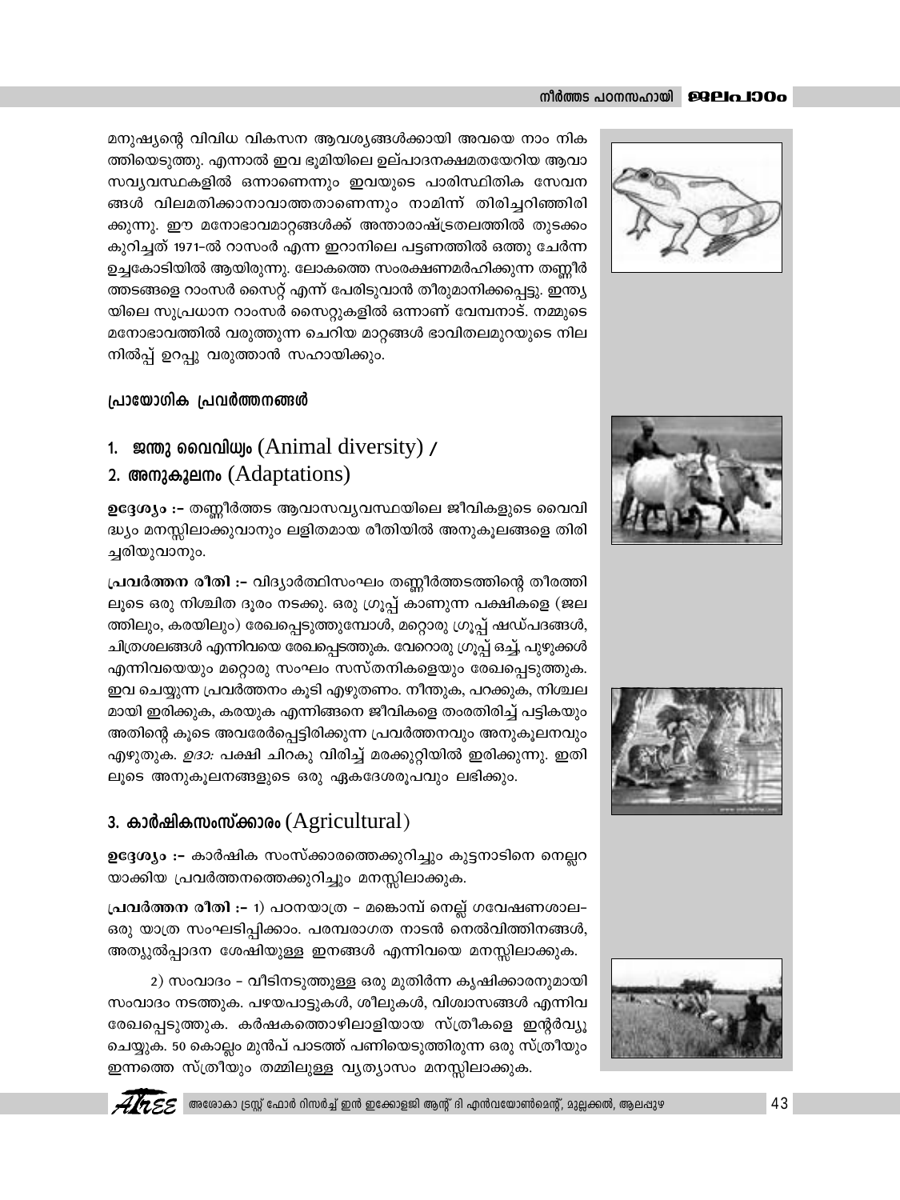മനുഷ്യന്റെ വിവിധ വികസന ആവശ്യങ്ങൾക്കായി അവയെ നാം നികത്തിയെടുത്തു. എന്നാൽ ഇവ ഭൂമിയിലെ ഉല്പാദനക്ഷമതയേറിയ ആവാസവ്യവസ്ഥകളിൽ ഒന്നാണെന്നും ഇവയുടെ പാരിസ്ഥിതിക സേവനങ്ങൾ വിലമതിക്കാനാവാത്തതാണെന്നും നാമിന്ന് തിരിച്ചറിഞ്ഞിരിക്കുന്നു. ഈ മനോഭാവമാറ്റങ്ങൾക്ക് അന്താരാഷ്ട്രതലത്തിൽ തുടക്കം കുറിച്ചത് 1971-ൽ റാസംർ എന്ന ഇറാനിലെ പട്ടണത്തിൽ ഒത്തു ചേർന്ന ഉച്ചകോടിയിൽ ആയിരുന്നു. ലോകത്തെ സംരക്ഷണമർഹിക്കുന്ന തണ്ണീർത്തടങ്ങളെ റാംസർ സൈറ്റ് എന്ന് പേരിടുവാൻ തീരുമാനിക്കപ്പെട്ടു. ഇന്ത്യയിലെ സുപ്രധാന റാംസർ സൈറ്റുകളിൽ ഒന്നാണ് വേമ്പനാട്. നമ്മുടെ മനോഭാവത്തിൽ വരുത്തുന്ന ചെറിയ മാറ്റങ്ങൾ ഭാവിതലമുറയുടെ നിലനിൽപ്പ് ഉറപ്പു വരുത്താൻ സഹായിക്കും.

## പ്രായോഗിക പ്രവർത്തനങ്ങൾ

### 1. ജന്തു വൈവിധ്യം (Animal diversity) / 2. അനുകൂലനം (Adaptations)

**ഉദ്ദേശ്യം :-** തണ്ണീർത്തട ആവാസവ്യവസ്ഥയിലെ ജീവികളുടെ വൈവിദ്ധ്യം മനസ്സിലാക്കുവാനും ലളിതമായ രീതിയിൽ അനുകൂലങ്ങളെ തിരിച്ചറിയുവാനും.

**പ്രവർത്തന രീതി :-** വിദ്യാർത്ഥിസംഘം തണ്ണീർത്തടത്തിന്റെ തീരത്തിലൂടെ ഒരു നിശ്ചിത ദൂരം നടക്കു. ഒരു ഗ്രൂപ്പ് കാണുന്ന പക്ഷികളെ (ജലത്തിലും, കരയിലും) രേഖപ്പെടുത്തുമ്പോൾ, മറ്റൊരു ഗ്രൂപ്പ് ഷഡ്പദങ്ങൾ, ചിത്രശലങ്ങൾ എന്നിവയെ രേഖപ്പെടുത്തുക. വേറൊരു ഗ്രൂപ്പ് ഒച്ച്, പുഴുക്കൾ എന്നിവയെയും മറ്റൊരു സംഘം സസ്തനികളെയും രേഖപ്പെടുത്തുക. ഇവ ചെയ്യുന്ന പ്രവർത്തനം കൂടി എഴുതണം. നീന്തുക, പറക്കുക, നിശ്ചലമായി ഇരിക്കുക, കരയുക എന്നിങ്ങനെ ജീവികളെ തംരതിരിച്ച് പട്ടികയും അതിന്റെ കൂടെ അവരേർപ്പെട്ടിരിക്കുന്ന പ്രവർത്തനവും അനുകൂലനവും എഴുതുക. *ഉദാ:* പക്ഷി ചിറകു വിരിച്ച് മരക്കുറ്റിയിൽ ഇരിക്കുന്നു. ഇതിലൂടെ അനുകൂലനങ്ങളുടെ ഒരു ഏകദേശരൂപവും ലഭിക്കും.

### 3. കാർഷികസംസ്ക്കാരം (Agricultural)

**ഉദ്ദേശ്യം :-** കാർഷിക സംസ്ക്കാരത്തെക്കുറിച്ചും കുട്ടനാടിനെ നെല്ലറയാക്കിയ പ്രവർത്തനത്തെക്കുറിച്ചും മനസ്സിലാക്കുക.

**പ്രവർത്തന രീതി :-** 1) പഠനയാത്ര - മങ്കൊമ്പ് നെല്ല് ഗവേഷണശാല- ഒരു യാത്ര സംഘടിപ്പിക്കാം. പരമ്പരാഗത നാടൻ നെൽവിത്തിനങ്ങൾ, അത്യുൽപ്പാദന ശേഷിയുള്ള ഇനങ്ങൾ എന്നിവയെ മനസ്സിലാക്കുക.

2) സംവാദം - വീടിനടുത്തുള്ള ഒരു മുതിർന്ന കൃഷിക്കാരനുമായി സംവാദം നടത്തുക. പഴയപാട്ടുകൾ, ശീലുകൾ, വിശ്വാസങ്ങൾ എന്നിവ രേഖപ്പെടുത്തുക. കർഷകത്തൊഴിലാളിയായ സ്ത്രീകളെ ഇന്റർവ്യൂ ചെയ്യുക. 50 കൊല്ലം മുൻപ് പാടത്ത് പണിയെടുത്തിരുന്ന ഒരു സ്ത്രീയും ഇന്നത്തെ സ്ത്രീയും തമ്മിലുള്ള വ്യത്യാസം മനസ്സിലാക്കുക.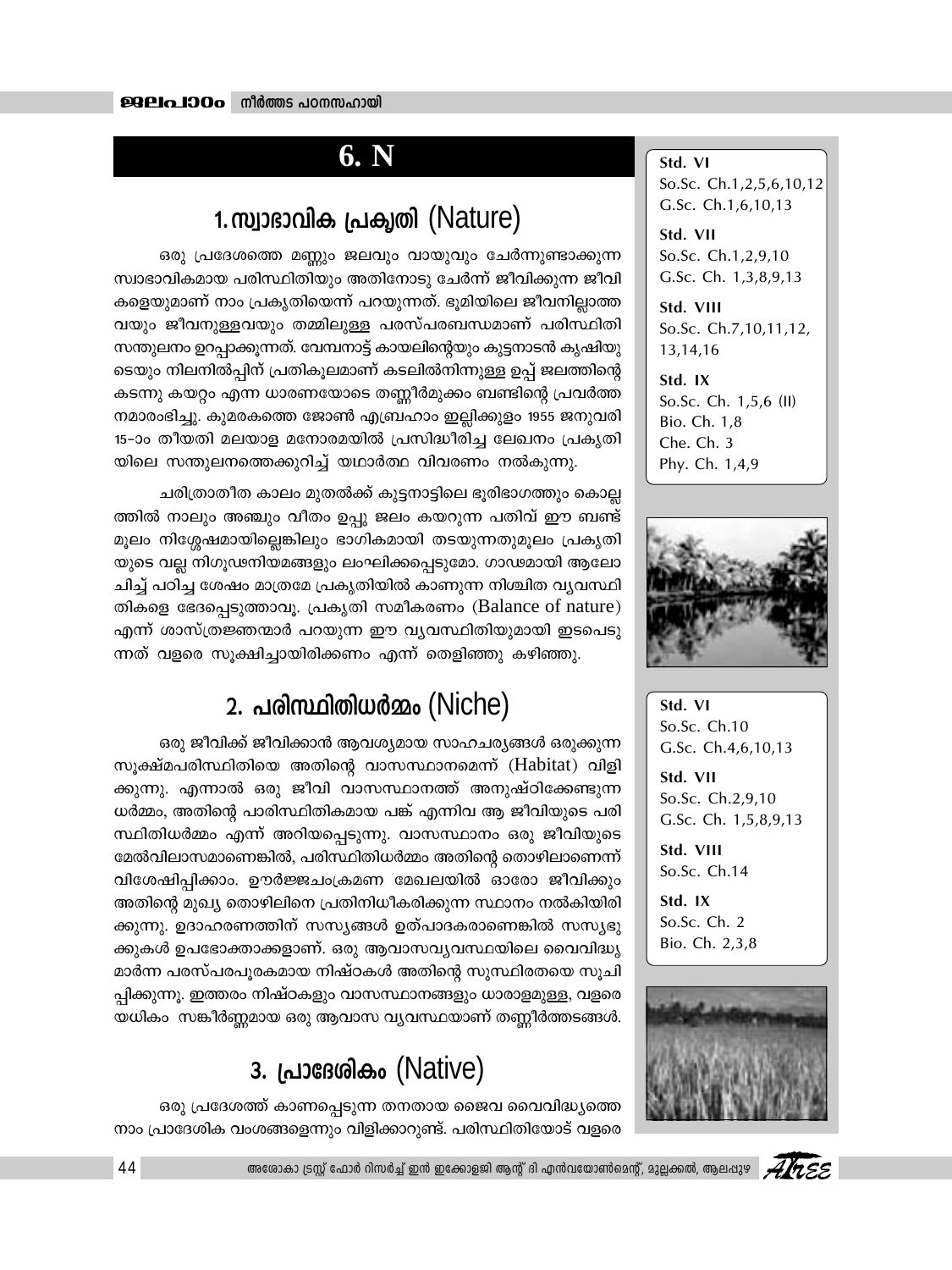# 6. N

## 1. സ്വാഭാവിക പ്രകൃതി (Nature)

ഒരു പ്രദേശത്തെ മണ്ണും ജലവും വായുവും ചേർന്നുണ്ടാക്കുന്ന സ്വാഭാവികമായ പരിസ്ഥിതിയും അതിനോടു ചേർന്ന് ജീവിക്കുന്ന ജീവികളെയുമാണ് നാം പ്രകൃതിയെന്ന് പറയുന്നത്. ഭൂമിയിലെ ജീവനില്ലാത്തവയും ജീവനുള്ളവയും തമ്മിലുള്ള പരസ്പരബന്ധമാണ് പരിസ്ഥിതി സന്തുലനം ഉറപ്പാക്കുന്നത്. വേമ്പനാട്ട് കായലിന്റെയും കുട്ടനാടൻ കൃഷിയുടെയും നിലനിൽപ്പിന് പ്രതികൂലമാണ് കടലിൽനിന്നുള്ള ഉപ്പ് ജലത്തിന്റെ കടന്നു കയറ്റം എന്ന ധാരണയോടെ തണ്ണീർമുക്കം ബണ്ടിന്റെ പ്രവർത്തനമാരംഭിച്ചു. കുമരകത്തെ ജോൺ എബ്രഹാം ഇല്ലിക്കളം 1955 ജനുവരി 15–ാം തീയതി മലയാള മനോരമയിൽ പ്രസിദ്ധീകരിച്ച ലേഖനം പ്രകൃതിയിലെ സന്തുലനത്തെക്കുറിച്ച് യഥാർത്ഥ വിവരണം നൽകുന്നു.

ചരിത്രാതീത കാലം മുതൽക്ക് കുട്ടനാട്ടിലെ ഭൂരിഭാഗത്തും കൊല്ലത്തിൽ നാലും അഞ്ചും വീതം ഉപ്പു ജലം കയറുന്ന പതിവ് ഈ ബണ്ട് മൂലം നിശ്ശേഷമായില്ലെങ്കിലും ഭാഗികമായി തടയുന്നതുമൂലം പ്രകൃതിയുടെ വല്ല നിഗൂഢനിയമങ്ങളും ലംഘിക്കപ്പെടുമോ. ഗാഢമായി ആലോചിച്ച് പഠിച്ച ശേഷം മാത്രമേ പ്രകൃതിയിൽ കാണുന്ന നിശ്ചിത വ്യവസ്ഥിതികളെ ഭേദപ്പെടുത്താവൂ. പ്രകൃതി സമീകരണം (Balance of nature) എന്ന് ശാസ്ത്രജ്ഞന്മാർ പറയുന്ന ഈ വ്യവസ്ഥിതിയുമായി ഇടപെടുന്നത് വളരെ സൂക്ഷിച്ചായിരിക്കണം എന്ന് തെളിഞ്ഞു കഴിഞ്ഞു.

**Std. VI**
So.Sc. Ch.1,2,5,6,10,12
G.Sc. Ch.1,6,10,13

**Std. VII**
So.Sc. Ch.1,2,9,10
G.Sc. Ch. 1,3,8,9,13

**Std. VIII**
So.Sc. Ch.7,10,11,12,13,14,16

**Std. IX**
So.Sc. Ch. 1,5,6 (II)
Bio. Ch. 1,8
Che. Ch. 3
Phy. Ch. 1,4,9

## 2. പരിസ്ഥിതിധർമ്മം (Niche)

ഒരു ജീവിക്ക് ജീവിക്കാൻ ആവശ്യമായ സാഹചര്യങ്ങൾ ഒരുക്കുന്ന സൂക്ഷ്മപരിസ്ഥിതിയെ അതിന്റെ വാസസ്ഥാനമെന്ന് (Habitat) വിളിക്കുന്നു. എന്നാൽ ഒരു ജീവി വാസസ്ഥാനത്ത് അനുഷ്ഠിക്കേണ്ടുന്ന ധർമ്മം, അതിന്റെ പാരിസ്ഥിതികമായ പങ്ക് എന്നിവ ആ ജീവിയുടെ പരിസ്ഥിതിധർമ്മം എന്ന് അറിയപ്പെടുന്നു. വാസസ്ഥാനം ഒരു ജീവിയുടെ മേൽവിലാസമാണെങ്കിൽ, പരിസ്ഥിതിധർമ്മം അതിന്റെ തൊഴിലാണെന്ന് വിശേഷിപ്പിക്കാം. ഊർജ്ജചംക്രമണ മേഖലയിൽ ഓരോ ജീവിക്കും അതിന്റെ മുഖ്യ തൊഴിലിനെ പ്രതിനിധീകരിക്കുന്ന സ്ഥാനം നൽകിയിരിക്കുന്നു. ഉദാഹരണത്തിന് സസ്യങ്ങൾ ഉത്പാദകരാണെങ്കിൽ സസ്യഭുക്കുകൾ ഉപഭോക്താക്കളാണ്. ഒരു ആവാസവ്യവസ്ഥയിലെ വൈവിദ്ധ്യമാർന്ന പരസ്പരപൂരകമായ നിഷ്ഠകൾ അതിന്റെ സുസ്ഥിരതയെ സൂചിപ്പിക്കുന്നു. ഇത്തരം നിഷ്ഠകളും വാസസ്ഥാനങ്ങളും ധാരാളമുള്ള, വളരെയധികം സങ്കീർണ്ണമായ ഒരു ആവാസ വ്യവസ്ഥയാണ് തണ്ണീർത്തടങ്ങൾ.

**Std. VI**
So.Sc. Ch.10
G.Sc. Ch.4,6,10,13

**Std. VII**
So.Sc. Ch.2,9,10
G.Sc. Ch. 1,5,8,9,13

**Std. VIII**
So.Sc. Ch.14

**Std. IX**
So.Sc. Ch. 2
Bio. Ch. 2,3,8

## 3. പ്രാദേശികം (Native)

ഒരു പ്രദേശത്ത് കാണപ്പെടുന്ന തനതായ ജൈവ വൈവിദ്ധ്യത്തെ നാം പ്രാദേശിക വംശങ്ങളെന്നും വിളിക്കാറുണ്ട്. പരിസ്ഥിതിയോട് വളരെ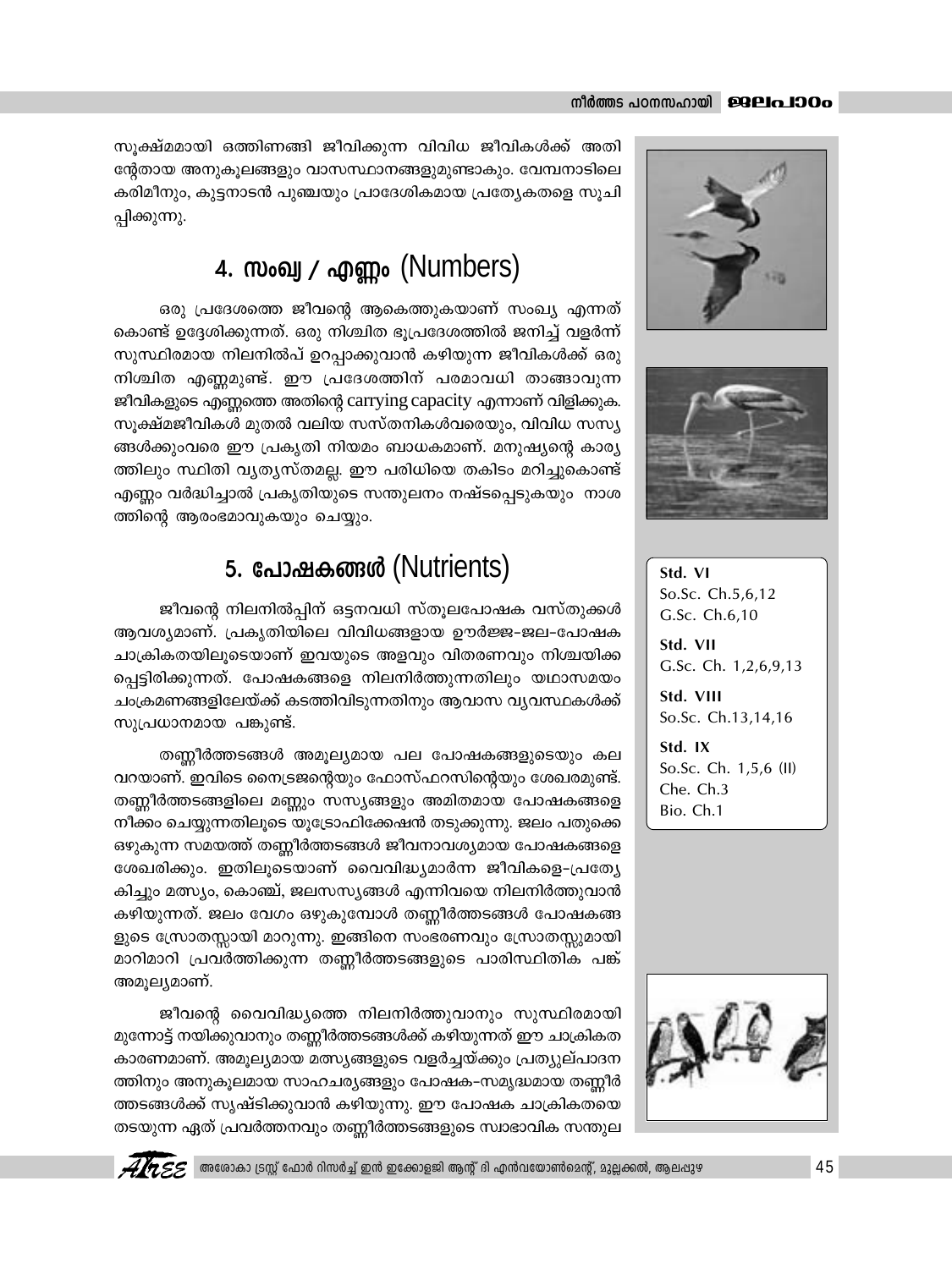സൂക്ഷ്മമായി ഒത്തിണങ്ങി ജീവിക്കുന്ന വിവിധ ജീവികൾക്ക് അതിന്റേതായ അനുകൂലങ്ങളും വാസസ്ഥാനങ്ങളുമുണ്ടാകും. വേമ്പനാടിലെ കരിമീനും, കുട്ടനാടൻ പുഞ്ചയും പ്രാദേശികമായ പ്രത്യേകതകളെ സൂചിപ്പിക്കുന്നു.

## 4. സംഖ്യ / എണ്ണം (Numbers)

ഒരു പ്രദേശത്തെ ജീവന്റെ ആകെത്തുകയാണ് സംഖ്യ എന്നത് കൊണ്ട് ഉദ്ദേശിക്കുന്നത്. ഒരു നിശ്ചിത ഭൂപ്രദേശത്തിൽ ജനിച്ച് വളർന്ന് സുസ്ഥിരമായ നിലനിൽപ് ഉറപ്പാക്കുവാൻ കഴിയുന്ന ജീവികൾക്ക് ഒരു നിശ്ചിത എണ്ണമുണ്ട്. ഈ പ്രദേശത്തിന് പരമാവധി താങ്ങാവുന്ന ജീവികളുടെ എണ്ണത്തെ അതിന്റെ carrying capacity എന്നാണ് വിളിക്കുക. സൂക്ഷ്മജീവികൾ മുതൽ വലിയ സസ്തനികൾവരെയും, വിവിധ സസ്യങ്ങൾക്കുംവരെ ഈ പ്രകൃതി നിയമം ബാധകമാണ്. മനുഷ്യന്റെ കാര്യത്തിലും സ്ഥിതി വ്യത്യസ്തമല്ല. ഈ പരിധിയെ തകിടം മറിച്ചുകൊണ്ട് എണ്ണം വർദ്ധിച്ചാൽ പ്രകൃതിയുടെ സന്തുലനം നഷ്ടപ്പെടുകയും നാശത്തിന്റെ ആരംഭമാവുകയും ചെയ്യും.

## 5. പോഷകങ്ങൾ (Nutrients)

ജീവന്റെ നിലനിൽപ്പിന് ഒട്ടനവധി സ്തൂലപോഷക വസ്തുക്കൾ ആവശ്യമാണ്. പ്രകൃതിയിലെ വിവിധങ്ങളായ ഊർജ്ജ-ജല-പോഷക ചാക്രികതയിലൂടെയാണ് ഇവയുടെ അളവും വിതരണവും നിശ്ചയിക്കപ്പെട്ടിരിക്കുന്നത്. പോഷകങ്ങളെ നിലനിർത്തുന്നതിലും യഥാസമയം ചക്രമണങ്ങളിലേയ്ക്ക് കടത്തിവിടുന്നതിനും ആവാസ വ്യവസ്ഥകൾക്ക് സുപ്രധാനമായ പങ്കുണ്ട്.

തണ്ണീർത്തടങ്ങൾ അമൂല്യമായ പല പോഷകങ്ങളുടെയും കലവറയാണ്. ഇവിടെ നൈട്രജന്റെയും ഫോസ്ഫറസിന്റെയും ശേഖരമുണ്ട്. തണ്ണീർത്തടങ്ങളിലെ മണ്ണും സസ്യങ്ങളും അമിതമായ പോഷകങ്ങളെ നീക്കം ചെയ്യുന്നതിലൂടെ യൂട്രോഫിക്കേഷൻ തടുക്കുന്നു. ജലം പതുക്കെ ഒഴുകുന്ന സമയത്ത് തണ്ണീർത്തടങ്ങൾ ജീവനാവശ്യമായ പോഷകങ്ങളെ ശേഖരിക്കും. ഇതിലൂടെയാണ് വൈവിദ്ധ്യമാർന്ന ജീവികളെ-പ്രത്യേകിച്ചും മത്സ്യം, കൊഞ്ച്, ജലസസ്യങ്ങൾ എന്നിവയെ നിലനിർത്തുവാൻ കഴിയുന്നത്. ജലം വേഗം ഒഴുകുമ്പോൾ തണ്ണീർത്തടങ്ങൾ പോഷകങ്ങളുടെ സ്രോതസ്സായി മാറുന്നു. ഇങ്ങിനെ സംഭരണവും സ്രോതസ്സുമായി മാറിമാറി പ്രവർത്തിക്കുന്ന തണ്ണീർത്തടങ്ങളുടെ പാരിസ്ഥിതിക പങ്ക് അമൂല്യമാണ്.

ജീവന്റെ വൈവിദ്ധ്യത്തെ നിലനിർത്തുവാനും സുസ്ഥിരമായി മുന്നോട്ട് നയിക്കുവാനും തണ്ണീർത്തടങ്ങൾക്ക് കഴിയുന്നത് ഈ ചാക്രികത കാരണമാണ്. അമൂല്യമായ മത്സ്യങ്ങളുടെ വളർച്ചയ്ക്കും പ്രത്യുല്പാദനത്തിനും അനുകൂലമായ സാഹചര്യങ്ങളും പോഷക-സമൃദ്ധമായ തണ്ണീർത്തടങ്ങൾക്ക് സൃഷ്ടിക്കുവാൻ കഴിയുന്നു. ഈ പോഷക ചാക്രികതയെ തടയുന്ന ഏത് പ്രവർത്തനവും തണ്ണീർത്തടങ്ങളുടെ സ്വാഭാവിക സന്തുല

**Std. VI**
So.Sc. Ch.5,6,12
G.Sc. Ch.6,10

**Std. VII**
G.Sc. Ch. 1,2,6,9,13

**Std. VIII**
So.Sc. Ch.13,14,16

**Std. IX**
So.Sc. Ch. 1,5,6 (II)
Che. Ch.3
Bio. Ch.1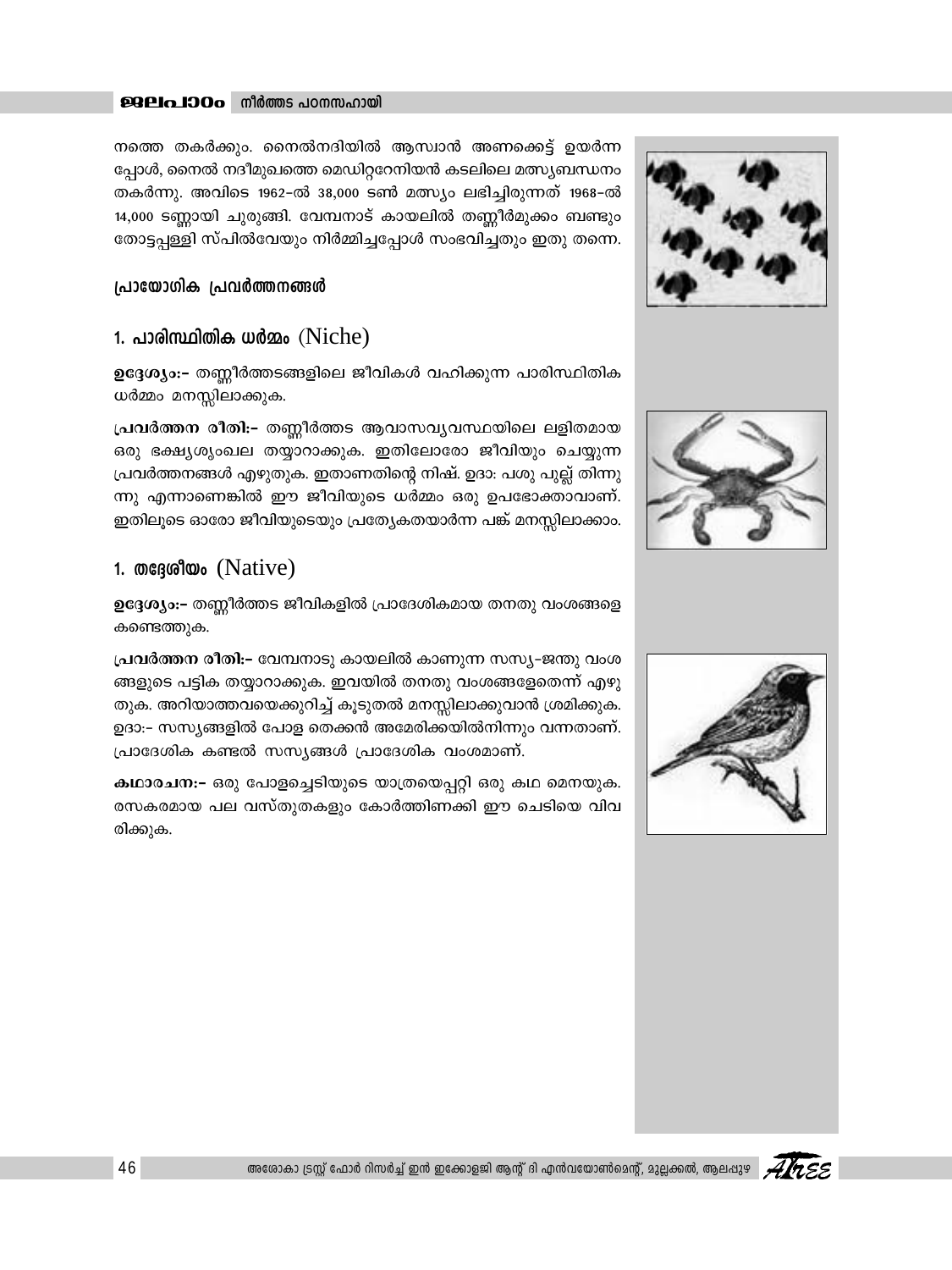നത്തെ തകർക്കും. നൈൽനദിയിൽ ആസ്വാൻ അണക്കെട്ട് ഉയർന്നപ്പോൾ, നൈൽ നദീമുഖത്തെ മെഡിറ്ററേനിയൻ കടലിലെ മത്സ്യബന്ധനം തകർന്നു. അവിടെ 1962-ൽ 38,000 ടൺ മത്സ്യം ലഭിച്ചിരുന്നത് 1968-ൽ 14,000 ടണ്ണായി ചുരുങ്ങി. വേമ്പനാട് കായലിൽ തണ്ണീർമുക്കം ബണ്ടും തോട്ടപ്പള്ളി സ്പിൽവേയും നിർമ്മിച്ചപ്പോൾ സംഭവിച്ചതും ഇതു തന്നെ.

### പ്രായോഗിക പ്രവർത്തനങ്ങൾ

## 1. പാരിസ്ഥിതിക ധർമ്മം (Niche)

**ഉദ്ദേശ്യം:-** തണ്ണീർത്തടങ്ങളിലെ ജീവികൾ വഹിക്കുന്ന പാരിസ്ഥിതിക ധർമ്മം മനസ്സിലാക്കുക.

**പ്രവർത്തന രീതി:-** തണ്ണീർത്തട ആവാസവ്യവസ്ഥയിലെ ലളിതമായ ഒരു ഭക്ഷ്യശൃംഖല തയ്യാറാക്കുക. ഇതിലോരോ ജീവിയും ചെയ്യുന്ന പ്രവർത്തനങ്ങൾ എഴുതുക. ഇതാണതിന്റെ നിഷ്. ഉദാ: പശു പുല്ല് തിന്നുന്നു എന്നാണെങ്കിൽ ഈ ജീവിയുടെ ധർമ്മം ഒരു ഉപഭോക്താവാണ്. ഇതിലൂടെ ഓരോ ജീവിയുടെയും പ്രത്യേകതയാർന്ന പങ്ക് മനസ്സിലാക്കാം.

## 1. തദ്ദേശീയം (Native)

**ഉദ്ദേശ്യം:-** തണ്ണീർത്തട ജീവികളിൽ പ്രാദേശികമായ തനതു വംശങ്ങളെ കണ്ടെത്തുക.

**പ്രവർത്തന രീതി:-** വേമ്പനാടു കായലിൽ കാണുന്ന സസ്യ-ജന്തു വംശങ്ങളുടെ പട്ടിക തയ്യാറാക്കുക. ഇവയിൽ തനതു വംശങ്ങളേതെന്ന് എഴുതുക. അറിയാത്തവയെക്കുറിച്ച് കൂടുതൽ മനസ്സിലാക്കുവാൻ ശ്രമിക്കുക. ഉദാ:- സസ്യങ്ങളിൽ പോള തെക്കൻ അമേരിക്കയിൽനിന്നും വന്നതാണ്. പ്രാദേശിക കണ്ടൽ സസ്യങ്ങൾ പ്രാദേശിക വംശമാണ്.

**കഥാരചന:-** ഒരു പോളച്ചെടിയുടെ യാത്രയെപ്പറ്റി ഒരു കഥ മെനയുക. രസകരമായ പല വസ്തുതകളും കോർത്തിണക്കി ഈ ചെടിയെ വിവരിക്കുക.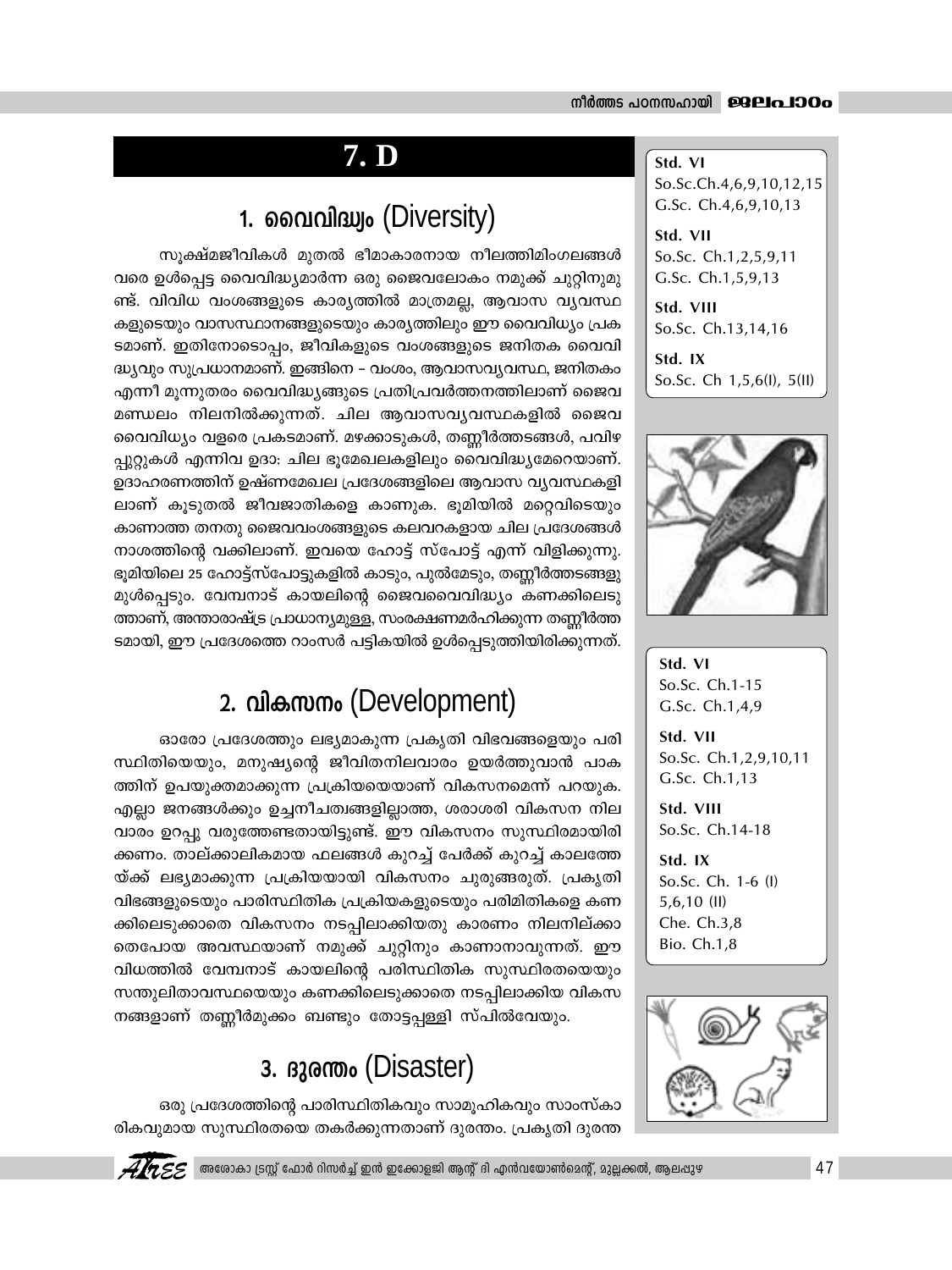# 7. D

## 1. വൈവിദ്ധ്യം (Diversity)

സൂക്ഷ്മജീവികൾ മുതൽ ഭീമാകാരനായ നീലത്തിമിംഗലങ്ങൾ വരെ ഉൾപ്പെട്ട വൈവിദ്ധ്യമാർന്ന ഒരു ജൈവലോകം നമുക്ക് ചുറ്റിനുമുണ്ട്. വിവിധ വംശങ്ങളുടെ കാര്യത്തിൽ മാത്രമല്ല, ആവാസ വ്യവസ്ഥകളുടെയും വാസസ്ഥാനങ്ങളുടെയും കാര്യത്തിലും ഈ വൈവിദ്ധ്യം പ്രകടമാണ്. ഇതിനോടൊപ്പം, ജീവികളുടെ വംശങ്ങളുടെ ജനിതക വൈവിദ്ധ്യവും സുപ്രധാനമാണ്. ഇങ്ങിനെ – വംശം, ആവാസവ്യവസ്ഥ, ജനിതകം എന്നീ മൂന്നുതരം വൈവിദ്ധ്യങ്ങളുടെ പ്രതിപ്രവർത്തനത്തിലാണ് ജൈവമണ്ഡലം നിലനിൽക്കുന്നത്. ചില ആവാസവ്യവസ്ഥകളിൽ ജൈവവൈവിധ്യം വളരെ പ്രകടമാണ്. മഴക്കാടുകൾ, തണ്ണീർത്തടങ്ങൾ, പവിഴപ്പുറ്റുകൾ എന്നിവ ഉദാ: ചില ഭൂമേഖലകളിലും വൈവിദ്ധ്യമേറെയാണ്. ഉദാഹരണത്തിന് ഉഷ്ണമേഖല പ്രദേശങ്ങളിലെ ആവാസ വ്യവസ്ഥകളിലാണ് കൂടുതൽ ജീവജാതികളെ കാണുക. ഭൂമിയിൽ മറ്റെവിടെയും കാണാത്ത തനതു ജൈവവംശങ്ങളുടെ കലവറകളായ ചില പ്രദേശങ്ങൾ നാശത്തിന്റെ വക്കിലാണ്. ഇവയെ ഹോട്ട് സ്പോട്ട് എന്ന് വിളിക്കുന്നു. ഭൂമിയിലെ 25 ഹോട്ട്സ്പോട്ടുകളിൽ കാടും, പുൽമേടും, തണ്ണീർത്തടങ്ങളുമുൾപ്പെടും. വേമ്പനാട് കായലിന്റെ ജൈവവൈവിദ്ധ്യം കണക്കിലെടുത്താണ്, അന്താരാഷ്ട്ര പ്രാധാന്യമുള്ള, സംരക്ഷണമർഹിക്കുന്ന തണ്ണീർത്തടമായി, ഈ പ്രദേശത്തെ റാംസർ പട്ടികയിൽ ഉൾപ്പെടുത്തിയിരിക്കുന്നത്.

**Std. VI**
So.Sc.Ch.4,6,9,10,12,15
G.Sc. Ch.4,6,9,10,13

**Std. VII**
So.Sc. Ch.1,2,5,9,11
G.Sc. Ch.1,5,9,13

**Std. VIII**
So.Sc. Ch.13,14,16

**Std. IX**
So.Sc. Ch 1,5,6(I), 5(II)

## 2. വികസനം (Development)

ഓരോ പ്രദേശത്തും ലഭ്യമാകുന്ന പ്രകൃതി വിഭവങ്ങളെയും പരിസ്ഥിതിയെയും, മനുഷ്യന്റെ ജീവിതനിലവാരം ഉയർത്തുവാൻ പാകത്തിന് ഉപയുക്തമാക്കുന്ന പ്രക്രിയയെയാണ് വികസനമെന്ന് പറയുക. എല്ലാ ജനങ്ങൾക്കും ഉച്ചനീചത്വങ്ങളില്ലാത്ത, ശരാശരി വികസന നിലവാരം ഉറപ്പു വരുത്തേണ്ടതായിട്ടുണ്ട്. ഈ വികസനം സുസ്ഥിരമായിരിക്കണം. താല്ക്കാലികമായ ഫലങ്ങൾ കുറച്ച് പേർക്ക് കുറച്ച് കാലത്തേയ്ക്ക് ലഭ്യമാക്കുന്ന പ്രക്രിയയായി വികസനം ചുരുങ്ങരുത്. പ്രകൃതി വിഭങ്ങളുടെയും പാരിസ്ഥിതിക പ്രക്രിയകളുടെയും പരിമിതികളെ കണക്കിലെടുക്കാതെ വികസനം നടപ്പിലാക്കിയതു കാരണം നിലനില്ക്കാതെപോയ അവസ്ഥയാണ് നമുക്ക് ചുറ്റിനും കാണാനാവുന്നത്. ഈ വിധത്തിൽ വേമ്പനാട് കായലിന്റെ പരിസ്ഥിതിക സുസ്ഥിരതയെയും സന്തുലിതാവസ്ഥയെയും കണക്കിലെടുക്കാതെ നടപ്പിലാക്കിയ വികസനങ്ങളാണ് തണ്ണീർമുക്കം ബണ്ടും തോട്ടപ്പള്ളി സ്പിൽവേയും.

**Std. VI**
So.Sc. Ch.1-15
G.Sc. Ch.1,4,9

**Std. VII**
So.Sc. Ch.1,2,9,10,11
G.Sc. Ch.1,13

**Std. VIII**
So.Sc. Ch.14-18

**Std. IX**
So.Sc. Ch. 1-6 (I)
5,6,10 (II)
Che. Ch.3,8
Bio. Ch.1,8

## 3. ദുരന്തം (Disaster)

ഒരു പ്രദേശത്തിന്റെ പാരിസ്ഥിതികവും സാമൂഹികവും സാംസ്കാരികവുമായ സുസ്ഥിരതയെ തകർക്കുന്നതാണ് ദുരന്തം. പ്രകൃതി ദുരന്ത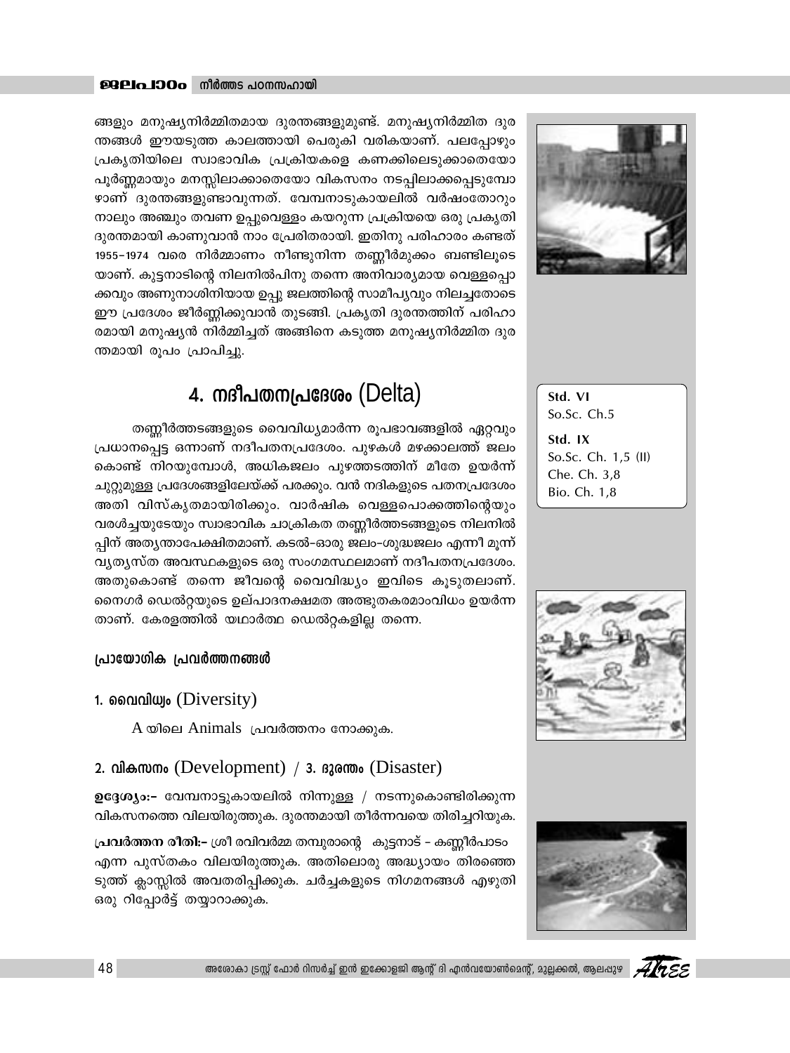ങ്ങളും മനുഷ്യനിർമ്മിതമായ ദുരന്തങ്ങളുമുണ്ട്. മനുഷ്യനിർമ്മിത ദുരന്തങ്ങൾ ഈയടുത്ത കാലത്തായി പെരുകി വരികയാണ്. പലപ്പോഴും പ്രകൃതിയിലെ സ്വാഭാവിക പ്രക്രിയകളെ കണക്കിലെടുക്കാതെയോ പൂർണ്ണമായും മനസ്സിലാക്കാതെയോ വികസനം നടപ്പിലാക്കപ്പെടുമ്പോഴാണ് ദുരന്തങ്ങളുണ്ടാവുന്നത്. വേമ്പനാടുകായലിൽ വർഷംതോറും നാലും അഞ്ചും തവണ ഉപ്പുവെള്ളം കയറുന്ന പ്രക്രിയയെ ഒരു പ്രകൃതി ദുരന്തമായി കാണുവാൻ നാം പ്രേരിതരായി. ഇതിനു പരിഹാരം കണ്ടത് 1955-1974 വരെ നിർമ്മാണം നീണ്ടുനിന്ന തണ്ണീർമുക്കം ബണ്ടിലൂടെയാണ്. കുട്ടനാടിന്റെ നിലനിൽപിനു തന്നെ അനിവാര്യമായ വെള്ളപ്പൊക്കവും അണുനാശിനിയായ ഉപ്പു ജലത്തിന്റെ സാമീപ്യവും നിലച്ചതോടെ ഈ പ്രദേശം ജീർണ്ണിക്കുവാൻ തുടങ്ങി. പ്രകൃതി ദുരന്തത്തിന് പരിഹാരമായി മനുഷ്യൻ നിർമ്മിച്ചത് അങ്ങിനെ കടുത്ത മനുഷ്യനിർമ്മിത ദുരന്തമായി രൂപം പ്രാപിച്ചു.

## 4. നദീപതനപ്രദേശം (Delta)

Std. VI
So.Sc. Ch.5

Std. IX
So.Sc. Ch. 1,5 (II)
Che. Ch. 3,8
Bio. Ch. 1,8

തണ്ണീർത്തടങ്ങളുടെ വൈവിധ്യമാർന്ന രൂപഭാവങ്ങളിൽ ഏറ്റവും പ്രധാനപ്പെട്ട ഒന്നാണ് നദീപതനപ്രദേശം. പുഴകൾ മഴക്കാലത്ത് ജലം കൊണ്ട് നിറയുമ്പോൾ, അധികജലം പുഴത്തടത്തിന് മീതേ ഉയർന്ന് ചുറ്റുമുള്ള പ്രദേശങ്ങളിലേയ്ക്ക് പരക്കും. വൻ നദികളുടെ പതനപ്രദേശം അതി വിസ്കൃതമായിരിക്കും. വാർഷിക വെള്ളപൊക്കത്തിന്റെയും വരൾച്ചയുടേയും സ്വാഭാവിക ചാക്രികത തണ്ണീർത്തടങ്ങളുടെ നിലനിൽപ്പിന് അത്യന്താപേക്ഷിതമാണ്. കടൽ-ഓരു ജലം-ശുദ്ധജലം എന്നീ മൂന്ന് വ്യത്യസ്ത അവസ്ഥകളുടെ ഒരു സംഗമസ്ഥലമാണ് നദീപതനപ്രദേശം. അതുകൊണ്ട് തന്നെ ജീവന്റെ വൈവിദ്ധ്യം ഇവിടെ കൂടുതലാണ്. നൈഗർ ഡെൽറ്റയുടെ ഉല്പാദനക്ഷമത അത്ഭുതകരമാംവിധം ഉയർന്നതാണ്. കേരളത്തിൽ യഥാർത്ഥ ഡെൽറ്റകളില്ല തന്നെ.

### പ്രായോഗിക പ്രവർത്തനങ്ങൾ

#### 1. വൈവിധ്യം (Diversity)

A യിലെ Animals പ്രവർത്തനം നോക്കുക.

#### 2. വികസനം (Development) / 3. ദുരന്തം (Disaster)

**ഉദ്ദേശ്യം:-** വേമ്പനാട്ടുകായലിൽ നിന്നുള്ള / നടന്നുകൊണ്ടിരിക്കുന്ന വികസനത്തെ വിലയിരുത്തുക. ദുരന്തമായി തീർന്നവയെ തിരിച്ചറിയുക.

**പ്രവർത്തന രീതി:-** ശ്രീ രവിവർമ്മ തമ്പുരാന്റെ കുട്ടനാട് - കണ്ണീർപാടം എന്ന പുസ്തകം വിലയിരുത്തുക. അതിലൊരു അദ്ധ്യായം തിരഞ്ഞെടുത്ത് ക്ലാസ്സിൽ അവതരിപ്പിക്കുക. ചർച്ചകളുടെ നിഗമനങ്ങൾ എഴുതി ഒരു റിപ്പോർട്ട് തയ്യാറാക്കുക.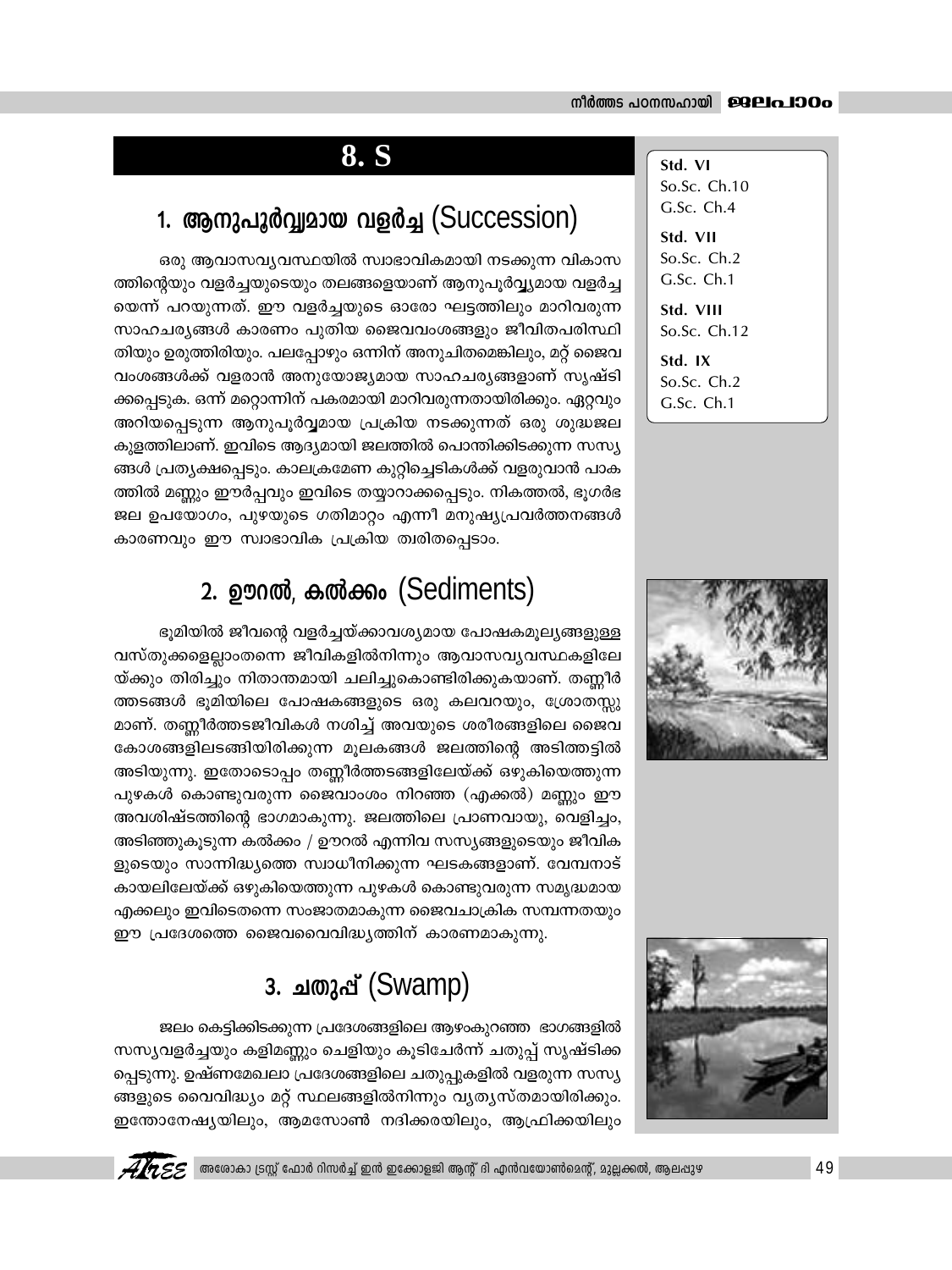# 8. S

Std. VI
So.Sc. Ch.10
G.Sc. Ch.4

Std. VII
So.Sc. Ch.2
G.Sc. Ch.1

Std. VIII
So.Sc. Ch.12

Std. IX
So.Sc. Ch.2
G.Sc. Ch.1

## 1. ആനുപൂർവ്വമായ വളർച്ച (Succession)

ഒരു ആവാസവ്യവസ്ഥയിൽ സ്വാഭാവികമായി നടക്കുന്ന വികാസത്തിന്റെയും വളർച്ചയുടെയും തലങ്ങളെയാണ് ആനുപൂർവ്യമായ വളർച്ചയെന്ന് പറയുന്നത്. ഈ വളർച്ചയുടെ ഓരോ ഘട്ടത്തിലും മാറിവരുന്ന സാഹചര്യങ്ങൾ കാരണം പുതിയ ജൈവവംശങ്ങളും ജീവിതപരിസ്ഥിതിയും ഉരുത്തിരിയും. പലപ്പോഴും ഒന്നിന് അനുചിതമെങ്കിലും, മറ്റ് ജൈവവംശങ്ങൾക്ക് വളരാൻ അനുയോജ്യമായ സാഹചര്യങ്ങളാണ് സൃഷ്ടിക്കപ്പെടുക. ഒന്ന് മറ്റൊന്നിന് പകരമായി മാറിവരുന്നതായിരിക്കും. ഏറ്റവും അറിയപ്പെടുന്ന ആനുപൂർവ്വമായ പ്രക്രിയ നടക്കുന്നത് ഒരു ശുദ്ധജല കുളത്തിലാണ്. ഇവിടെ ആദ്യമായി ജലത്തിൽ പൊന്തിക്കിടക്കുന്ന സസ്യങ്ങൾ പ്രത്യക്ഷപ്പെടും. കാലക്രമേണ കുറ്റിച്ചെടികൾക്ക് വളരുവാൻ പാകത്തിൽ മണ്ണും ഈർപ്പവും ഇവിടെ തയ്യാറാക്കപ്പെടും. നികത്തൽ, ഭൂഗർഭ ജല ഉപയോഗം, പുഴയുടെ ഗതിമാറ്റം എന്നീ മനുഷ്യപ്രവർത്തനങ്ങൾ കാരണവും ഈ സ്വാഭാവിക പ്രക്രിയ ത്വരിതപ്പെടാം.

## 2. ഊറൽ, കൽക്കം (Sediments)

ഭൂമിയിൽ ജീവന്റെ വളർച്ചയ്ക്കാവശ്യമായ പോഷകമൂല്യങ്ങളുള്ള വസ്തുക്കളെല്ലാംതന്നെ ജീവികളിൽനിന്നും ആവാസവ്യവസ്ഥകളിലേയ്ക്കും തിരിച്ചും നിതാന്തമായി ചലിച്ചുകൊണ്ടിരിക്കുകയാണ്. തണ്ണീർത്തടങ്ങൾ ഭൂമിയിലെ പോഷകങ്ങളുടെ ഒരു കലവറയും, ശ്രോതസ്സുമാണ്. തണ്ണീർത്തടജീവികൾ നശിച്ച് അവയുടെ ശരീരങ്ങളിലെ ജൈവകോശങ്ങളിലടങ്ങിയിരിക്കുന്ന മൂലകങ്ങൾ ജലത്തിന്റെ അടിത്തട്ടിൽ അടിയുന്നു. ഇതോടൊപ്പം തണ്ണീർത്തടങ്ങളിലേയ്ക്ക് ഒഴുകിയെത്തുന്ന പുഴകൾ കൊണ്ടുവരുന്ന ജൈവാംശം നിറഞ്ഞ (എക്കൽ) മണ്ണും ഈ അവശിഷ്ടത്തിന്റെ ഭാഗമാകുന്നു. ജലത്തിലെ പ്രാണവായു, വെളിച്ചം, അടിഞ്ഞുകൂടുന്ന കൽക്കം / ഊറൽ എന്നിവ സസ്യങ്ങളുടെയും ജീവികളുടെയും സാന്നിദ്ധ്യത്തെ സ്വാധീനിക്കുന്ന ഘടകങ്ങളാണ്. വേമ്പനാട് കായലിലേയ്ക്ക് ഒഴുകിയെത്തുന്ന പുഴകൾ കൊണ്ടുവരുന്ന സമൃദ്ധമായ എക്കലും ഇവിടെതന്നെ സംജാതമാകുന്ന ജൈവചാക്രിക സമ്പന്നതയും ഈ പ്രദേശത്തെ ജൈവവൈവിദ്ധ്യത്തിന് കാരണമാകുന്നു.

## 3. ചതുപ്പ് (Swamp)

ജലം കെട്ടിക്കിടക്കുന്ന പ്രദേശങ്ങളിലെ ആഴംകുറഞ്ഞ ഭാഗങ്ങളിൽ സസ്യവളർച്ചയും കളിമണ്ണും ചെളിയും കൂടിചേർന്ന് ചതുപ്പ് സൃഷ്ടിക്കപ്പെടുന്നു. ഉഷ്ണമേഖലാ പ്രദേശങ്ങളിലെ ചതുപ്പുകളിൽ വളരുന്ന സസ്യങ്ങളുടെ വൈവിദ്ധ്യം മറ്റ് സ്ഥലങ്ങളിൽനിന്നും വ്യത്യസ്തമായിരിക്കും. ഇന്തോനേഷ്യയിലും, ആമസോൺ നദിക്കരയിലും, ആഫ്രിക്കയിലും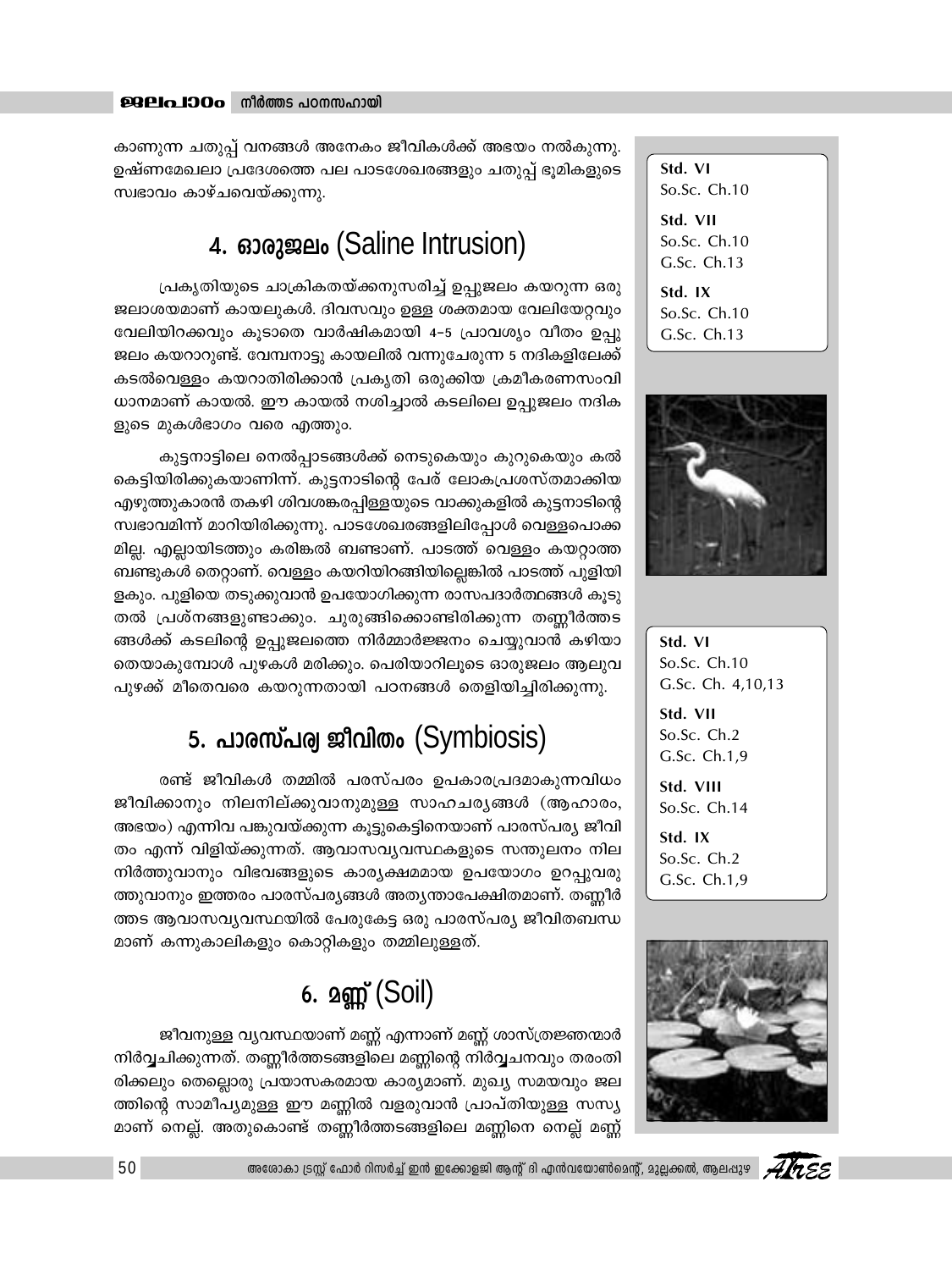കാണുന്ന ചതുപ്പ് വനങ്ങൾ അനേകം ജീവികൾക്ക് അഭയം നൽകുന്നു. ഉഷ്ണമേഖലാ പ്രദേശത്തെ പല പാടശേഖരങ്ങളും ചതുപ്പ് ഭൂമികളുടെ സ്വഭാവം കാഴ്ചവെയ്ക്കുന്നു.

## 4. ഓരുജലം (Saline Intrusion)

പ്രകൃതിയുടെ ചാക്രികതയ്ക്കനുസരിച്ച് ഉപ്പുജലം കയറുന്ന ഒരു ജലാശയമാണ് കായലുകൾ. ദിവസവും ഉള്ള ശക്തമായ വേലിയേറ്റവും വേലിയിറക്കവും കൂടാതെ വാർഷികമായി 4-5 പ്രാവശ്യം വീതം ഉപ്പുജലം കയറാറുണ്ട്. വേമ്പനാട്ടു കായലിൽ വന്നുചേരുന്ന 5 നദികളിലേക്ക് കടൽവെള്ളം കയറാതിരിക്കാൻ പ്രകൃതി ഒരുക്കിയ ക്രമീകരണസംവിധാനമാണ് കായൽ. ഈ കായൽ നശിച്ചാൽ കടലിലെ ഉപ്പുജലം നദികളുടെ മുകൾഭാഗം വരെ എത്തും.

കുട്ടനാട്ടിലെ നെൽപ്പാടങ്ങൾക്ക് നെടുകെയും കുറുകെയും കൽ കെട്ടിയിരിക്കുകയാണിന്ന്. കുട്ടനാടിന്റെ പേര് ലോകപ്രശസ്തമാക്കിയ എഴുത്തുകാരൻ തകഴി ശിവശങ്കരപ്പിള്ളയുടെ വാക്കുകളിൽ കുട്ടനാടിന്റെ സ്വഭാവമിന്ന് മാറിയിരിക്കുന്നു. പാടശേഖരങ്ങളിലിപ്പോൾ വെള്ളപൊക്കമില്ല. എല്ലായിടത്തും കരിങ്കൽ ബണ്ടാണ്. പാടത്ത് വെള്ളം കയറ്റാത്ത ബണ്ടുകൾ തെറ്റാണ്. വെള്ളം കയറിയിറങ്ങിയില്ലെങ്കിൽ പാടത്ത് പുളിയിളകും. പുളിയെ തടുക്കുവാൻ ഉപയോഗിക്കുന്ന രാസപദാർത്ഥങ്ങൾ കൂടുതൽ പ്രശ്നങ്ങളുണ്ടാക്കും. ചുരുങ്ങിക്കൊണ്ടിരിക്കുന്ന തണ്ണീർത്തടങ്ങൾക്ക് കടലിന്റെ ഉപ്പുജലത്തെ നിർമ്മാർജ്ജനം ചെയ്യുവാൻ കഴിയാതെയാകുമ്പോൾ പുഴകൾ മരിക്കും. പെരിയാറിലൂടെ ഓരുജലം ആലുവ പുഴക്ക് മീതെവരെ കയറുന്നതായി പഠനങ്ങൾ തെളിയിച്ചിരിക്കുന്നു.

Std. VI
So.Sc. Ch.10

Std. VII
So.Sc. Ch.10
G.Sc. Ch.13

Std. IX
So.Sc. Ch.10
G.Sc. Ch.13

## 5. പാരസ്പര്യ ജീവിതം (Symbiosis)

രണ്ട് ജീവികൾ തമ്മിൽ പരസ്പരം ഉപകാരപ്രദമാകുന്നവിധം ജീവിക്കാനും നിലനില്ക്കുവാനുമുള്ള സാഹചര്യങ്ങൾ (ആഹാരം, അഭയം) എന്നിവ പങ്കുവയ്ക്കുന്ന കൂട്ടുകെട്ടിനെയാണ് പാരസ്പര്യ ജീവിതം എന്ന് വിളിയ്ക്കുന്നത്. ആവാസവ്യവസ്ഥകളുടെ സന്തുലനം നിലനിർത്തുവാനും വിഭവങ്ങളുടെ കാര്യക്ഷമമായ ഉപയോഗം ഉറപ്പുവരുത്തുവാനും ഇത്തരം പാരസ്പര്യങ്ങൾ അത്യന്താപേക്ഷിതമാണ്. തണ്ണീർത്തട ആവാസവ്യവസ്ഥയിൽ പേരുകേട്ട ഒരു പാരസ്പര്യ ജീവിതബന്ധമാണ് കന്നുകാലികളും കൊറ്റികളും തമ്മിലുള്ളത്.

Std. VI
So.Sc. Ch.10
G.Sc. Ch. 4,10,13

Std. VII
So.Sc. Ch.2
G.Sc. Ch.1,9

Std. VIII
So.Sc. Ch.14

Std. IX
So.Sc. Ch.2
G.Sc. Ch.1,9

## 6. മണ്ണ് (Soil)

ജീവനുള്ള വ്യവസ്ഥയാണ് മണ്ണ് എന്നാണ് മണ്ണ് ശാസ്ത്രജ്ഞന്മാർ നിർവ്വചിക്കുന്നത്. തണ്ണീർത്തടങ്ങളിലെ മണ്ണിന്റെ നിർവ്വചനവും തരംതിരിക്കലും തെല്ലൊരു പ്രയാസകരമായ കാര്യമാണ്. മുഖ്യ സമയവും ജലത്തിന്റെ സാമീപ്യമുള്ള ഈ മണ്ണിൽ വളരുവാൻ പ്രാപ്തിയുള്ള സസ്യമാണ് നെല്ല്. അതുകൊണ്ട് തണ്ണീർത്തടങ്ങളിലെ മണ്ണിനെ നെല്ല് മണ്ണ്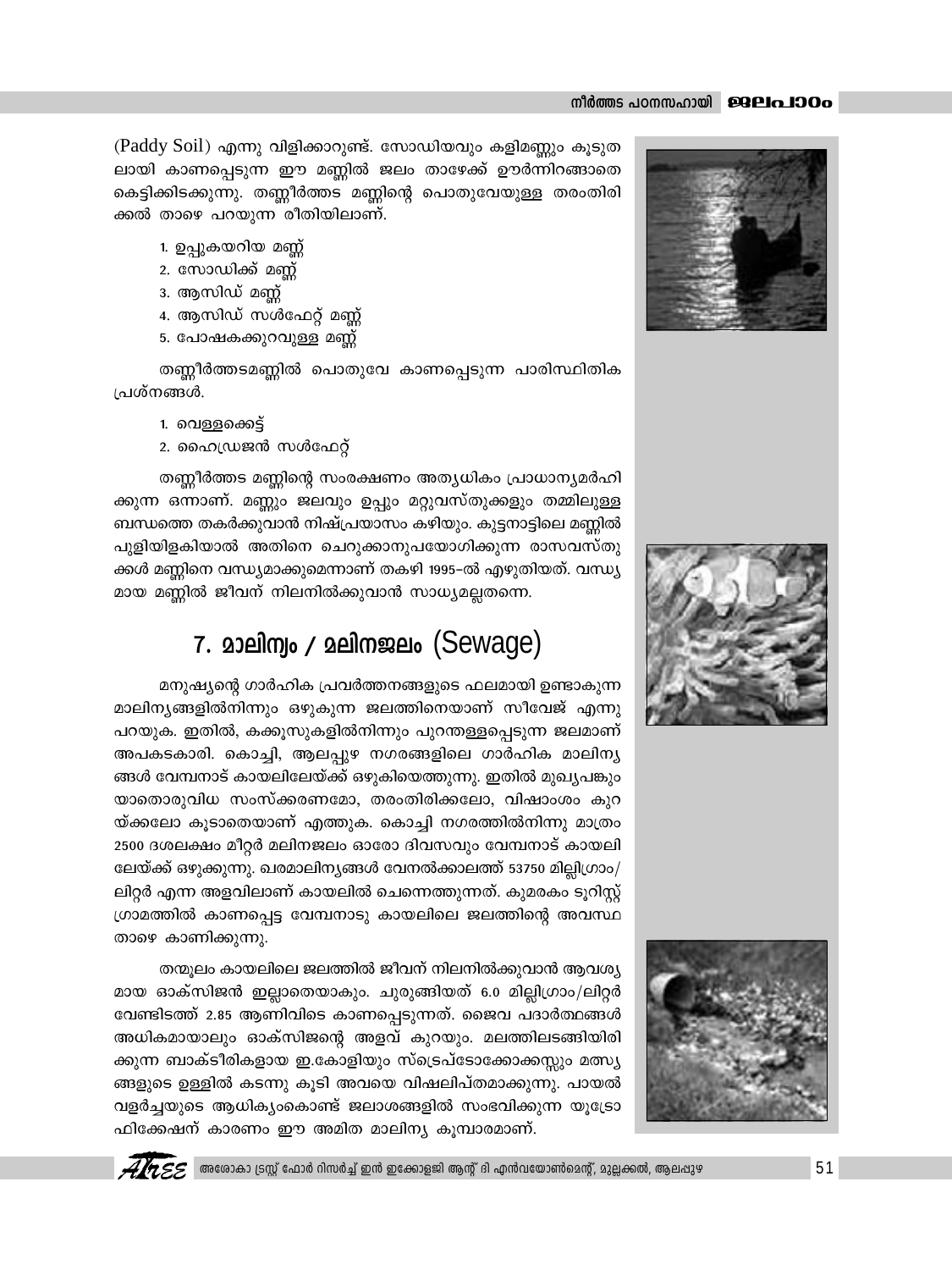(Paddy Soil) എന്നു വിളിക്കാറുണ്ട്. സോഡിയവും കളിമണ്ണും കൂടുതലായി കാണപ്പെടുന്ന ഈ മണ്ണിൽ ജലം താഴേക്ക് ഊർന്നിറങ്ങാതെ കെട്ടിക്കിടക്കുന്നു. തണ്ണീർത്തട മണ്ണിന്റെ പൊതുവേയുള്ള തരംതിരിക്കൽ താഴെ പറയുന്ന രീതിയിലാണ്.

1. ഉപ്പുകയറിയ മണ്ണ്
2. സോഡിക്ക് മണ്ണ്
3. ആസിഡ് മണ്ണ്
4. ആസിഡ് സൾഫേറ്റ് മണ്ണ്
5. പോഷകക്കുറവുള്ള മണ്ണ്

തണ്ണീർത്തടമണ്ണിൽ പൊതുവേ കാണപ്പെടുന്ന പാരിസ്ഥിതിക പ്രശ്നങ്ങൾ.

1. വെള്ളക്കെട്ട്
2. ഹൈഡ്രജൻ സൾഫേറ്റ്

തണ്ണീർത്തട മണ്ണിന്റെ സംരക്ഷണം അത്യധികം പ്രാധാന്യമർഹിക്കുന്ന ഒന്നാണ്. മണ്ണും ജലവും ഉപ്പും മറ്റുവസ്തുക്കളും തമ്മിലുള്ള ബന്ധത്തെ തകർക്കുവാൻ നിഷ്പ്രയാസം കഴിയും. കുട്ടനാട്ടിലെ മണ്ണിൽ പുളിയിളകിയാൽ അതിനെ ചെറുക്കാനുപയോഗിക്കുന്ന രാസവസ്തുക്കൾ മണ്ണിനെ വന്ധ്യമാക്കുമെന്നാണ് തകഴി 1995–ൽ എഴുതിയത്. വന്ധ്യമായ മണ്ണിൽ ജീവന് നിലനിൽക്കുവാൻ സാധ്യമല്ലതന്നെ.

## 7. മാലിന്യം / മലിനജലം (Sewage)

മനുഷ്യന്റെ ഗാർഹിക പ്രവർത്തനങ്ങളുടെ ഫലമായി ഉണ്ടാകുന്ന മാലിന്യങ്ങളിൽനിന്നും ഒഴുകുന്ന ജലത്തിനെയാണ് സീവേജ് എന്നു പറയുക. ഇതിൽ, കക്കൂസുകളിൽനിന്നും പുറന്തള്ളപ്പെടുന്ന ജലമാണ് അപകടകാരി. കൊച്ചി, ആലപ്പുഴ നഗരങ്ങളിലെ ഗാർഹിക മാലിന്യങ്ങൾ വേമ്പനാട് കായലിലേയ്ക്ക് ഒഴുകിയെത്തുന്നു. ഇതിൽ മുഖ്യപങ്കും യാതൊരുവിധ സംസ്കരണമോ, തരംതിരിക്കലോ, വിഷാംശം കുറയ്ക്കലോ കൂടാതെയാണ് എത്തുക. കൊച്ചി നഗരത്തിൽനിന്നു മാത്രം 2500 ദശലക്ഷം മീറ്റർ മലിനജലം ഓരോ ദിവസവും വേമ്പനാട് കായലിലേയ്ക്ക് ഒഴുക്കുന്നു. ഖരമാലിന്യങ്ങൾ വേനൽക്കാലത്ത് 53750 മില്ലിഗ്രാം/ലിറ്റർ എന്ന അളവിലാണ് കായലിൽ ചെന്നെത്തുന്നത്. കുമരകം ടൂറിസ്റ്റ് ഗ്രാമത്തിൽ കാണപ്പെട്ട വേമ്പനാടു കായലിലെ ജലത്തിന്റെ അവസ്ഥ താഴെ കാണിക്കുന്നു.

തന്മൂലം കായലിലെ ജലത്തിൽ ജീവന് നിലനിൽക്കുവാൻ ആവശ്യമായ ഓക്സിജൻ ഇല്ലാതെയാകും. ചുരുങ്ങിയത് 6.0 മില്ലിഗ്രാം/ലിറ്റർ വേണ്ടിടത്ത് 2.85 ആണിവിടെ കാണപ്പെടുന്നത്. ജൈവ പദാർത്ഥങ്ങൾ അധികമായാലും ഓക്സിജന്റെ അളവ് കുറയും. മലത്തിലടങ്ങിയിരിക്കുന്ന ബാക്ടീരികളായ ഇ.കോളിയും സ്ട്രെപ്ടോക്കോക്കസ്സും മത്സ്യങ്ങളുടെ ഉള്ളിൽ കടന്നു കൂടി അവയെ വിഷലിപ്തമാക്കുന്നു. പായൽ വളർച്ചയുടെ ആധിക്യംകൊണ്ട് ജലാശങ്ങളിൽ സംഭവിക്കുന്ന യൂട്രോഫിക്കേഷന് കാരണം ഈ അമിത മാലിന്യ കൂമ്പാരമാണ്.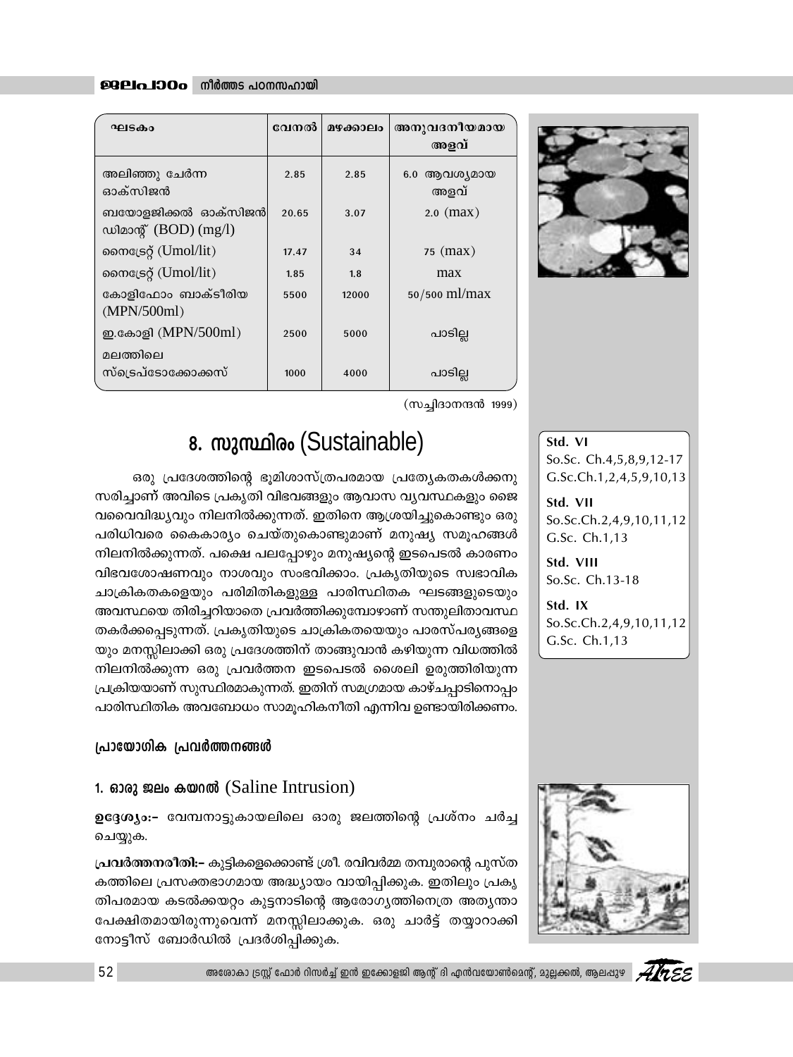| ഘടകം | വേനൽ | മഴക്കാലം | അനുവദനീയമായ അളവ് |
|---|---|---|---|
| അലിഞ്ഞു ചേർന്ന ഓക്സിജൻ | 2.85 | 2.85 | 6.0 ആവശ്യമായ അളവ് |
| ബയോളജിക്കൽ ഓക്സിജൻ ഡിമാന്റ് (BOD) (mg/l) | 20.65 | 3.07 | 2.0 (max) |
| നൈട്രേറ്റ് (Umol/lit) | 17.47 | 34 | 75 (max) |
| നൈട്രേറ്റ് (Umol/lit) | 1.85 | 1.8 | max |
| കോളിഫോം ബാക്ടീരിയ (MPN/500ml) | 5500 | 12000 | 50/500 ml/max |
| ഇ.കോളി (MPN/500ml) | 2500 | 5000 | പാടില്ല |
| മലത്തിലെ സ്ട്രെപ്ടോക്കോക്കസ് | 1000 | 4000 | പാടില്ല |

(സച്ചിദാനന്ദൻ 1999)

## 8. സുസ്ഥിരം (Sustainable)

ഒരു പ്രദേശത്തിന്റെ ഭൂമിശാസ്ത്രപരമായ പ്രത്യേകതകൾക്കനുസരിച്ചാണ് അവിടെ പ്രകൃതി വിഭവങ്ങളും ആവാസ വ്യവസ്ഥകളും ജൈവവൈവിദ്ധ്യവും നിലനിൽക്കുന്നത്. ഇതിനെ ആശ്രയിച്ചുകൊണ്ടും ഒരു പരിധിവരെ കൈകാര്യം ചെയ്തുകൊണ്ടുമാണ് മനുഷ്യ സമൂഹങ്ങൾ നിലനിൽക്കുന്നത്. പക്ഷെ പലപ്പോഴും മനുഷ്യന്റെ ഇടപെടൽ കാരണം വിഭവശോഷണവും നാശവും സംഭവിക്കാം. പ്രകൃതിയുടെ സ്വഭാവിക ചാക്രികതകളെയും പരിമിതികളുള്ള പാരിസ്ഥിതക ഘടങ്ങളുടെയും അവസ്ഥയെ തിരിച്ചറിയാതെ പ്രവർത്തിക്കുമ്പോഴാണ് സന്തുലിതാവസ്ഥ തകർക്കപ്പെടുന്നത്. പ്രകൃതിയുടെ ചാക്രികതയെയും പാരസ്പര്യങ്ങളെയും മനസ്സിലാക്കി ഒരു പ്രദേശത്തിന് താങ്ങുവാൻ കഴിയുന്ന വിധത്തിൽ നിലനിൽക്കുന്ന ഒരു പ്രവർത്തന ഇടപെടൽ ശൈലി ഉരുത്തിരിയുന്ന പ്രക്രിയയാണ് സുസ്ഥിരമാകുന്നത്. ഇതിന് സമഗ്രമായ കാഴ്ചപ്പാടിനൊപ്പം പാരിസ്ഥിതിക അവബോധം സാമൂഹികനീതി എന്നിവ ഉണ്ടായിരിക്കണം.

**Std. VI**
So.Sc. Ch.4,5,8,9,12-17
G.Sc.Ch.1,2,4,5,9,10,13

**Std. VII**
So.Sc.Ch.2,4,9,10,11,12
G.Sc. Ch.1,13

**Std. VIII**
So.Sc. Ch.13-18

**Std. IX**
So.Sc.Ch.2,4,9,10,11,12
G.Sc. Ch.1,13

### പ്രായോഗിക പ്രവർത്തനങ്ങൾ

#### 1. ഓരു ജലം കയറൽ (Saline Intrusion)

**ഉദ്ദേശ്യം:–** വേമ്പനാട്ടുകായലിലെ ഓരു ജലത്തിന്റെ പ്രശ്നം ചർച്ച ചെയ്യുക.

**പ്രവർത്തനരീതി:–** കുട്ടികളെക്കൊണ്ട് ശ്രീ. രവിവർമ്മ തമ്പുരാന്റെ പുസ്തകത്തിലെ പ്രസക്തഭാഗമായ അദ്ധ്യായം വായിപ്പിക്കുക. ഇതിലും പ്രകൃതിപരമായ കടൽക്കയറ്റം കുട്ടനാടിന്റെ ആരോഗ്യത്തിനെത്ര അത്യന്താപേക്ഷിതമായിരുന്നുവെന്ന് മനസ്സിലാക്കുക. ഒരു ചാർട്ട് തയ്യാറാക്കി നോട്ടീസ് ബോർഡിൽ പ്രദർശിപ്പിക്കുക.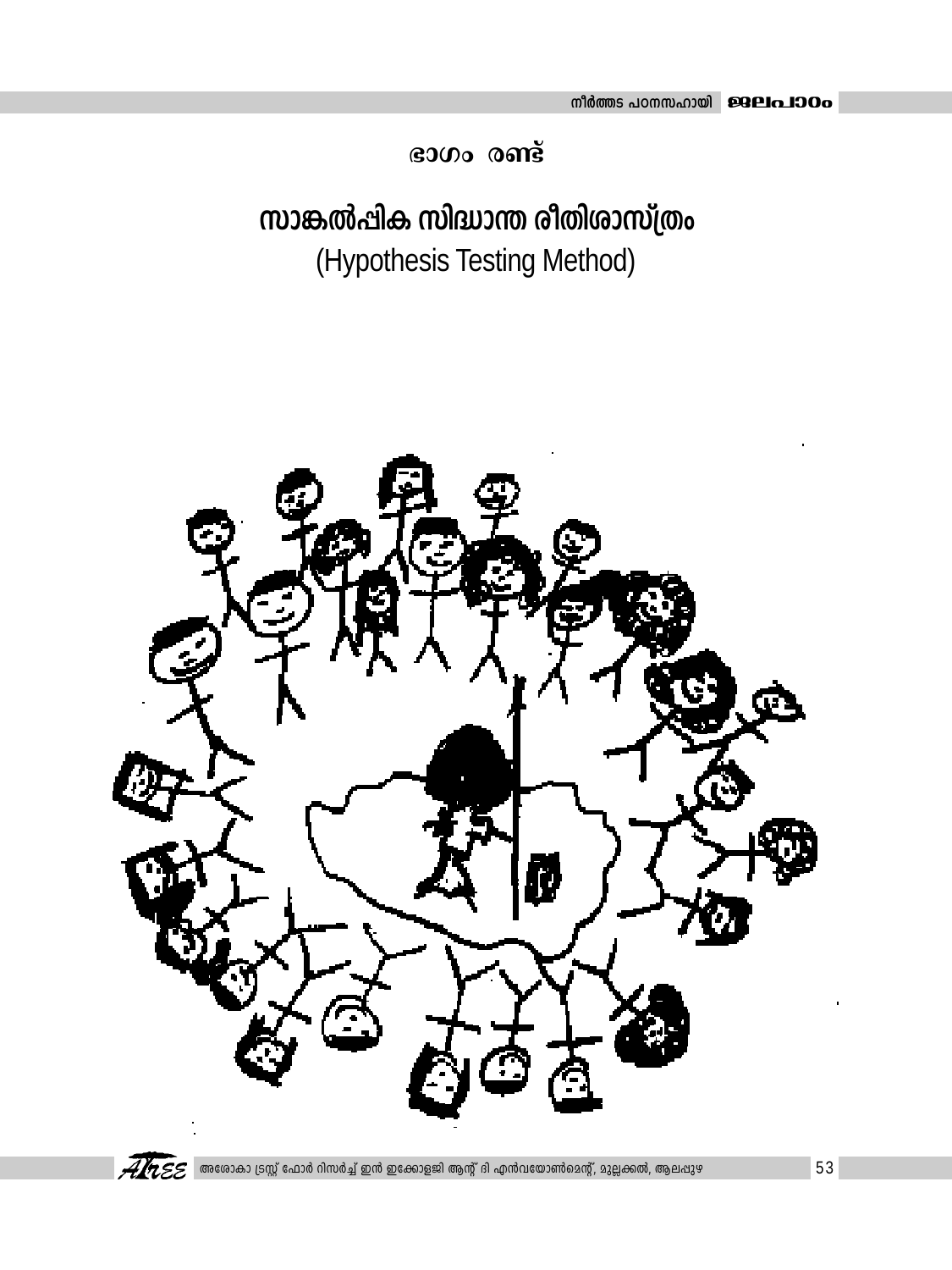ഭാഗം രണ്ട്

# സാങ്കൽപ്പിക സിദ്ധാന്ത രീതിശാസ്ത്രം

(Hypothesis Testing Method)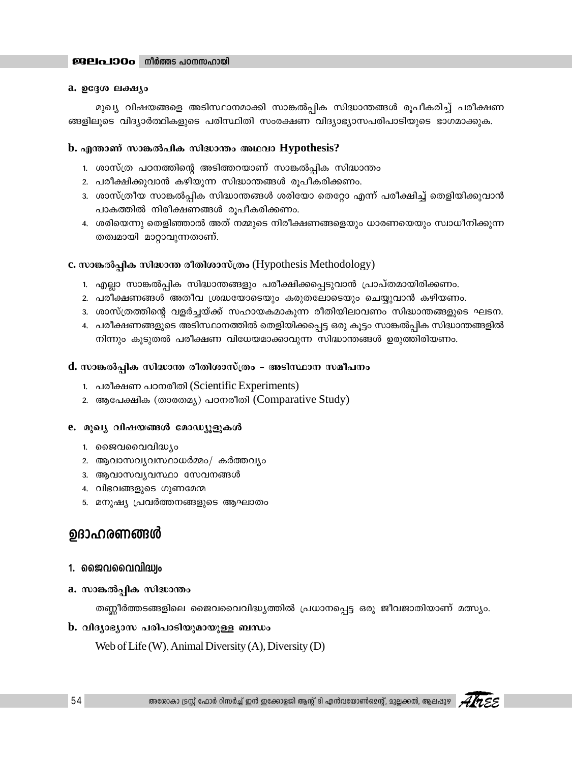**a. ഉദ്ദേശ ലക്ഷ്യം**

മുഖ്യ വിഷയങ്ങളെ അടിസ്ഥാനമാക്കി സാങ്കൽപ്പിക സിദ്ധാന്തങ്ങൾ രൂപീകരിച്ച് പരീക്ഷണങ്ങളിലൂടെ വിദ്യാർത്ഥികളുടെ പരിസ്ഥിതി സംരക്ഷണ വിദ്യാഭ്യാസപരിപാടിയുടെ ഭാഗമാക്കുക.

**b. എന്താണ് സാങ്കൽപിക സിദ്ധാന്തം അഥവാ Hypothesis?**

1. ശാസ്ത്ര പഠനത്തിന്റെ അടിത്തറയാണ് സാങ്കൽപ്പിക സിദ്ധാന്തം
2. പരീക്ഷിക്കുവാൻ കഴിയുന്ന സിദ്ധാന്തങ്ങൾ രൂപീകരിക്കണം.
3. ശാസ്ത്രീയ സാങ്കൽപ്പിക സിദ്ധാന്തങ്ങൾ ശരിയോ തെറ്റോ എന്ന് പരീക്ഷിച്ച് തെളിയിക്കുവാൻ പാകത്തിൽ നിരീക്ഷണങ്ങൾ രൂപീകരിക്കണം.
4. ശരിയെന്നു തെളിഞ്ഞാൽ അത് നമ്മുടെ നിരീക്ഷണങ്ങളെയും ധാരണയെയും സ്വാധീനിക്കുന്ന തത്വമായി മാറ്റാവുന്നതാണ്.

**c. സാങ്കൽപ്പിക സിദ്ധാന്ത രീതിശാസ്ത്രം** (Hypothesis Methodology)

1. എല്ലാ സാങ്കൽപ്പിക സിദ്ധാന്തങ്ങളും പരീക്ഷിക്കപ്പെടുവാൻ പ്രാപ്തമായിരിക്കണം.
2. പരീക്ഷണങ്ങൾ അതീവ ശ്രദ്ധയോടെയും കരുതലോടെയും ചെയ്യുവാൻ കഴിയണം.
3. ശാസ്ത്രത്തിന്റെ വളർച്ചയ്ക്ക് സഹായകമാകുന്ന രീതിയിലാവണം സിദ്ധാന്തങ്ങളുടെ ഘടന.
4. പരീക്ഷണങ്ങളുടെ അടിസ്ഥാനത്തിൽ തെളിയിക്കപ്പെട്ട ഒരു കൂട്ടം സാങ്കൽപ്പിക സിദ്ധാന്തങ്ങളിൽ നിന്നും കൂടുതൽ പരീക്ഷണ വിധേയമാക്കാവുന്ന സിദ്ധാന്തങ്ങൾ ഉരുത്തിരിയണം.

**d. സാങ്കൽപ്പിക സിദ്ധാന്ത രീതിശാസ്ത്രം – അടിസ്ഥാന സമീപനം**

1. പരീക്ഷണ പഠനരീതി (Scientific Experiments)
2. ആപേക്ഷിക (താരതമ്യ) പഠനരീതി (Comparative Study)

**e. മുഖ്യ വിഷയങ്ങൾ മോഡ്യൂളുകൾ**

1. ജൈവവൈവിദ്ധ്യം
2. ആവാസവ്യവസ്ഥാധർമ്മം/ കർത്തവ്യം
3. ആവാസവ്യവസ്ഥാ സേവനങ്ങൾ
4. വിഭവങ്ങളുടെ ഗുണമേന്മ
5. മനുഷ്യ പ്രവർത്തനങ്ങളുടെ ആഘാതം

## ഉദാഹരണങ്ങൾ

### 1. ജൈവവൈവിദ്ധ്യം

**a. സാങ്കൽപ്പിക സിദ്ധാന്തം**

തണ്ണീർത്തടങ്ങളിലെ ജൈവവൈവിദ്ധ്യത്തിൽ പ്രധാനപ്പെട്ട ഒരു ജീവജാതിയാണ് മത്സ്യം.

**b. വിദ്യാഭ്യാസ പരിപാടിയുമായുള്ള ബന്ധം**

Web of Life (W), Animal Diversity (A), Diversity (D)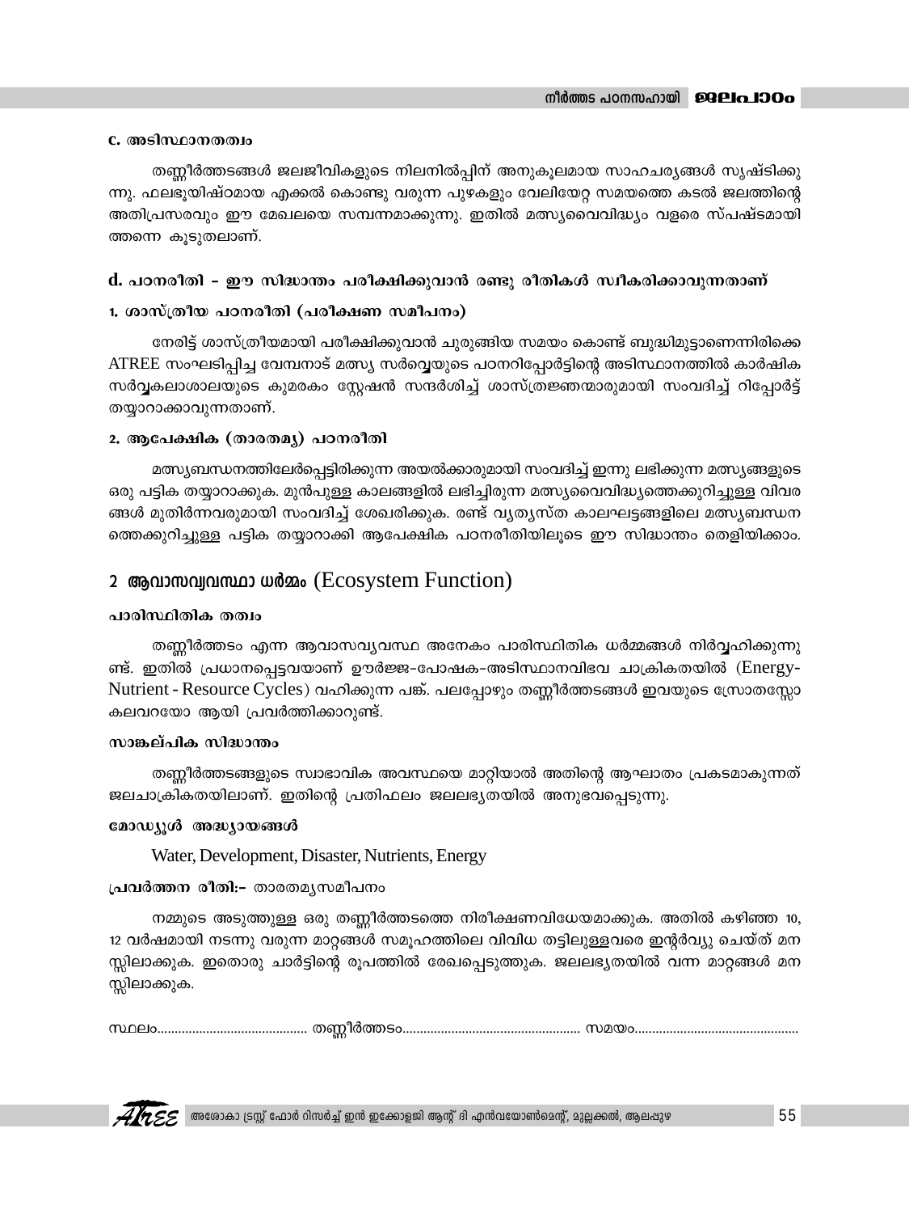### c. അടിസ്ഥാനതത്വം

തണ്ണീർത്തടങ്ങൾ ജലജീവികളുടെ നിലനിൽപ്പിന് അനുകൂലമായ സാഹചര്യങ്ങൾ സൃഷ്ടിക്കുന്നു. ഫലഭൂയിഷ്ഠമായ എക്കൽ കൊണ്ടു വരുന്ന പുഴകളും വേലിയേറ്റ സമയത്തെ കടൽ ജലത്തിന്റെ അതിപ്രസരവും ഈ മേഖലയെ സമ്പന്നമാക്കുന്നു. ഇതിൽ മത്സ്യവൈവിദ്ധ്യം വളരെ സ്പഷ്ടമായിത്തന്നെ കൂടുതലാണ്.

### d. പഠനരീതി – ഈ സിദ്ധാന്തം പരീക്ഷിക്കുവാൻ രണ്ടു രീതികൾ സ്വീകരിക്കാവുന്നതാണ്

#### 1. ശാസ്ത്രീയ പഠനരീതി (പരീക്ഷണ സമീപനം)

നേരിട്ട് ശാസ്ത്രീയമായി പരീക്ഷിക്കുവാൻ ചുരുങ്ങിയ സമയം കൊണ്ട് ബുദ്ധിമുട്ടാണെന്നിരിക്കെ ATREE സംഘടിപ്പിച്ച വേമ്പനാട് മത്സ്യ സർവ്വെയുടെ പഠനറിപ്പോർട്ടിന്റെ അടിസ്ഥാനത്തിൽ കാർഷിക സർവ്വകലാശാലയുടെ കുമരകം സ്റ്റേഷൻ സന്ദർശിച്ച് ശാസ്ത്രജ്ഞന്മാരുമായി സംവദിച്ച് റിപ്പോർട്ട് തയ്യാറാക്കാവുന്നതാണ്.

#### 2. ആപേക്ഷിക (താരതമ്യ) പഠനരീതി

മത്സ്യബന്ധനത്തിലേർപ്പെട്ടിരിക്കുന്ന അയൽക്കാരുമായി സംവദിച്ച് ഇന്നു ലഭിക്കുന്ന മത്സ്യങ്ങളുടെ ഒരു പട്ടിക തയ്യാറാക്കുക. മുൻപുള്ള കാലങ്ങളിൽ ലഭിച്ചിരുന്ന മത്സ്യവൈവിദ്ധ്യത്തെക്കുറിച്ചുള്ള വിവരങ്ങൾ മുതിർന്നവരുമായി സംവദിച്ച് ശേഖരിക്കുക. രണ്ട് വ്യത്യസ്ത കാലഘട്ടങ്ങളിലെ മത്സ്യബന്ധനത്തെക്കുറിച്ചുള്ള പട്ടിക തയ്യാറാക്കി ആപേക്ഷിക പഠനരീതിയിലൂടെ ഈ സിദ്ധാന്തം തെളിയിക്കാം.

## 2 ആവാസവ്യവസ്ഥാ ധർമ്മം (Ecosystem Function)

#### പാരിസ്ഥിതിക തത്വം

തണ്ണീർത്തടം എന്ന ആവാസവ്യവസ്ഥ അനേകം പാരിസ്ഥിതിക ധർമ്മങ്ങൾ നിർവ്വഹിക്കുന്നുണ്ട്. ഇതിൽ പ്രധാനപ്പെട്ടവയാണ് ഊർജ്ജ-പോഷക-അടിസ്ഥാനവിഭവ ചാക്രികതയിൽ (Energy-Nutrient - Resource Cycles) വഹിക്കുന്ന പങ്ക്. പലപ്പോഴും തണ്ണീർത്തടങ്ങൾ ഇവയുടെ സ്രോതസ്സോ കലവറയോ ആയി പ്രവർത്തിക്കാറുണ്ട്.

#### സാങ്കല്പിക സിദ്ധാന്തം

തണ്ണീർത്തടങ്ങളുടെ സ്വാഭാവിക അവസ്ഥയെ മാറ്റിയാൽ അതിന്റെ ആഘാതം പ്രകടമാകുന്നത് ജലചാക്രികതയിലാണ്. ഇതിന്റെ പ്രതിഫലം ജലലഭ്യതയിൽ അനുഭവപ്പെടുന്നു.

#### മോഡ്യൂൾ അദ്ധ്യായങ്ങൾ

Water, Development, Disaster, Nutrients, Energy

**പ്രവർത്തന രീതി:–** താരതമ്യസമീപനം

നമ്മുടെ അടുത്തുള്ള ഒരു തണ്ണീർത്തടത്തെ നിരീക്ഷണവിധേയമാക്കുക. അതിൽ കഴിഞ്ഞ 10, 12 വർഷമായി നടന്നു വരുന്ന മാറ്റങ്ങൾ സമൂഹത്തിലെ വിവിധ തട്ടിലുള്ളവരെ ഇന്റർവ്യൂ ചെയ്ത് മനസ്സിലാക്കുക. ഇതൊരു ചാർട്ടിന്റെ രൂപത്തിൽ രേഖപ്പെടുത്തുക. ജലലഭ്യതയിൽ വന്ന മാറ്റങ്ങൾ മനസ്സിലാക്കുക.

സ്ഥലം.......................................... തണ്ണീർത്തടം.................................................. സമയം..............................................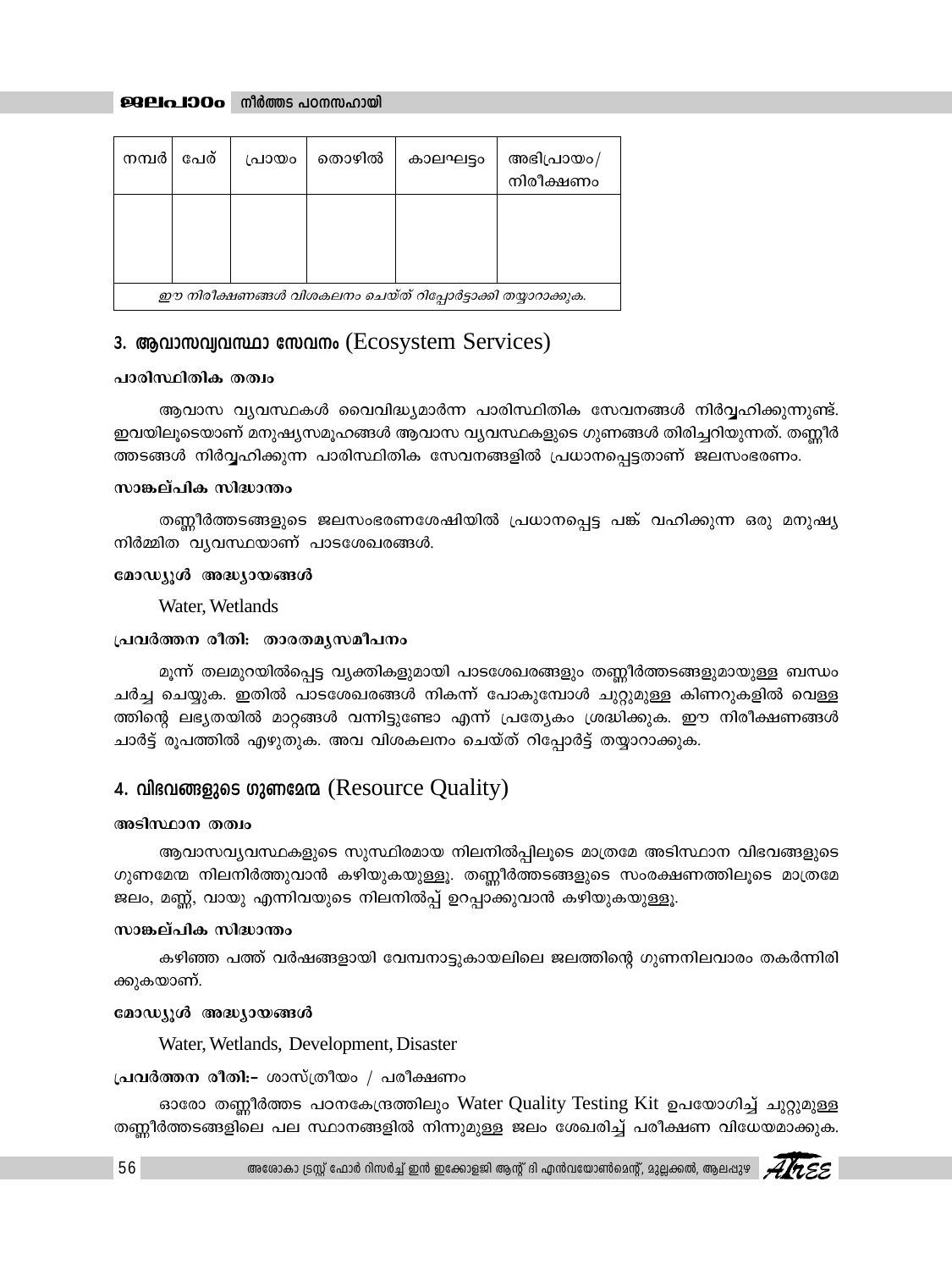| നമ്പർ | പേര് | പ്രായം | തൊഴിൽ | കാലഘട്ടം | അഭിപ്രായം/ നിരീക്ഷണം |
|---|---|---|---|---|---|
| | | | | | |
| *ഈ നിരീക്ഷണങ്ങൾ വിശകലനം ചെയ്ത് റിപ്പോർട്ടാക്കി തയ്യാറാക്കുക.* | | | | | |

## 3. ആവാസവ്യവസ്ഥാ സേവനം (Ecosystem Services)

**പാരിസ്ഥിതിക തത്വം**

ആവാസ വ്യവസ്ഥകൾ വൈവിദ്ധ്യമാർന്ന പാരിസ്ഥിതിക സേവനങ്ങൾ നിർവ്വഹിക്കുന്നുണ്ട്. ഇവയിലൂടെയാണ് മനുഷ്യസമൂഹങ്ങൾ ആവാസ വ്യവസ്ഥകളുടെ ഗുണങ്ങൾ തിരിച്ചറിയുന്നത്. തണ്ണീർത്തടങ്ങൾ നിർവ്വഹിക്കുന്ന പാരിസ്ഥിതിക സേവനങ്ങളിൽ പ്രധാനപ്പെട്ടതാണ് ജലസംഭരണം.

**സാങ്കല്പിക സിദ്ധാന്തം**

തണ്ണീർത്തടങ്ങളുടെ ജലസംഭരണശേഷിയിൽ പ്രധാനപ്പെട്ട പങ്ക് വഹിക്കുന്ന ഒരു മനുഷ്യ നിർമ്മിത വ്യവസ്ഥയാണ് പാടശേഖരങ്ങൾ.

**മോഡ്യൂൾ അദ്ധ്യായങ്ങൾ**

Water, Wetlands

**പ്രവർത്തന രീതി: താരതമ്യസമീപനം**

മൂന്ന് തലമുറയിൽപ്പെട്ട വ്യക്തികളുമായി പാടശേഖരങ്ങളും തണ്ണീർത്തടങ്ങളുമായുള്ള ബന്ധം ചർച്ച ചെയ്യുക. ഇതിൽ പാടശേഖരങ്ങൾ നികന്ന് പോകുമ്പോൾ ചുറ്റുമുള്ള കിണറുകളിൽ വെള്ളത്തിന്റെ ലഭ്യതയിൽ മാറ്റങ്ങൾ വന്നിട്ടുണ്ടോ എന്ന് പ്രത്യേകം ശ്രദ്ധിക്കുക. ഈ നിരീക്ഷണങ്ങൾ ചാർട്ട് രൂപത്തിൽ എഴുതുക. അവ വിശകലനം ചെയ്ത് റിപ്പോർട്ട് തയ്യാറാക്കുക.

## 4. വിഭവങ്ങളുടെ ഗുണമേന്മ (Resource Quality)

**അടിസ്ഥാന തത്വം**

ആവാസവ്യവസ്ഥകളുടെ സുസ്ഥിരമായ നിലനിൽപ്പിലൂടെ മാത്രമേ അടിസ്ഥാന വിഭവങ്ങളുടെ ഗുണമേന്മ നിലനിർത്തുവാൻ കഴിയുകയുള്ളൂ. തണ്ണീർത്തടങ്ങളുടെ സംരക്ഷണത്തിലൂടെ മാത്രമേ ജലം, മണ്ണ്, വായു എന്നിവയുടെ നിലനിൽപ്പ് ഉറപ്പാക്കുവാൻ കഴിയുകയുള്ളൂ.

**സാങ്കല്പിക സിദ്ധാന്തം**

കഴിഞ്ഞ പത്ത് വർഷങ്ങളായി വേമ്പനാട്ടുകായലിലെ ജലത്തിന്റെ ഗുണനിലവാരം തകർന്നിരിക്കുകയാണ്.

**മോഡ്യൂൾ അദ്ധ്യായങ്ങൾ**

Water, Wetlands, Development, Disaster

**പ്രവർത്തന രീതി:–** ശാസ്ത്രീയം / പരീക്ഷണം

ഓരോ തണ്ണീർത്തട പഠനകേന്ദ്രത്തിലും Water Quality Testing Kit ഉപയോഗിച്ച് ചുറ്റുമുള്ള തണ്ണീർത്തടങ്ങളിലെ പല സ്ഥാനങ്ങളിൽ നിന്നുമുള്ള ജലം ശേഖരിച്ച് പരീക്ഷണ വിധേയമാക്കുക.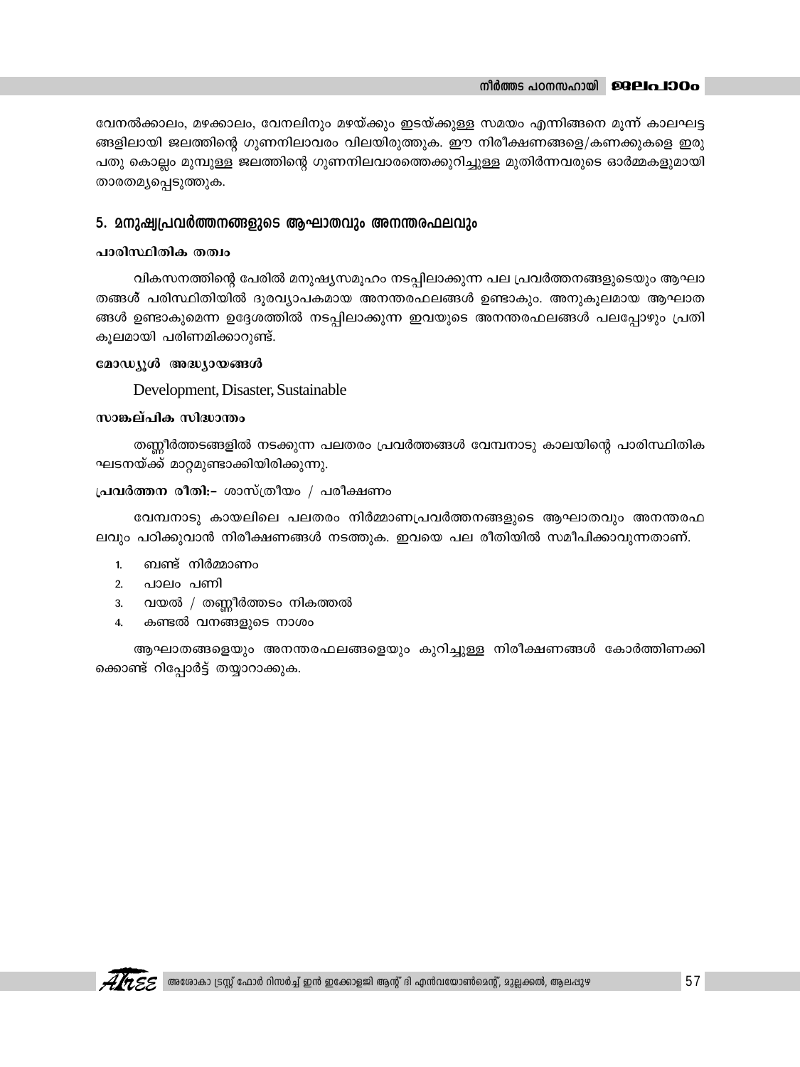വേനൽക്കാലം, മഴക്കാലം, വേനലിനും മഴയ്ക്കും ഇടയ്ക്കുള്ള സമയം എന്നിങ്ങനെ മൂന്ന് കാലഘട്ട ങ്ങളിലായി ജലത്തിന്റെ ഗുണനിലാവരം വിലയിരുത്തുക. ഈ നിരീക്ഷണങ്ങളെ/കണക്കുകളെ ഇരു പതു കൊല്ലം മുമ്പുള്ള ജലത്തിന്റെ ഗുണനിലവാരത്തെക്കുറിച്ചുള്ള മുതിർന്നവരുടെ ഓർമ്മകളുമായി താരതമ്യപ്പെടുത്തുക.

## 5. മനുഷ്യപ്രവർത്തനങ്ങളുടെ ആഘാതവും അനന്തരഫലവും

**പാരിസ്ഥിതിക തത്വം**

വികസനത്തിന്റെ പേരിൽ മനുഷ്യസമൂഹം നടപ്പിലാക്കുന്ന പല പ്രവർത്തനങ്ങളുടെയും ആഘാ തങ്ങൾ പരിസ്ഥിതിയിൽ ദൂരവ്യാപകമായ അനന്തരഫലങ്ങൾ ഉണ്ടാകും. അനുകൂലമായ ആഘാത ങ്ങൾ ഉണ്ടാകുമെന്ന ഉദ്ദേശത്തിൽ നടപ്പിലാക്കുന്ന ഇവയുടെ അനന്തരഫലങ്ങൾ പലപ്പോഴും പ്രതി കൂലമായി പരിണമിക്കാറുണ്ട്.

**മോഡ്യൂൾ അദ്ധ്യായങ്ങൾ**

Development, Disaster, Sustainable

**സാങ്കല്പിക സിദ്ധാന്തം**

തണ്ണീർത്തടങ്ങളിൽ നടക്കുന്ന പലതരം പ്രവർത്തങ്ങൾ വേമ്പനാടു കാലയിന്റെ പാരിസ്ഥിതിക ഘടനയ്ക്ക് മാറ്റമുണ്ടാക്കിയിരിക്കുന്നു.

**പ്രവർത്തന രീതി:–** ശാസ്ത്രീയം / പരീക്ഷണം

വേമ്പനാടു കായലിലെ പലതരം നിർമ്മാണപ്രവർത്തനങ്ങളുടെ ആഘാതവും അനന്തരഫ ലവും പഠിക്കുവാൻ നിരീക്ഷണങ്ങൾ നടത്തുക. ഇവയെ പല രീതിയിൽ സമീപിക്കാവുന്നതാണ്.

1. ബണ്ട് നിർമ്മാണം
2. പാലം പണി
3. വയൽ / തണ്ണീർത്തടം നികത്തൽ
4. കണ്ടൽ വനങ്ങളുടെ നാശം

ആഘാതങ്ങളെയും അനന്തരഫലങ്ങളെയും കുറിച്ചുള്ള നിരീക്ഷണങ്ങൾ കോർത്തിണക്കി ക്കൊണ്ട് റിപ്പോർട്ട് തയ്യാറാക്കുക.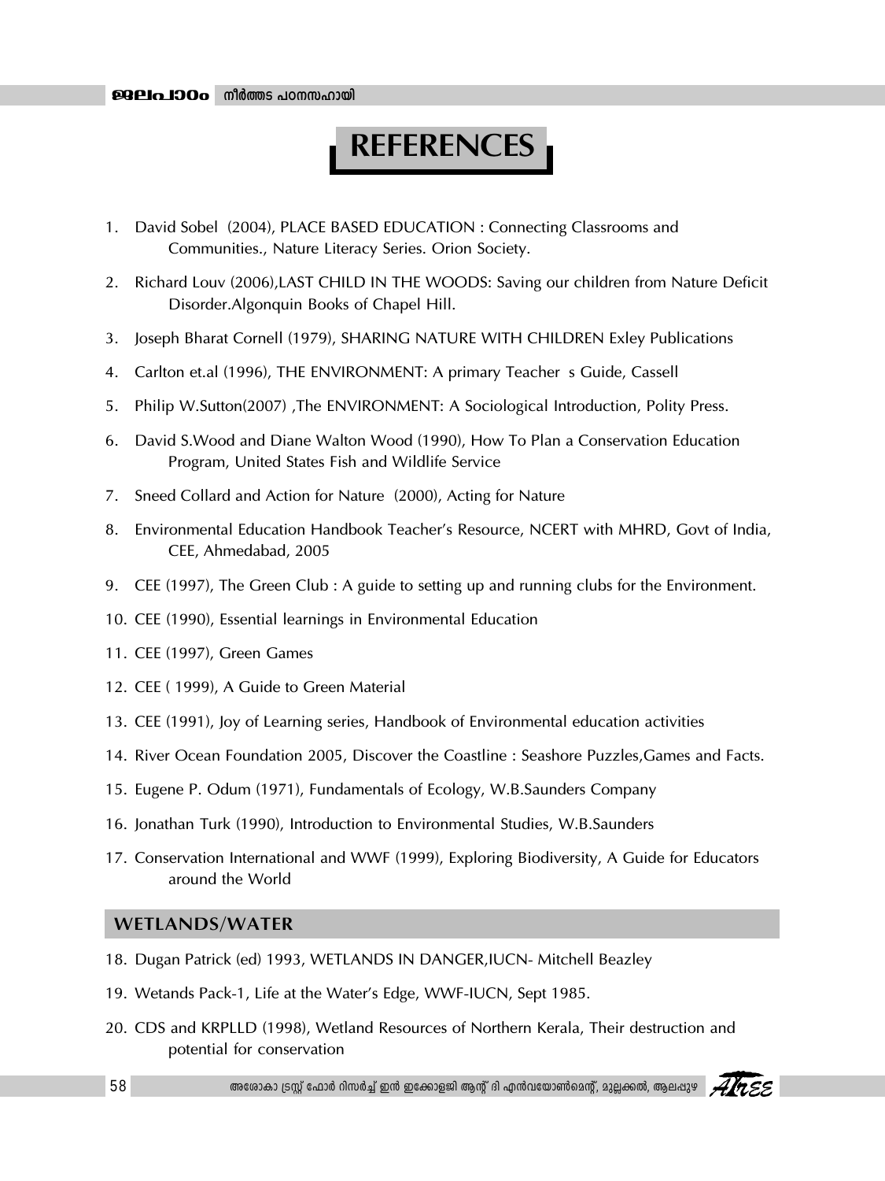# REFERENCES

1. David Sobel (2004), PLACE BASED EDUCATION : Connecting Classrooms and Communities., Nature Literacy Series. Orion Society.
2. Richard Louv (2006),LAST CHILD IN THE WOODS: Saving our children from Nature Deficit Disorder.Algonquin Books of Chapel Hill.
3. Joseph Bharat Cornell (1979), SHARING NATURE WITH CHILDREN Exley Publications
4. Carlton et.al (1996), THE ENVIRONMENT: A primary Teacher s Guide, Cassell
5. Philip W.Sutton(2007) ,The ENVIRONMENT: A Sociological Introduction, Polity Press.
6. David S.Wood and Diane Walton Wood (1990), How To Plan a Conservation Education Program, United States Fish and Wildlife Service
7. Sneed Collard and Action for Nature (2000), Acting for Nature
8. Environmental Education Handbook Teacher's Resource, NCERT with MHRD, Govt of India, CEE, Ahmedabad, 2005
9. CEE (1997), The Green Club : A guide to setting up and running clubs for the Environment.
10. CEE (1990), Essential learnings in Environmental Education
11. CEE (1997), Green Games
12. CEE ( 1999), A Guide to Green Material
13. CEE (1991), Joy of Learning series, Handbook of Environmental education activities
14. River Ocean Foundation 2005, Discover the Coastline : Seashore Puzzles,Games and Facts.
15. Eugene P. Odum (1971), Fundamentals of Ecology, W.B.Saunders Company
16. Jonathan Turk (1990), Introduction to Environmental Studies, W.B.Saunders
17. Conservation International and WWF (1999), Exploring Biodiversity, A Guide for Educators around the World

## WETLANDS/WATER

18. Dugan Patrick (ed) 1993, WETLANDS IN DANGER,IUCN- Mitchell Beazley
19. Wetands Pack-1, Life at the Water's Edge, WWF-IUCN, Sept 1985.
20. CDS and KRPLLD (1998), Wetland Resources of Northern Kerala, Their destruction and potential for conservation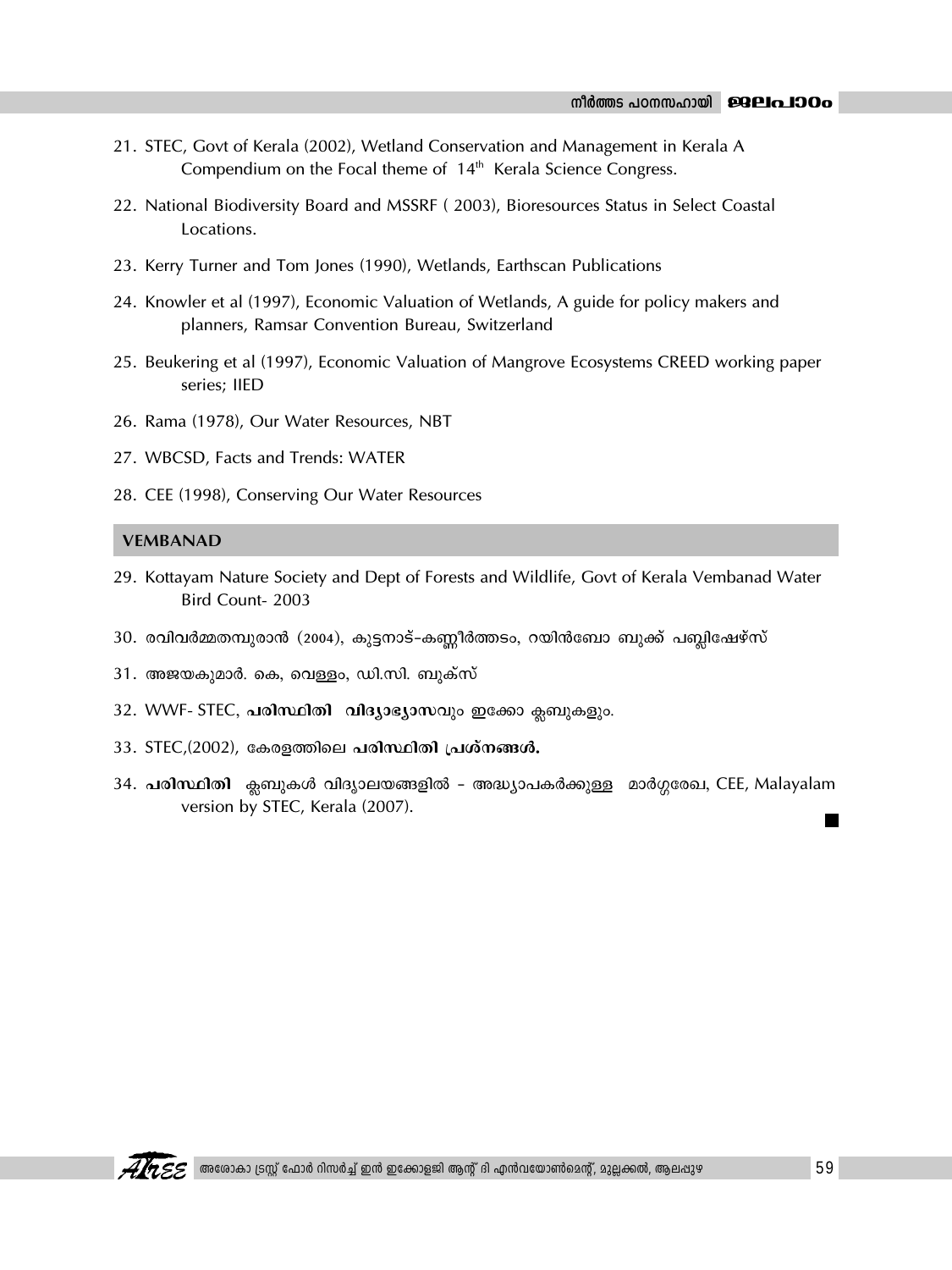21. STEC, Govt of Kerala (2002), Wetland Conservation and Management in Kerala A Compendium on the Focal theme of 14th Kerala Science Congress.

22. National Biodiversity Board and MSSRF ( 2003), Bioresources Status in Select Coastal Locations.

23. Kerry Turner and Tom Jones (1990), Wetlands, Earthscan Publications

24. Knowler et al (1997), Economic Valuation of Wetlands, A guide for policy makers and planners, Ramsar Convention Bureau, Switzerland

25. Beukering et al (1997), Economic Valuation of Mangrove Ecosystems CREED working paper series; IIED

26. Rama (1978), Our Water Resources, NBT

27. WBCSD, Facts and Trends: WATER

28. CEE (1998), Conserving Our Water Resources

## VEMBANAD

29. Kottayam Nature Society and Dept of Forests and Wildlife, Govt of Kerala Vembanad Water Bird Count- 2003

30. രവിവർമ്മതമ്പുരാൻ (2004), കുട്ടനാട്-കണ്ണീർത്തടം, റയിൻബോ ബുക്ക് പബ്ലിഷേഴ്സ്

31. അജയകുമാർ. കെ, വെള്ളം, ഡി.സി. ബുക്സ്

32. WWF- STEC, **പരിസ്ഥിതി വിദ്യാഭ്യാസ**വും ഇക്കോ ക്ലബുകളും.

33. STEC,(2002), കേരളത്തിലെ **പരിസ്ഥിതി പ്രശ്നങ്ങൾ.**

34. **പരിസ്ഥിതി** ക്ലബുകൾ വിദ്യാലയങ്ങളിൽ - അദ്ധ്യാപകർക്കുള്ള മാർഗ്ഗരേഖ, CEE, Malayalam version by STEC, Kerala (2007).